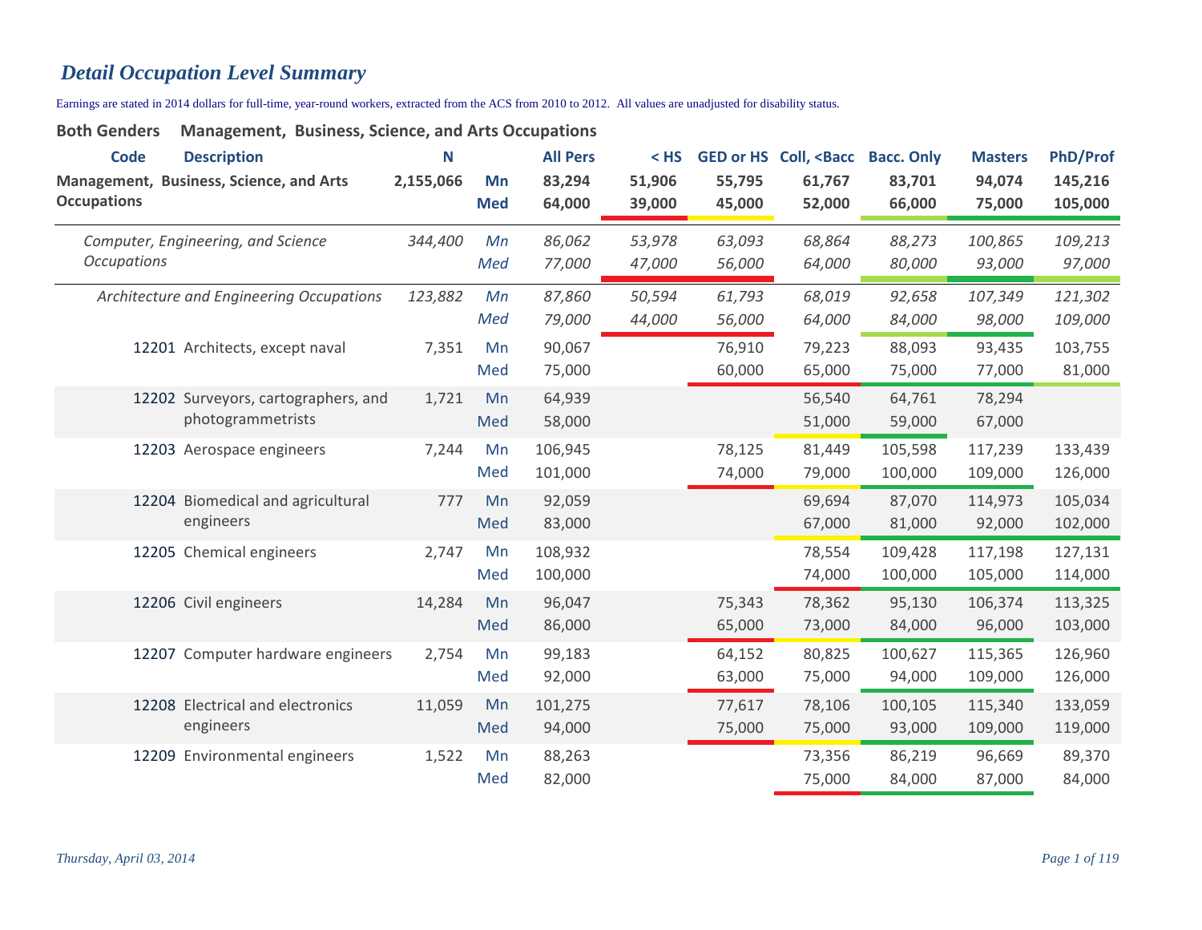# *Detail Occupation Level Summary*

Earnings are stated in 2014 dollars for full-time, year-round workers, extracted from the ACS from 2010 to 2012. All values are unadjusted for disability status.

**Both Genders Management, Business, Science, and Arts Occupations**

| Code | Description | N | | All Pers | < HS | GED or HS | Coll, <Bacc | Bacc. Only | Masters | PhD/Prof |
|---|---|---|---|---|---|---|---|---|---|---|
| | **Management, Business, Science, and Arts Occupations** | **2,155,066** | **Mn** | **83,294** | **51,906** | **55,795** | **61,767** | **83,701** | **94,074** | **145,216** |
| | | | **Med** | **64,000** | **39,000** | **45,000** | **52,000** | **66,000** | **75,000** | **105,000** |
| | *Computer, Engineering, and Science Occupations* | *344,400* | *Mn* | *86,062* | *53,978* | *63,093* | *68,864* | *88,273* | *100,865* | *109,213* |
| | | | *Med* | *77,000* | *47,000* | *56,000* | *64,000* | *80,000* | *93,000* | *97,000* |
| | *Architecture and Engineering Occupations* | *123,882* | *Mn* | *87,860* | *50,594* | *61,793* | *68,019* | *92,658* | *107,349* | *121,302* |
| | | | *Med* | *79,000* | *44,000* | *56,000* | *64,000* | *84,000* | *98,000* | *109,000* |
| 12201 | Architects, except naval | 7,351 | Mn | 90,067 | | 76,910 | 79,223 | 88,093 | 93,435 | 103,755 |
| | | | Med | 75,000 | | 60,000 | 65,000 | 75,000 | 77,000 | 81,000 |
| 12202 | Surveyors, cartographers, and photogrammetrists | 1,721 | Mn | 64,939 | | | 56,540 | 64,761 | 78,294 | |
| | | | Med | 58,000 | | | 51,000 | 59,000 | 67,000 | |
| 12203 | Aerospace engineers | 7,244 | Mn | 106,945 | | 78,125 | 81,449 | 105,598 | 117,239 | 133,439 |
| | | | Med | 101,000 | | 74,000 | 79,000 | 100,000 | 109,000 | 126,000 |
| 12204 | Biomedical and agricultural engineers | 777 | Mn | 92,059 | | | 69,694 | 87,070 | 114,973 | 105,034 |
| | | | Med | 83,000 | | | 67,000 | 81,000 | 92,000 | 102,000 |
| 12205 | Chemical engineers | 2,747 | Mn | 108,932 | | | 78,554 | 109,428 | 117,198 | 127,131 |
| | | | Med | 100,000 | | | 74,000 | 100,000 | 105,000 | 114,000 |
| 12206 | Civil engineers | 14,284 | Mn | 96,047 | | 75,343 | 78,362 | 95,130 | 106,374 | 113,325 |
| | | | Med | 86,000 | | 65,000 | 73,000 | 84,000 | 96,000 | 103,000 |
| 12207 | Computer hardware engineers | 2,754 | Mn | 99,183 | | 64,152 | 80,825 | 100,627 | 115,365 | 126,960 |
| | | | Med | 92,000 | | 63,000 | 75,000 | 94,000 | 109,000 | 126,000 |
| 12208 | Electrical and electronics engineers | 11,059 | Mn | 101,275 | | 77,617 | 78,106 | 100,105 | 115,340 | 133,059 |
| | | | Med | 94,000 | | 75,000 | 75,000 | 93,000 | 109,000 | 119,000 |
| 12209 | Environmental engineers | 1,522 | Mn | 88,263 | | | 73,356 | 86,219 | 96,669 | 89,370 |
| | | | Med | 82,000 | | | 75,000 | 84,000 | 87,000 | 84,000 |

*Thursday, April 03, 2014*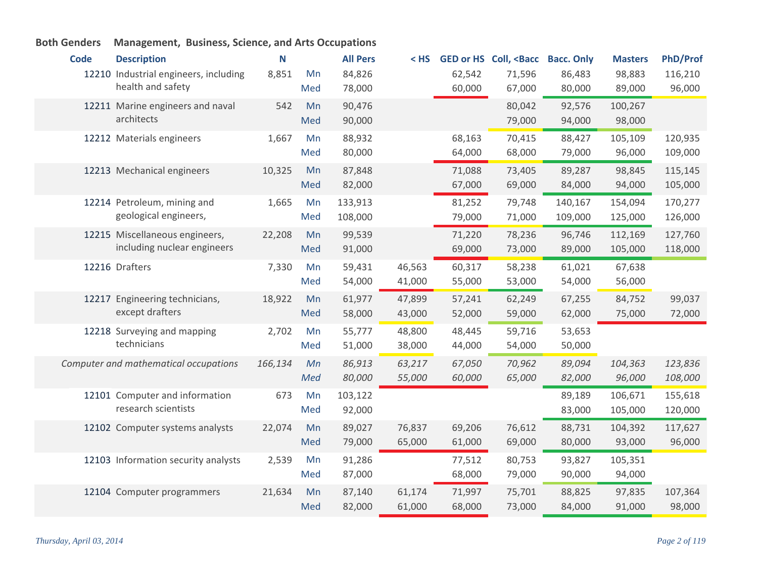**Both Genders** **Management, Business, Science, and Arts Occupations**

| Code | Description | N | | All Pers | < HS | GED or HS | Coll, <Bacc | Bacc. Only | Masters | PhD/Prof |
|---|---|---|---|---|---|---|---|---|---|---|
| 12210 | Industrial engineers, including health and safety | 8,851 | Mn | 84,826 | | 62,542 | 71,596 | 86,483 | 98,883 | 116,210 |
| | | | Med | 78,000 | | 60,000 | 67,000 | 80,000 | 89,000 | 96,000 |
| 12211 | Marine engineers and naval architects | 542 | Mn | 90,476 | | | 80,042 | 92,576 | 100,267 | |
| | | | Med | 90,000 | | | 79,000 | 94,000 | 98,000 | |
| 12212 | Materials engineers | 1,667 | Mn | 88,932 | | 68,163 | 70,415 | 88,427 | 105,109 | 120,935 |
| | | | Med | 80,000 | | 64,000 | 68,000 | 79,000 | 96,000 | 109,000 |
| 12213 | Mechanical engineers | 10,325 | Mn | 87,848 | | 71,088 | 73,405 | 89,287 | 98,845 | 115,145 |
| | | | Med | 82,000 | | 67,000 | 69,000 | 84,000 | 94,000 | 105,000 |
| 12214 | Petroleum, mining and geological engineers, | 1,665 | Mn | 133,913 | | 81,252 | 79,748 | 140,167 | 154,094 | 170,277 |
| | | | Med | 108,000 | | 79,000 | 71,000 | 109,000 | 125,000 | 126,000 |
| 12215 | Miscellaneous engineers, including nuclear engineers | 22,208 | Mn | 99,539 | | 71,220 | 78,236 | 96,746 | 112,169 | 127,760 |
| | | | Med | 91,000 | | 69,000 | 73,000 | 89,000 | 105,000 | 118,000 |
| 12216 | Drafters | 7,330 | Mn | 59,431 | 46,563 | 60,317 | 58,238 | 61,021 | 67,638 | |
| | | | Med | 54,000 | 41,000 | 55,000 | 53,000 | 54,000 | 56,000 | |
| 12217 | Engineering technicians, except drafters | 18,922 | Mn | 61,977 | 47,899 | 57,241 | 62,249 | 67,255 | 84,752 | 99,037 |
| | | | Med | 58,000 | 43,000 | 52,000 | 59,000 | 62,000 | 75,000 | 72,000 |
| 12218 | Surveying and mapping technicians | 2,702 | Mn | 55,777 | 48,800 | 48,445 | 59,716 | 53,653 | | |
| | | | Med | 51,000 | 38,000 | 44,000 | 54,000 | 50,000 | | |
| | *Computer and mathematical occupations* | *166,134* | *Mn* | *86,913* | *63,217* | *67,050* | *70,962* | *89,094* | *104,363* | *123,836* |
| | | | *Med* | *80,000* | *55,000* | *60,000* | *65,000* | *82,000* | *96,000* | *108,000* |
| 12101 | Computer and information research scientists | 673 | Mn | 103,122 | | | | 89,189 | 106,671 | 155,618 |
| | | | Med | 92,000 | | | | 83,000 | 105,000 | 120,000 |
| 12102 | Computer systems analysts | 22,074 | Mn | 89,027 | 76,837 | 69,206 | 76,612 | 88,731 | 104,392 | 117,627 |
| | | | Med | 79,000 | 65,000 | 61,000 | 69,000 | 80,000 | 93,000 | 96,000 |
| 12103 | Information security analysts | 2,539 | Mn | 91,286 | | 77,512 | 80,753 | 93,827 | 105,351 | |
| | | | Med | 87,000 | | 68,000 | 79,000 | 90,000 | 94,000 | |
| 12104 | Computer programmers | 21,634 | Mn | 87,140 | 61,174 | 71,997 | 75,701 | 88,825 | 97,835 | 107,364 |
| | | | Med | 82,000 | 61,000 | 68,000 | 73,000 | 84,000 | 91,000 | 98,000 |

*Thursday, April 03, 2014*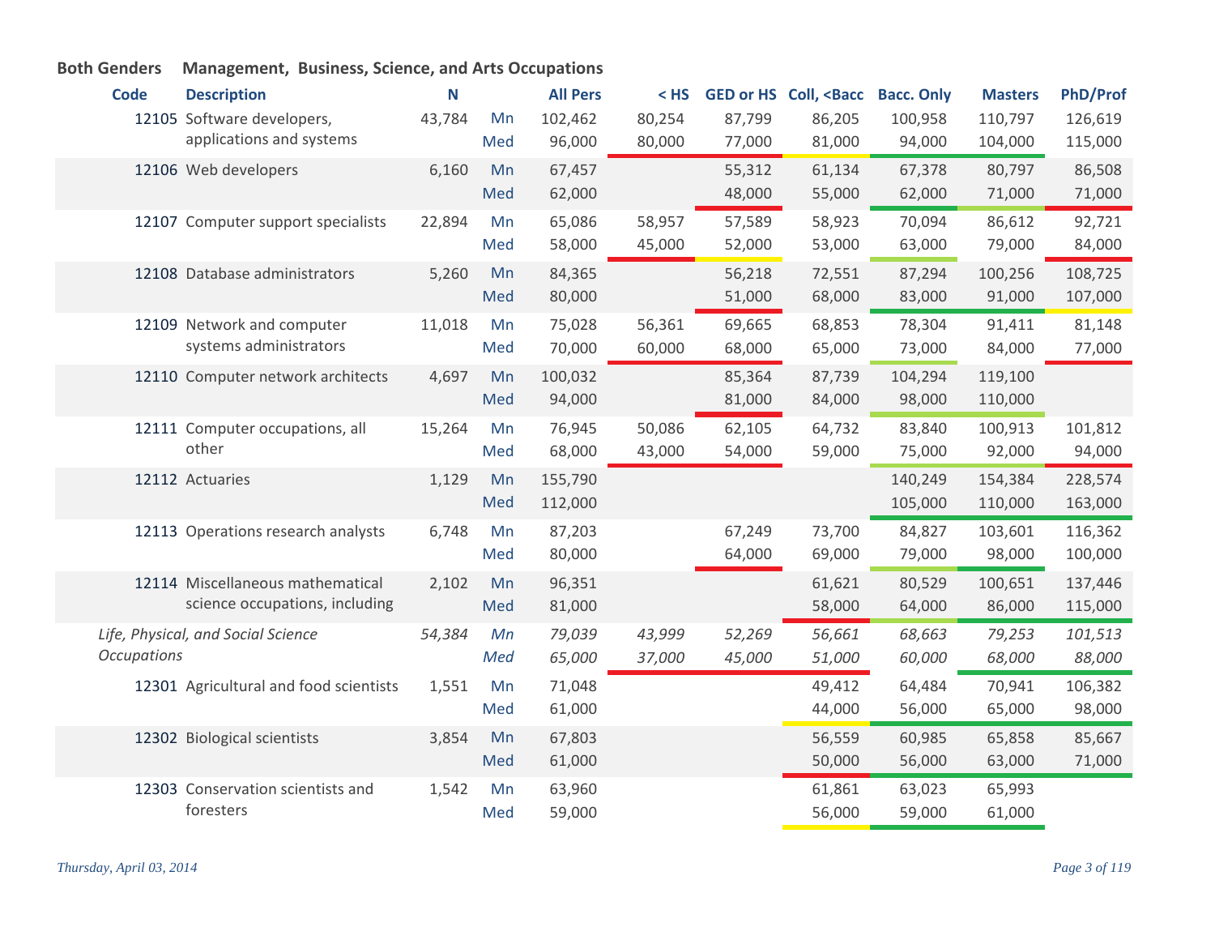**Both Genders** **Management, Business, Science, and Arts Occupations**

| Code | Description | N | | All Pers | < HS | GED or HS | Coll, <Bacc | Bacc. Only | Masters | PhD/Prof |
|---|---|---|---|---|---|---|---|---|---|---|
| 12105 | Software developers, applications and systems | 43,784 | Mn | 102,462 | 80,254 | 87,799 | 86,205 | 100,958 | 110,797 | 126,619 |
| | | | Med | 96,000 | 80,000 | 77,000 | 81,000 | 94,000 | 104,000 | 115,000 |
| 12106 | Web developers | 6,160 | Mn | 67,457 | | 55,312 | 61,134 | 67,378 | 80,797 | 86,508 |
| | | | Med | 62,000 | | 48,000 | 55,000 | 62,000 | 71,000 | 71,000 |
| 12107 | Computer support specialists | 22,894 | Mn | 65,086 | 58,957 | 57,589 | 58,923 | 70,094 | 86,612 | 92,721 |
| | | | Med | 58,000 | 45,000 | 52,000 | 53,000 | 63,000 | 79,000 | 84,000 |
| 12108 | Database administrators | 5,260 | Mn | 84,365 | | 56,218 | 72,551 | 87,294 | 100,256 | 108,725 |
| | | | Med | 80,000 | | 51,000 | 68,000 | 83,000 | 91,000 | 107,000 |
| 12109 | Network and computer systems administrators | 11,018 | Mn | 75,028 | 56,361 | 69,665 | 68,853 | 78,304 | 91,411 | 81,148 |
| | | | Med | 70,000 | 60,000 | 68,000 | 65,000 | 73,000 | 84,000 | 77,000 |
| 12110 | Computer network architects | 4,697 | Mn | 100,032 | | 85,364 | 87,739 | 104,294 | 119,100 | |
| | | | Med | 94,000 | | 81,000 | 84,000 | 98,000 | 110,000 | |
| 12111 | Computer occupations, all other | 15,264 | Mn | 76,945 | 50,086 | 62,105 | 64,732 | 83,840 | 100,913 | 101,812 |
| | | | Med | 68,000 | 43,000 | 54,000 | 59,000 | 75,000 | 92,000 | 94,000 |
| 12112 | Actuaries | 1,129 | Mn | 155,790 | | | | 140,249 | 154,384 | 228,574 |
| | | | Med | 112,000 | | | | 105,000 | 110,000 | 163,000 |
| 12113 | Operations research analysts | 6,748 | Mn | 87,203 | | 67,249 | 73,700 | 84,827 | 103,601 | 116,362 |
| | | | Med | 80,000 | | 64,000 | 69,000 | 79,000 | 98,000 | 100,000 |
| 12114 | Miscellaneous mathematical science occupations, including | 2,102 | Mn | 96,351 | | | 61,621 | 80,529 | 100,651 | 137,446 |
| | | | Med | 81,000 | | | 58,000 | 64,000 | 86,000 | 115,000 |
| *Life, Physical, and Social Science Occupations* | | *54,384* | *Mn* | *79,039* | *43,999* | *52,269* | *56,661* | *68,663* | *79,253* | *101,513* |
| | | | *Med* | *65,000* | *37,000* | *45,000* | *51,000* | *60,000* | *68,000* | *88,000* |
| 12301 | Agricultural and food scientists | 1,551 | Mn | 71,048 | | | 49,412 | 64,484 | 70,941 | 106,382 |
| | | | Med | 61,000 | | | 44,000 | 56,000 | 65,000 | 98,000 |
| 12302 | Biological scientists | 3,854 | Mn | 67,803 | | | 56,559 | 60,985 | 65,858 | 85,667 |
| | | | Med | 61,000 | | | 50,000 | 56,000 | 63,000 | 71,000 |
| 12303 | Conservation scientists and foresters | 1,542 | Mn | 63,960 | | | 61,861 | 63,023 | 65,993 | |
| | | | Med | 59,000 | | | 56,000 | 59,000 | 61,000 | |

*Thursday, April 03, 2014*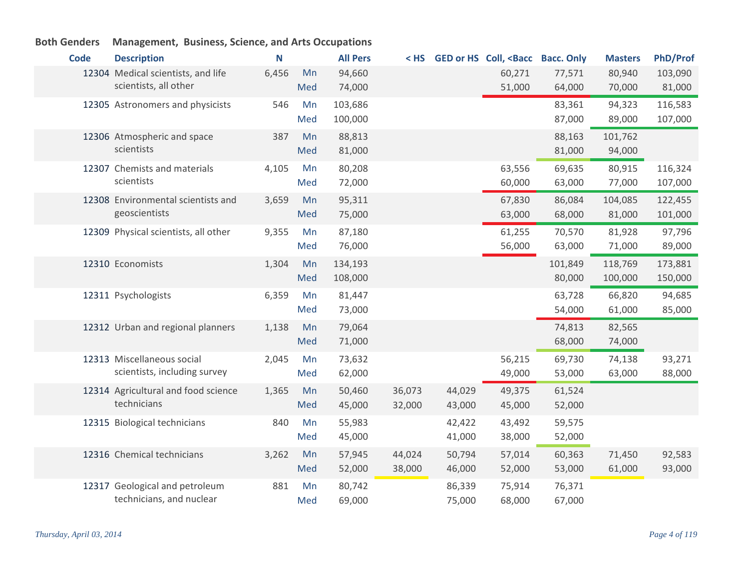**Both Genders** **Management, Business, Science, and Arts Occupations**

| Code | Description | N | | All Pers | < HS | GED or HS | Coll, <Bacc | Bacc. Only | Masters | PhD/Prof |
|---|---|---|---|---|---|---|---|---|---|---|
| 12304 | Medical scientists, and life scientists, all other | 6,456 | Mn | 94,660 | | | 60,271 | 77,571 | 80,940 | 103,090 |
| | | | Med | 74,000 | | | 51,000 | 64,000 | 70,000 | 81,000 |
| 12305 | Astronomers and physicists | 546 | Mn | 103,686 | | | | 83,361 | 94,323 | 116,583 |
| | | | Med | 100,000 | | | | 87,000 | 89,000 | 107,000 |
| 12306 | Atmospheric and space scientists | 387 | Mn | 88,813 | | | | 88,163 | 101,762 | |
| | | | Med | 81,000 | | | | 81,000 | 94,000 | |
| 12307 | Chemists and materials scientists | 4,105 | Mn | 80,208 | | | 63,556 | 69,635 | 80,915 | 116,324 |
| | | | Med | 72,000 | | | 60,000 | 63,000 | 77,000 | 107,000 |
| 12308 | Environmental scientists and geoscientists | 3,659 | Mn | 95,311 | | | 67,830 | 86,084 | 104,085 | 122,455 |
| | | | Med | 75,000 | | | 63,000 | 68,000 | 81,000 | 101,000 |
| 12309 | Physical scientists, all other | 9,355 | Mn | 87,180 | | | 61,255 | 70,570 | 81,928 | 97,796 |
| | | | Med | 76,000 | | | 56,000 | 63,000 | 71,000 | 89,000 |
| 12310 | Economists | 1,304 | Mn | 134,193 | | | | 101,849 | 118,769 | 173,881 |
| | | | Med | 108,000 | | | | 80,000 | 100,000 | 150,000 |
| 12311 | Psychologists | 6,359 | Mn | 81,447 | | | | 63,728 | 66,820 | 94,685 |
| | | | Med | 73,000 | | | | 54,000 | 61,000 | 85,000 |
| 12312 | Urban and regional planners | 1,138 | Mn | 79,064 | | | | 74,813 | 82,565 | |
| | | | Med | 71,000 | | | | 68,000 | 74,000 | |
| 12313 | Miscellaneous social scientists, including survey | 2,045 | Mn | 73,632 | | | 56,215 | 69,730 | 74,138 | 93,271 |
| | | | Med | 62,000 | | | 49,000 | 53,000 | 63,000 | 88,000 |
| 12314 | Agricultural and food science technicians | 1,365 | Mn | 50,460 | 36,073 | 44,029 | 49,375 | 61,524 | | |
| | | | Med | 45,000 | 32,000 | 43,000 | 45,000 | 52,000 | | |
| 12315 | Biological technicians | 840 | Mn | 55,983 | | 42,422 | 43,492 | 59,575 | | |
| | | | Med | 45,000 | | 41,000 | 38,000 | 52,000 | | |
| 12316 | Chemical technicians | 3,262 | Mn | 57,945 | 44,024 | 50,794 | 57,014 | 60,363 | 71,450 | 92,583 |
| | | | Med | 52,000 | 38,000 | 46,000 | 52,000 | 53,000 | 61,000 | 93,000 |
| 12317 | Geological and petroleum technicians, and nuclear | 881 | Mn | 80,742 | | 86,339 | 75,914 | 76,371 | | |
| | | | Med | 69,000 | | 75,000 | 68,000 | 67,000 | | |

*Thursday, April 03, 2014*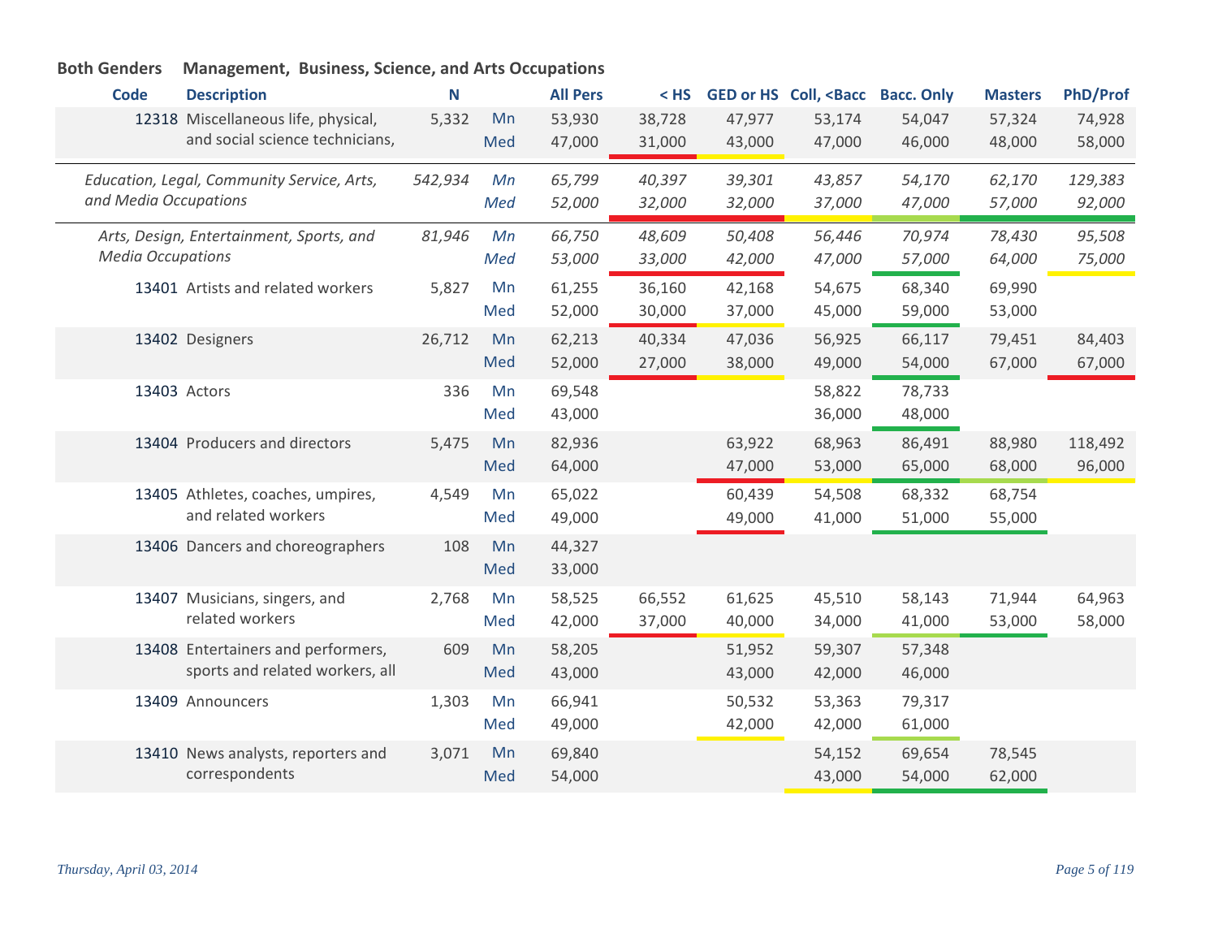**Both Genders** **Management, Business, Science, and Arts Occupations**

| Code | Description | N | | All Pers | < HS | GED or HS | Coll, <Bacc | Bacc. Only | Masters | PhD/Prof |
|---|---|---|---|---|---|---|---|---|---|---|
| 12318 | Miscellaneous life, physical, and social science technicians, | 5,332 | Mn | 53,930 | 38,728 | 47,977 | 53,174 | 54,047 | 57,324 | 74,928 |
| | | | Med | 47,000 | 31,000 | 43,000 | 47,000 | 46,000 | 48,000 | 58,000 |
| | *Education, Legal, Community Service, Arts, and Media Occupations* | *542,934* | *Mn* | *65,799* | *40,397* | *39,301* | *43,857* | *54,170* | *62,170* | *129,383* |
| | | | *Med* | *52,000* | *32,000* | *32,000* | *37,000* | *47,000* | *57,000* | *92,000* |
| | *Arts, Design, Entertainment, Sports, and Media Occupations* | *81,946* | *Mn* | *66,750* | *48,609* | *50,408* | *56,446* | *70,974* | *78,430* | *95,508* |
| | | | *Med* | *53,000* | *33,000* | *42,000* | *47,000* | *57,000* | *64,000* | *75,000* |
| 13401 | Artists and related workers | 5,827 | Mn | 61,255 | 36,160 | 42,168 | 54,675 | 68,340 | 69,990 | |
| | | | Med | 52,000 | 30,000 | 37,000 | 45,000 | 59,000 | 53,000 | |
| 13402 | Designers | 26,712 | Mn | 62,213 | 40,334 | 47,036 | 56,925 | 66,117 | 79,451 | 84,403 |
| | | | Med | 52,000 | 27,000 | 38,000 | 49,000 | 54,000 | 67,000 | 67,000 |
| 13403 | Actors | 336 | Mn | 69,548 | | | 58,822 | 78,733 | | |
| | | | Med | 43,000 | | | 36,000 | 48,000 | | |
| 13404 | Producers and directors | 5,475 | Mn | 82,936 | | 63,922 | 68,963 | 86,491 | 88,980 | 118,492 |
| | | | Med | 64,000 | | 47,000 | 53,000 | 65,000 | 68,000 | 96,000 |
| 13405 | Athletes, coaches, umpires, and related workers | 4,549 | Mn | 65,022 | | 60,439 | 54,508 | 68,332 | 68,754 | |
| | | | Med | 49,000 | | 49,000 | 41,000 | 51,000 | 55,000 | |
| 13406 | Dancers and choreographers | 108 | Mn | 44,327 | | | | | | |
| | | | Med | 33,000 | | | | | | |
| 13407 | Musicians, singers, and related workers | 2,768 | Mn | 58,525 | 66,552 | 61,625 | 45,510 | 58,143 | 71,944 | 64,963 |
| | | | Med | 42,000 | 37,000 | 40,000 | 34,000 | 41,000 | 53,000 | 58,000 |
| 13408 | Entertainers and performers, sports and related workers, all | 609 | Mn | 58,205 | | 51,952 | 59,307 | 57,348 | | |
| | | | Med | 43,000 | | 43,000 | 42,000 | 46,000 | | |
| 13409 | Announcers | 1,303 | Mn | 66,941 | | 50,532 | 53,363 | 79,317 | | |
| | | | Med | 49,000 | | 42,000 | 42,000 | 61,000 | | |
| 13410 | News analysts, reporters and correspondents | 3,071 | Mn | 69,840 | | | 54,152 | 69,654 | 78,545 | |
| | | | Med | 54,000 | | | 43,000 | 54,000 | 62,000 | |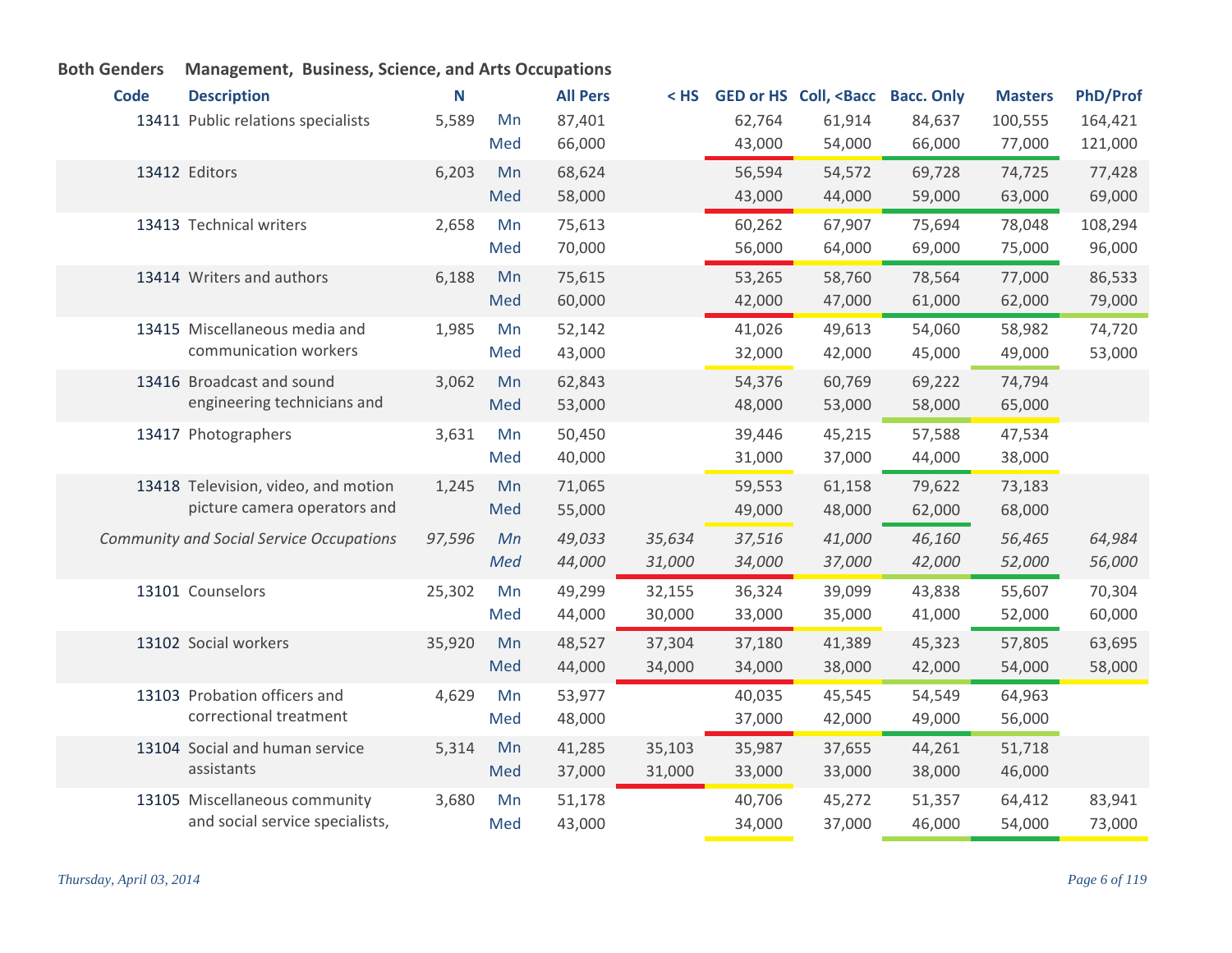**Both Genders Management, Business, Science, and Arts Occupations**

| Code | Description | N | | All Pers | < HS | GED or HS | Coll, <Bacc | Bacc. Only | Masters | PhD/Prof |
|---|---|---|---|---|---|---|---|---|---|---|
| 13411 | Public relations specialists | 5,589 | Mn | 87,401 | | 62,764 | 61,914 | 84,637 | 100,555 | 164,421 |
| | | | Med | 66,000 | | 43,000 | 54,000 | 66,000 | 77,000 | 121,000 |
| 13412 | Editors | 6,203 | Mn | 68,624 | | 56,594 | 54,572 | 69,728 | 74,725 | 77,428 |
| | | | Med | 58,000 | | 43,000 | 44,000 | 59,000 | 63,000 | 69,000 |
| 13413 | Technical writers | 2,658 | Mn | 75,613 | | 60,262 | 67,907 | 75,694 | 78,048 | 108,294 |
| | | | Med | 70,000 | | 56,000 | 64,000 | 69,000 | 75,000 | 96,000 |
| 13414 | Writers and authors | 6,188 | Mn | 75,615 | | 53,265 | 58,760 | 78,564 | 77,000 | 86,533 |
| | | | Med | 60,000 | | 42,000 | 47,000 | 61,000 | 62,000 | 79,000 |
| 13415 | Miscellaneous media and communication workers | 1,985 | Mn | 52,142 | | 41,026 | 49,613 | 54,060 | 58,982 | 74,720 |
| | | | Med | 43,000 | | 32,000 | 42,000 | 45,000 | 49,000 | 53,000 |
| 13416 | Broadcast and sound engineering technicians and | 3,062 | Mn | 62,843 | | 54,376 | 60,769 | 69,222 | 74,794 | |
| | | | Med | 53,000 | | 48,000 | 53,000 | 58,000 | 65,000 | |
| 13417 | Photographers | 3,631 | Mn | 50,450 | | 39,446 | 45,215 | 57,588 | 47,534 | |
| | | | Med | 40,000 | | 31,000 | 37,000 | 44,000 | 38,000 | |
| 13418 | Television, video, and motion picture camera operators and | 1,245 | Mn | 71,065 | | 59,553 | 61,158 | 79,622 | 73,183 | |
| | | | Med | 55,000 | | 49,000 | 48,000 | 62,000 | 68,000 | |
| | *Community and Social Service Occupations* | *97,596* | *Mn* | *49,033* | *35,634* | *37,516* | *41,000* | *46,160* | *56,465* | *64,984* |
| | | | *Med* | *44,000* | *31,000* | *34,000* | *37,000* | *42,000* | *52,000* | *56,000* |
| 13101 | Counselors | 25,302 | Mn | 49,299 | 32,155 | 36,324 | 39,099 | 43,838 | 55,607 | 70,304 |
| | | | Med | 44,000 | 30,000 | 33,000 | 35,000 | 41,000 | 52,000 | 60,000 |
| 13102 | Social workers | 35,920 | Mn | 48,527 | 37,304 | 37,180 | 41,389 | 45,323 | 57,805 | 63,695 |
| | | | Med | 44,000 | 34,000 | 34,000 | 38,000 | 42,000 | 54,000 | 58,000 |
| 13103 | Probation officers and correctional treatment | 4,629 | Mn | 53,977 | | 40,035 | 45,545 | 54,549 | 64,963 | |
| | | | Med | 48,000 | | 37,000 | 42,000 | 49,000 | 56,000 | |
| 13104 | Social and human service assistants | 5,314 | Mn | 41,285 | 35,103 | 35,987 | 37,655 | 44,261 | 51,718 | |
| | | | Med | 37,000 | 31,000 | 33,000 | 33,000 | 38,000 | 46,000 | |
| 13105 | Miscellaneous community and social service specialists, | 3,680 | Mn | 51,178 | | 40,706 | 45,272 | 51,357 | 64,412 | 83,941 |
| | | | Med | 43,000 | | 34,000 | 37,000 | 46,000 | 54,000 | 73,000 |

*Thursday, April 03, 2014*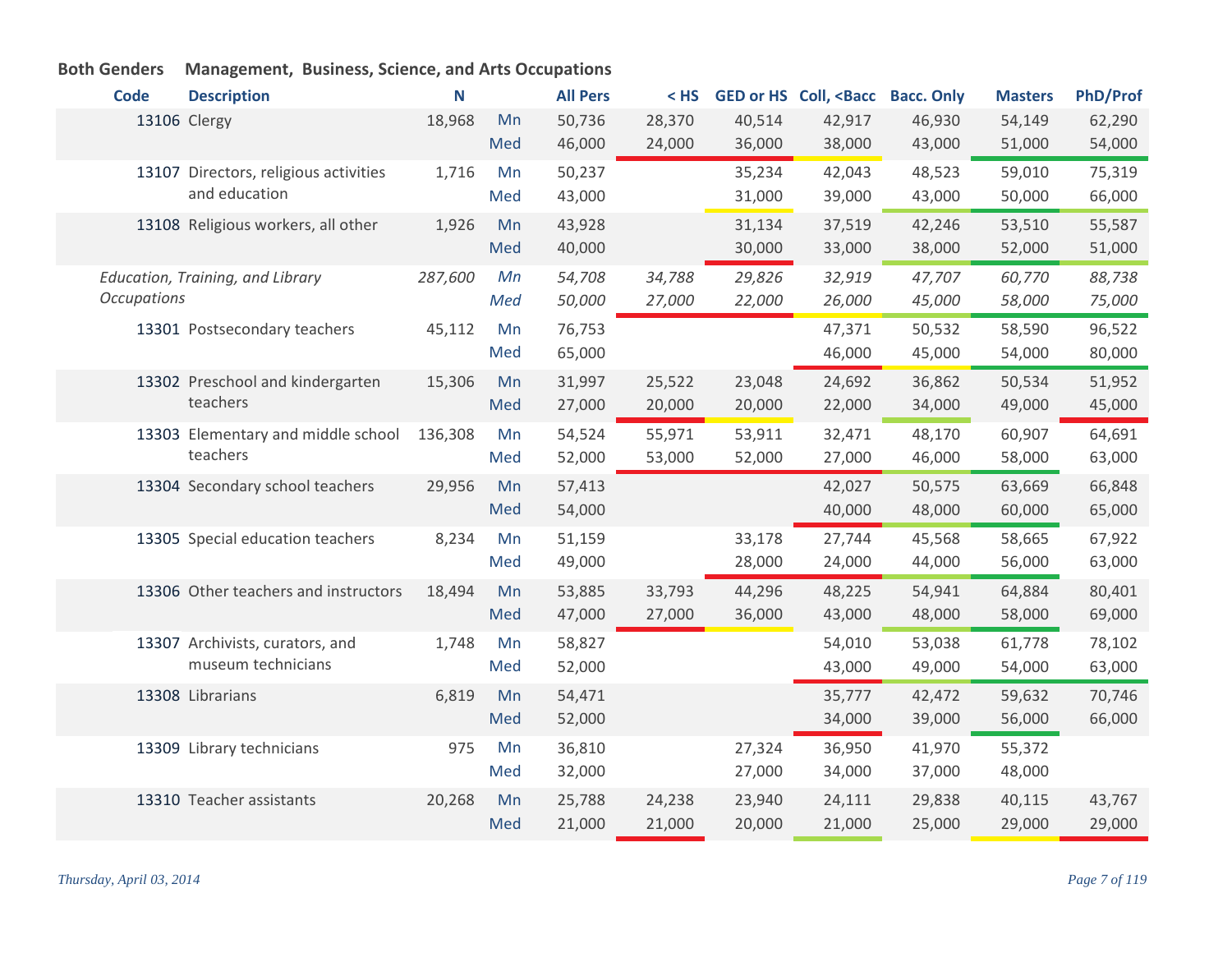**Both Genders** **Management, Business, Science, and Arts Occupations**

| Code | Description | N | | All Pers | < HS | GED or HS | Coll, <Bacc | Bacc. Only | Masters | PhD/Prof |
|---|---|---|---|---|---|---|---|---|---|---|
| 13106 | Clergy | 18,968 | Mn | 50,736 | 28,370 | 40,514 | 42,917 | 46,930 | 54,149 | 62,290 |
| | | | Med | 46,000 | 24,000 | 36,000 | 38,000 | 43,000 | 51,000 | 54,000 |
| 13107 | Directors, religious activities and education | 1,716 | Mn | 50,237 | | 35,234 | 42,043 | 48,523 | 59,010 | 75,319 |
| | | | Med | 43,000 | | 31,000 | 39,000 | 43,000 | 50,000 | 66,000 |
| 13108 | Religious workers, all other | 1,926 | Mn | 43,928 | | 31,134 | 37,519 | 42,246 | 53,510 | 55,587 |
| | | | Med | 40,000 | | 30,000 | 33,000 | 38,000 | 52,000 | 51,000 |
| | *Education, Training, and Library Occupations* | *287,600* | *Mn* | *54,708* | *34,788* | *29,826* | *32,919* | *47,707* | *60,770* | *88,738* |
| | | | *Med* | *50,000* | *27,000* | *22,000* | *26,000* | *45,000* | *58,000* | *75,000* |
| 13301 | Postsecondary teachers | 45,112 | Mn | 76,753 | | | 47,371 | 50,532 | 58,590 | 96,522 |
| | | | Med | 65,000 | | | 46,000 | 45,000 | 54,000 | 80,000 |
| 13302 | Preschool and kindergarten teachers | 15,306 | Mn | 31,997 | 25,522 | 23,048 | 24,692 | 36,862 | 50,534 | 51,952 |
| | | | Med | 27,000 | 20,000 | 20,000 | 22,000 | 34,000 | 49,000 | 45,000 |
| 13303 | Elementary and middle school teachers | 136,308 | Mn | 54,524 | 55,971 | 53,911 | 32,471 | 48,170 | 60,907 | 64,691 |
| | | | Med | 52,000 | 53,000 | 52,000 | 27,000 | 46,000 | 58,000 | 63,000 |
| 13304 | Secondary school teachers | 29,956 | Mn | 57,413 | | | 42,027 | 50,575 | 63,669 | 66,848 |
| | | | Med | 54,000 | | | 40,000 | 48,000 | 60,000 | 65,000 |
| 13305 | Special education teachers | 8,234 | Mn | 51,159 | | 33,178 | 27,744 | 45,568 | 58,665 | 67,922 |
| | | | Med | 49,000 | | 28,000 | 24,000 | 44,000 | 56,000 | 63,000 |
| 13306 | Other teachers and instructors | 18,494 | Mn | 53,885 | 33,793 | 44,296 | 48,225 | 54,941 | 64,884 | 80,401 |
| | | | Med | 47,000 | 27,000 | 36,000 | 43,000 | 48,000 | 58,000 | 69,000 |
| 13307 | Archivists, curators, and museum technicians | 1,748 | Mn | 58,827 | | | 54,010 | 53,038 | 61,778 | 78,102 |
| | | | Med | 52,000 | | | 43,000 | 49,000 | 54,000 | 63,000 |
| 13308 | Librarians | 6,819 | Mn | 54,471 | | | 35,777 | 42,472 | 59,632 | 70,746 |
| | | | Med | 52,000 | | | 34,000 | 39,000 | 56,000 | 66,000 |
| 13309 | Library technicians | 975 | Mn | 36,810 | | 27,324 | 36,950 | 41,970 | 55,372 | |
| | | | Med | 32,000 | | 27,000 | 34,000 | 37,000 | 48,000 | |
| 13310 | Teacher assistants | 20,268 | Mn | 25,788 | 24,238 | 23,940 | 24,111 | 29,838 | 40,115 | 43,767 |
| | | | Med | 21,000 | 21,000 | 20,000 | 21,000 | 25,000 | 29,000 | 29,000 |

*Thursday, April 03, 2014*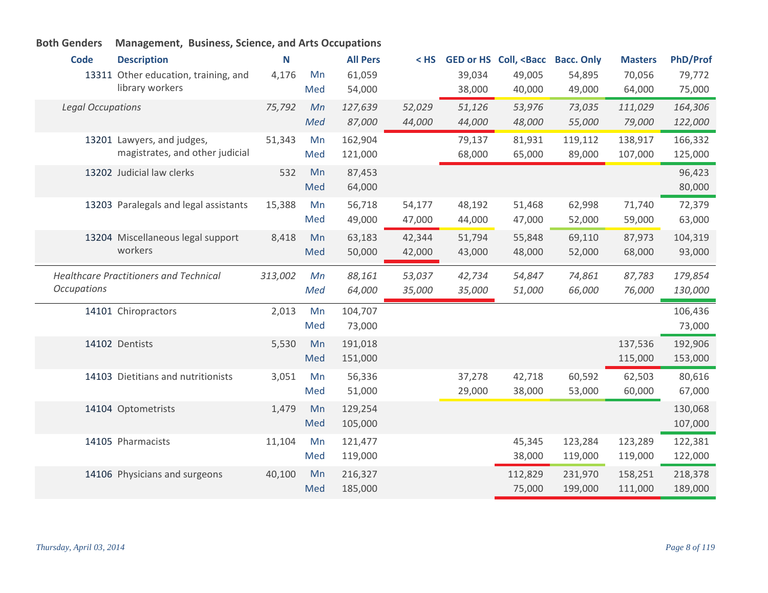**Both Genders** **Management, Business, Science, and Arts Occupations**

| Code | Description | N | | All Pers | < HS | GED or HS | Coll, <Bacc | Bacc. Only | Masters | PhD/Prof |
|---|---|---|---|---|---|---|---|---|---|---|
| 13311 | Other education, training, and library workers | 4,176 | Mn | 61,059 | | 39,034 | 49,005 | 54,895 | 70,056 | 79,772 |
| | | | Med | 54,000 | | 38,000 | 40,000 | 49,000 | 64,000 | 75,000 |
| *Legal Occupations* | | *75,792* | *Mn* | *127,639* | *52,029* | *51,126* | *53,976* | *73,035* | *111,029* | *164,306* |
| | | | *Med* | *87,000* | *44,000* | *44,000* | *48,000* | *55,000* | *79,000* | *122,000* |
| 13201 | Lawyers, and judges, magistrates, and other judicial | 51,343 | Mn | 162,904 | | 79,137 | 81,931 | 119,112 | 138,917 | 166,332 |
| | | | Med | 121,000 | | 68,000 | 65,000 | 89,000 | 107,000 | 125,000 |
| 13202 | Judicial law clerks | 532 | Mn | 87,453 | | | | | | 96,423 |
| | | | Med | 64,000 | | | | | | 80,000 |
| 13203 | Paralegals and legal assistants | 15,388 | Mn | 56,718 | 54,177 | 48,192 | 51,468 | 62,998 | 71,740 | 72,379 |
| | | | Med | 49,000 | 47,000 | 44,000 | 47,000 | 52,000 | 59,000 | 63,000 |
| 13204 | Miscellaneous legal support workers | 8,418 | Mn | 63,183 | 42,344 | 51,794 | 55,848 | 69,110 | 87,973 | 104,319 |
| | | | Med | 50,000 | 42,000 | 43,000 | 48,000 | 52,000 | 68,000 | 93,000 |
| *Healthcare Practitioners and Technical Occupations* | | *313,002* | *Mn* | *88,161* | *53,037* | *42,734* | *54,847* | *74,861* | *87,783* | *179,854* |
| | | | *Med* | *64,000* | *35,000* | *35,000* | *51,000* | *66,000* | *76,000* | *130,000* |
| 14101 | Chiropractors | 2,013 | Mn | 104,707 | | | | | | 106,436 |
| | | | Med | 73,000 | | | | | | 73,000 |
| 14102 | Dentists | 5,530 | Mn | 191,018 | | | | | 137,536 | 192,906 |
| | | | Med | 151,000 | | | | | 115,000 | 153,000 |
| 14103 | Dietitians and nutritionists | 3,051 | Mn | 56,336 | | 37,278 | 42,718 | 60,592 | 62,503 | 80,616 |
| | | | Med | 51,000 | | 29,000 | 38,000 | 53,000 | 60,000 | 67,000 |
| 14104 | Optometrists | 1,479 | Mn | 129,254 | | | | | | 130,068 |
| | | | Med | 105,000 | | | | | | 107,000 |
| 14105 | Pharmacists | 11,104 | Mn | 121,477 | | | 45,345 | 123,284 | 123,289 | 122,381 |
| | | | Med | 119,000 | | | 38,000 | 119,000 | 119,000 | 122,000 |
| 14106 | Physicians and surgeons | 40,100 | Mn | 216,327 | | | 112,829 | 231,970 | 158,251 | 218,378 |
| | | | Med | 185,000 | | | 75,000 | 199,000 | 111,000 | 189,000 |

*Thursday, April 03, 2014*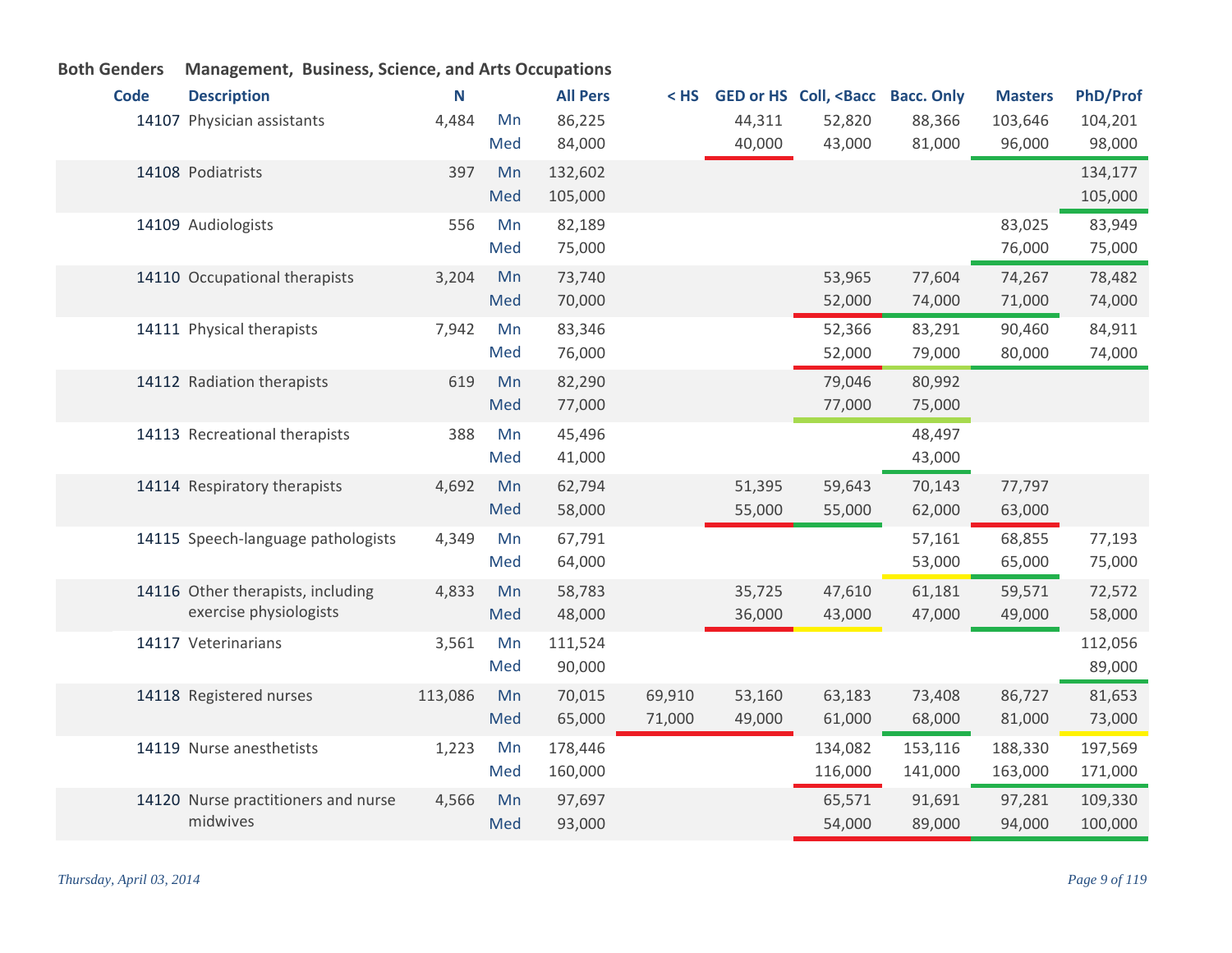**Both Genders** **Management, Business, Science, and Arts Occupations**

| Code | Description | N | | All Pers | < HS | GED or HS | Coll, <Bacc | Bacc. Only | Masters | PhD/Prof |
|---|---|---|---|---|---|---|---|---|---|---|
| 14107 | Physician assistants | 4,484 | Mn | 86,225 | | 44,311 | 52,820 | 88,366 | 103,646 | 104,201 |
| | | | Med | 84,000 | | 40,000 | 43,000 | 81,000 | 96,000 | 98,000 |
| 14108 | Podiatrists | 397 | Mn | 132,602 | | | | | | 134,177 |
| | | | Med | 105,000 | | | | | | 105,000 |
| 14109 | Audiologists | 556 | Mn | 82,189 | | | | | 83,025 | 83,949 |
| | | | Med | 75,000 | | | | | 76,000 | 75,000 |
| 14110 | Occupational therapists | 3,204 | Mn | 73,740 | | | 53,965 | 77,604 | 74,267 | 78,482 |
| | | | Med | 70,000 | | | 52,000 | 74,000 | 71,000 | 74,000 |
| 14111 | Physical therapists | 7,942 | Mn | 83,346 | | | 52,366 | 83,291 | 90,460 | 84,911 |
| | | | Med | 76,000 | | | 52,000 | 79,000 | 80,000 | 74,000 |
| 14112 | Radiation therapists | 619 | Mn | 82,290 | | | 79,046 | 80,992 | | |
| | | | Med | 77,000 | | | 77,000 | 75,000 | | |
| 14113 | Recreational therapists | 388 | Mn | 45,496 | | | | 48,497 | | |
| | | | Med | 41,000 | | | | 43,000 | | |
| 14114 | Respiratory therapists | 4,692 | Mn | 62,794 | | 51,395 | 59,643 | 70,143 | 77,797 | |
| | | | Med | 58,000 | | 55,000 | 55,000 | 62,000 | 63,000 | |
| 14115 | Speech-language pathologists | 4,349 | Mn | 67,791 | | | | 57,161 | 68,855 | 77,193 |
| | | | Med | 64,000 | | | | 53,000 | 65,000 | 75,000 |
| 14116 | Other therapists, including exercise physiologists | 4,833 | Mn | 58,783 | | 35,725 | 47,610 | 61,181 | 59,571 | 72,572 |
| | | | Med | 48,000 | | 36,000 | 43,000 | 47,000 | 49,000 | 58,000 |
| 14117 | Veterinarians | 3,561 | Mn | 111,524 | | | | | | 112,056 |
| | | | Med | 90,000 | | | | | | 89,000 |
| 14118 | Registered nurses | 113,086 | Mn | 70,015 | 69,910 | 53,160 | 63,183 | 73,408 | 86,727 | 81,653 |
| | | | Med | 65,000 | 71,000 | 49,000 | 61,000 | 68,000 | 81,000 | 73,000 |
| 14119 | Nurse anesthetists | 1,223 | Mn | 178,446 | | | 134,082 | 153,116 | 188,330 | 197,569 |
| | | | Med | 160,000 | | | 116,000 | 141,000 | 163,000 | 171,000 |
| 14120 | Nurse practitioners and nurse midwives | 4,566 | Mn | 97,697 | | | 65,571 | 91,691 | 97,281 | 109,330 |
| | | | Med | 93,000 | | | 54,000 | 89,000 | 94,000 | 100,000 |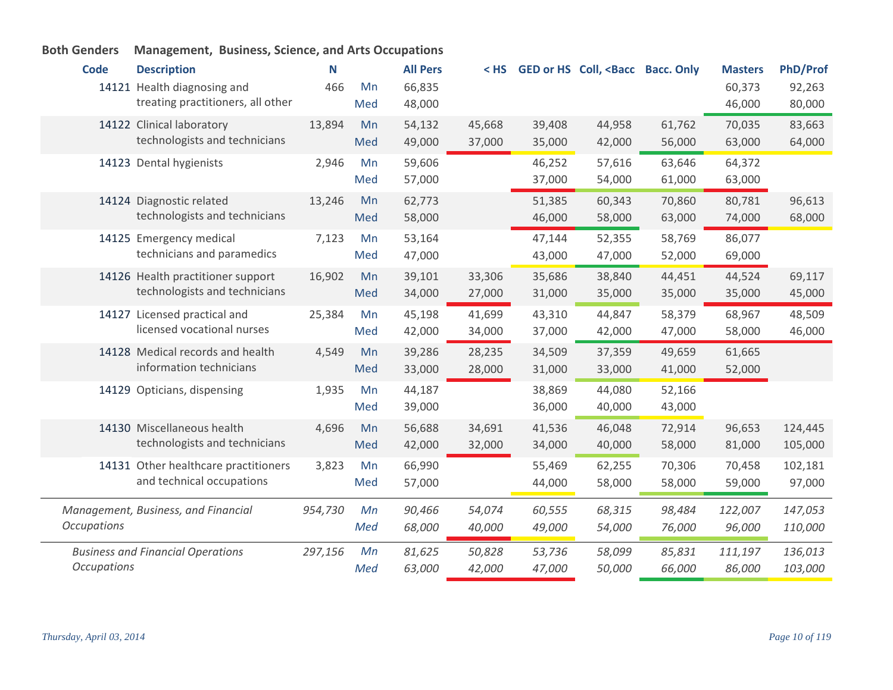**Both Genders** **Management, Business, Science, and Arts Occupations**

| Code | Description | N | | All Pers | < HS | GED or HS | Coll, <Bacc | Bacc. Only | Masters | PhD/Prof |
|---|---|---|---|---|---|---|---|---|---|---|
| 14121 | Health diagnosing and treating practitioners, all other | 466 | Mn | 66,835 | | | | | 60,373 | 92,263 |
| | | | Med | 48,000 | | | | | 46,000 | 80,000 |
| 14122 | Clinical laboratory technologists and technicians | 13,894 | Mn | 54,132 | 45,668 | 39,408 | 44,958 | 61,762 | 70,035 | 83,663 |
| | | | Med | 49,000 | 37,000 | 35,000 | 42,000 | 56,000 | 63,000 | 64,000 |
| 14123 | Dental hygienists | 2,946 | Mn | 59,606 | | 46,252 | 57,616 | 63,646 | 64,372 | |
| | | | Med | 57,000 | | 37,000 | 54,000 | 61,000 | 63,000 | |
| 14124 | Diagnostic related technologists and technicians | 13,246 | Mn | 62,773 | | 51,385 | 60,343 | 70,860 | 80,781 | 96,613 |
| | | | Med | 58,000 | | 46,000 | 58,000 | 63,000 | 74,000 | 68,000 |
| 14125 | Emergency medical technicians and paramedics | 7,123 | Mn | 53,164 | | 47,144 | 52,355 | 58,769 | 86,077 | |
| | | | Med | 47,000 | | 43,000 | 47,000 | 52,000 | 69,000 | |
| 14126 | Health practitioner support technologists and technicians | 16,902 | Mn | 39,101 | 33,306 | 35,686 | 38,840 | 44,451 | 44,524 | 69,117 |
| | | | Med | 34,000 | 27,000 | 31,000 | 35,000 | 35,000 | 35,000 | 45,000 |
| 14127 | Licensed practical and licensed vocational nurses | 25,384 | Mn | 45,198 | 41,699 | 43,310 | 44,847 | 58,379 | 68,967 | 48,509 |
| | | | Med | 42,000 | 34,000 | 37,000 | 42,000 | 47,000 | 58,000 | 46,000 |
| 14128 | Medical records and health information technicians | 4,549 | Mn | 39,286 | 28,235 | 34,509 | 37,359 | 49,659 | 61,665 | |
| | | | Med | 33,000 | 28,000 | 31,000 | 33,000 | 41,000 | 52,000 | |
| 14129 | Opticians, dispensing | 1,935 | Mn | 44,187 | | 38,869 | 44,080 | 52,166 | | |
| | | | Med | 39,000 | | 36,000 | 40,000 | 43,000 | | |
| 14130 | Miscellaneous health technologists and technicians | 4,696 | Mn | 56,688 | 34,691 | 41,536 | 46,048 | 72,914 | 96,653 | 124,445 |
| | | | Med | 42,000 | 32,000 | 34,000 | 40,000 | 58,000 | 81,000 | 105,000 |
| 14131 | Other healthcare practitioners and technical occupations | 3,823 | Mn | 66,990 | | 55,469 | 62,255 | 70,306 | 70,458 | 102,181 |
| | | | Med | 57,000 | | 44,000 | 58,000 | 58,000 | 59,000 | 97,000 |
| | *Management, Business, and Financial Occupations* | *954,730* | *Mn* | *90,466* | *54,074* | *60,555* | *68,315* | *98,484* | *122,007* | *147,053* |
| | | | *Med* | *68,000* | *40,000* | *49,000* | *54,000* | *76,000* | *96,000* | *110,000* |
| | *Business and Financial Operations Occupations* | *297,156* | *Mn* | *81,625* | *50,828* | *53,736* | *58,099* | *85,831* | *111,197* | *136,013* |
| | | | *Med* | *63,000* | *42,000* | *47,000* | *50,000* | *66,000* | *86,000* | *103,000* |

*Thursday, April 03, 2014*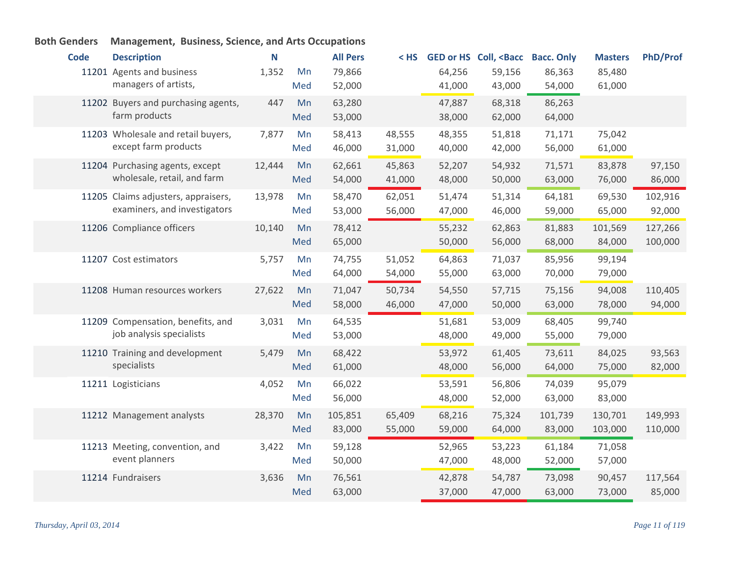**Both Genders** **Management, Business, Science, and Arts Occupations**

| Code | Description | N | | All Pers | < HS | GED or HS | Coll, <Bacc | Bacc. Only | Masters | PhD/Prof |
|---|---|---|---|---|---|---|---|---|---|---|
| 11201 | Agents and business managers of artists, | 1,352 | Mn | 79,866 | | 64,256 | 59,156 | 86,363 | 85,480 | |
| | | | Med | 52,000 | | 41,000 | 43,000 | 54,000 | 61,000 | |
| 11202 | Buyers and purchasing agents, farm products | 447 | Mn | 63,280 | | 47,887 | 68,318 | 86,263 | | |
| | | | Med | 53,000 | | 38,000 | 62,000 | 64,000 | | |
| 11203 | Wholesale and retail buyers, except farm products | 7,877 | Mn | 58,413 | 48,555 | 48,355 | 51,818 | 71,171 | 75,042 | |
| | | | Med | 46,000 | 31,000 | 40,000 | 42,000 | 56,000 | 61,000 | |
| 11204 | Purchasing agents, except wholesale, retail, and farm | 12,444 | Mn | 62,661 | 45,863 | 52,207 | 54,932 | 71,571 | 83,878 | 97,150 |
| | | | Med | 54,000 | 41,000 | 48,000 | 50,000 | 63,000 | 76,000 | 86,000 |
| 11205 | Claims adjusters, appraisers, examiners, and investigators | 13,978 | Mn | 58,470 | 62,051 | 51,474 | 51,314 | 64,181 | 69,530 | 102,916 |
| | | | Med | 53,000 | 56,000 | 47,000 | 46,000 | 59,000 | 65,000 | 92,000 |
| 11206 | Compliance officers | 10,140 | Mn | 78,412 | | 55,232 | 62,863 | 81,883 | 101,569 | 127,266 |
| | | | Med | 65,000 | | 50,000 | 56,000 | 68,000 | 84,000 | 100,000 |
| 11207 | Cost estimators | 5,757 | Mn | 74,755 | 51,052 | 64,863 | 71,037 | 85,956 | 99,194 | |
| | | | Med | 64,000 | 54,000 | 55,000 | 63,000 | 70,000 | 79,000 | |
| 11208 | Human resources workers | 27,622 | Mn | 71,047 | 50,734 | 54,550 | 57,715 | 75,156 | 94,008 | 110,405 |
| | | | Med | 58,000 | 46,000 | 47,000 | 50,000 | 63,000 | 78,000 | 94,000 |
| 11209 | Compensation, benefits, and job analysis specialists | 3,031 | Mn | 64,535 | | 51,681 | 53,009 | 68,405 | 99,740 | |
| | | | Med | 53,000 | | 48,000 | 49,000 | 55,000 | 79,000 | |
| 11210 | Training and development specialists | 5,479 | Mn | 68,422 | | 53,972 | 61,405 | 73,611 | 84,025 | 93,563 |
| | | | Med | 61,000 | | 48,000 | 56,000 | 64,000 | 75,000 | 82,000 |
| 11211 | Logisticians | 4,052 | Mn | 66,022 | | 53,591 | 56,806 | 74,039 | 95,079 | |
| | | | Med | 56,000 | | 48,000 | 52,000 | 63,000 | 83,000 | |
| 11212 | Management analysts | 28,370 | Mn | 105,851 | 65,409 | 68,216 | 75,324 | 101,739 | 130,701 | 149,993 |
| | | | Med | 83,000 | 55,000 | 59,000 | 64,000 | 83,000 | 103,000 | 110,000 |
| 11213 | Meeting, convention, and event planners | 3,422 | Mn | 59,128 | | 52,965 | 53,223 | 61,184 | 71,058 | |
| | | | Med | 50,000 | | 47,000 | 48,000 | 52,000 | 57,000 | |
| 11214 | Fundraisers | 3,636 | Mn | 76,561 | | 42,878 | 54,787 | 73,098 | 90,457 | 117,564 |
| | | | Med | 63,000 | | 37,000 | 47,000 | 63,000 | 73,000 | 85,000 |

*Thursday, April 03, 2014*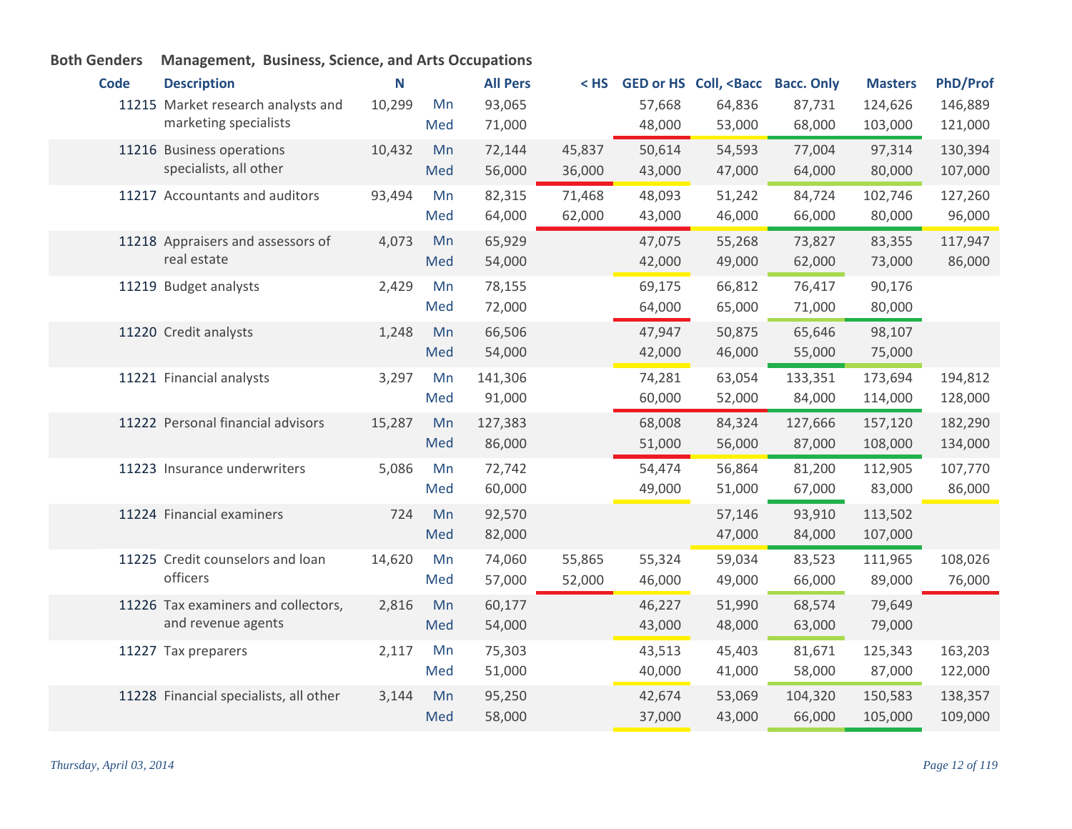**Both Genders  Management, Business, Science, and Arts Occupations**

| Code | Description | N | | All Pers | < HS | GED or HS | Coll, <Bacc | Bacc. Only | Masters | PhD/Prof |
|---|---|---|---|---|---|---|---|---|---|---|
| 11215 | Market research analysts and marketing specialists | 10,299 | Mn | 93,065 | | 57,668 | 64,836 | 87,731 | 124,626 | 146,889 |
| | | | Med | 71,000 | | 48,000 | 53,000 | 68,000 | 103,000 | 121,000 |
| 11216 | Business operations specialists, all other | 10,432 | Mn | 72,144 | 45,837 | 50,614 | 54,593 | 77,004 | 97,314 | 130,394 |
| | | | Med | 56,000 | 36,000 | 43,000 | 47,000 | 64,000 | 80,000 | 107,000 |
| 11217 | Accountants and auditors | 93,494 | Mn | 82,315 | 71,468 | 48,093 | 51,242 | 84,724 | 102,746 | 127,260 |
| | | | Med | 64,000 | 62,000 | 43,000 | 46,000 | 66,000 | 80,000 | 96,000 |
| 11218 | Appraisers and assessors of real estate | 4,073 | Mn | 65,929 | | 47,075 | 55,268 | 73,827 | 83,355 | 117,947 |
| | | | Med | 54,000 | | 42,000 | 49,000 | 62,000 | 73,000 | 86,000 |
| 11219 | Budget analysts | 2,429 | Mn | 78,155 | | 69,175 | 66,812 | 76,417 | 90,176 | |
| | | | Med | 72,000 | | 64,000 | 65,000 | 71,000 | 80,000 | |
| 11220 | Credit analysts | 1,248 | Mn | 66,506 | | 47,947 | 50,875 | 65,646 | 98,107 | |
| | | | Med | 54,000 | | 42,000 | 46,000 | 55,000 | 75,000 | |
| 11221 | Financial analysts | 3,297 | Mn | 141,306 | | 74,281 | 63,054 | 133,351 | 173,694 | 194,812 |
| | | | Med | 91,000 | | 60,000 | 52,000 | 84,000 | 114,000 | 128,000 |
| 11222 | Personal financial advisors | 15,287 | Mn | 127,383 | | 68,008 | 84,324 | 127,666 | 157,120 | 182,290 |
| | | | Med | 86,000 | | 51,000 | 56,000 | 87,000 | 108,000 | 134,000 |
| 11223 | Insurance underwriters | 5,086 | Mn | 72,742 | | 54,474 | 56,864 | 81,200 | 112,905 | 107,770 |
| | | | Med | 60,000 | | 49,000 | 51,000 | 67,000 | 83,000 | 86,000 |
| 11224 | Financial examiners | 724 | Mn | 92,570 | | | 57,146 | 93,910 | 113,502 | |
| | | | Med | 82,000 | | | 47,000 | 84,000 | 107,000 | |
| 11225 | Credit counselors and loan officers | 14,620 | Mn | 74,060 | 55,865 | 55,324 | 59,034 | 83,523 | 111,965 | 108,026 |
| | | | Med | 57,000 | 52,000 | 46,000 | 49,000 | 66,000 | 89,000 | 76,000 |
| 11226 | Tax examiners and collectors, and revenue agents | 2,816 | Mn | 60,177 | | 46,227 | 51,990 | 68,574 | 79,649 | |
| | | | Med | 54,000 | | 43,000 | 48,000 | 63,000 | 79,000 | |
| 11227 | Tax preparers | 2,117 | Mn | 75,303 | | 43,513 | 45,403 | 81,671 | 125,343 | 163,203 |
| | | | Med | 51,000 | | 40,000 | 41,000 | 58,000 | 87,000 | 122,000 |
| 11228 | Financial specialists, all other | 3,144 | Mn | 95,250 | | 42,674 | 53,069 | 104,320 | 150,583 | 138,357 |
| | | | Med | 58,000 | | 37,000 | 43,000 | 66,000 | 105,000 | 109,000 |

*Thursday, April 03, 2014*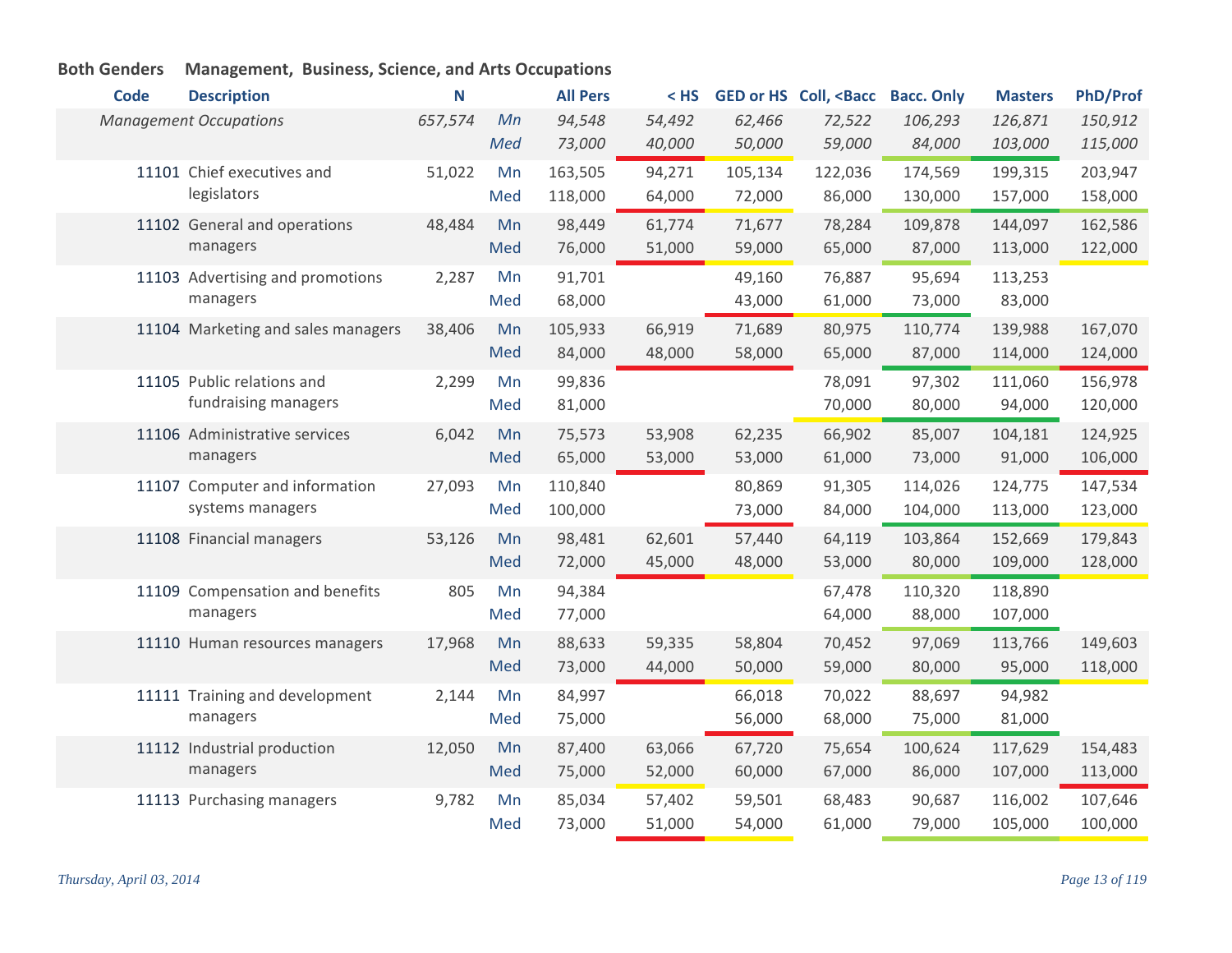**Both Genders Management, Business, Science, and Arts Occupations**

| Code | Description | N | | All Pers | < HS | GED or HS | Coll, <Bacc | Bacc. Only | Masters | PhD/Prof |
|---|---|---|---|---|---|---|---|---|---|---|
| | *Management Occupations* | *657,574* | *Mn* | *94,548* | *54,492* | *62,466* | *72,522* | *106,293* | *126,871* | *150,912* |
| | | | *Med* | *73,000* | *40,000* | *50,000* | *59,000* | *84,000* | *103,000* | *115,000* |
| 11101 | Chief executives and legislators | 51,022 | Mn | 163,505 | 94,271 | 105,134 | 122,036 | 174,569 | 199,315 | 203,947 |
| | | | Med | 118,000 | 64,000 | 72,000 | 86,000 | 130,000 | 157,000 | 158,000 |
| 11102 | General and operations managers | 48,484 | Mn | 98,449 | 61,774 | 71,677 | 78,284 | 109,878 | 144,097 | 162,586 |
| | | | Med | 76,000 | 51,000 | 59,000 | 65,000 | 87,000 | 113,000 | 122,000 |
| 11103 | Advertising and promotions managers | 2,287 | Mn | 91,701 | | 49,160 | 76,887 | 95,694 | 113,253 | |
| | | | Med | 68,000 | | 43,000 | 61,000 | 73,000 | 83,000 | |
| 11104 | Marketing and sales managers | 38,406 | Mn | 105,933 | 66,919 | 71,689 | 80,975 | 110,774 | 139,988 | 167,070 |
| | | | Med | 84,000 | 48,000 | 58,000 | 65,000 | 87,000 | 114,000 | 124,000 |
| 11105 | Public relations and fundraising managers | 2,299 | Mn | 99,836 | | | 78,091 | 97,302 | 111,060 | 156,978 |
| | | | Med | 81,000 | | | 70,000 | 80,000 | 94,000 | 120,000 |
| 11106 | Administrative services managers | 6,042 | Mn | 75,573 | 53,908 | 62,235 | 66,902 | 85,007 | 104,181 | 124,925 |
| | | | Med | 65,000 | 53,000 | 53,000 | 61,000 | 73,000 | 91,000 | 106,000 |
| 11107 | Computer and information systems managers | 27,093 | Mn | 110,840 | | 80,869 | 91,305 | 114,026 | 124,775 | 147,534 |
| | | | Med | 100,000 | | 73,000 | 84,000 | 104,000 | 113,000 | 123,000 |
| 11108 | Financial managers | 53,126 | Mn | 98,481 | 62,601 | 57,440 | 64,119 | 103,864 | 152,669 | 179,843 |
| | | | Med | 72,000 | 45,000 | 48,000 | 53,000 | 80,000 | 109,000 | 128,000 |
| 11109 | Compensation and benefits managers | 805 | Mn | 94,384 | | | 67,478 | 110,320 | 118,890 | |
| | | | Med | 77,000 | | | 64,000 | 88,000 | 107,000 | |
| 11110 | Human resources managers | 17,968 | Mn | 88,633 | 59,335 | 58,804 | 70,452 | 97,069 | 113,766 | 149,603 |
| | | | Med | 73,000 | 44,000 | 50,000 | 59,000 | 80,000 | 95,000 | 118,000 |
| 11111 | Training and development managers | 2,144 | Mn | 84,997 | | 66,018 | 70,022 | 88,697 | 94,982 | |
| | | | Med | 75,000 | | 56,000 | 68,000 | 75,000 | 81,000 | |
| 11112 | Industrial production managers | 12,050 | Mn | 87,400 | 63,066 | 67,720 | 75,654 | 100,624 | 117,629 | 154,483 |
| | | | Med | 75,000 | 52,000 | 60,000 | 67,000 | 86,000 | 107,000 | 113,000 |
| 11113 | Purchasing managers | 9,782 | Mn | 85,034 | 57,402 | 59,501 | 68,483 | 90,687 | 116,002 | 107,646 |
| | | | Med | 73,000 | 51,000 | 54,000 | 61,000 | 79,000 | 105,000 | 100,000 |

*Thursday, April 03, 2014*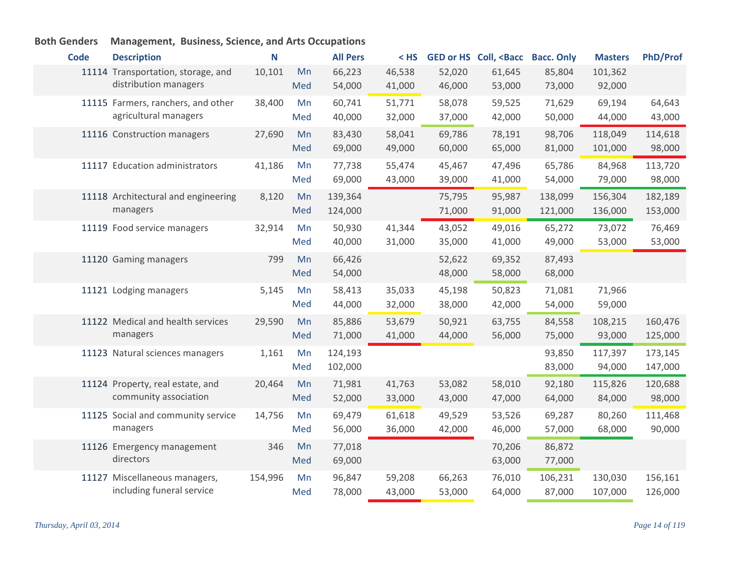**Both Genders** **Management, Business, Science, and Arts Occupations**

| Code | Description | N | | All Pers | < HS | GED or HS | Coll, <Bacc | Bacc. Only | Masters | PhD/Prof |
|---|---|---|---|---|---|---|---|---|---|---|
| 11114 | Transportation, storage, and distribution managers | 10,101 | Mn | 66,223 | 46,538 | 52,020 | 61,645 | 85,804 | 101,362 | |
| | | | Med | 54,000 | 41,000 | 46,000 | 53,000 | 73,000 | 92,000 | |
| 11115 | Farmers, ranchers, and other agricultural managers | 38,400 | Mn | 60,741 | 51,771 | 58,078 | 59,525 | 71,629 | 69,194 | 64,643 |
| | | | Med | 40,000 | 32,000 | 37,000 | 42,000 | 50,000 | 44,000 | 43,000 |
| 11116 | Construction managers | 27,690 | Mn | 83,430 | 58,041 | 69,786 | 78,191 | 98,706 | 118,049 | 114,618 |
| | | | Med | 69,000 | 49,000 | 60,000 | 65,000 | 81,000 | 101,000 | 98,000 |
| 11117 | Education administrators | 41,186 | Mn | 77,738 | 55,474 | 45,467 | 47,496 | 65,786 | 84,968 | 113,720 |
| | | | Med | 69,000 | 43,000 | 39,000 | 41,000 | 54,000 | 79,000 | 98,000 |
| 11118 | Architectural and engineering managers | 8,120 | Mn | 139,364 | | 75,795 | 95,987 | 138,099 | 156,304 | 182,189 |
| | | | Med | 124,000 | | 71,000 | 91,000 | 121,000 | 136,000 | 153,000 |
| 11119 | Food service managers | 32,914 | Mn | 50,930 | 41,344 | 43,052 | 49,016 | 65,272 | 73,072 | 76,469 |
| | | | Med | 40,000 | 31,000 | 35,000 | 41,000 | 49,000 | 53,000 | 53,000 |
| 11120 | Gaming managers | 799 | Mn | 66,426 | | 52,622 | 69,352 | 87,493 | | |
| | | | Med | 54,000 | | 48,000 | 58,000 | 68,000 | | |
| 11121 | Lodging managers | 5,145 | Mn | 58,413 | 35,033 | 45,198 | 50,823 | 71,081 | 71,966 | |
| | | | Med | 44,000 | 32,000 | 38,000 | 42,000 | 54,000 | 59,000 | |
| 11122 | Medical and health services managers | 29,590 | Mn | 85,886 | 53,679 | 50,921 | 63,755 | 84,558 | 108,215 | 160,476 |
| | | | Med | 71,000 | 41,000 | 44,000 | 56,000 | 75,000 | 93,000 | 125,000 |
| 11123 | Natural sciences managers | 1,161 | Mn | 124,193 | | | | 93,850 | 117,397 | 173,145 |
| | | | Med | 102,000 | | | | 83,000 | 94,000 | 147,000 |
| 11124 | Property, real estate, and community association | 20,464 | Mn | 71,981 | 41,763 | 53,082 | 58,010 | 92,180 | 115,826 | 120,688 |
| | | | Med | 52,000 | 33,000 | 43,000 | 47,000 | 64,000 | 84,000 | 98,000 |
| 11125 | Social and community service managers | 14,756 | Mn | 69,479 | 61,618 | 49,529 | 53,526 | 69,287 | 80,260 | 111,468 |
| | | | Med | 56,000 | 36,000 | 42,000 | 46,000 | 57,000 | 68,000 | 90,000 |
| 11126 | Emergency management directors | 346 | Mn | 77,018 | | | 70,206 | 86,872 | | |
| | | | Med | 69,000 | | | 63,000 | 77,000 | | |
| 11127 | Miscellaneous managers, including funeral service | 154,996 | Mn | 96,847 | 59,208 | 66,263 | 76,010 | 106,231 | 130,030 | 156,161 |
| | | | Med | 78,000 | 43,000 | 53,000 | 64,000 | 87,000 | 107,000 | 126,000 |

*Thursday, April 03, 2014*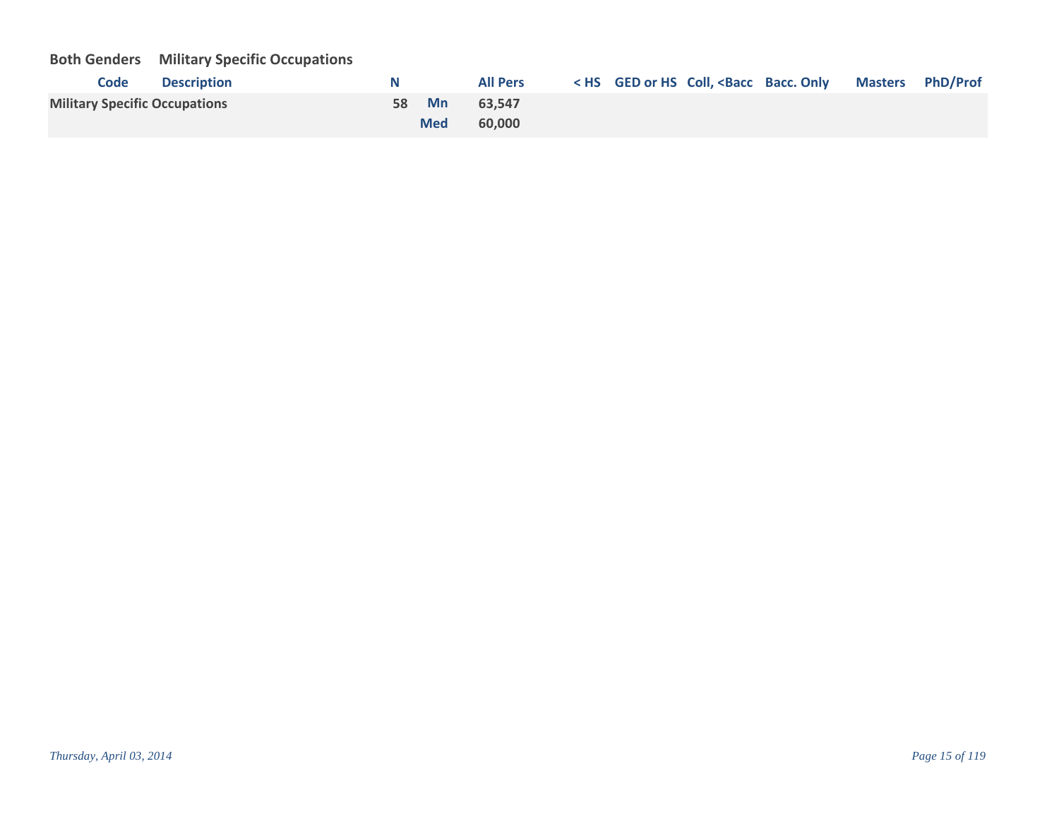**Both Genders** **Military Specific Occupations**

| Code | Description | N | | All Pers | < HS | GED or HS | Coll, <Bacc | Bacc. Only | Masters | PhD/Prof |
|---|---|---|---|---|---|---|---|---|---|---|
| **Military Specific Occupations** | | 58 | Mn | 63,547 | | | | | | |
| | | | Med | 60,000 | | | | | | |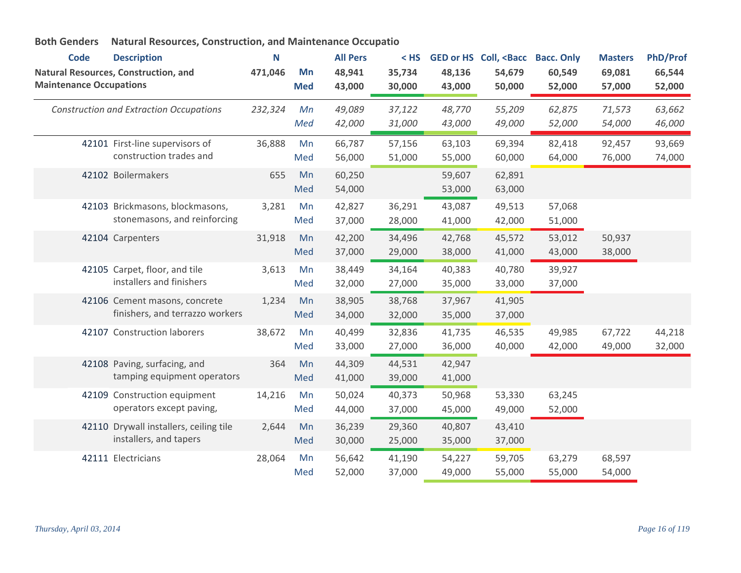**Both Genders   Natural Resources, Construction, and Maintenance Occupatio**

| Code | Description | N | | All Pers | < HS | GED or HS | Coll, <Bacc | Bacc. Only | Masters | PhD/Prof |
|---|---|---|---|---|---|---|---|---|---|---|
| **Natural Resources, Construction, and Maintenance Occupations** | | **471,046** | **Mn** | **48,941** | **35,734** | **48,136** | **54,679** | **60,549** | **69,081** | **66,544** |
| | | | **Med** | **43,000** | **30,000** | **43,000** | **50,000** | **52,000** | **57,000** | **52,000** |
| *Construction and Extraction Occupations* | | *232,324* | *Mn* | *49,089* | *37,122* | *48,770* | *55,209* | *62,875* | *71,573* | *63,662* |
| | | | *Med* | *42,000* | *31,000* | *43,000* | *49,000* | *52,000* | *54,000* | *46,000* |
| 42101 | First-line supervisors of construction trades and | 36,888 | Mn | 66,787 | 57,156 | 63,103 | 69,394 | 82,418 | 92,457 | 93,669 |
| | | | Med | 56,000 | 51,000 | 55,000 | 60,000 | 64,000 | 76,000 | 74,000 |
| 42102 | Boilermakers | 655 | Mn | 60,250 | | 59,607 | 62,891 | | | |
| | | | Med | 54,000 | | 53,000 | 63,000 | | | |
| 42103 | Brickmasons, blockmasons, stonemasons, and reinforcing | 3,281 | Mn | 42,827 | 36,291 | 43,087 | 49,513 | 57,068 | | |
| | | | Med | 37,000 | 28,000 | 41,000 | 42,000 | 51,000 | | |
| 42104 | Carpenters | 31,918 | Mn | 42,200 | 34,496 | 42,768 | 45,572 | 53,012 | 50,937 | |
| | | | Med | 37,000 | 29,000 | 38,000 | 41,000 | 43,000 | 38,000 | |
| 42105 | Carpet, floor, and tile installers and finishers | 3,613 | Mn | 38,449 | 34,164 | 40,383 | 40,780 | 39,927 | | |
| | | | Med | 32,000 | 27,000 | 35,000 | 33,000 | 37,000 | | |
| 42106 | Cement masons, concrete finishers, and terrazzo workers | 1,234 | Mn | 38,905 | 38,768 | 37,967 | 41,905 | | | |
| | | | Med | 34,000 | 32,000 | 35,000 | 37,000 | | | |
| 42107 | Construction laborers | 38,672 | Mn | 40,499 | 32,836 | 41,735 | 46,535 | 49,985 | 67,722 | 44,218 |
| | | | Med | 33,000 | 27,000 | 36,000 | 40,000 | 42,000 | 49,000 | 32,000 |
| 42108 | Paving, surfacing, and tamping equipment operators | 364 | Mn | 44,309 | 44,531 | 42,947 | | | | |
| | | | Med | 41,000 | 39,000 | 41,000 | | | | |
| 42109 | Construction equipment operators except paving, | 14,216 | Mn | 50,024 | 40,373 | 50,968 | 53,330 | 63,245 | | |
| | | | Med | 44,000 | 37,000 | 45,000 | 49,000 | 52,000 | | |
| 42110 | Drywall installers, ceiling tile installers, and tapers | 2,644 | Mn | 36,239 | 29,360 | 40,807 | 43,410 | | | |
| | | | Med | 30,000 | 25,000 | 35,000 | 37,000 | | | |
| 42111 | Electricians | 28,064 | Mn | 56,642 | 41,190 | 54,227 | 59,705 | 63,279 | 68,597 | |
| | | | Med | 52,000 | 37,000 | 49,000 | 55,000 | 55,000 | 54,000 | |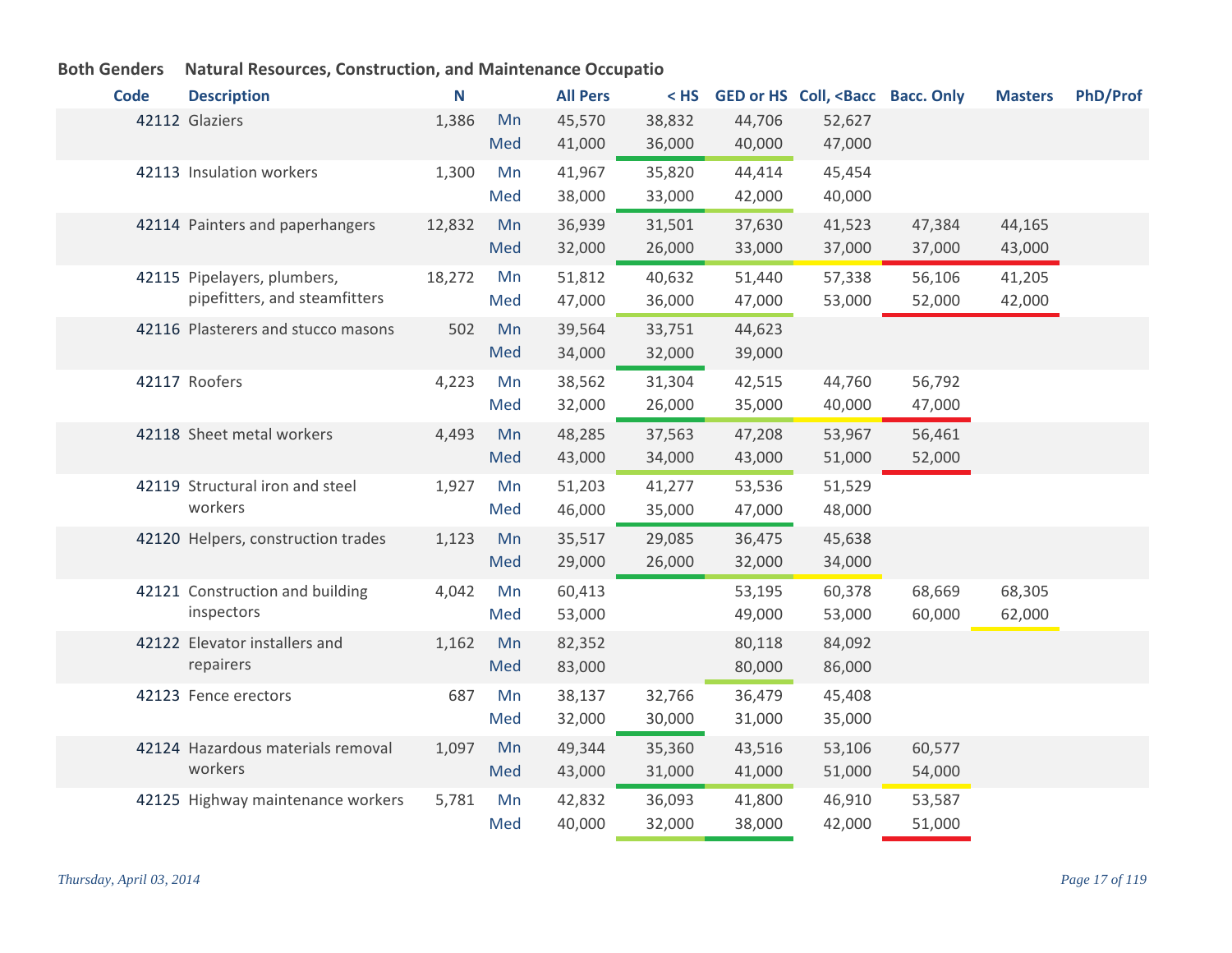**Both Genders** **Natural Resources, Construction, and Maintenance Occupatio**

| Code | Description | N | | All Pers | < HS | GED or HS | Coll, <Bacc | Bacc. Only | Masters | PhD/Prof |
|---|---|---|---|---|---|---|---|---|---|---|
| 42112 | Glaziers | 1,386 | Mn | 45,570 | 38,832 | 44,706 | 52,627 | | | |
| | | | Med | 41,000 | 36,000 | 40,000 | 47,000 | | | |
| 42113 | Insulation workers | 1,300 | Mn | 41,967 | 35,820 | 44,414 | 45,454 | | | |
| | | | Med | 38,000 | 33,000 | 42,000 | 40,000 | | | |
| 42114 | Painters and paperhangers | 12,832 | Mn | 36,939 | 31,501 | 37,630 | 41,523 | 47,384 | 44,165 | |
| | | | Med | 32,000 | 26,000 | 33,000 | 37,000 | 37,000 | 43,000 | |
| 42115 | Pipelayers, plumbers, pipefitters, and steamfitters | 18,272 | Mn | 51,812 | 40,632 | 51,440 | 57,338 | 56,106 | 41,205 | |
| | | | Med | 47,000 | 36,000 | 47,000 | 53,000 | 52,000 | 42,000 | |
| 42116 | Plasterers and stucco masons | 502 | Mn | 39,564 | 33,751 | 44,623 | | | | |
| | | | Med | 34,000 | 32,000 | 39,000 | | | | |
| 42117 | Roofers | 4,223 | Mn | 38,562 | 31,304 | 42,515 | 44,760 | 56,792 | | |
| | | | Med | 32,000 | 26,000 | 35,000 | 40,000 | 47,000 | | |
| 42118 | Sheet metal workers | 4,493 | Mn | 48,285 | 37,563 | 47,208 | 53,967 | 56,461 | | |
| | | | Med | 43,000 | 34,000 | 43,000 | 51,000 | 52,000 | | |
| 42119 | Structural iron and steel workers | 1,927 | Mn | 51,203 | 41,277 | 53,536 | 51,529 | | | |
| | | | Med | 46,000 | 35,000 | 47,000 | 48,000 | | | |
| 42120 | Helpers, construction trades | 1,123 | Mn | 35,517 | 29,085 | 36,475 | 45,638 | | | |
| | | | Med | 29,000 | 26,000 | 32,000 | 34,000 | | | |
| 42121 | Construction and building inspectors | 4,042 | Mn | 60,413 | | 53,195 | 60,378 | 68,669 | 68,305 | |
| | | | Med | 53,000 | | 49,000 | 53,000 | 60,000 | 62,000 | |
| 42122 | Elevator installers and repairers | 1,162 | Mn | 82,352 | | 80,118 | 84,092 | | | |
| | | | Med | 83,000 | | 80,000 | 86,000 | | | |
| 42123 | Fence erectors | 687 | Mn | 38,137 | 32,766 | 36,479 | 45,408 | | | |
| | | | Med | 32,000 | 30,000 | 31,000 | 35,000 | | | |
| 42124 | Hazardous materials removal workers | 1,097 | Mn | 49,344 | 35,360 | 43,516 | 53,106 | 60,577 | | |
| | | | Med | 43,000 | 31,000 | 41,000 | 51,000 | 54,000 | | |
| 42125 | Highway maintenance workers | 5,781 | Mn | 42,832 | 36,093 | 41,800 | 46,910 | 53,587 | | |
| | | | Med | 40,000 | 32,000 | 38,000 | 42,000 | 51,000 | | |

*Thursday, April 03, 2014*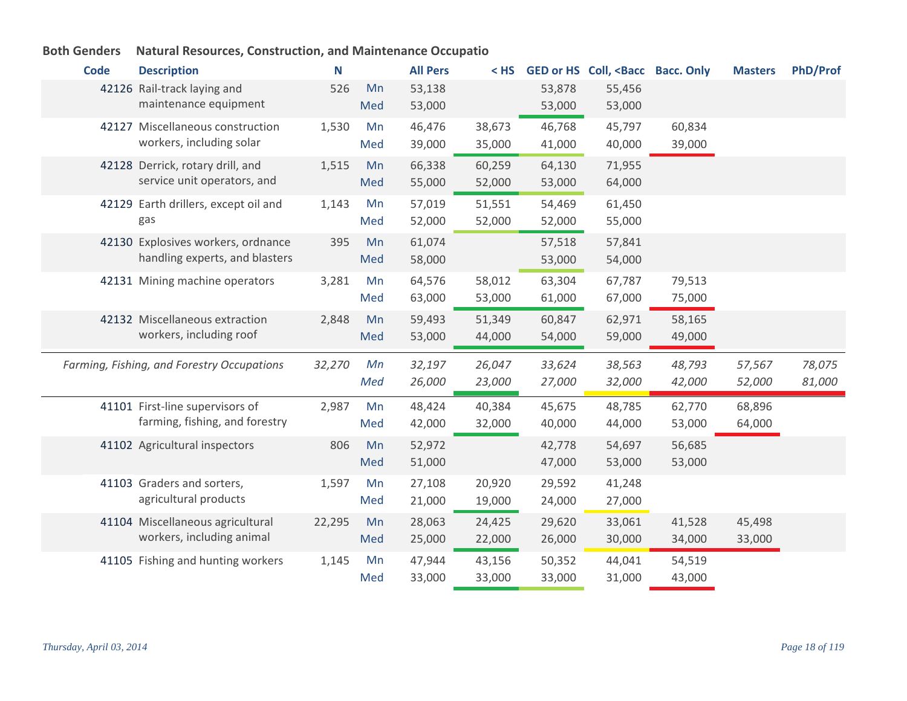**Both Genders** **Natural Resources, Construction, and Maintenance Occupatio**

| Code | Description | N | | All Pers | < HS | GED or HS | Coll, <Bacc | Bacc. Only | Masters | PhD/Prof |
|---|---|---|---|---|---|---|---|---|---|---|
| 42126 | Rail-track laying and maintenance equipment | 526 | Mn | 53,138 | | 53,878 | 55,456 | | | |
| | | | Med | 53,000 | | 53,000 | 53,000 | | | |
| 42127 | Miscellaneous construction workers, including solar | 1,530 | Mn | 46,476 | 38,673 | 46,768 | 45,797 | 60,834 | | |
| | | | Med | 39,000 | 35,000 | 41,000 | 40,000 | 39,000 | | |
| 42128 | Derrick, rotary drill, and service unit operators, and | 1,515 | Mn | 66,338 | 60,259 | 64,130 | 71,955 | | | |
| | | | Med | 55,000 | 52,000 | 53,000 | 64,000 | | | |
| 42129 | Earth drillers, except oil and gas | 1,143 | Mn | 57,019 | 51,551 | 54,469 | 61,450 | | | |
| | | | Med | 52,000 | 52,000 | 52,000 | 55,000 | | | |
| 42130 | Explosives workers, ordnance handling experts, and blasters | 395 | Mn | 61,074 | | 57,518 | 57,841 | | | |
| | | | Med | 58,000 | | 53,000 | 54,000 | | | |
| 42131 | Mining machine operators | 3,281 | Mn | 64,576 | 58,012 | 63,304 | 67,787 | 79,513 | | |
| | | | Med | 63,000 | 53,000 | 61,000 | 67,000 | 75,000 | | |
| 42132 | Miscellaneous extraction workers, including roof | 2,848 | Mn | 59,493 | 51,349 | 60,847 | 62,971 | 58,165 | | |
| | | | Med | 53,000 | 44,000 | 54,000 | 59,000 | 49,000 | | |
| | *Farming, Fishing, and Forestry Occupations* | *32,270* | *Mn* | *32,197* | *26,047* | *33,624* | *38,563* | *48,793* | *57,567* | *78,075* |
| | | | *Med* | *26,000* | *23,000* | *27,000* | *32,000* | *42,000* | *52,000* | *81,000* |
| 41101 | First-line supervisors of farming, fishing, and forestry | 2,987 | Mn | 48,424 | 40,384 | 45,675 | 48,785 | 62,770 | 68,896 | |
| | | | Med | 42,000 | 32,000 | 40,000 | 44,000 | 53,000 | 64,000 | |
| 41102 | Agricultural inspectors | 806 | Mn | 52,972 | | 42,778 | 54,697 | 56,685 | | |
| | | | Med | 51,000 | | 47,000 | 53,000 | 53,000 | | |
| 41103 | Graders and sorters, agricultural products | 1,597 | Mn | 27,108 | 20,920 | 29,592 | 41,248 | | | |
| | | | Med | 21,000 | 19,000 | 24,000 | 27,000 | | | |
| 41104 | Miscellaneous agricultural workers, including animal | 22,295 | Mn | 28,063 | 24,425 | 29,620 | 33,061 | 41,528 | 45,498 | |
| | | | Med | 25,000 | 22,000 | 26,000 | 30,000 | 34,000 | 33,000 | |
| 41105 | Fishing and hunting workers | 1,145 | Mn | 47,944 | 43,156 | 50,352 | 44,041 | 54,519 | | |
| | | | Med | 33,000 | 33,000 | 33,000 | 31,000 | 43,000 | | |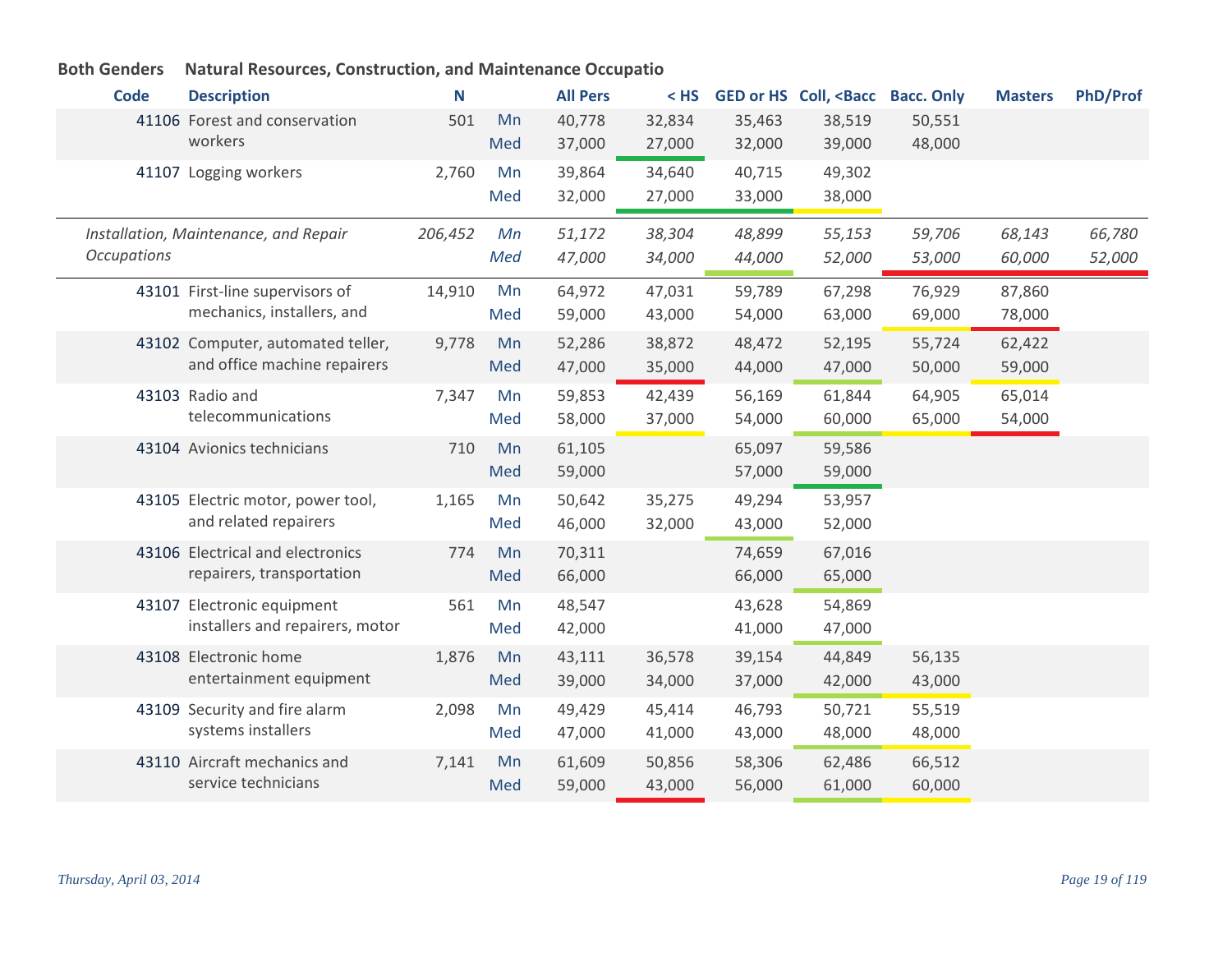**Both Genders    Natural Resources, Construction, and Maintenance Occupatio**

| Code | Description | N | | All Pers | < HS | GED or HS | Coll, <Bacc | Bacc. Only | Masters | PhD/Prof |
|---|---|---|---|---|---|---|---|---|---|---|
| 41106 | Forest and conservation workers | 501 | Mn | 40,778 | 32,834 | 35,463 | 38,519 | 50,551 | | |
| | | | Med | 37,000 | 27,000 | 32,000 | 39,000 | 48,000 | | |
| 41107 | Logging workers | 2,760 | Mn | 39,864 | 34,640 | 40,715 | 49,302 | | | |
| | | | Med | 32,000 | 27,000 | 33,000 | 38,000 | | | |
| | *Installation, Maintenance, and Repair Occupations* | *206,452* | *Mn* | *51,172* | *38,304* | *48,899* | *55,153* | *59,706* | *68,143* | *66,780* |
| | | | *Med* | *47,000* | *34,000* | *44,000* | *52,000* | *53,000* | *60,000* | *52,000* |
| 43101 | First-line supervisors of mechanics, installers, and | 14,910 | Mn | 64,972 | 47,031 | 59,789 | 67,298 | 76,929 | 87,860 | |
| | | | Med | 59,000 | 43,000 | 54,000 | 63,000 | 69,000 | 78,000 | |
| 43102 | Computer, automated teller, and office machine repairers | 9,778 | Mn | 52,286 | 38,872 | 48,472 | 52,195 | 55,724 | 62,422 | |
| | | | Med | 47,000 | 35,000 | 44,000 | 47,000 | 50,000 | 59,000 | |
| 43103 | Radio and telecommunications | 7,347 | Mn | 59,853 | 42,439 | 56,169 | 61,844 | 64,905 | 65,014 | |
| | | | Med | 58,000 | 37,000 | 54,000 | 60,000 | 65,000 | 54,000 | |
| 43104 | Avionics technicians | 710 | Mn | 61,105 | | 65,097 | 59,586 | | | |
| | | | Med | 59,000 | | 57,000 | 59,000 | | | |
| 43105 | Electric motor, power tool, and related repairers | 1,165 | Mn | 50,642 | 35,275 | 49,294 | 53,957 | | | |
| | | | Med | 46,000 | 32,000 | 43,000 | 52,000 | | | |
| 43106 | Electrical and electronics repairers, transportation | 774 | Mn | 70,311 | | 74,659 | 67,016 | | | |
| | | | Med | 66,000 | | 66,000 | 65,000 | | | |
| 43107 | Electronic equipment installers and repairers, motor | 561 | Mn | 48,547 | | 43,628 | 54,869 | | | |
| | | | Med | 42,000 | | 41,000 | 47,000 | | | |
| 43108 | Electronic home entertainment equipment | 1,876 | Mn | 43,111 | 36,578 | 39,154 | 44,849 | 56,135 | | |
| | | | Med | 39,000 | 34,000 | 37,000 | 42,000 | 43,000 | | |
| 43109 | Security and fire alarm systems installers | 2,098 | Mn | 49,429 | 45,414 | 46,793 | 50,721 | 55,519 | | |
| | | | Med | 47,000 | 41,000 | 43,000 | 48,000 | 48,000 | | |
| 43110 | Aircraft mechanics and service technicians | 7,141 | Mn | 61,609 | 50,856 | 58,306 | 62,486 | 66,512 | | |
| | | | Med | 59,000 | 43,000 | 56,000 | 61,000 | 60,000 | | |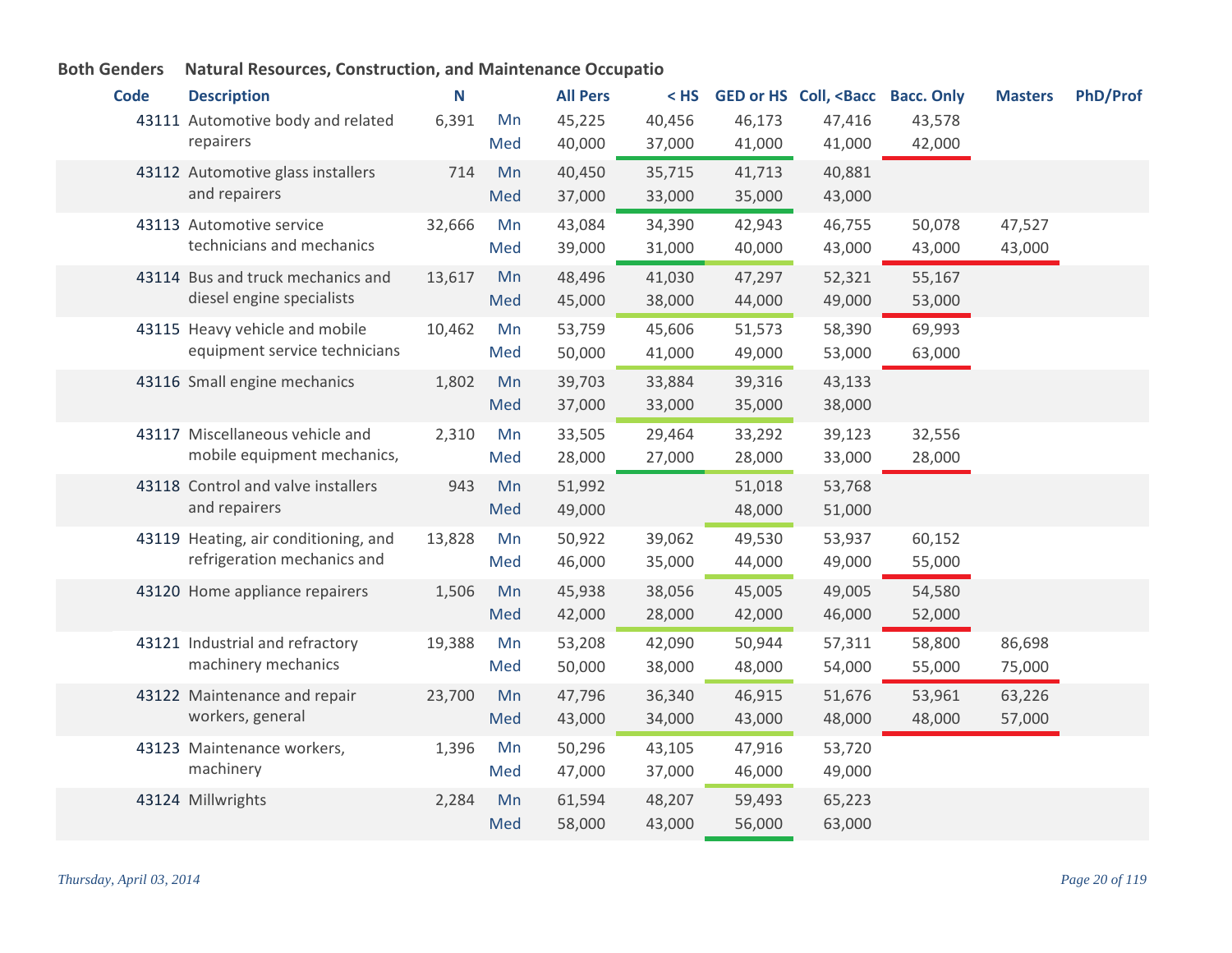**Both Genders** **Natural Resources, Construction, and Maintenance Occupatio**

| Code | Description | N | | All Pers | < HS | GED or HS | Coll, <Bacc | Bacc. Only | Masters | PhD/Prof |
|---|---|---|---|---|---|---|---|---|---|---|
| 43111 | Automotive body and related repairers | 6,391 | Mn | 45,225 | 40,456 | 46,173 | 47,416 | 43,578 | | |
| | | | Med | 40,000 | 37,000 | 41,000 | 41,000 | 42,000 | | |
| 43112 | Automotive glass installers and repairers | 714 | Mn | 40,450 | 35,715 | 41,713 | 40,881 | | | |
| | | | Med | 37,000 | 33,000 | 35,000 | 43,000 | | | |
| 43113 | Automotive service technicians and mechanics | 32,666 | Mn | 43,084 | 34,390 | 42,943 | 46,755 | 50,078 | 47,527 | |
| | | | Med | 39,000 | 31,000 | 40,000 | 43,000 | 43,000 | 43,000 | |
| 43114 | Bus and truck mechanics and diesel engine specialists | 13,617 | Mn | 48,496 | 41,030 | 47,297 | 52,321 | 55,167 | | |
| | | | Med | 45,000 | 38,000 | 44,000 | 49,000 | 53,000 | | |
| 43115 | Heavy vehicle and mobile equipment service technicians | 10,462 | Mn | 53,759 | 45,606 | 51,573 | 58,390 | 69,993 | | |
| | | | Med | 50,000 | 41,000 | 49,000 | 53,000 | 63,000 | | |
| 43116 | Small engine mechanics | 1,802 | Mn | 39,703 | 33,884 | 39,316 | 43,133 | | | |
| | | | Med | 37,000 | 33,000 | 35,000 | 38,000 | | | |
| 43117 | Miscellaneous vehicle and mobile equipment mechanics, | 2,310 | Mn | 33,505 | 29,464 | 33,292 | 39,123 | 32,556 | | |
| | | | Med | 28,000 | 27,000 | 28,000 | 33,000 | 28,000 | | |
| 43118 | Control and valve installers and repairers | 943 | Mn | 51,992 | | 51,018 | 53,768 | | | |
| | | | Med | 49,000 | | 48,000 | 51,000 | | | |
| 43119 | Heating, air conditioning, and refrigeration mechanics and | 13,828 | Mn | 50,922 | 39,062 | 49,530 | 53,937 | 60,152 | | |
| | | | Med | 46,000 | 35,000 | 44,000 | 49,000 | 55,000 | | |
| 43120 | Home appliance repairers | 1,506 | Mn | 45,938 | 38,056 | 45,005 | 49,005 | 54,580 | | |
| | | | Med | 42,000 | 28,000 | 42,000 | 46,000 | 52,000 | | |
| 43121 | Industrial and refractory machinery mechanics | 19,388 | Mn | 53,208 | 42,090 | 50,944 | 57,311 | 58,800 | 86,698 | |
| | | | Med | 50,000 | 38,000 | 48,000 | 54,000 | 55,000 | 75,000 | |
| 43122 | Maintenance and repair workers, general | 23,700 | Mn | 47,796 | 36,340 | 46,915 | 51,676 | 53,961 | 63,226 | |
| | | | Med | 43,000 | 34,000 | 43,000 | 48,000 | 48,000 | 57,000 | |
| 43123 | Maintenance workers, machinery | 1,396 | Mn | 50,296 | 43,105 | 47,916 | 53,720 | | | |
| | | | Med | 47,000 | 37,000 | 46,000 | 49,000 | | | |
| 43124 | Millwrights | 2,284 | Mn | 61,594 | 48,207 | 59,493 | 65,223 | | | |
| | | | Med | 58,000 | 43,000 | 56,000 | 63,000 | | | |

*Thursday, April 03, 2014*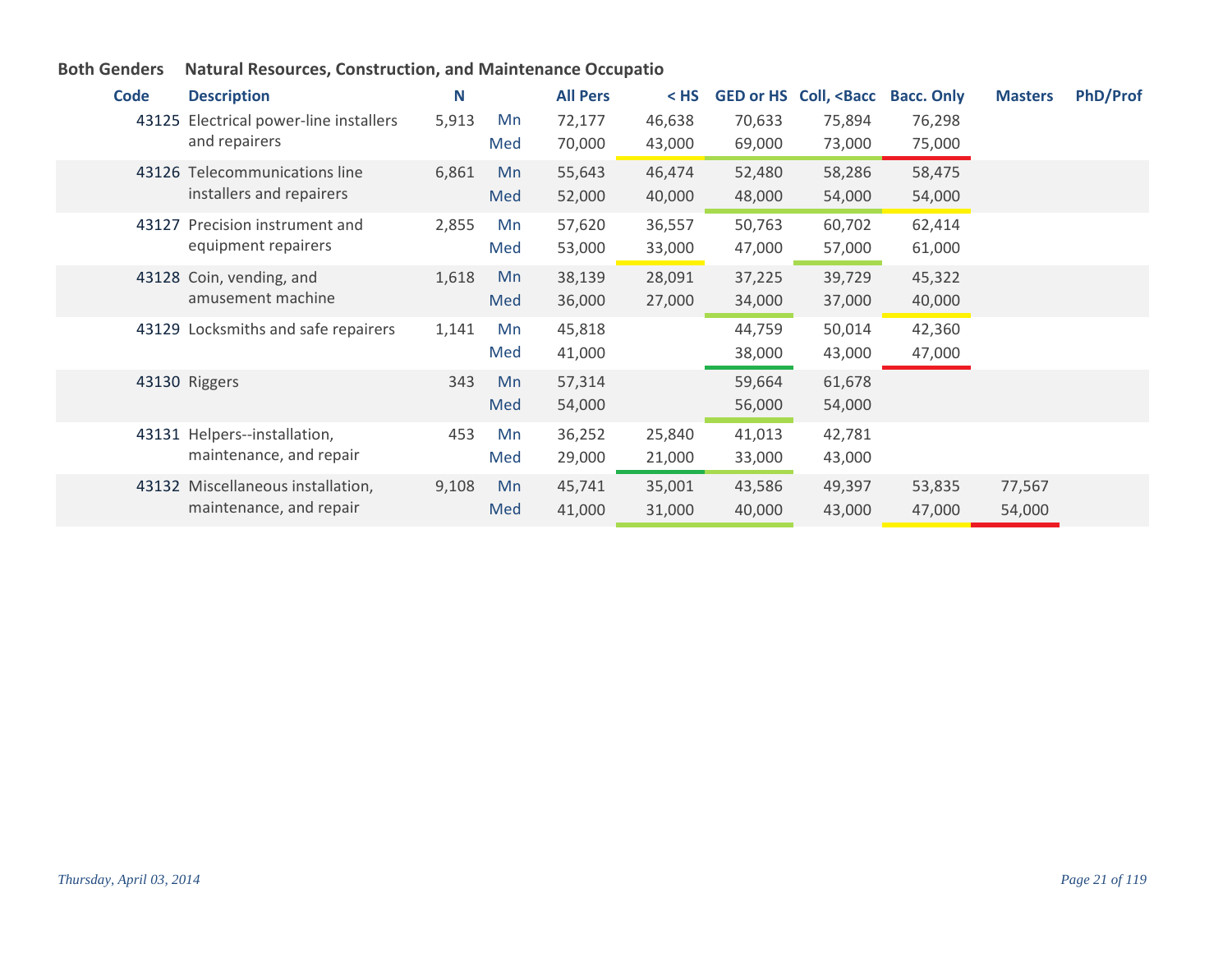**Both Genders** **Natural Resources, Construction, and Maintenance Occupatio**

| Code | Description | N | | All Pers | < HS | GED or HS | Coll, <Bacc | Bacc. Only | Masters | PhD/Prof |
|---|---|---|---|---|---|---|---|---|---|---|
| 43125 | Electrical power-line installers and repairers | 5,913 | Mn | 72,177 | 46,638 | 70,633 | 75,894 | 76,298 | | |
| | | | Med | 70,000 | 43,000 | 69,000 | 73,000 | 75,000 | | |
| 43126 | Telecommunications line installers and repairers | 6,861 | Mn | 55,643 | 46,474 | 52,480 | 58,286 | 58,475 | | |
| | | | Med | 52,000 | 40,000 | 48,000 | 54,000 | 54,000 | | |
| 43127 | Precision instrument and equipment repairers | 2,855 | Mn | 57,620 | 36,557 | 50,763 | 60,702 | 62,414 | | |
| | | | Med | 53,000 | 33,000 | 47,000 | 57,000 | 61,000 | | |
| 43128 | Coin, vending, and amusement machine | 1,618 | Mn | 38,139 | 28,091 | 37,225 | 39,729 | 45,322 | | |
| | | | Med | 36,000 | 27,000 | 34,000 | 37,000 | 40,000 | | |
| 43129 | Locksmiths and safe repairers | 1,141 | Mn | 45,818 | | 44,759 | 50,014 | 42,360 | | |
| | | | Med | 41,000 | | 38,000 | 43,000 | 47,000 | | |
| 43130 | Riggers | 343 | Mn | 57,314 | | 59,664 | 61,678 | | | |
| | | | Med | 54,000 | | 56,000 | 54,000 | | | |
| 43131 | Helpers--installation, maintenance, and repair | 453 | Mn | 36,252 | 25,840 | 41,013 | 42,781 | | | |
| | | | Med | 29,000 | 21,000 | 33,000 | 43,000 | | | |
| 43132 | Miscellaneous installation, maintenance, and repair | 9,108 | Mn | 45,741 | 35,001 | 43,586 | 49,397 | 53,835 | 77,567 | |
| | | | Med | 41,000 | 31,000 | 40,000 | 43,000 | 47,000 | 54,000 | |

*Thursday, April 03, 2014*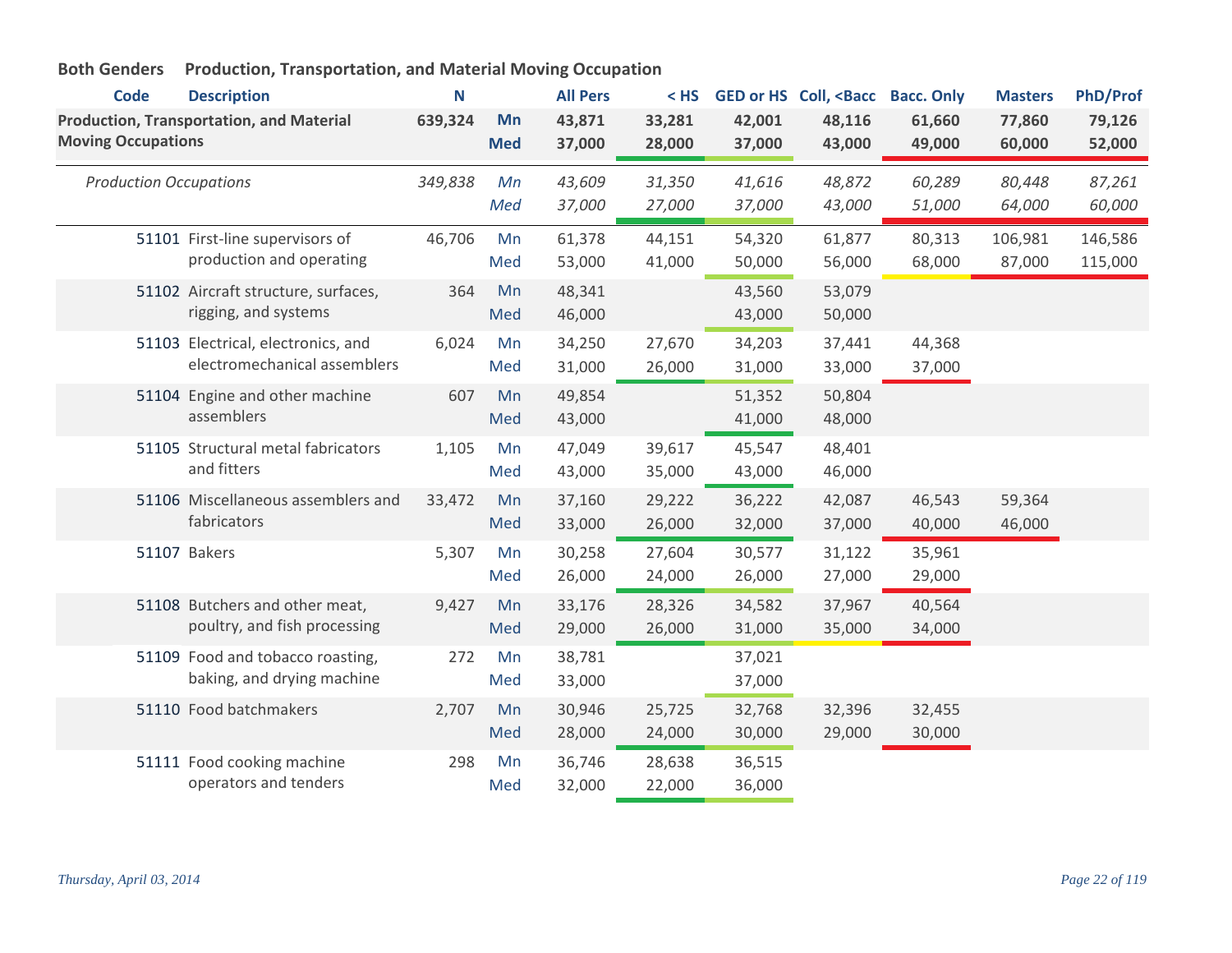**Both Genders Production, Transportation, and Material Moving Occupation**

| Code | Description | N | | All Pers | < HS | GED or HS | Coll, <Bacc | Bacc. Only | Masters | PhD/Prof |
|---|---|---|---|---|---|---|---|---|---|---|
| **Production, Transportation, and Material Moving Occupations** | | **639,324** | **Mn** | **43,871** | **33,281** | **42,001** | **48,116** | **61,660** | **77,860** | **79,126** |
| | | | **Med** | **37,000** | **28,000** | **37,000** | **43,000** | **49,000** | **60,000** | **52,000** |
| *Production Occupations* | | *349,838* | *Mn* | *43,609* | *31,350* | *41,616* | *48,872* | *60,289* | *80,448* | *87,261* |
| | | | *Med* | *37,000* | *27,000* | *37,000* | *43,000* | *51,000* | *64,000* | *60,000* |
| 51101 | First-line supervisors of production and operating | 46,706 | Mn | 61,378 | 44,151 | 54,320 | 61,877 | 80,313 | 106,981 | 146,586 |
| | | | Med | 53,000 | 41,000 | 50,000 | 56,000 | 68,000 | 87,000 | 115,000 |
| 51102 | Aircraft structure, surfaces, rigging, and systems | 364 | Mn | 48,341 | | 43,560 | 53,079 | | | |
| | | | Med | 46,000 | | 43,000 | 50,000 | | | |
| 51103 | Electrical, electronics, and electromechanical assemblers | 6,024 | Mn | 34,250 | 27,670 | 34,203 | 37,441 | 44,368 | | |
| | | | Med | 31,000 | 26,000 | 31,000 | 33,000 | 37,000 | | |
| 51104 | Engine and other machine assemblers | 607 | Mn | 49,854 | | 51,352 | 50,804 | | | |
| | | | Med | 43,000 | | 41,000 | 48,000 | | | |
| 51105 | Structural metal fabricators and fitters | 1,105 | Mn | 47,049 | 39,617 | 45,547 | 48,401 | | | |
| | | | Med | 43,000 | 35,000 | 43,000 | 46,000 | | | |
| 51106 | Miscellaneous assemblers and fabricators | 33,472 | Mn | 37,160 | 29,222 | 36,222 | 42,087 | 46,543 | 59,364 | |
| | | | Med | 33,000 | 26,000 | 32,000 | 37,000 | 40,000 | 46,000 | |
| 51107 | Bakers | 5,307 | Mn | 30,258 | 27,604 | 30,577 | 31,122 | 35,961 | | |
| | | | Med | 26,000 | 24,000 | 26,000 | 27,000 | 29,000 | | |
| 51108 | Butchers and other meat, poultry, and fish processing | 9,427 | Mn | 33,176 | 28,326 | 34,582 | 37,967 | 40,564 | | |
| | | | Med | 29,000 | 26,000 | 31,000 | 35,000 | 34,000 | | |
| 51109 | Food and tobacco roasting, baking, and drying machine | 272 | Mn | 38,781 | | 37,021 | | | | |
| | | | Med | 33,000 | | 37,000 | | | | |
| 51110 | Food batchmakers | 2,707 | Mn | 30,946 | 25,725 | 32,768 | 32,396 | 32,455 | | |
| | | | Med | 28,000 | 24,000 | 30,000 | 29,000 | 30,000 | | |
| 51111 | Food cooking machine operators and tenders | 298 | Mn | 36,746 | 28,638 | 36,515 | | | | |
| | | | Med | 32,000 | 22,000 | 36,000 | | | | |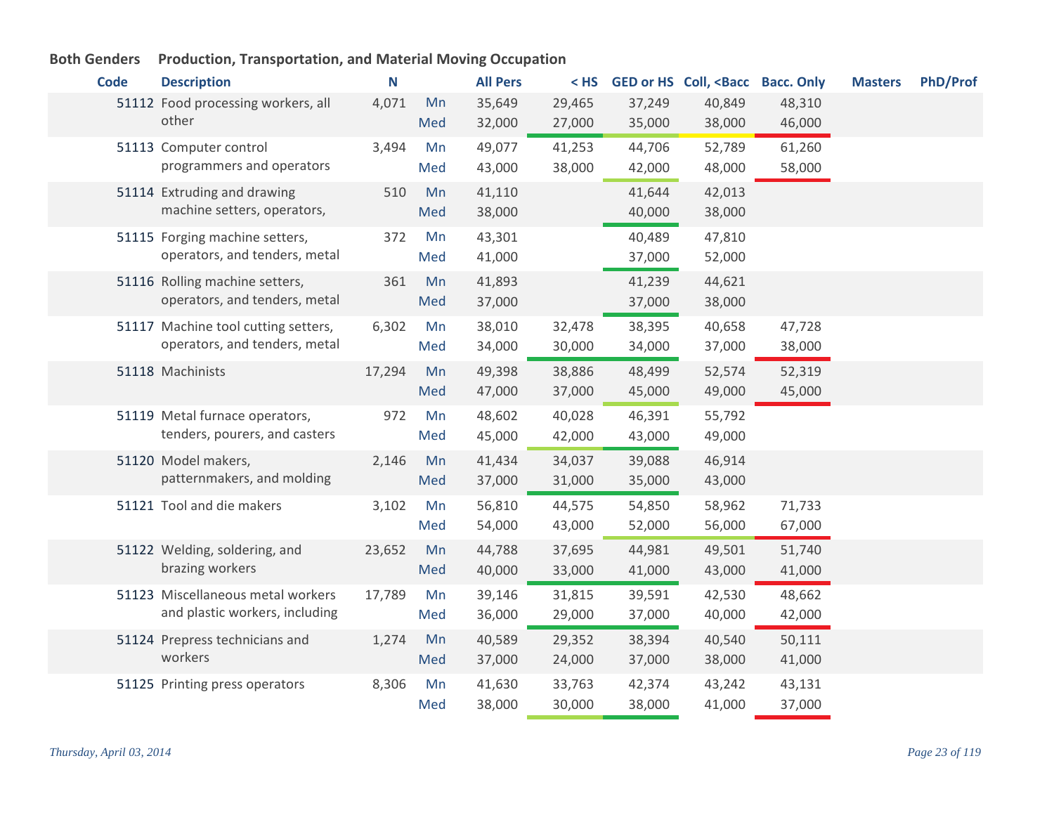**Both Genders** **Production, Transportation, and Material Moving Occupation**

| Code | Description | N | | All Pers | < HS | GED or HS | Coll, <Bacc | Bacc. Only | Masters | PhD/Prof |
|---|---|---|---|---|---|---|---|---|---|---|
| 51112 | Food processing workers, all other | 4,071 | Mn | 35,649 | 29,465 | 37,249 | 40,849 | 48,310 | | |
| | | | Med | 32,000 | 27,000 | 35,000 | 38,000 | 46,000 | | |
| 51113 | Computer control programmers and operators | 3,494 | Mn | 49,077 | 41,253 | 44,706 | 52,789 | 61,260 | | |
| | | | Med | 43,000 | 38,000 | 42,000 | 48,000 | 58,000 | | |
| 51114 | Extruding and drawing machine setters, operators, | 510 | Mn | 41,110 | | 41,644 | 42,013 | | | |
| | | | Med | 38,000 | | 40,000 | 38,000 | | | |
| 51115 | Forging machine setters, operators, and tenders, metal | 372 | Mn | 43,301 | | 40,489 | 47,810 | | | |
| | | | Med | 41,000 | | 37,000 | 52,000 | | | |
| 51116 | Rolling machine setters, operators, and tenders, metal | 361 | Mn | 41,893 | | 41,239 | 44,621 | | | |
| | | | Med | 37,000 | | 37,000 | 38,000 | | | |
| 51117 | Machine tool cutting setters, operators, and tenders, metal | 6,302 | Mn | 38,010 | 32,478 | 38,395 | 40,658 | 47,728 | | |
| | | | Med | 34,000 | 30,000 | 34,000 | 37,000 | 38,000 | | |
| 51118 | Machinists | 17,294 | Mn | 49,398 | 38,886 | 48,499 | 52,574 | 52,319 | | |
| | | | Med | 47,000 | 37,000 | 45,000 | 49,000 | 45,000 | | |
| 51119 | Metal furnace operators, tenders, pourers, and casters | 972 | Mn | 48,602 | 40,028 | 46,391 | 55,792 | | | |
| | | | Med | 45,000 | 42,000 | 43,000 | 49,000 | | | |
| 51120 | Model makers, patternmakers, and molding | 2,146 | Mn | 41,434 | 34,037 | 39,088 | 46,914 | | | |
| | | | Med | 37,000 | 31,000 | 35,000 | 43,000 | | | |
| 51121 | Tool and die makers | 3,102 | Mn | 56,810 | 44,575 | 54,850 | 58,962 | 71,733 | | |
| | | | Med | 54,000 | 43,000 | 52,000 | 56,000 | 67,000 | | |
| 51122 | Welding, soldering, and brazing workers | 23,652 | Mn | 44,788 | 37,695 | 44,981 | 49,501 | 51,740 | | |
| | | | Med | 40,000 | 33,000 | 41,000 | 43,000 | 41,000 | | |
| 51123 | Miscellaneous metal workers and plastic workers, including | 17,789 | Mn | 39,146 | 31,815 | 39,591 | 42,530 | 48,662 | | |
| | | | Med | 36,000 | 29,000 | 37,000 | 40,000 | 42,000 | | |
| 51124 | Prepress technicians and workers | 1,274 | Mn | 40,589 | 29,352 | 38,394 | 40,540 | 50,111 | | |
| | | | Med | 37,000 | 24,000 | 37,000 | 38,000 | 41,000 | | |
| 51125 | Printing press operators | 8,306 | Mn | 41,630 | 33,763 | 42,374 | 43,242 | 43,131 | | |
| | | | Med | 38,000 | 30,000 | 38,000 | 41,000 | 37,000 | | |

*Thursday, April 03, 2014*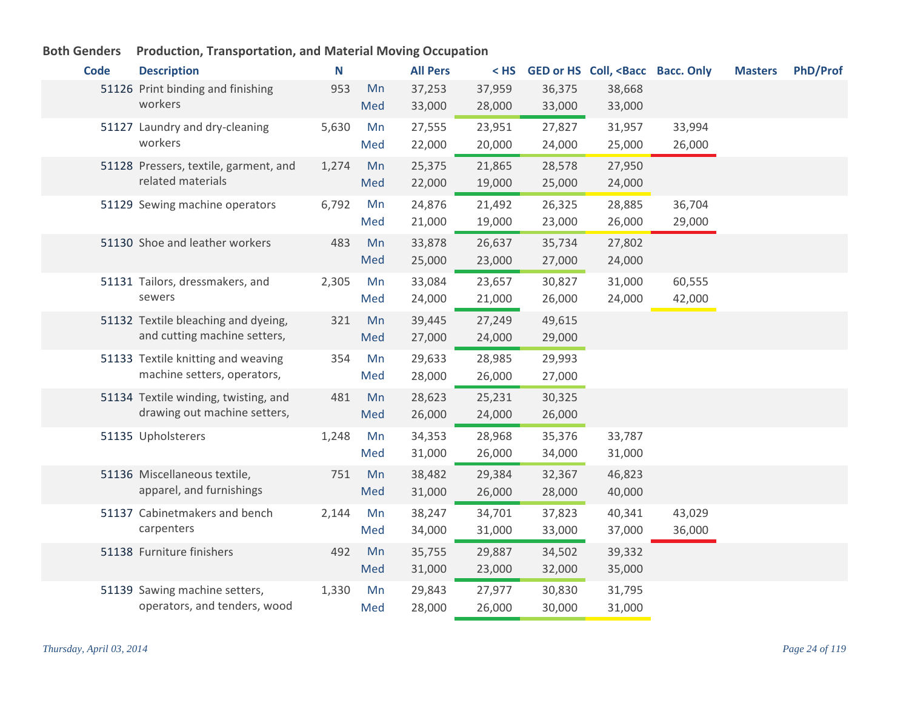**Both Genders** **Production, Transportation, and Material Moving Occupation**

| Code | Description | N | | All Pers | < HS | GED or HS | Coll, <Bacc | Bacc. Only | Masters | PhD/Prof |
|---|---|---|---|---|---|---|---|---|---|---|
| 51126 | Print binding and finishing workers | 953 | Mn | 37,253 | 37,959 | 36,375 | 38,668 | | | |
| | | | Med | 33,000 | 28,000 | 33,000 | 33,000 | | | |
| 51127 | Laundry and dry-cleaning workers | 5,630 | Mn | 27,555 | 23,951 | 27,827 | 31,957 | 33,994 | | |
| | | | Med | 22,000 | 20,000 | 24,000 | 25,000 | 26,000 | | |
| 51128 | Pressers, textile, garment, and related materials | 1,274 | Mn | 25,375 | 21,865 | 28,578 | 27,950 | | | |
| | | | Med | 22,000 | 19,000 | 25,000 | 24,000 | | | |
| 51129 | Sewing machine operators | 6,792 | Mn | 24,876 | 21,492 | 26,325 | 28,885 | 36,704 | | |
| | | | Med | 21,000 | 19,000 | 23,000 | 26,000 | 29,000 | | |
| 51130 | Shoe and leather workers | 483 | Mn | 33,878 | 26,637 | 35,734 | 27,802 | | | |
| | | | Med | 25,000 | 23,000 | 27,000 | 24,000 | | | |
| 51131 | Tailors, dressmakers, and sewers | 2,305 | Mn | 33,084 | 23,657 | 30,827 | 31,000 | 60,555 | | |
| | | | Med | 24,000 | 21,000 | 26,000 | 24,000 | 42,000 | | |
| 51132 | Textile bleaching and dyeing, and cutting machine setters, | 321 | Mn | 39,445 | 27,249 | 49,615 | | | | |
| | | | Med | 27,000 | 24,000 | 29,000 | | | | |
| 51133 | Textile knitting and weaving machine setters, operators, | 354 | Mn | 29,633 | 28,985 | 29,993 | | | | |
| | | | Med | 28,000 | 26,000 | 27,000 | | | | |
| 51134 | Textile winding, twisting, and drawing out machine setters, | 481 | Mn | 28,623 | 25,231 | 30,325 | | | | |
| | | | Med | 26,000 | 24,000 | 26,000 | | | | |
| 51135 | Upholsterers | 1,248 | Mn | 34,353 | 28,968 | 35,376 | 33,787 | | | |
| | | | Med | 31,000 | 26,000 | 34,000 | 31,000 | | | |
| 51136 | Miscellaneous textile, apparel, and furnishings | 751 | Mn | 38,482 | 29,384 | 32,367 | 46,823 | | | |
| | | | Med | 31,000 | 26,000 | 28,000 | 40,000 | | | |
| 51137 | Cabinetmakers and bench carpenters | 2,144 | Mn | 38,247 | 34,701 | 37,823 | 40,341 | 43,029 | | |
| | | | Med | 34,000 | 31,000 | 33,000 | 37,000 | 36,000 | | |
| 51138 | Furniture finishers | 492 | Mn | 35,755 | 29,887 | 34,502 | 39,332 | | | |
| | | | Med | 31,000 | 23,000 | 32,000 | 35,000 | | | |
| 51139 | Sawing machine setters, operators, and tenders, wood | 1,330 | Mn | 29,843 | 27,977 | 30,830 | 31,795 | | | |
| | | | Med | 28,000 | 26,000 | 30,000 | 31,000 | | | |

*Thursday, April 03, 2014*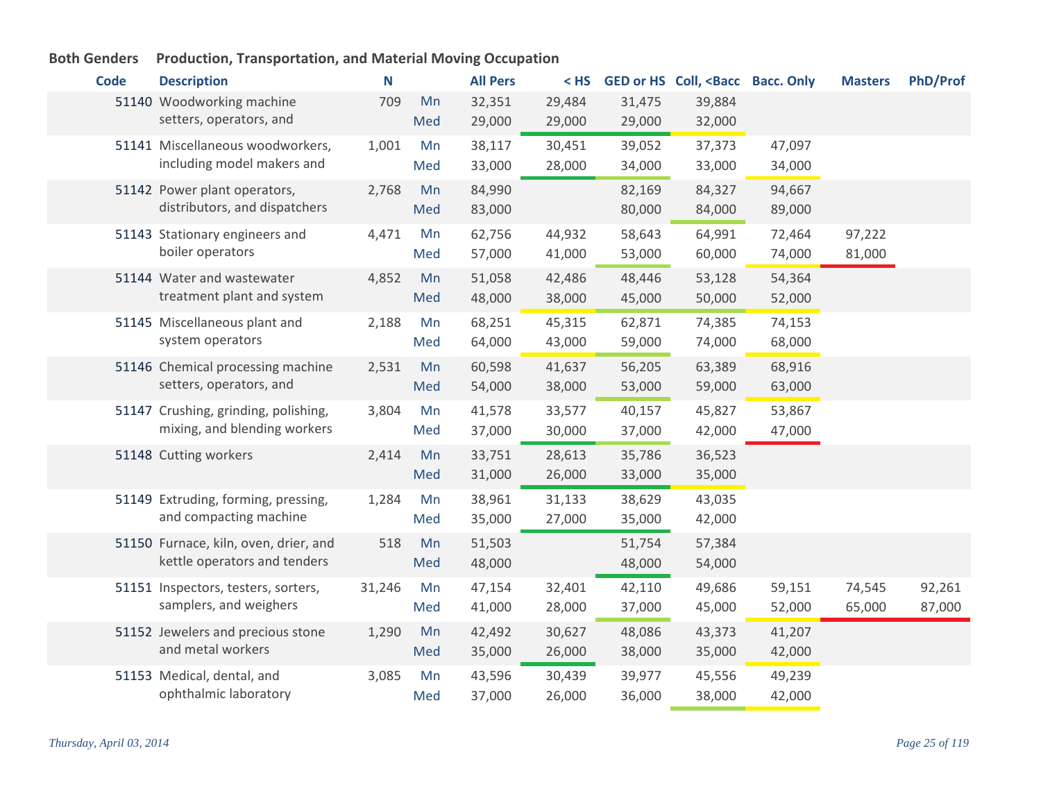**Both Genders** **Production, Transportation, and Material Moving Occupation**

| Code | Description | N | | All Pers | < HS | GED or HS | Coll, <Bacc | Bacc. Only | Masters | PhD/Prof |
|---|---|---|---|---|---|---|---|---|---|---|
| 51140 | Woodworking machine setters, operators, and | 709 | Mn | 32,351 | 29,484 | 31,475 | 39,884 | | | |
| | | | Med | 29,000 | 29,000 | 29,000 | 32,000 | | | |
| 51141 | Miscellaneous woodworkers, including model makers and | 1,001 | Mn | 38,117 | 30,451 | 39,052 | 37,373 | 47,097 | | |
| | | | Med | 33,000 | 28,000 | 34,000 | 33,000 | 34,000 | | |
| 51142 | Power plant operators, distributors, and dispatchers | 2,768 | Mn | 84,990 | | 82,169 | 84,327 | 94,667 | | |
| | | | Med | 83,000 | | 80,000 | 84,000 | 89,000 | | |
| 51143 | Stationary engineers and boiler operators | 4,471 | Mn | 62,756 | 44,932 | 58,643 | 64,991 | 72,464 | 97,222 | |
| | | | Med | 57,000 | 41,000 | 53,000 | 60,000 | 74,000 | 81,000 | |
| 51144 | Water and wastewater treatment plant and system | 4,852 | Mn | 51,058 | 42,486 | 48,446 | 53,128 | 54,364 | | |
| | | | Med | 48,000 | 38,000 | 45,000 | 50,000 | 52,000 | | |
| 51145 | Miscellaneous plant and system operators | 2,188 | Mn | 68,251 | 45,315 | 62,871 | 74,385 | 74,153 | | |
| | | | Med | 64,000 | 43,000 | 59,000 | 74,000 | 68,000 | | |
| 51146 | Chemical processing machine setters, operators, and | 2,531 | Mn | 60,598 | 41,637 | 56,205 | 63,389 | 68,916 | | |
| | | | Med | 54,000 | 38,000 | 53,000 | 59,000 | 63,000 | | |
| 51147 | Crushing, grinding, polishing, mixing, and blending workers | 3,804 | Mn | 41,578 | 33,577 | 40,157 | 45,827 | 53,867 | | |
| | | | Med | 37,000 | 30,000 | 37,000 | 42,000 | 47,000 | | |
| 51148 | Cutting workers | 2,414 | Mn | 33,751 | 28,613 | 35,786 | 36,523 | | | |
| | | | Med | 31,000 | 26,000 | 33,000 | 35,000 | | | |
| 51149 | Extruding, forming, pressing, and compacting machine | 1,284 | Mn | 38,961 | 31,133 | 38,629 | 43,035 | | | |
| | | | Med | 35,000 | 27,000 | 35,000 | 42,000 | | | |
| 51150 | Furnace, kiln, oven, drier, and kettle operators and tenders | 518 | Mn | 51,503 | | 51,754 | 57,384 | | | |
| | | | Med | 48,000 | | 48,000 | 54,000 | | | |
| 51151 | Inspectors, testers, sorters, samplers, and weighers | 31,246 | Mn | 47,154 | 32,401 | 42,110 | 49,686 | 59,151 | 74,545 | 92,261 |
| | | | Med | 41,000 | 28,000 | 37,000 | 45,000 | 52,000 | 65,000 | 87,000 |
| 51152 | Jewelers and precious stone and metal workers | 1,290 | Mn | 42,492 | 30,627 | 48,086 | 43,373 | 41,207 | | |
| | | | Med | 35,000 | 26,000 | 38,000 | 35,000 | 42,000 | | |
| 51153 | Medical, dental, and ophthalmic laboratory | 3,085 | Mn | 43,596 | 30,439 | 39,977 | 45,556 | 49,239 | | |
| | | | Med | 37,000 | 26,000 | 36,000 | 38,000 | 42,000 | | |

*Thursday, April 03, 2014*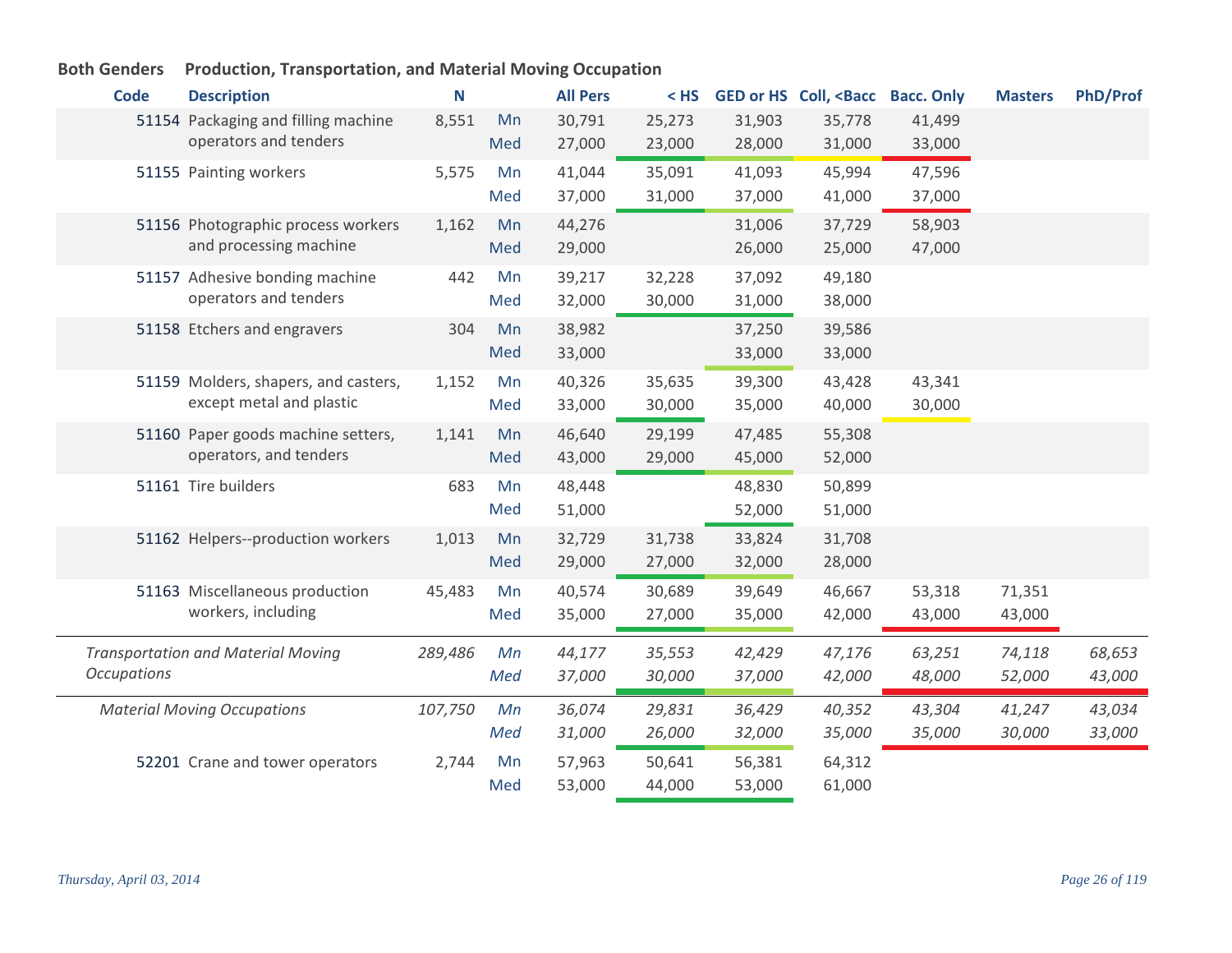**Both Genders  Production, Transportation, and Material Moving Occupation**

| Code | Description | N | | All Pers | < HS | GED or HS | Coll, <Bacc | Bacc. Only | Masters | PhD/Prof |
|---|---|---|---|---|---|---|---|---|---|---|
| 51154 | Packaging and filling machine operators and tenders | 8,551 | Mn | 30,791 | 25,273 | 31,903 | 35,778 | 41,499 | | |
| | | | Med | 27,000 | 23,000 | 28,000 | 31,000 | 33,000 | | |
| 51155 | Painting workers | 5,575 | Mn | 41,044 | 35,091 | 41,093 | 45,994 | 47,596 | | |
| | | | Med | 37,000 | 31,000 | 37,000 | 41,000 | 37,000 | | |
| 51156 | Photographic process workers and processing machine | 1,162 | Mn | 44,276 | | 31,006 | 37,729 | 58,903 | | |
| | | | Med | 29,000 | | 26,000 | 25,000 | 47,000 | | |
| 51157 | Adhesive bonding machine operators and tenders | 442 | Mn | 39,217 | 32,228 | 37,092 | 49,180 | | | |
| | | | Med | 32,000 | 30,000 | 31,000 | 38,000 | | | |
| 51158 | Etchers and engravers | 304 | Mn | 38,982 | | 37,250 | 39,586 | | | |
| | | | Med | 33,000 | | 33,000 | 33,000 | | | |
| 51159 | Molders, shapers, and casters, except metal and plastic | 1,152 | Mn | 40,326 | 35,635 | 39,300 | 43,428 | 43,341 | | |
| | | | Med | 33,000 | 30,000 | 35,000 | 40,000 | 30,000 | | |
| 51160 | Paper goods machine setters, operators, and tenders | 1,141 | Mn | 46,640 | 29,199 | 47,485 | 55,308 | | | |
| | | | Med | 43,000 | 29,000 | 45,000 | 52,000 | | | |
| 51161 | Tire builders | 683 | Mn | 48,448 | | 48,830 | 50,899 | | | |
| | | | Med | 51,000 | | 52,000 | 51,000 | | | |
| 51162 | Helpers--production workers | 1,013 | Mn | 32,729 | 31,738 | 33,824 | 31,708 | | | |
| | | | Med | 29,000 | 27,000 | 32,000 | 28,000 | | | |
| 51163 | Miscellaneous production workers, including | 45,483 | Mn | 40,574 | 30,689 | 39,649 | 46,667 | 53,318 | 71,351 | |
| | | | Med | 35,000 | 27,000 | 35,000 | 42,000 | 43,000 | 43,000 | |
| | *Transportation and Material Moving Occupations* | *289,486* | *Mn* | *44,177* | *35,553* | *42,429* | *47,176* | *63,251* | *74,118* | *68,653* |
| | | | *Med* | *37,000* | *30,000* | *37,000* | *42,000* | *48,000* | *52,000* | *43,000* |
| | *Material Moving Occupations* | *107,750* | *Mn* | *36,074* | *29,831* | *36,429* | *40,352* | *43,304* | *41,247* | *43,034* |
| | | | *Med* | *31,000* | *26,000* | *32,000* | *35,000* | *35,000* | *30,000* | *33,000* |
| 52201 | Crane and tower operators | 2,744 | Mn | 57,963 | 50,641 | 56,381 | 64,312 | | | |
| | | | Med | 53,000 | 44,000 | 53,000 | 61,000 | | | |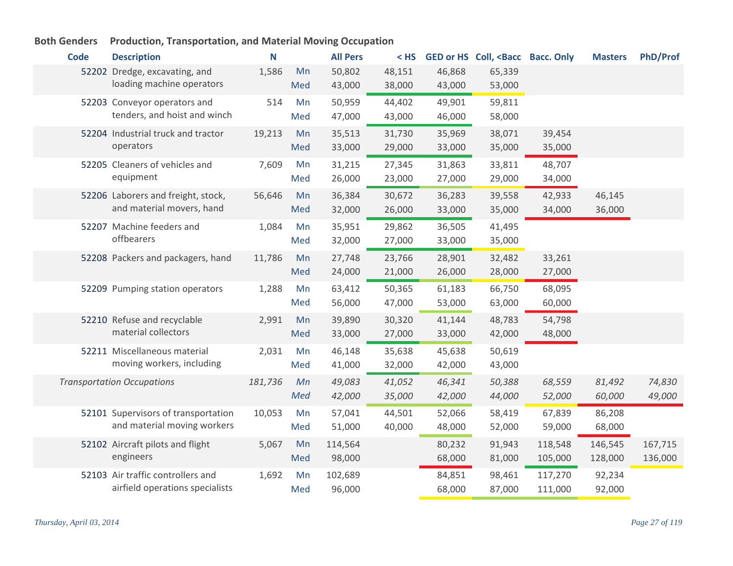**Both Genders    Production, Transportation, and Material Moving Occupation**

| Code | Description | N | | All Pers | < HS | GED or HS | Coll, <Bacc | Bacc. Only | Masters | PhD/Prof |
|---|---|---|---|---|---|---|---|---|---|---|
| 52202 | Dredge, excavating, and loading machine operators | 1,586 | Mn | 50,802 | 48,151 | 46,868 | 65,339 | | | |
| | | | Med | 43,000 | 38,000 | 43,000 | 53,000 | | | |
| 52203 | Conveyor operators and tenders, and hoist and winch | 514 | Mn | 50,959 | 44,402 | 49,901 | 59,811 | | | |
| | | | Med | 47,000 | 43,000 | 46,000 | 58,000 | | | |
| 52204 | Industrial truck and tractor operators | 19,213 | Mn | 35,513 | 31,730 | 35,969 | 38,071 | 39,454 | | |
| | | | Med | 33,000 | 29,000 | 33,000 | 35,000 | 35,000 | | |
| 52205 | Cleaners of vehicles and equipment | 7,609 | Mn | 31,215 | 27,345 | 31,863 | 33,811 | 48,707 | | |
| | | | Med | 26,000 | 23,000 | 27,000 | 29,000 | 34,000 | | |
| 52206 | Laborers and freight, stock, and material movers, hand | 56,646 | Mn | 36,384 | 30,672 | 36,283 | 39,558 | 42,933 | 46,145 | |
| | | | Med | 32,000 | 26,000 | 33,000 | 35,000 | 34,000 | 36,000 | |
| 52207 | Machine feeders and offbearers | 1,084 | Mn | 35,951 | 29,862 | 36,505 | 41,495 | | | |
| | | | Med | 32,000 | 27,000 | 33,000 | 35,000 | | | |
| 52208 | Packers and packagers, hand | 11,786 | Mn | 27,748 | 23,766 | 28,901 | 32,482 | 33,261 | | |
| | | | Med | 24,000 | 21,000 | 26,000 | 28,000 | 27,000 | | |
| 52209 | Pumping station operators | 1,288 | Mn | 63,412 | 50,365 | 61,183 | 66,750 | 68,095 | | |
| | | | Med | 56,000 | 47,000 | 53,000 | 63,000 | 60,000 | | |
| 52210 | Refuse and recyclable material collectors | 2,991 | Mn | 39,890 | 30,320 | 41,144 | 48,783 | 54,798 | | |
| | | | Med | 33,000 | 27,000 | 33,000 | 42,000 | 48,000 | | |
| 52211 | Miscellaneous material moving workers, including | 2,031 | Mn | 46,148 | 35,638 | 45,638 | 50,619 | | | |
| | | | Med | 41,000 | 32,000 | 42,000 | 43,000 | | | |
| | *Transportation Occupations* | *181,736* | *Mn* | *49,083* | *41,052* | *46,341* | *50,388* | *68,559* | *81,492* | *74,830* |
| | | | *Med* | *42,000* | *35,000* | *42,000* | *44,000* | *52,000* | *60,000* | *49,000* |
| 52101 | Supervisors of transportation and material moving workers | 10,053 | Mn | 57,041 | 44,501 | 52,066 | 58,419 | 67,839 | 86,208 | |
| | | | Med | 51,000 | 40,000 | 48,000 | 52,000 | 59,000 | 68,000 | |
| 52102 | Aircraft pilots and flight engineers | 5,067 | Mn | 114,564 | | 80,232 | 91,943 | 118,548 | 146,545 | 167,715 |
| | | | Med | 98,000 | | 68,000 | 81,000 | 105,000 | 128,000 | 136,000 |
| 52103 | Air traffic controllers and airfield operations specialists | 1,692 | Mn | 102,689 | | 84,851 | 98,461 | 117,270 | 92,234 | |
| | | | Med | 96,000 | | 68,000 | 87,000 | 111,000 | 92,000 | |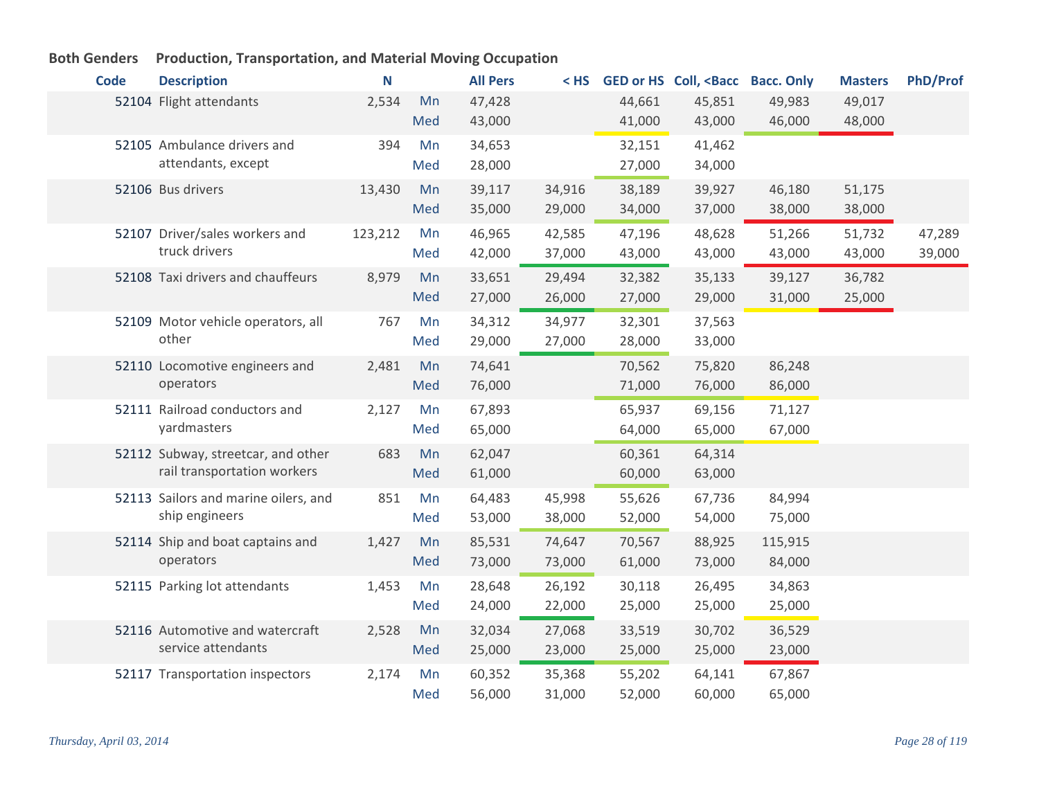**Both Genders** **Production, Transportation, and Material Moving Occupation**

| Code | Description | N | | All Pers | < HS | GED or HS | Coll, <Bacc | Bacc. Only | Masters | PhD/Prof |
|---|---|---|---|---|---|---|---|---|---|---|
| 52104 | Flight attendants | 2,534 | Mn | 47,428 | | 44,661 | 45,851 | 49,983 | 49,017 | |
| | | | Med | 43,000 | | 41,000 | 43,000 | 46,000 | 48,000 | |
| 52105 | Ambulance drivers and attendants, except | 394 | Mn | 34,653 | | 32,151 | 41,462 | | | |
| | | | Med | 28,000 | | 27,000 | 34,000 | | | |
| 52106 | Bus drivers | 13,430 | Mn | 39,117 | 34,916 | 38,189 | 39,927 | 46,180 | 51,175 | |
| | | | Med | 35,000 | 29,000 | 34,000 | 37,000 | 38,000 | 38,000 | |
| 52107 | Driver/sales workers and truck drivers | 123,212 | Mn | 46,965 | 42,585 | 47,196 | 48,628 | 51,266 | 51,732 | 47,289 |
| | | | Med | 42,000 | 37,000 | 43,000 | 43,000 | 43,000 | 43,000 | 39,000 |
| 52108 | Taxi drivers and chauffeurs | 8,979 | Mn | 33,651 | 29,494 | 32,382 | 35,133 | 39,127 | 36,782 | |
| | | | Med | 27,000 | 26,000 | 27,000 | 29,000 | 31,000 | 25,000 | |
| 52109 | Motor vehicle operators, all other | 767 | Mn | 34,312 | 34,977 | 32,301 | 37,563 | | | |
| | | | Med | 29,000 | 27,000 | 28,000 | 33,000 | | | |
| 52110 | Locomotive engineers and operators | 2,481 | Mn | 74,641 | | 70,562 | 75,820 | 86,248 | | |
| | | | Med | 76,000 | | 71,000 | 76,000 | 86,000 | | |
| 52111 | Railroad conductors and yardmasters | 2,127 | Mn | 67,893 | | 65,937 | 69,156 | 71,127 | | |
| | | | Med | 65,000 | | 64,000 | 65,000 | 67,000 | | |
| 52112 | Subway, streetcar, and other rail transportation workers | 683 | Mn | 62,047 | | 60,361 | 64,314 | | | |
| | | | Med | 61,000 | | 60,000 | 63,000 | | | |
| 52113 | Sailors and marine oilers, and ship engineers | 851 | Mn | 64,483 | 45,998 | 55,626 | 67,736 | 84,994 | | |
| | | | Med | 53,000 | 38,000 | 52,000 | 54,000 | 75,000 | | |
| 52114 | Ship and boat captains and operators | 1,427 | Mn | 85,531 | 74,647 | 70,567 | 88,925 | 115,915 | | |
| | | | Med | 73,000 | 73,000 | 61,000 | 73,000 | 84,000 | | |
| 52115 | Parking lot attendants | 1,453 | Mn | 28,648 | 26,192 | 30,118 | 26,495 | 34,863 | | |
| | | | Med | 24,000 | 22,000 | 25,000 | 25,000 | 25,000 | | |
| 52116 | Automotive and watercraft service attendants | 2,528 | Mn | 32,034 | 27,068 | 33,519 | 30,702 | 36,529 | | |
| | | | Med | 25,000 | 23,000 | 25,000 | 25,000 | 23,000 | | |
| 52117 | Transportation inspectors | 2,174 | Mn | 60,352 | 35,368 | 55,202 | 64,141 | 67,867 | | |
| | | | Med | 56,000 | 31,000 | 52,000 | 60,000 | 65,000 | | |

*Thursday, April 03, 2014*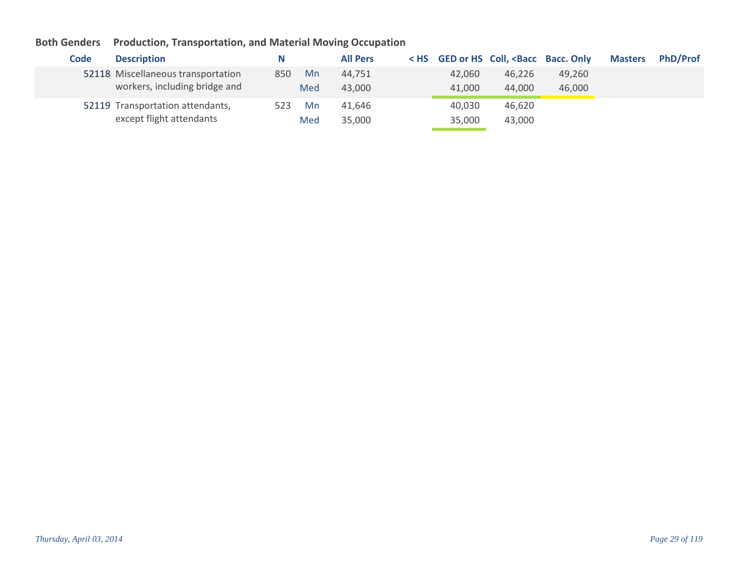**Both Genders** **Production, Transportation, and Material Moving Occupation**

| Code | Description | N | | All Pers | < HS | GED or HS | Coll, <Bacc | Bacc. Only | Masters | PhD/Prof |
|---|---|---|---|---|---|---|---|---|---|---|
| 52118 | Miscellaneous transportation workers, including bridge and | 850 | Mn | 44,751 | | 42,060 | 46,226 | 49,260 | | |
| | | | Med | 43,000 | | 41,000 | 44,000 | 46,000 | | |
| 52119 | Transportation attendants, except flight attendants | 523 | Mn | 41,646 | | 40,030 | 46,620 | | | |
| | | | Med | 35,000 | | 35,000 | 43,000 | | | |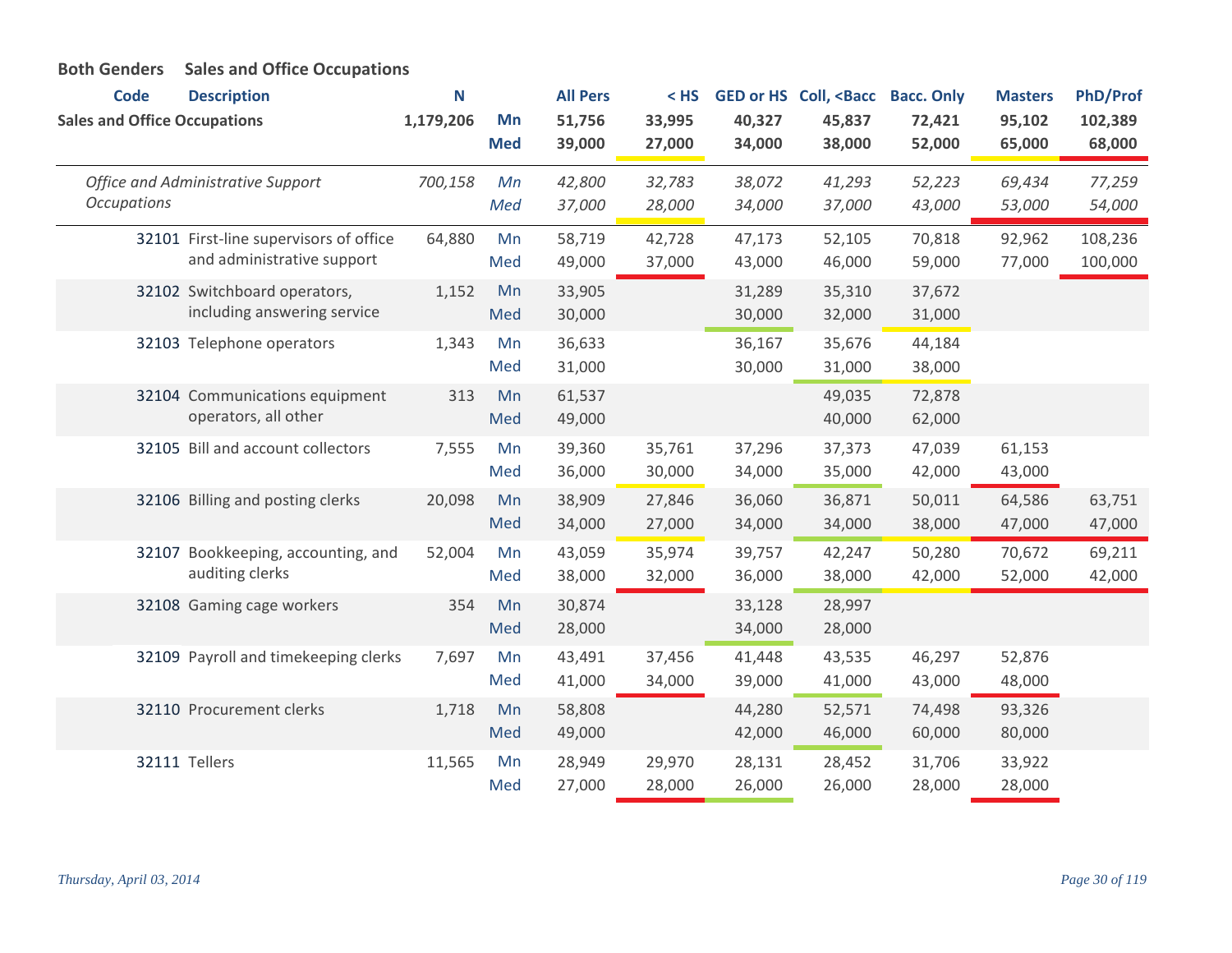**Both Genders    Sales and Office Occupations**

| Code | Description | N | | All Pers | < HS | GED or HS | Coll, <Bacc | Bacc. Only | Masters | PhD/Prof |
|---|---|---|---|---|---|---|---|---|---|---|
| **Sales and Office Occupations** | | **1,179,206** | **Mn** | **51,756** | **33,995** | **40,327** | **45,837** | **72,421** | **95,102** | **102,389** |
| | | | **Med** | **39,000** | **27,000** | **34,000** | **38,000** | **52,000** | **65,000** | **68,000** |
| *Office and Administrative Support Occupations* | | *700,158* | *Mn* | *42,800* | *32,783* | *38,072* | *41,293* | *52,223* | *69,434* | *77,259* |
| | | | *Med* | *37,000* | *28,000* | *34,000* | *37,000* | *43,000* | *53,000* | *54,000* |
| 32101 | First-line supervisors of office and administrative support | 64,880 | Mn | 58,719 | 42,728 | 47,173 | 52,105 | 70,818 | 92,962 | 108,236 |
| | | | Med | 49,000 | 37,000 | 43,000 | 46,000 | 59,000 | 77,000 | 100,000 |
| 32102 | Switchboard operators, including answering service | 1,152 | Mn | 33,905 | | 31,289 | 35,310 | 37,672 | | |
| | | | Med | 30,000 | | 30,000 | 32,000 | 31,000 | | |
| 32103 | Telephone operators | 1,343 | Mn | 36,633 | | 36,167 | 35,676 | 44,184 | | |
| | | | Med | 31,000 | | 30,000 | 31,000 | 38,000 | | |
| 32104 | Communications equipment operators, all other | 313 | Mn | 61,537 | | | 49,035 | 72,878 | | |
| | | | Med | 49,000 | | | 40,000 | 62,000 | | |
| 32105 | Bill and account collectors | 7,555 | Mn | 39,360 | 35,761 | 37,296 | 37,373 | 47,039 | 61,153 | |
| | | | Med | 36,000 | 30,000 | 34,000 | 35,000 | 42,000 | 43,000 | |
| 32106 | Billing and posting clerks | 20,098 | Mn | 38,909 | 27,846 | 36,060 | 36,871 | 50,011 | 64,586 | 63,751 |
| | | | Med | 34,000 | 27,000 | 34,000 | 34,000 | 38,000 | 47,000 | 47,000 |
| 32107 | Bookkeeping, accounting, and auditing clerks | 52,004 | Mn | 43,059 | 35,974 | 39,757 | 42,247 | 50,280 | 70,672 | 69,211 |
| | | | Med | 38,000 | 32,000 | 36,000 | 38,000 | 42,000 | 52,000 | 42,000 |
| 32108 | Gaming cage workers | 354 | Mn | 30,874 | | 33,128 | 28,997 | | | |
| | | | Med | 28,000 | | 34,000 | 28,000 | | | |
| 32109 | Payroll and timekeeping clerks | 7,697 | Mn | 43,491 | 37,456 | 41,448 | 43,535 | 46,297 | 52,876 | |
| | | | Med | 41,000 | 34,000 | 39,000 | 41,000 | 43,000 | 48,000 | |
| 32110 | Procurement clerks | 1,718 | Mn | 58,808 | | 44,280 | 52,571 | 74,498 | 93,326 | |
| | | | Med | 49,000 | | 42,000 | 46,000 | 60,000 | 80,000 | |
| 32111 | Tellers | 11,565 | Mn | 28,949 | 29,970 | 28,131 | 28,452 | 31,706 | 33,922 | |
| | | | Med | 27,000 | 28,000 | 26,000 | 26,000 | 28,000 | 28,000 | |

*Thursday, April 03, 2014*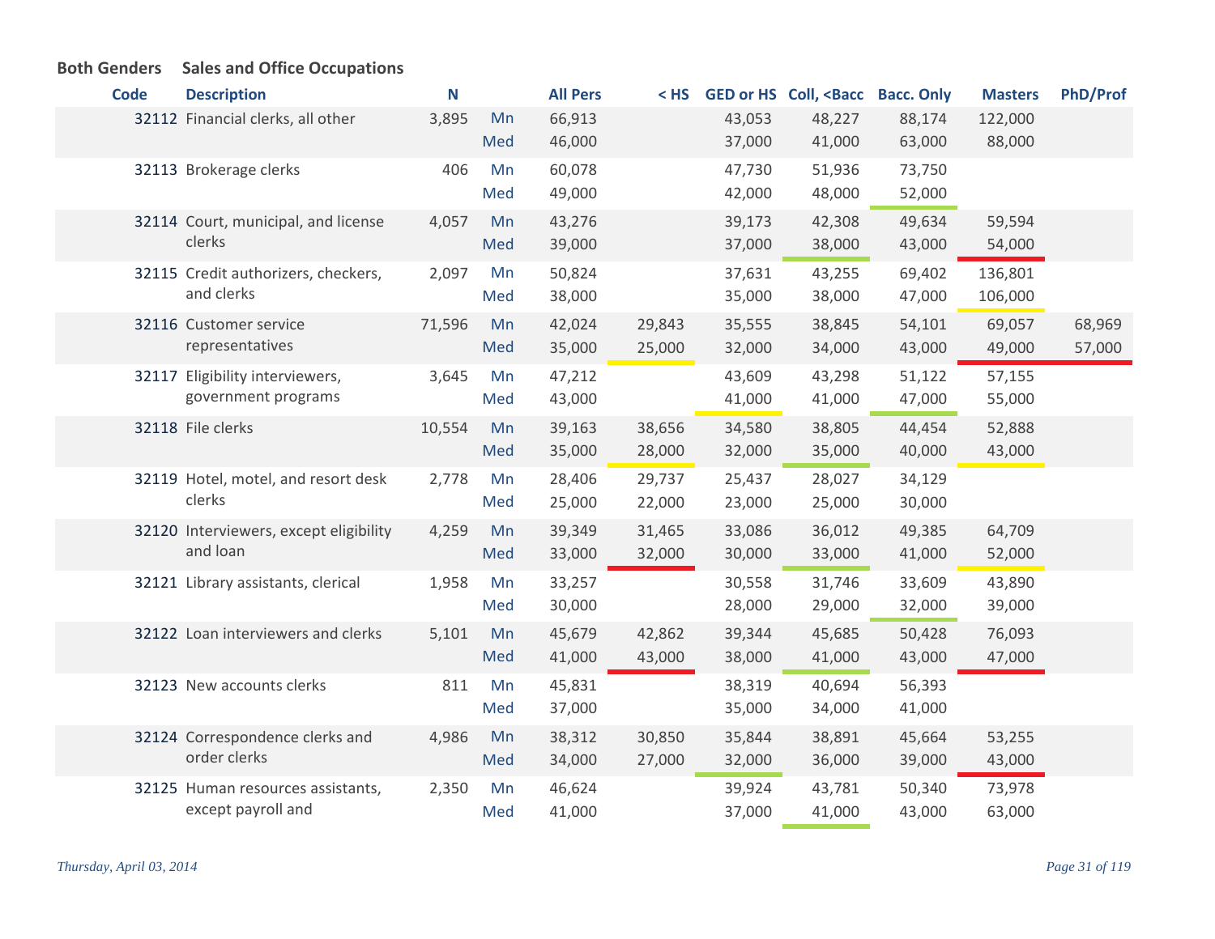**Both Genders** **Sales and Office Occupations**

| Code | Description | N | | All Pers | < HS | GED or HS | Coll, <Bacc | Bacc. Only | Masters | PhD/Prof |
|---|---|---|---|---|---|---|---|---|---|---|
| 32112 | Financial clerks, all other | 3,895 | Mn | 66,913 | | 43,053 | 48,227 | 88,174 | 122,000 | |
| | | | Med | 46,000 | | 37,000 | 41,000 | 63,000 | 88,000 | |
| 32113 | Brokerage clerks | 406 | Mn | 60,078 | | 47,730 | 51,936 | 73,750 | | |
| | | | Med | 49,000 | | 42,000 | 48,000 | 52,000 | | |
| 32114 | Court, municipal, and license clerks | 4,057 | Mn | 43,276 | | 39,173 | 42,308 | 49,634 | 59,594 | |
| | | | Med | 39,000 | | 37,000 | 38,000 | 43,000 | 54,000 | |
| 32115 | Credit authorizers, checkers, and clerks | 2,097 | Mn | 50,824 | | 37,631 | 43,255 | 69,402 | 136,801 | |
| | | | Med | 38,000 | | 35,000 | 38,000 | 47,000 | 106,000 | |
| 32116 | Customer service representatives | 71,596 | Mn | 42,024 | 29,843 | 35,555 | 38,845 | 54,101 | 69,057 | 68,969 |
| | | | Med | 35,000 | 25,000 | 32,000 | 34,000 | 43,000 | 49,000 | 57,000 |
| 32117 | Eligibility interviewers, government programs | 3,645 | Mn | 47,212 | | 43,609 | 43,298 | 51,122 | 57,155 | |
| | | | Med | 43,000 | | 41,000 | 41,000 | 47,000 | 55,000 | |
| 32118 | File clerks | 10,554 | Mn | 39,163 | 38,656 | 34,580 | 38,805 | 44,454 | 52,888 | |
| | | | Med | 35,000 | 28,000 | 32,000 | 35,000 | 40,000 | 43,000 | |
| 32119 | Hotel, motel, and resort desk clerks | 2,778 | Mn | 28,406 | 29,737 | 25,437 | 28,027 | 34,129 | | |
| | | | Med | 25,000 | 22,000 | 23,000 | 25,000 | 30,000 | | |
| 32120 | Interviewers, except eligibility and loan | 4,259 | Mn | 39,349 | 31,465 | 33,086 | 36,012 | 49,385 | 64,709 | |
| | | | Med | 33,000 | 32,000 | 30,000 | 33,000 | 41,000 | 52,000 | |
| 32121 | Library assistants, clerical | 1,958 | Mn | 33,257 | | 30,558 | 31,746 | 33,609 | 43,890 | |
| | | | Med | 30,000 | | 28,000 | 29,000 | 32,000 | 39,000 | |
| 32122 | Loan interviewers and clerks | 5,101 | Mn | 45,679 | 42,862 | 39,344 | 45,685 | 50,428 | 76,093 | |
| | | | Med | 41,000 | 43,000 | 38,000 | 41,000 | 43,000 | 47,000 | |
| 32123 | New accounts clerks | 811 | Mn | 45,831 | | 38,319 | 40,694 | 56,393 | | |
| | | | Med | 37,000 | | 35,000 | 34,000 | 41,000 | | |
| 32124 | Correspondence clerks and order clerks | 4,986 | Mn | 38,312 | 30,850 | 35,844 | 38,891 | 45,664 | 53,255 | |
| | | | Med | 34,000 | 27,000 | 32,000 | 36,000 | 39,000 | 43,000 | |
| 32125 | Human resources assistants, except payroll and | 2,350 | Mn | 46,624 | | 39,924 | 43,781 | 50,340 | 73,978 | |
| | | | Med | 41,000 | | 37,000 | 41,000 | 43,000 | 63,000 | |

*Thursday, April 03, 2014*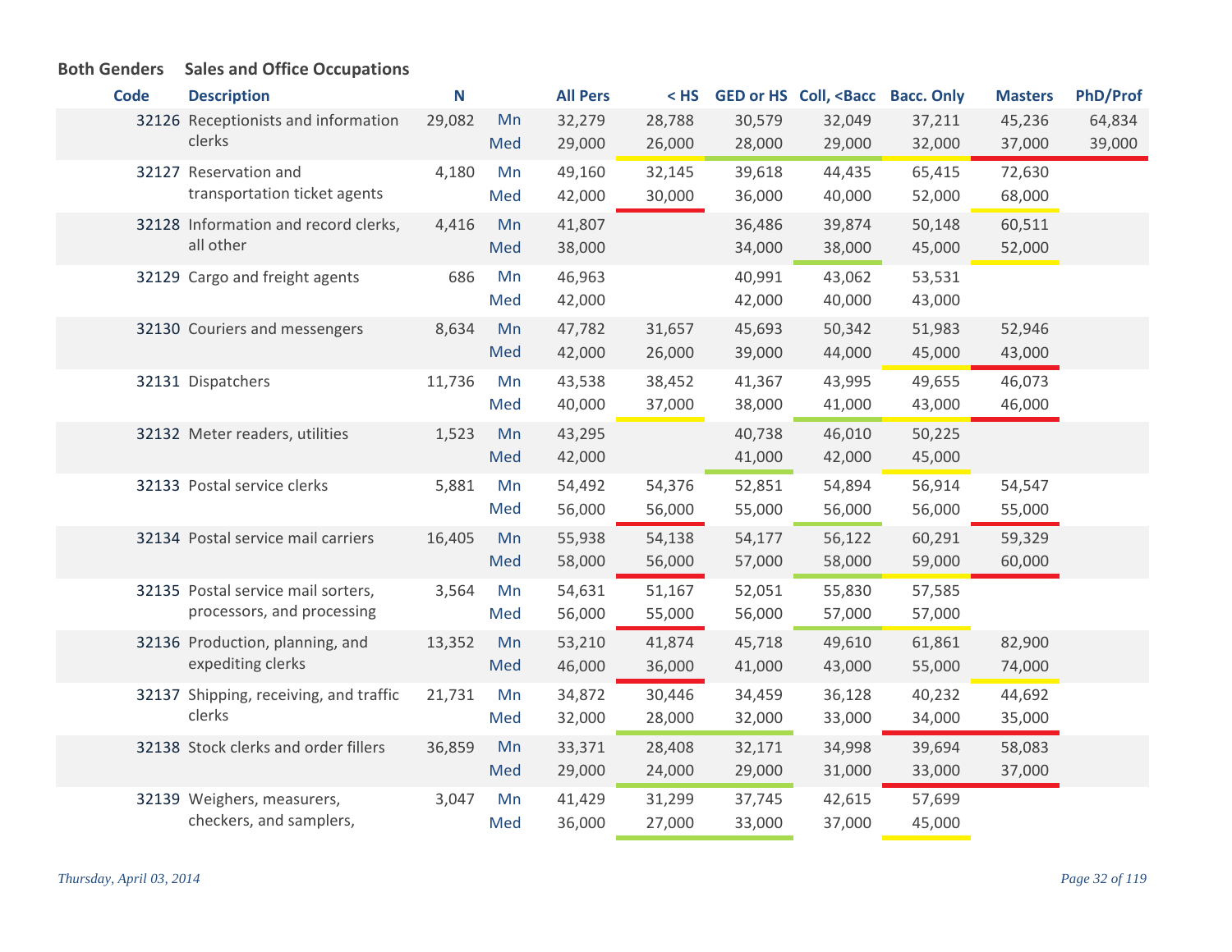**Both Genders  Sales and Office Occupations**

| Code | Description | N | | All Pers | < HS | GED or HS | Coll, <Bacc | Bacc. Only | Masters | PhD/Prof |
|---|---|---|---|---|---|---|---|---|---|---|
| 32126 | Receptionists and information clerks | 29,082 | Mn | 32,279 | 28,788 | 30,579 | 32,049 | 37,211 | 45,236 | 64,834 |
| | | | Med | 29,000 | 26,000 | 28,000 | 29,000 | 32,000 | 37,000 | 39,000 |
| 32127 | Reservation and transportation ticket agents | 4,180 | Mn | 49,160 | 32,145 | 39,618 | 44,435 | 65,415 | 72,630 | |
| | | | Med | 42,000 | 30,000 | 36,000 | 40,000 | 52,000 | 68,000 | |
| 32128 | Information and record clerks, all other | 4,416 | Mn | 41,807 | | 36,486 | 39,874 | 50,148 | 60,511 | |
| | | | Med | 38,000 | | 34,000 | 38,000 | 45,000 | 52,000 | |
| 32129 | Cargo and freight agents | 686 | Mn | 46,963 | | 40,991 | 43,062 | 53,531 | | |
| | | | Med | 42,000 | | 42,000 | 40,000 | 43,000 | | |
| 32130 | Couriers and messengers | 8,634 | Mn | 47,782 | 31,657 | 45,693 | 50,342 | 51,983 | 52,946 | |
| | | | Med | 42,000 | 26,000 | 39,000 | 44,000 | 45,000 | 43,000 | |
| 32131 | Dispatchers | 11,736 | Mn | 43,538 | 38,452 | 41,367 | 43,995 | 49,655 | 46,073 | |
| | | | Med | 40,000 | 37,000 | 38,000 | 41,000 | 43,000 | 46,000 | |
| 32132 | Meter readers, utilities | 1,523 | Mn | 43,295 | | 40,738 | 46,010 | 50,225 | | |
| | | | Med | 42,000 | | 41,000 | 42,000 | 45,000 | | |
| 32133 | Postal service clerks | 5,881 | Mn | 54,492 | 54,376 | 52,851 | 54,894 | 56,914 | 54,547 | |
| | | | Med | 56,000 | 56,000 | 55,000 | 56,000 | 56,000 | 55,000 | |
| 32134 | Postal service mail carriers | 16,405 | Mn | 55,938 | 54,138 | 54,177 | 56,122 | 60,291 | 59,329 | |
| | | | Med | 58,000 | 56,000 | 57,000 | 58,000 | 59,000 | 60,000 | |
| 32135 | Postal service mail sorters, processors, and processing | 3,564 | Mn | 54,631 | 51,167 | 52,051 | 55,830 | 57,585 | | |
| | | | Med | 56,000 | 55,000 | 56,000 | 57,000 | 57,000 | | |
| 32136 | Production, planning, and expediting clerks | 13,352 | Mn | 53,210 | 41,874 | 45,718 | 49,610 | 61,861 | 82,900 | |
| | | | Med | 46,000 | 36,000 | 41,000 | 43,000 | 55,000 | 74,000 | |
| 32137 | Shipping, receiving, and traffic clerks | 21,731 | Mn | 34,872 | 30,446 | 34,459 | 36,128 | 40,232 | 44,692 | |
| | | | Med | 32,000 | 28,000 | 32,000 | 33,000 | 34,000 | 35,000 | |
| 32138 | Stock clerks and order fillers | 36,859 | Mn | 33,371 | 28,408 | 32,171 | 34,998 | 39,694 | 58,083 | |
| | | | Med | 29,000 | 24,000 | 29,000 | 31,000 | 33,000 | 37,000 | |
| 32139 | Weighers, measurers, checkers, and samplers, | 3,047 | Mn | 41,429 | 31,299 | 37,745 | 42,615 | 57,699 | | |
| | | | Med | 36,000 | 27,000 | 33,000 | 37,000 | 45,000 | | |

*Thursday, April 03, 2014*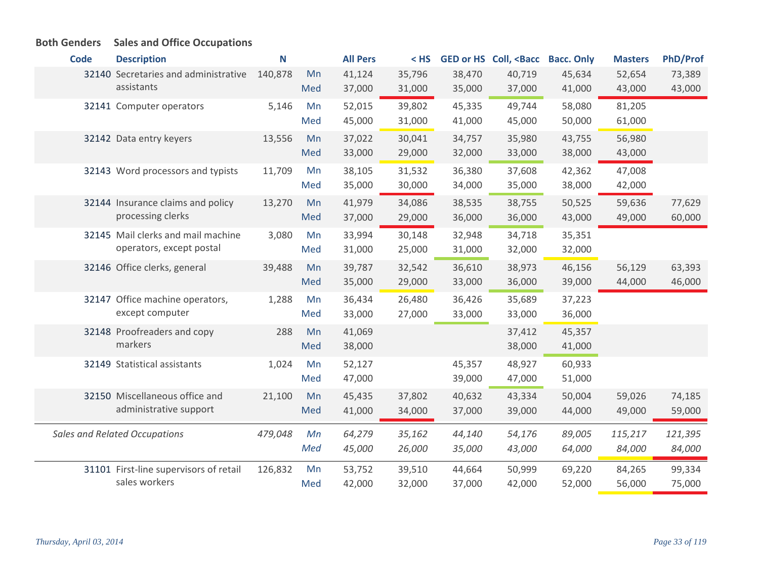**Both Genders** **Sales and Office Occupations**

| Code | Description | N | | All Pers | < HS | GED or HS | Coll, <Bacc | Bacc. Only | Masters | PhD/Prof |
|---|---|---|---|---|---|---|---|---|---|---|
| 32140 | Secretaries and administrative assistants | 140,878 | Mn | 41,124 | 35,796 | 38,470 | 40,719 | 45,634 | 52,654 | 73,389 |
| | | | Med | 37,000 | 31,000 | 35,000 | 37,000 | 41,000 | 43,000 | 43,000 |
| 32141 | Computer operators | 5,146 | Mn | 52,015 | 39,802 | 45,335 | 49,744 | 58,080 | 81,205 | |
| | | | Med | 45,000 | 31,000 | 41,000 | 45,000 | 50,000 | 61,000 | |
| 32142 | Data entry keyers | 13,556 | Mn | 37,022 | 30,041 | 34,757 | 35,980 | 43,755 | 56,980 | |
| | | | Med | 33,000 | 29,000 | 32,000 | 33,000 | 38,000 | 43,000 | |
| 32143 | Word processors and typists | 11,709 | Mn | 38,105 | 31,532 | 36,380 | 37,608 | 42,362 | 47,008 | |
| | | | Med | 35,000 | 30,000 | 34,000 | 35,000 | 38,000 | 42,000 | |
| 32144 | Insurance claims and policy processing clerks | 13,270 | Mn | 41,979 | 34,086 | 38,535 | 38,755 | 50,525 | 59,636 | 77,629 |
| | | | Med | 37,000 | 29,000 | 36,000 | 36,000 | 43,000 | 49,000 | 60,000 |
| 32145 | Mail clerks and mail machine operators, except postal | 3,080 | Mn | 33,994 | 30,148 | 32,948 | 34,718 | 35,351 | | |
| | | | Med | 31,000 | 25,000 | 31,000 | 32,000 | 32,000 | | |
| 32146 | Office clerks, general | 39,488 | Mn | 39,787 | 32,542 | 36,610 | 38,973 | 46,156 | 56,129 | 63,393 |
| | | | Med | 35,000 | 29,000 | 33,000 | 36,000 | 39,000 | 44,000 | 46,000 |
| 32147 | Office machine operators, except computer | 1,288 | Mn | 36,434 | 26,480 | 36,426 | 35,689 | 37,223 | | |
| | | | Med | 33,000 | 27,000 | 33,000 | 33,000 | 36,000 | | |
| 32148 | Proofreaders and copy markers | 288 | Mn | 41,069 | | | 37,412 | 45,357 | | |
| | | | Med | 38,000 | | | 38,000 | 41,000 | | |
| 32149 | Statistical assistants | 1,024 | Mn | 52,127 | | 45,357 | 48,927 | 60,933 | | |
| | | | Med | 47,000 | | 39,000 | 47,000 | 51,000 | | |
| 32150 | Miscellaneous office and administrative support | 21,100 | Mn | 45,435 | 37,802 | 40,632 | 43,334 | 50,004 | 59,026 | 74,185 |
| | | | Med | 41,000 | 34,000 | 37,000 | 39,000 | 44,000 | 49,000 | 59,000 |
| | *Sales and Related Occupations* | *479,048* | *Mn* | *64,279* | *35,162* | *44,140* | *54,176* | *89,005* | *115,217* | *121,395* |
| | | | *Med* | *45,000* | *26,000* | *35,000* | *43,000* | *64,000* | *84,000* | *84,000* |
| 31101 | First-line supervisors of retail sales workers | 126,832 | Mn | 53,752 | 39,510 | 44,664 | 50,999 | 69,220 | 84,265 | 99,334 |
| | | | Med | 42,000 | 32,000 | 37,000 | 42,000 | 52,000 | 56,000 | 75,000 |

*Thursday, April 03, 2014*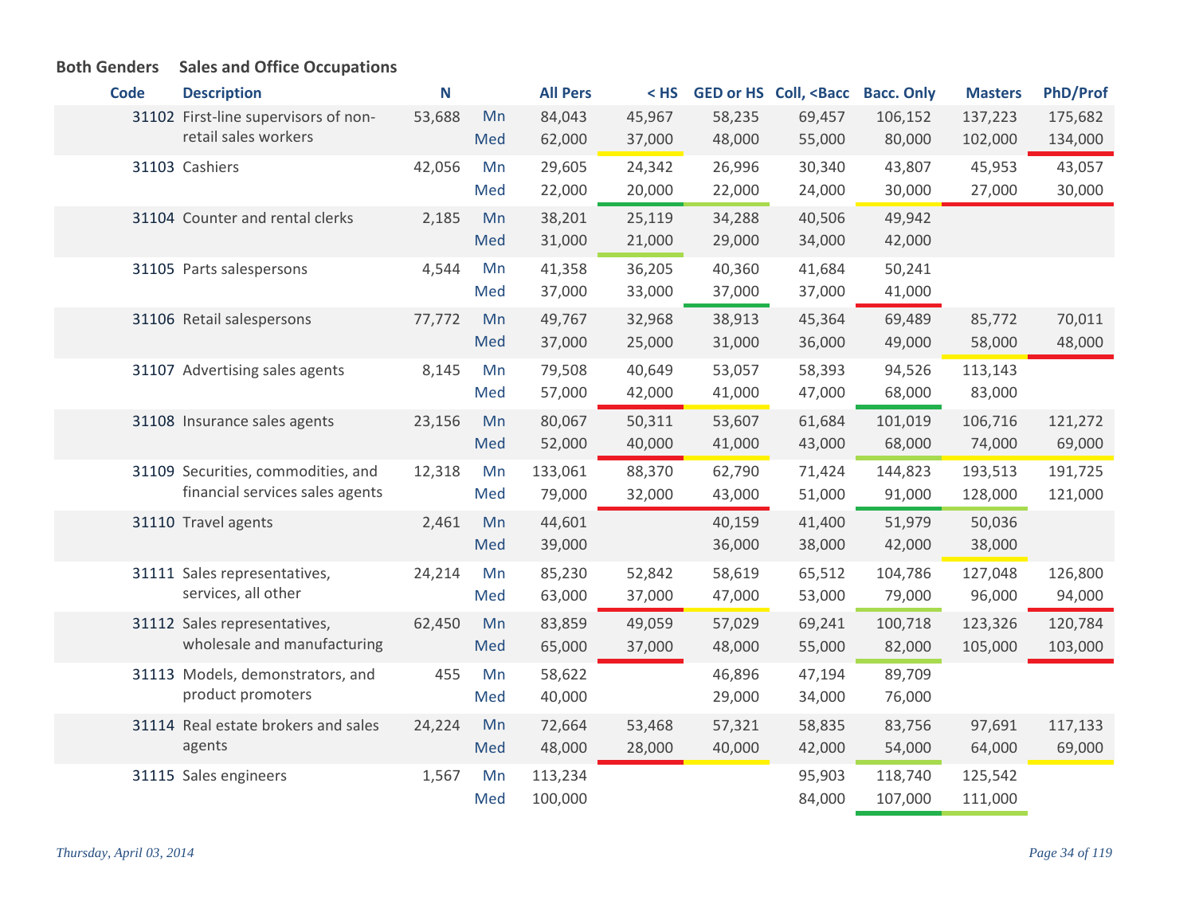**Both Genders** **Sales and Office Occupations**

| Code | Description | N | | All Pers | < HS | GED or HS | Coll, <Bacc | Bacc. Only | Masters | PhD/Prof |
|---|---|---|---|---|---|---|---|---|---|---|
| 31102 | First-line supervisors of non-retail sales workers | 53,688 | Mn | 84,043 | 45,967 | 58,235 | 69,457 | 106,152 | 137,223 | 175,682 |
| | | | Med | 62,000 | 37,000 | 48,000 | 55,000 | 80,000 | 102,000 | 134,000 |
| 31103 | Cashiers | 42,056 | Mn | 29,605 | 24,342 | 26,996 | 30,340 | 43,807 | 45,953 | 43,057 |
| | | | Med | 22,000 | 20,000 | 22,000 | 24,000 | 30,000 | 27,000 | 30,000 |
| 31104 | Counter and rental clerks | 2,185 | Mn | 38,201 | 25,119 | 34,288 | 40,506 | 49,942 | | |
| | | | Med | 31,000 | 21,000 | 29,000 | 34,000 | 42,000 | | |
| 31105 | Parts salespersons | 4,544 | Mn | 41,358 | 36,205 | 40,360 | 41,684 | 50,241 | | |
| | | | Med | 37,000 | 33,000 | 37,000 | 37,000 | 41,000 | | |
| 31106 | Retail salespersons | 77,772 | Mn | 49,767 | 32,968 | 38,913 | 45,364 | 69,489 | 85,772 | 70,011 |
| | | | Med | 37,000 | 25,000 | 31,000 | 36,000 | 49,000 | 58,000 | 48,000 |
| 31107 | Advertising sales agents | 8,145 | Mn | 79,508 | 40,649 | 53,057 | 58,393 | 94,526 | 113,143 | |
| | | | Med | 57,000 | 42,000 | 41,000 | 47,000 | 68,000 | 83,000 | |
| 31108 | Insurance sales agents | 23,156 | Mn | 80,067 | 50,311 | 53,607 | 61,684 | 101,019 | 106,716 | 121,272 |
| | | | Med | 52,000 | 40,000 | 41,000 | 43,000 | 68,000 | 74,000 | 69,000 |
| 31109 | Securities, commodities, and financial services sales agents | 12,318 | Mn | 133,061 | 88,370 | 62,790 | 71,424 | 144,823 | 193,513 | 191,725 |
| | | | Med | 79,000 | 32,000 | 43,000 | 51,000 | 91,000 | 128,000 | 121,000 |
| 31110 | Travel agents | 2,461 | Mn | 44,601 | | 40,159 | 41,400 | 51,979 | 50,036 | |
| | | | Med | 39,000 | | 36,000 | 38,000 | 42,000 | 38,000 | |
| 31111 | Sales representatives, services, all other | 24,214 | Mn | 85,230 | 52,842 | 58,619 | 65,512 | 104,786 | 127,048 | 126,800 |
| | | | Med | 63,000 | 37,000 | 47,000 | 53,000 | 79,000 | 96,000 | 94,000 |
| 31112 | Sales representatives, wholesale and manufacturing | 62,450 | Mn | 83,859 | 49,059 | 57,029 | 69,241 | 100,718 | 123,326 | 120,784 |
| | | | Med | 65,000 | 37,000 | 48,000 | 55,000 | 82,000 | 105,000 | 103,000 |
| 31113 | Models, demonstrators, and product promoters | 455 | Mn | 58,622 | | 46,896 | 47,194 | 89,709 | | |
| | | | Med | 40,000 | | 29,000 | 34,000 | 76,000 | | |
| 31114 | Real estate brokers and sales agents | 24,224 | Mn | 72,664 | 53,468 | 57,321 | 58,835 | 83,756 | 97,691 | 117,133 |
| | | | Med | 48,000 | 28,000 | 40,000 | 42,000 | 54,000 | 64,000 | 69,000 |
| 31115 | Sales engineers | 1,567 | Mn | 113,234 | | | 95,903 | 118,740 | 125,542 | |
| | | | Med | 100,000 | | | 84,000 | 107,000 | 111,000 | |

*Thursday, April 03, 2014*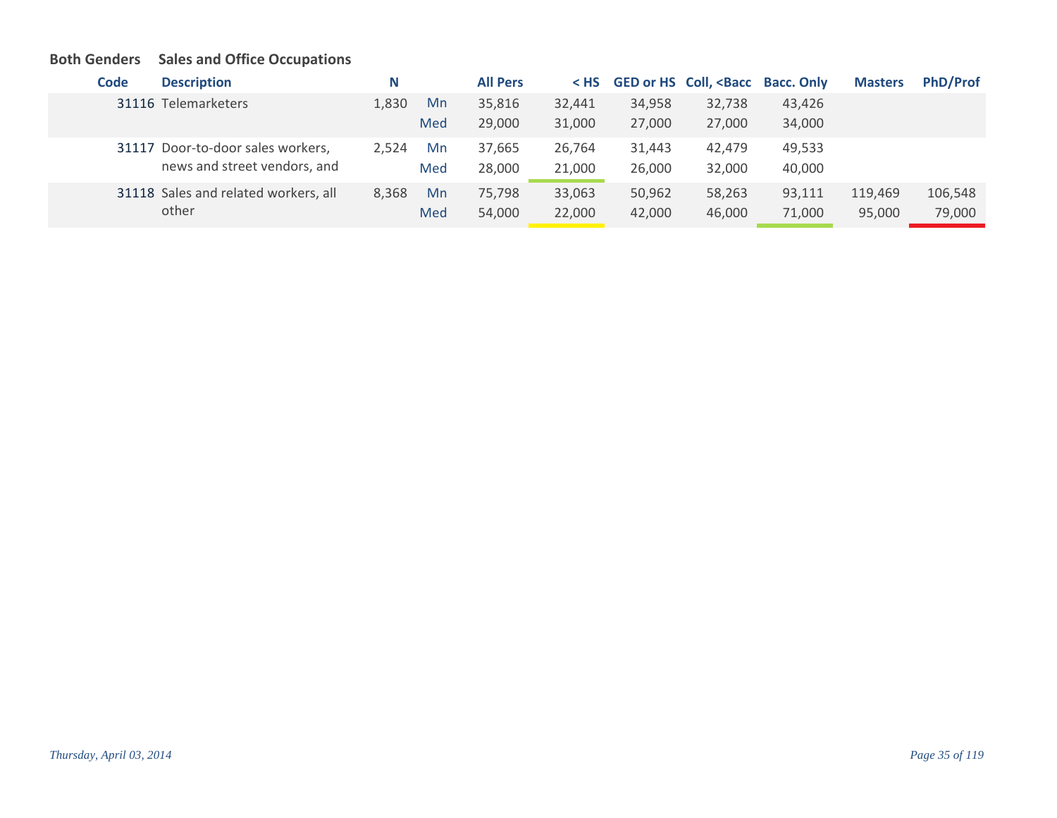**Both Genders** **Sales and Office Occupations**

| Code | Description | N | | All Pers | < HS | GED or HS | Coll, <Bacc | Bacc. Only | Masters | PhD/Prof |
|---|---|---|---|---|---|---|---|---|---|---|
| 31116 | Telemarketers | 1,830 | Mn | 35,816 | 32,441 | 34,958 | 32,738 | 43,426 | | |
| | | | Med | 29,000 | 31,000 | 27,000 | 27,000 | 34,000 | | |
| 31117 | Door-to-door sales workers, news and street vendors, and | 2,524 | Mn | 37,665 | 26,764 | 31,443 | 42,479 | 49,533 | | |
| | | | Med | 28,000 | 21,000 | 26,000 | 32,000 | 40,000 | | |
| 31118 | Sales and related workers, all other | 8,368 | Mn | 75,798 | 33,063 | 50,962 | 58,263 | 93,111 | 119,469 | 106,548 |
| | | | Med | 54,000 | 22,000 | 42,000 | 46,000 | 71,000 | 95,000 | 79,000 |

*Thursday, April 03, 2014*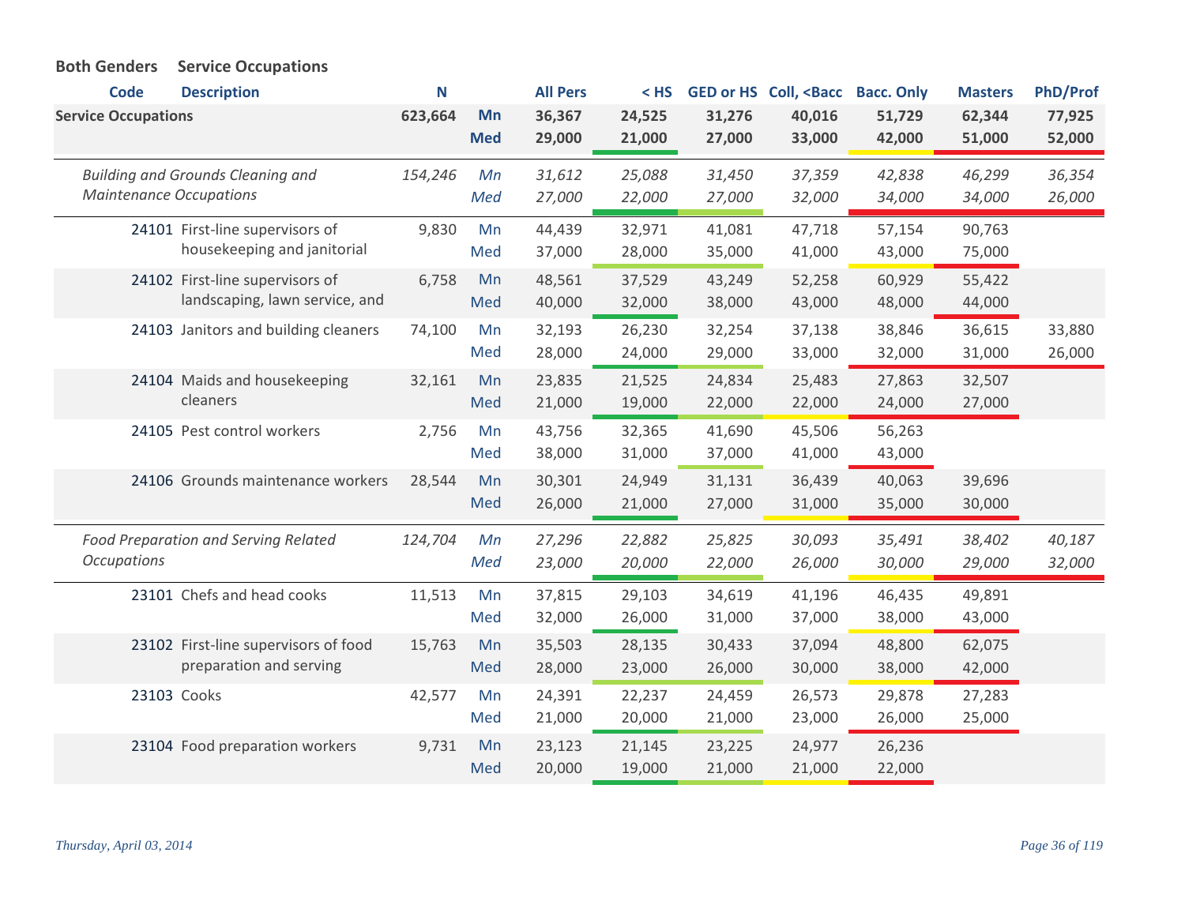**Both Genders Service Occupations**

| Code | Description | N | | All Pers | < HS | GED or HS | Coll, <Bacc | Bacc. Only | Masters | PhD/Prof |
|---|---|---|---|---|---|---|---|---|---|---|
| **Service Occupations** | | **623,664** | **Mn** | **36,367** | **24,525** | **31,276** | **40,016** | **51,729** | **62,344** | **77,925** |
| | | | **Med** | **29,000** | **21,000** | **27,000** | **33,000** | **42,000** | **51,000** | **52,000** |
| | *Building and Grounds Cleaning and Maintenance Occupations* | *154,246* | *Mn* | *31,612* | *25,088* | *31,450* | *37,359* | *42,838* | *46,299* | *36,354* |
| | | | *Med* | *27,000* | *22,000* | *27,000* | *32,000* | *34,000* | *34,000* | *26,000* |
| 24101 | First-line supervisors of housekeeping and janitorial | 9,830 | Mn | 44,439 | 32,971 | 41,081 | 47,718 | 57,154 | 90,763 | |
| | | | Med | 37,000 | 28,000 | 35,000 | 41,000 | 43,000 | 75,000 | |
| 24102 | First-line supervisors of landscaping, lawn service, and | 6,758 | Mn | 48,561 | 37,529 | 43,249 | 52,258 | 60,929 | 55,422 | |
| | | | Med | 40,000 | 32,000 | 38,000 | 43,000 | 48,000 | 44,000 | |
| 24103 | Janitors and building cleaners | 74,100 | Mn | 32,193 | 26,230 | 32,254 | 37,138 | 38,846 | 36,615 | 33,880 |
| | | | Med | 28,000 | 24,000 | 29,000 | 33,000 | 32,000 | 31,000 | 26,000 |
| 24104 | Maids and housekeeping cleaners | 32,161 | Mn | 23,835 | 21,525 | 24,834 | 25,483 | 27,863 | 32,507 | |
| | | | Med | 21,000 | 19,000 | 22,000 | 22,000 | 24,000 | 27,000 | |
| 24105 | Pest control workers | 2,756 | Mn | 43,756 | 32,365 | 41,690 | 45,506 | 56,263 | | |
| | | | Med | 38,000 | 31,000 | 37,000 | 41,000 | 43,000 | | |
| 24106 | Grounds maintenance workers | 28,544 | Mn | 30,301 | 24,949 | 31,131 | 36,439 | 40,063 | 39,696 | |
| | | | Med | 26,000 | 21,000 | 27,000 | 31,000 | 35,000 | 30,000 | |
| | *Food Preparation and Serving Related Occupations* | *124,704* | *Mn* | *27,296* | *22,882* | *25,825* | *30,093* | *35,491* | *38,402* | *40,187* |
| | | | *Med* | *23,000* | *20,000* | *22,000* | *26,000* | *30,000* | *29,000* | *32,000* |
| 23101 | Chefs and head cooks | 11,513 | Mn | 37,815 | 29,103 | 34,619 | 41,196 | 46,435 | 49,891 | |
| | | | Med | 32,000 | 26,000 | 31,000 | 37,000 | 38,000 | 43,000 | |
| 23102 | First-line supervisors of food preparation and serving | 15,763 | Mn | 35,503 | 28,135 | 30,433 | 37,094 | 48,800 | 62,075 | |
| | | | Med | 28,000 | 23,000 | 26,000 | 30,000 | 38,000 | 42,000 | |
| 23103 | Cooks | 42,577 | Mn | 24,391 | 22,237 | 24,459 | 26,573 | 29,878 | 27,283 | |
| | | | Med | 21,000 | 20,000 | 21,000 | 23,000 | 26,000 | 25,000 | |
| 23104 | Food preparation workers | 9,731 | Mn | 23,123 | 21,145 | 23,225 | 24,977 | 26,236 | | |
| | | | Med | 20,000 | 19,000 | 21,000 | 21,000 | 22,000 | | |

*Thursday, April 03, 2014*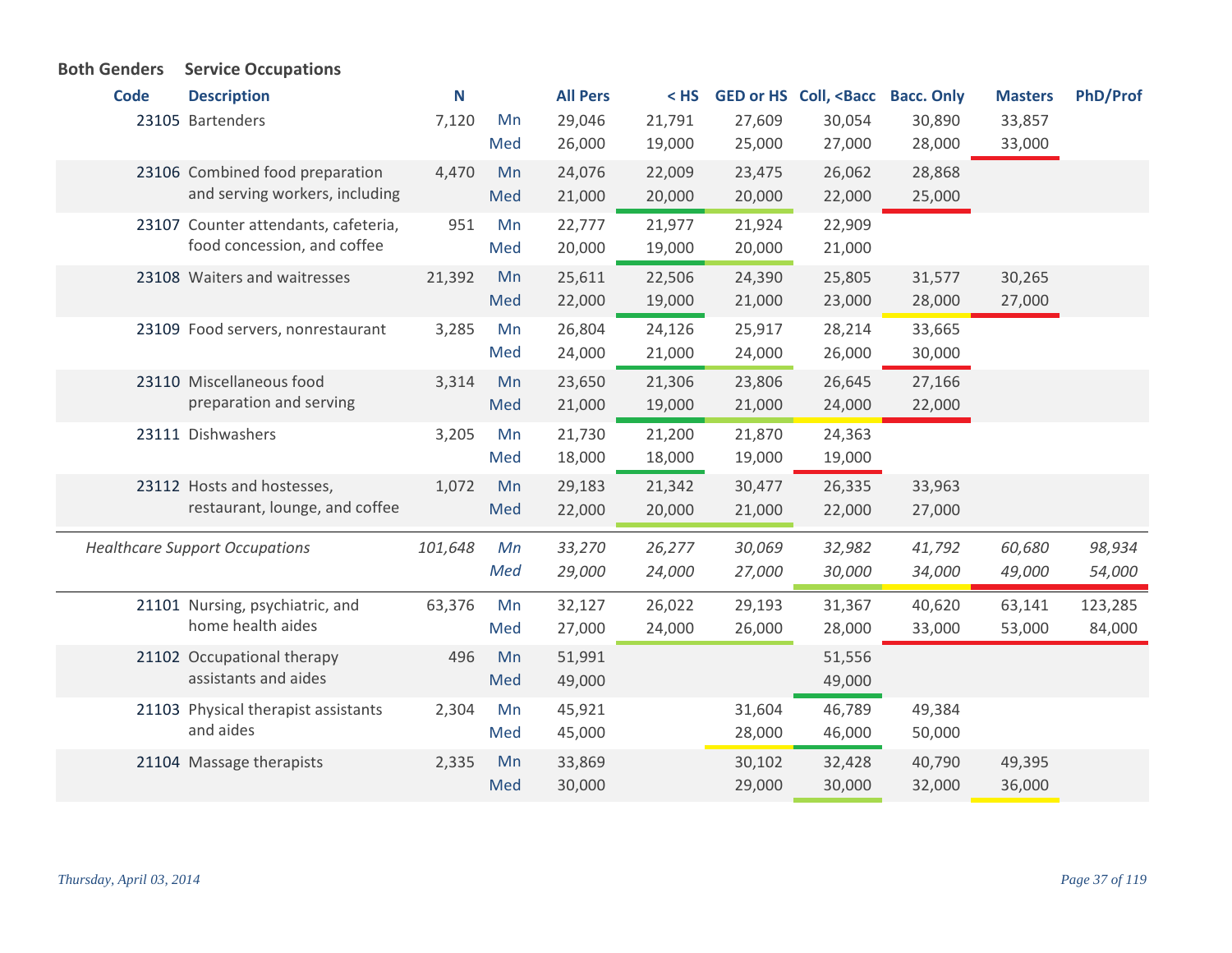**Both Genders** **Service Occupations**

| Code | Description | N | | All Pers | < HS | GED or HS | Coll, <Bacc | Bacc. Only | Masters | PhD/Prof |
|---|---|---|---|---|---|---|---|---|---|---|
| 23105 | Bartenders | 7,120 | Mn | 29,046 | 21,791 | 27,609 | 30,054 | 30,890 | 33,857 | |
| | | | Med | 26,000 | 19,000 | 25,000 | 27,000 | 28,000 | 33,000 | |
| 23106 | Combined food preparation and serving workers, including | 4,470 | Mn | 24,076 | 22,009 | 23,475 | 26,062 | 28,868 | | |
| | | | Med | 21,000 | 20,000 | 20,000 | 22,000 | 25,000 | | |
| 23107 | Counter attendants, cafeteria, food concession, and coffee | 951 | Mn | 22,777 | 21,977 | 21,924 | 22,909 | | | |
| | | | Med | 20,000 | 19,000 | 20,000 | 21,000 | | | |
| 23108 | Waiters and waitresses | 21,392 | Mn | 25,611 | 22,506 | 24,390 | 25,805 | 31,577 | 30,265 | |
| | | | Med | 22,000 | 19,000 | 21,000 | 23,000 | 28,000 | 27,000 | |
| 23109 | Food servers, nonrestaurant | 3,285 | Mn | 26,804 | 24,126 | 25,917 | 28,214 | 33,665 | | |
| | | | Med | 24,000 | 21,000 | 24,000 | 26,000 | 30,000 | | |
| 23110 | Miscellaneous food preparation and serving | 3,314 | Mn | 23,650 | 21,306 | 23,806 | 26,645 | 27,166 | | |
| | | | Med | 21,000 | 19,000 | 21,000 | 24,000 | 22,000 | | |
| 23111 | Dishwashers | 3,205 | Mn | 21,730 | 21,200 | 21,870 | 24,363 | | | |
| | | | Med | 18,000 | 18,000 | 19,000 | 19,000 | | | |
| 23112 | Hosts and hostesses, restaurant, lounge, and coffee | 1,072 | Mn | 29,183 | 21,342 | 30,477 | 26,335 | 33,963 | | |
| | | | Med | 22,000 | 20,000 | 21,000 | 22,000 | 27,000 | | |
| | *Healthcare Support Occupations* | *101,648* | *Mn* | *33,270* | *26,277* | *30,069* | *32,982* | *41,792* | *60,680* | *98,934* |
| | | | *Med* | *29,000* | *24,000* | *27,000* | *30,000* | *34,000* | *49,000* | *54,000* |
| 21101 | Nursing, psychiatric, and home health aides | 63,376 | Mn | 32,127 | 26,022 | 29,193 | 31,367 | 40,620 | 63,141 | 123,285 |
| | | | Med | 27,000 | 24,000 | 26,000 | 28,000 | 33,000 | 53,000 | 84,000 |
| 21102 | Occupational therapy assistants and aides | 496 | Mn | 51,991 | | | 51,556 | | | |
| | | | Med | 49,000 | | | 49,000 | | | |
| 21103 | Physical therapist assistants and aides | 2,304 | Mn | 45,921 | | 31,604 | 46,789 | 49,384 | | |
| | | | Med | 45,000 | | 28,000 | 46,000 | 50,000 | | |
| 21104 | Massage therapists | 2,335 | Mn | 33,869 | | 30,102 | 32,428 | 40,790 | 49,395 | |
| | | | Med | 30,000 | | 29,000 | 30,000 | 32,000 | 36,000 | |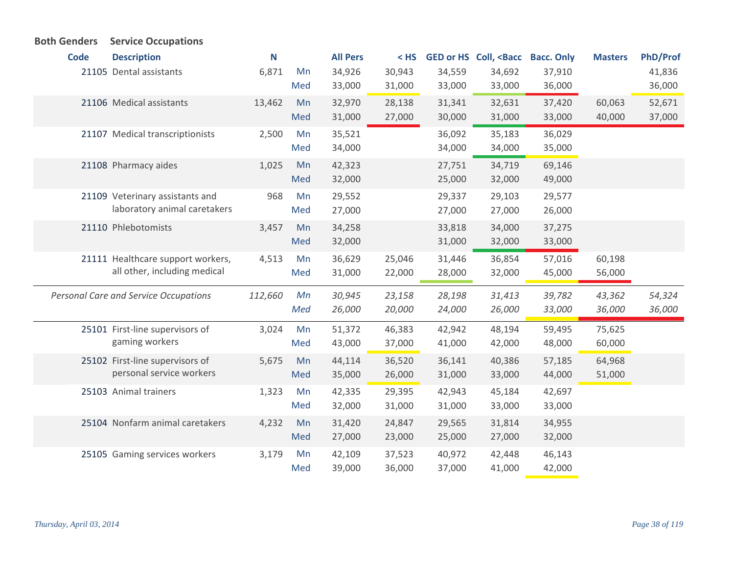**Both Genders** **Service Occupations**

| Code | Description | N | | All Pers | < HS | GED or HS | Coll, <Bacc | Bacc. Only | Masters | PhD/Prof |
|---|---|---|---|---|---|---|---|---|---|---|
| 21105 | Dental assistants | 6,871 | Mn | 34,926 | 30,943 | 34,559 | 34,692 | 37,910 | | 41,836 |
| | | | Med | 33,000 | 31,000 | 33,000 | 33,000 | 36,000 | | 36,000 |
| 21106 | Medical assistants | 13,462 | Mn | 32,970 | 28,138 | 31,341 | 32,631 | 37,420 | 60,063 | 52,671 |
| | | | Med | 31,000 | 27,000 | 30,000 | 31,000 | 33,000 | 40,000 | 37,000 |
| 21107 | Medical transcriptionists | 2,500 | Mn | 35,521 | | 36,092 | 35,183 | 36,029 | | |
| | | | Med | 34,000 | | 34,000 | 34,000 | 35,000 | | |
| 21108 | Pharmacy aides | 1,025 | Mn | 42,323 | | 27,751 | 34,719 | 69,146 | | |
| | | | Med | 32,000 | | 25,000 | 32,000 | 49,000 | | |
| 21109 | Veterinary assistants and laboratory animal caretakers | 968 | Mn | 29,552 | | 29,337 | 29,103 | 29,577 | | |
| | | | Med | 27,000 | | 27,000 | 27,000 | 26,000 | | |
| 21110 | Phlebotomists | 3,457 | Mn | 34,258 | | 33,818 | 34,000 | 37,275 | | |
| | | | Med | 32,000 | | 31,000 | 32,000 | 33,000 | | |
| 21111 | Healthcare support workers, all other, including medical | 4,513 | Mn | 36,629 | 25,046 | 31,446 | 36,854 | 57,016 | 60,198 | |
| | | | Med | 31,000 | 22,000 | 28,000 | 32,000 | 45,000 | 56,000 | |
| *Personal Care and Service Occupations* | | *112,660* | *Mn* | *30,945* | *23,158* | *28,198* | *31,413* | *39,782* | *43,362* | *54,324* |
| | | | *Med* | *26,000* | *20,000* | *24,000* | *26,000* | *33,000* | *36,000* | *36,000* |
| 25101 | First-line supervisors of gaming workers | 3,024 | Mn | 51,372 | 46,383 | 42,942 | 48,194 | 59,495 | 75,625 | |
| | | | Med | 43,000 | 37,000 | 41,000 | 42,000 | 48,000 | 60,000 | |
| 25102 | First-line supervisors of personal service workers | 5,675 | Mn | 44,114 | 36,520 | 36,141 | 40,386 | 57,185 | 64,968 | |
| | | | Med | 35,000 | 26,000 | 31,000 | 33,000 | 44,000 | 51,000 | |
| 25103 | Animal trainers | 1,323 | Mn | 42,335 | 29,395 | 42,943 | 45,184 | 42,697 | | |
| | | | Med | 32,000 | 31,000 | 31,000 | 33,000 | 33,000 | | |
| 25104 | Nonfarm animal caretakers | 4,232 | Mn | 31,420 | 24,847 | 29,565 | 31,814 | 34,955 | | |
| | | | Med | 27,000 | 23,000 | 25,000 | 27,000 | 32,000 | | |
| 25105 | Gaming services workers | 3,179 | Mn | 42,109 | 37,523 | 40,972 | 42,448 | 46,143 | | |
| | | | Med | 39,000 | 36,000 | 37,000 | 41,000 | 42,000 | | |

*Thursday, April 03, 2014*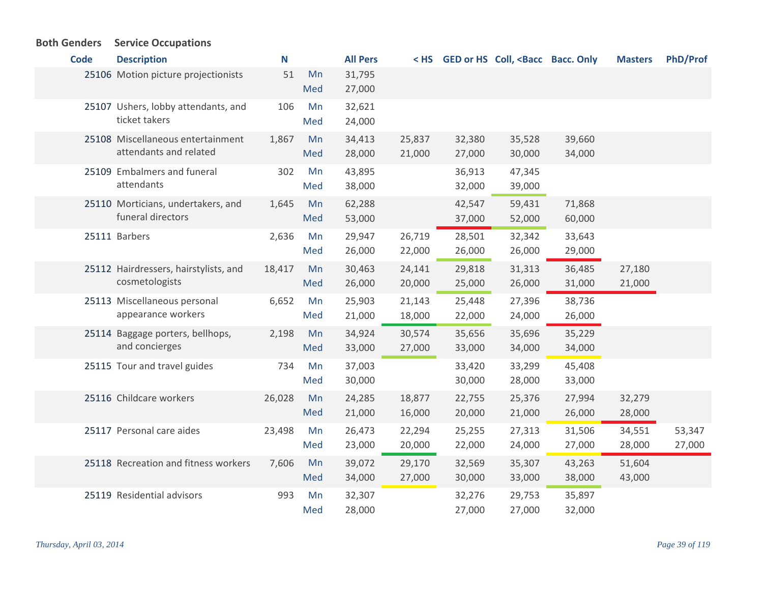**Both Genders** **Service Occupations**

| Code | Description | N | | All Pers | < HS | GED or HS | Coll, <Bacc | Bacc. Only | Masters | PhD/Prof |
|---|---|---|---|---|---|---|---|---|---|---|
| 25106 | Motion picture projectionists | 51 | Mn | 31,795 | | | | | | |
| | | | Med | 27,000 | | | | | | |
| 25107 | Ushers, lobby attendants, and ticket takers | 106 | Mn | 32,621 | | | | | | |
| | | | Med | 24,000 | | | | | | |
| 25108 | Miscellaneous entertainment attendants and related | 1,867 | Mn | 34,413 | 25,837 | 32,380 | 35,528 | 39,660 | | |
| | | | Med | 28,000 | 21,000 | 27,000 | 30,000 | 34,000 | | |
| 25109 | Embalmers and funeral attendants | 302 | Mn | 43,895 | | 36,913 | 47,345 | | | |
| | | | Med | 38,000 | | 32,000 | 39,000 | | | |
| 25110 | Morticians, undertakers, and funeral directors | 1,645 | Mn | 62,288 | | 42,547 | 59,431 | 71,868 | | |
| | | | Med | 53,000 | | 37,000 | 52,000 | 60,000 | | |
| 25111 | Barbers | 2,636 | Mn | 29,947 | 26,719 | 28,501 | 32,342 | 33,643 | | |
| | | | Med | 26,000 | 22,000 | 26,000 | 26,000 | 29,000 | | |
| 25112 | Hairdressers, hairstylists, and cosmetologists | 18,417 | Mn | 30,463 | 24,141 | 29,818 | 31,313 | 36,485 | 27,180 | |
| | | | Med | 26,000 | 20,000 | 25,000 | 26,000 | 31,000 | 21,000 | |
| 25113 | Miscellaneous personal appearance workers | 6,652 | Mn | 25,903 | 21,143 | 25,448 | 27,396 | 38,736 | | |
| | | | Med | 21,000 | 18,000 | 22,000 | 24,000 | 26,000 | | |
| 25114 | Baggage porters, bellhops, and concierges | 2,198 | Mn | 34,924 | 30,574 | 35,656 | 35,696 | 35,229 | | |
| | | | Med | 33,000 | 27,000 | 33,000 | 34,000 | 34,000 | | |
| 25115 | Tour and travel guides | 734 | Mn | 37,003 | | 33,420 | 33,299 | 45,408 | | |
| | | | Med | 30,000 | | 30,000 | 28,000 | 33,000 | | |
| 25116 | Childcare workers | 26,028 | Mn | 24,285 | 18,877 | 22,755 | 25,376 | 27,994 | 32,279 | |
| | | | Med | 21,000 | 16,000 | 20,000 | 21,000 | 26,000 | 28,000 | |
| 25117 | Personal care aides | 23,498 | Mn | 26,473 | 22,294 | 25,255 | 27,313 | 31,506 | 34,551 | 53,347 |
| | | | Med | 23,000 | 20,000 | 22,000 | 24,000 | 27,000 | 28,000 | 27,000 |
| 25118 | Recreation and fitness workers | 7,606 | Mn | 39,072 | 29,170 | 32,569 | 35,307 | 43,263 | 51,604 | |
| | | | Med | 34,000 | 27,000 | 30,000 | 33,000 | 38,000 | 43,000 | |
| 25119 | Residential advisors | 993 | Mn | 32,307 | | 32,276 | 29,753 | 35,897 | | |
| | | | Med | 28,000 | | 27,000 | 27,000 | 32,000 | | |

*Thursday, April 03, 2014*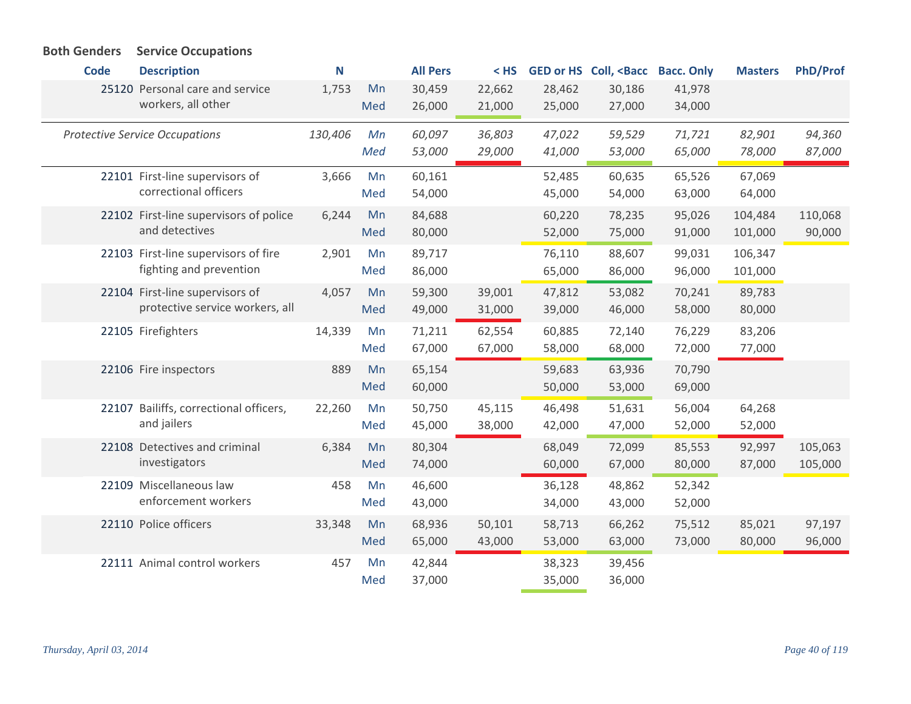**Both Genders** **Service Occupations**

| Code | Description | N | | All Pers | < HS | GED or HS | Coll, <Bacc | Bacc. Only | Masters | PhD/Prof |
|---|---|---|---|---|---|---|---|---|---|---|
| 25120 | Personal care and service workers, all other | 1,753 | Mn | 30,459 | 22,662 | 28,462 | 30,186 | 41,978 | | |
| | | | Med | 26,000 | 21,000 | 25,000 | 27,000 | 34,000 | | |
| | *Protective Service Occupations* | *130,406* | *Mn* | *60,097* | *36,803* | *47,022* | *59,529* | *71,721* | *82,901* | *94,360* |
| | | | *Med* | *53,000* | *29,000* | *41,000* | *53,000* | *65,000* | *78,000* | *87,000* |
| 22101 | First-line supervisors of correctional officers | 3,666 | Mn | 60,161 | | 52,485 | 60,635 | 65,526 | 67,069 | |
| | | | Med | 54,000 | | 45,000 | 54,000 | 63,000 | 64,000 | |
| 22102 | First-line supervisors of police and detectives | 6,244 | Mn | 84,688 | | 60,220 | 78,235 | 95,026 | 104,484 | 110,068 |
| | | | Med | 80,000 | | 52,000 | 75,000 | 91,000 | 101,000 | 90,000 |
| 22103 | First-line supervisors of fire fighting and prevention | 2,901 | Mn | 89,717 | | 76,110 | 88,607 | 99,031 | 106,347 | |
| | | | Med | 86,000 | | 65,000 | 86,000 | 96,000 | 101,000 | |
| 22104 | First-line supervisors of protective service workers, all | 4,057 | Mn | 59,300 | 39,001 | 47,812 | 53,082 | 70,241 | 89,783 | |
| | | | Med | 49,000 | 31,000 | 39,000 | 46,000 | 58,000 | 80,000 | |
| 22105 | Firefighters | 14,339 | Mn | 71,211 | 62,554 | 60,885 | 72,140 | 76,229 | 83,206 | |
| | | | Med | 67,000 | 67,000 | 58,000 | 68,000 | 72,000 | 77,000 | |
| 22106 | Fire inspectors | 889 | Mn | 65,154 | | 59,683 | 63,936 | 70,790 | | |
| | | | Med | 60,000 | | 50,000 | 53,000 | 69,000 | | |
| 22107 | Bailiffs, correctional officers, and jailers | 22,260 | Mn | 50,750 | 45,115 | 46,498 | 51,631 | 56,004 | 64,268 | |
| | | | Med | 45,000 | 38,000 | 42,000 | 47,000 | 52,000 | 52,000 | |
| 22108 | Detectives and criminal investigators | 6,384 | Mn | 80,304 | | 68,049 | 72,099 | 85,553 | 92,997 | 105,063 |
| | | | Med | 74,000 | | 60,000 | 67,000 | 80,000 | 87,000 | 105,000 |
| 22109 | Miscellaneous law enforcement workers | 458 | Mn | 46,600 | | 36,128 | 48,862 | 52,342 | | |
| | | | Med | 43,000 | | 34,000 | 43,000 | 52,000 | | |
| 22110 | Police officers | 33,348 | Mn | 68,936 | 50,101 | 58,713 | 66,262 | 75,512 | 85,021 | 97,197 |
| | | | Med | 65,000 | 43,000 | 53,000 | 63,000 | 73,000 | 80,000 | 96,000 |
| 22111 | Animal control workers | 457 | Mn | 42,844 | | 38,323 | 39,456 | | | |
| | | | Med | 37,000 | | 35,000 | 36,000 | | | |

*Thursday, April 03, 2014*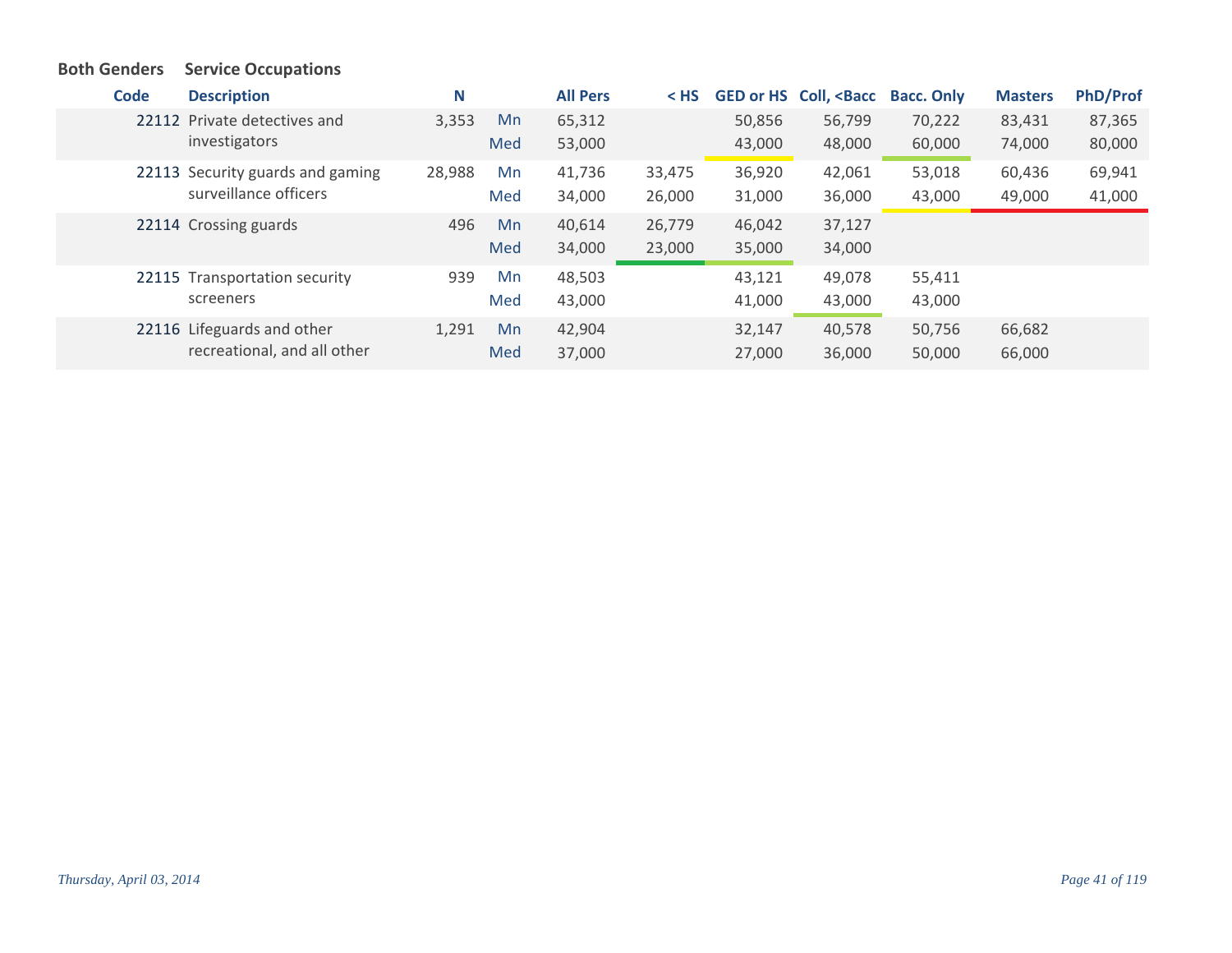**Both Genders** **Service Occupations**

| Code | Description | N | | All Pers | < HS | GED or HS | Coll, <Bacc | Bacc. Only | Masters | PhD/Prof |
|---|---|---|---|---|---|---|---|---|---|---|
| 22112 | Private detectives and investigators | 3,353 | Mn | 65,312 | | 50,856 | 56,799 | 70,222 | 83,431 | 87,365 |
| | | | Med | 53,000 | | 43,000 | 48,000 | 60,000 | 74,000 | 80,000 |
| 22113 | Security guards and gaming surveillance officers | 28,988 | Mn | 41,736 | 33,475 | 36,920 | 42,061 | 53,018 | 60,436 | 69,941 |
| | | | Med | 34,000 | 26,000 | 31,000 | 36,000 | 43,000 | 49,000 | 41,000 |
| 22114 | Crossing guards | 496 | Mn | 40,614 | 26,779 | 46,042 | 37,127 | | | |
| | | | Med | 34,000 | 23,000 | 35,000 | 34,000 | | | |
| 22115 | Transportation security screeners | 939 | Mn | 48,503 | | 43,121 | 49,078 | 55,411 | | |
| | | | Med | 43,000 | | 41,000 | 43,000 | 43,000 | | |
| 22116 | Lifeguards and other recreational, and all other | 1,291 | Mn | 42,904 | | 32,147 | 40,578 | 50,756 | 66,682 | |
| | | | Med | 37,000 | | 27,000 | 36,000 | 50,000 | 66,000 | |

*Thursday, April 03, 2014*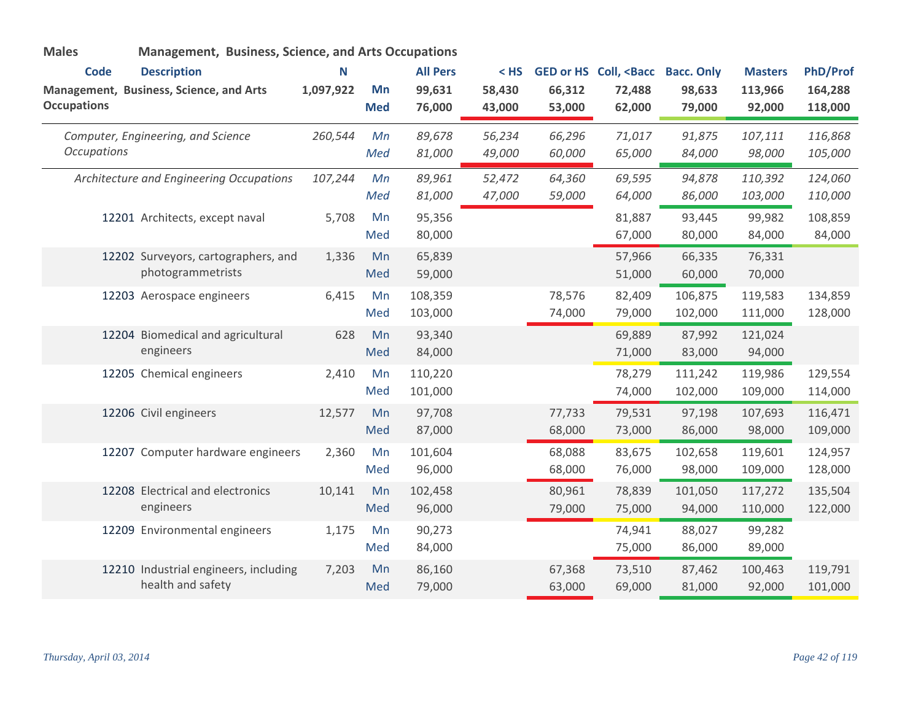**Males** **Management, Business, Science, and Arts Occupations**

| Code | Description | N | | All Pers | < HS | GED or HS | Coll, <Bacc | Bacc. Only | Masters | PhD/Prof |
|---|---|---|---|---|---|---|---|---|---|---|
| | **Management, Business, Science, and Arts Occupations** | **1,097,922** | **Mn** | **99,631** | **58,430** | **66,312** | **72,488** | **98,633** | **113,966** | **164,288** |
| | | | **Med** | **76,000** | **43,000** | **53,000** | **62,000** | **79,000** | **92,000** | **118,000** |
| | *Computer, Engineering, and Science Occupations* | *260,544* | *Mn* | *89,678* | *56,234* | *66,296* | *71,017* | *91,875* | *107,111* | *116,868* |
| | | | *Med* | *81,000* | *49,000* | *60,000* | *65,000* | *84,000* | *98,000* | *105,000* |
| | *Architecture and Engineering Occupations* | *107,244* | *Mn* | *89,961* | *52,472* | *64,360* | *69,595* | *94,878* | *110,392* | *124,060* |
| | | | *Med* | *81,000* | *47,000* | *59,000* | *64,000* | *86,000* | *103,000* | *110,000* |
| 12201 | Architects, except naval | 5,708 | Mn | 95,356 | | | 81,887 | 93,445 | 99,982 | 108,859 |
| | | | Med | 80,000 | | | 67,000 | 80,000 | 84,000 | 84,000 |
| 12202 | Surveyors, cartographers, and photogrammetrists | 1,336 | Mn | 65,839 | | | 57,966 | 66,335 | 76,331 | |
| | | | Med | 59,000 | | | 51,000 | 60,000 | 70,000 | |
| 12203 | Aerospace engineers | 6,415 | Mn | 108,359 | | 78,576 | 82,409 | 106,875 | 119,583 | 134,859 |
| | | | Med | 103,000 | | 74,000 | 79,000 | 102,000 | 111,000 | 128,000 |
| 12204 | Biomedical and agricultural engineers | 628 | Mn | 93,340 | | | 69,889 | 87,992 | 121,024 | |
| | | | Med | 84,000 | | | 71,000 | 83,000 | 94,000 | |
| 12205 | Chemical engineers | 2,410 | Mn | 110,220 | | | 78,279 | 111,242 | 119,986 | 129,554 |
| | | | Med | 101,000 | | | 74,000 | 102,000 | 109,000 | 114,000 |
| 12206 | Civil engineers | 12,577 | Mn | 97,708 | | 77,733 | 79,531 | 97,198 | 107,693 | 116,471 |
| | | | Med | 87,000 | | 68,000 | 73,000 | 86,000 | 98,000 | 109,000 |
| 12207 | Computer hardware engineers | 2,360 | Mn | 101,604 | | 68,088 | 83,675 | 102,658 | 119,601 | 124,957 |
| | | | Med | 96,000 | | 68,000 | 76,000 | 98,000 | 109,000 | 128,000 |
| 12208 | Electrical and electronics engineers | 10,141 | Mn | 102,458 | | 80,961 | 78,839 | 101,050 | 117,272 | 135,504 |
| | | | Med | 96,000 | | 79,000 | 75,000 | 94,000 | 110,000 | 122,000 |
| 12209 | Environmental engineers | 1,175 | Mn | 90,273 | | | 74,941 | 88,027 | 99,282 | |
| | | | Med | 84,000 | | | 75,000 | 86,000 | 89,000 | |
| 12210 | Industrial engineers, including health and safety | 7,203 | Mn | 86,160 | | 67,368 | 73,510 | 87,462 | 100,463 | 119,791 |
| | | | Med | 79,000 | | 63,000 | 69,000 | 81,000 | 92,000 | 101,000 |

*Thursday, April 03, 2014*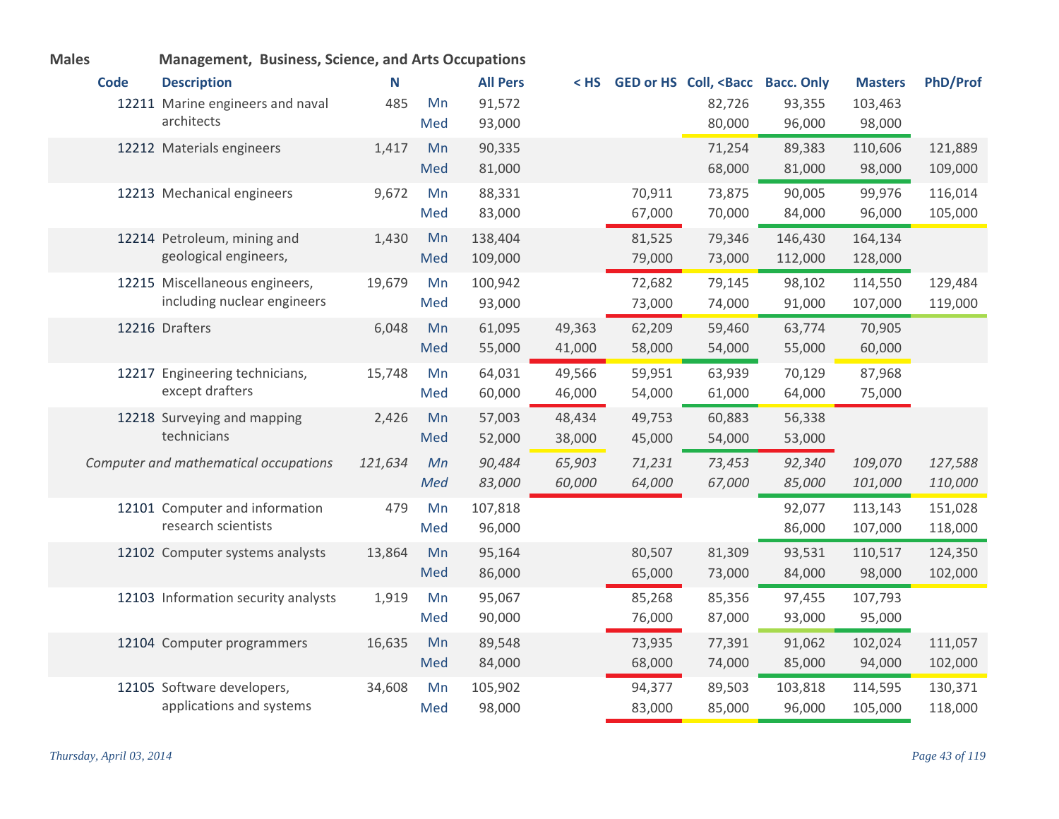**Males** **Management, Business, Science, and Arts Occupations**

| Code | Description | N | | All Pers | < HS | GED or HS | Coll, <Bacc | Bacc. Only | Masters | PhD/Prof |
|---|---|---|---|---|---|---|---|---|---|---|
| 12211 | Marine engineers and naval architects | 485 | Mn | 91,572 | | | 82,726 | 93,355 | 103,463 | |
| | | | Med | 93,000 | | | 80,000 | 96,000 | 98,000 | |
| 12212 | Materials engineers | 1,417 | Mn | 90,335 | | | 71,254 | 89,383 | 110,606 | 121,889 |
| | | | Med | 81,000 | | | 68,000 | 81,000 | 98,000 | 109,000 |
| 12213 | Mechanical engineers | 9,672 | Mn | 88,331 | | 70,911 | 73,875 | 90,005 | 99,976 | 116,014 |
| | | | Med | 83,000 | | 67,000 | 70,000 | 84,000 | 96,000 | 105,000 |
| 12214 | Petroleum, mining and geological engineers, | 1,430 | Mn | 138,404 | | 81,525 | 79,346 | 146,430 | 164,134 | |
| | | | Med | 109,000 | | 79,000 | 73,000 | 112,000 | 128,000 | |
| 12215 | Miscellaneous engineers, including nuclear engineers | 19,679 | Mn | 100,942 | | 72,682 | 79,145 | 98,102 | 114,550 | 129,484 |
| | | | Med | 93,000 | | 73,000 | 74,000 | 91,000 | 107,000 | 119,000 |
| 12216 | Drafters | 6,048 | Mn | 61,095 | 49,363 | 62,209 | 59,460 | 63,774 | 70,905 | |
| | | | Med | 55,000 | 41,000 | 58,000 | 54,000 | 55,000 | 60,000 | |
| 12217 | Engineering technicians, except drafters | 15,748 | Mn | 64,031 | 49,566 | 59,951 | 63,939 | 70,129 | 87,968 | |
| | | | Med | 60,000 | 46,000 | 54,000 | 61,000 | 64,000 | 75,000 | |
| 12218 | Surveying and mapping technicians | 2,426 | Mn | 57,003 | 48,434 | 49,753 | 60,883 | 56,338 | | |
| | | | Med | 52,000 | 38,000 | 45,000 | 54,000 | 53,000 | | |
| | *Computer and mathematical occupations* | *121,634* | *Mn* | *90,484* | *65,903* | *71,231* | *73,453* | *92,340* | *109,070* | *127,588* |
| | | | *Med* | *83,000* | *60,000* | *64,000* | *67,000* | *85,000* | *101,000* | *110,000* |
| 12101 | Computer and information research scientists | 479 | Mn | 107,818 | | | | 92,077 | 113,143 | 151,028 |
| | | | Med | 96,000 | | | | 86,000 | 107,000 | 118,000 |
| 12102 | Computer systems analysts | 13,864 | Mn | 95,164 | | 80,507 | 81,309 | 93,531 | 110,517 | 124,350 |
| | | | Med | 86,000 | | 65,000 | 73,000 | 84,000 | 98,000 | 102,000 |
| 12103 | Information security analysts | 1,919 | Mn | 95,067 | | 85,268 | 85,356 | 97,455 | 107,793 | |
| | | | Med | 90,000 | | 76,000 | 87,000 | 93,000 | 95,000 | |
| 12104 | Computer programmers | 16,635 | Mn | 89,548 | | 73,935 | 77,391 | 91,062 | 102,024 | 111,057 |
| | | | Med | 84,000 | | 68,000 | 74,000 | 85,000 | 94,000 | 102,000 |
| 12105 | Software developers, applications and systems | 34,608 | Mn | 105,902 | | 94,377 | 89,503 | 103,818 | 114,595 | 130,371 |
| | | | Med | 98,000 | | 83,000 | 85,000 | 96,000 | 105,000 | 118,000 |

*Thursday, April 03, 2014*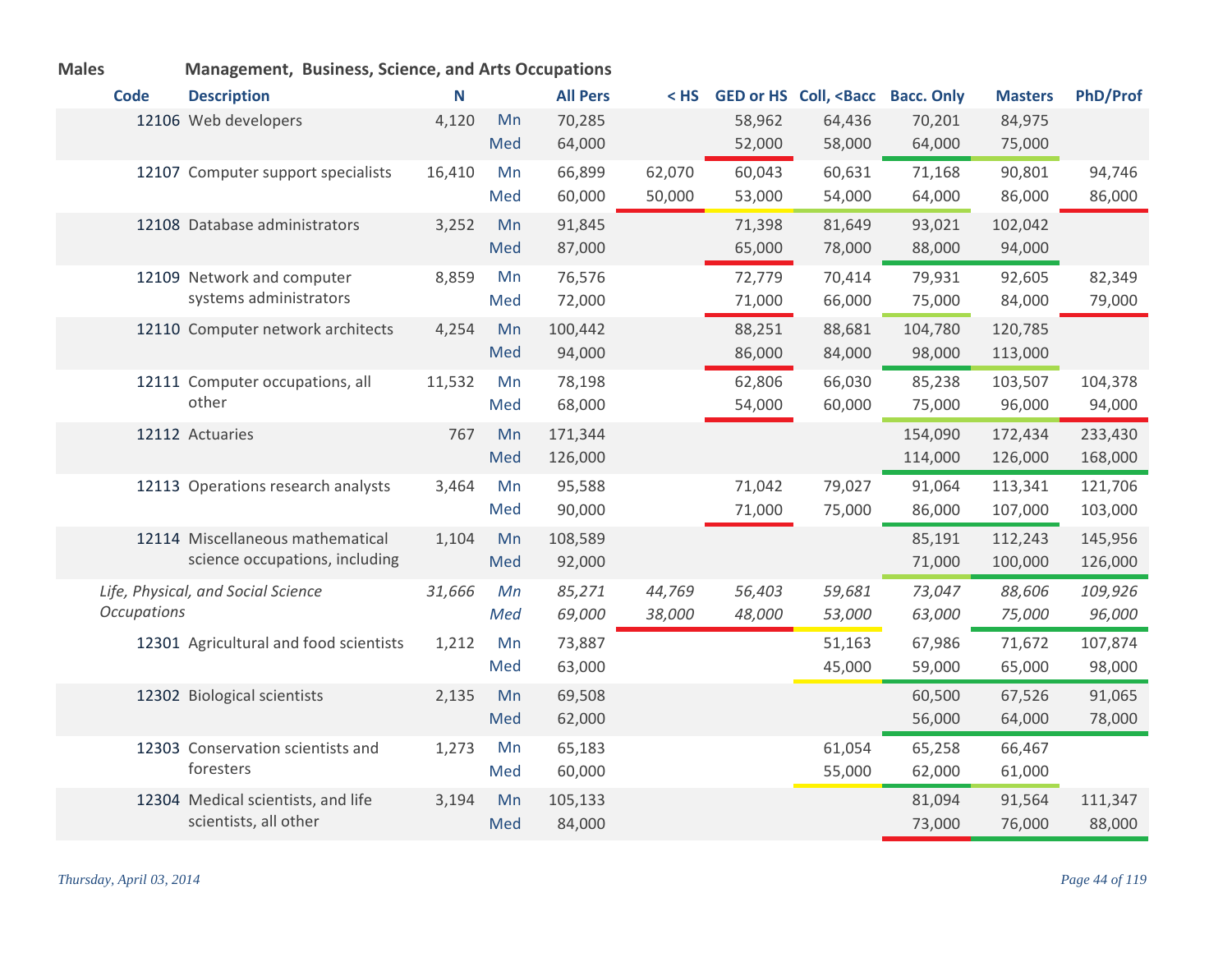**Males** **Management, Business, Science, and Arts Occupations**

| Code | Description | N | | All Pers | < HS | GED or HS | Coll, <Bacc | Bacc. Only | Masters | PhD/Prof |
|---|---|---|---|---|---|---|---|---|---|---|
| 12106 | Web developers | 4,120 | Mn | 70,285 | | 58,962 | 64,436 | 70,201 | 84,975 | |
| | | | Med | 64,000 | | 52,000 | 58,000 | 64,000 | 75,000 | |
| 12107 | Computer support specialists | 16,410 | Mn | 66,899 | 62,070 | 60,043 | 60,631 | 71,168 | 90,801 | 94,746 |
| | | | Med | 60,000 | 50,000 | 53,000 | 54,000 | 64,000 | 86,000 | 86,000 |
| 12108 | Database administrators | 3,252 | Mn | 91,845 | | 71,398 | 81,649 | 93,021 | 102,042 | |
| | | | Med | 87,000 | | 65,000 | 78,000 | 88,000 | 94,000 | |
| 12109 | Network and computer systems administrators | 8,859 | Mn | 76,576 | | 72,779 | 70,414 | 79,931 | 92,605 | 82,349 |
| | | | Med | 72,000 | | 71,000 | 66,000 | 75,000 | 84,000 | 79,000 |
| 12110 | Computer network architects | 4,254 | Mn | 100,442 | | 88,251 | 88,681 | 104,780 | 120,785 | |
| | | | Med | 94,000 | | 86,000 | 84,000 | 98,000 | 113,000 | |
| 12111 | Computer occupations, all other | 11,532 | Mn | 78,198 | | 62,806 | 66,030 | 85,238 | 103,507 | 104,378 |
| | | | Med | 68,000 | | 54,000 | 60,000 | 75,000 | 96,000 | 94,000 |
| 12112 | Actuaries | 767 | Mn | 171,344 | | | | 154,090 | 172,434 | 233,430 |
| | | | Med | 126,000 | | | | 114,000 | 126,000 | 168,000 |
| 12113 | Operations research analysts | 3,464 | Mn | 95,588 | | 71,042 | 79,027 | 91,064 | 113,341 | 121,706 |
| | | | Med | 90,000 | | 71,000 | 75,000 | 86,000 | 107,000 | 103,000 |
| 12114 | Miscellaneous mathematical science occupations, including | 1,104 | Mn | 108,589 | | | | 85,191 | 112,243 | 145,956 |
| | | | Med | 92,000 | | | | 71,000 | 100,000 | 126,000 |
| *Life, Physical, and Social Science Occupations* | | *31,666* | *Mn* | *85,271* | *44,769* | *56,403* | *59,681* | *73,047* | *88,606* | *109,926* |
| | | | *Med* | *69,000* | *38,000* | *48,000* | *53,000* | *63,000* | *75,000* | *96,000* |
| 12301 | Agricultural and food scientists | 1,212 | Mn | 73,887 | | | 51,163 | 67,986 | 71,672 | 107,874 |
| | | | Med | 63,000 | | | 45,000 | 59,000 | 65,000 | 98,000 |
| 12302 | Biological scientists | 2,135 | Mn | 69,508 | | | | 60,500 | 67,526 | 91,065 |
| | | | Med | 62,000 | | | | 56,000 | 64,000 | 78,000 |
| 12303 | Conservation scientists and foresters | 1,273 | Mn | 65,183 | | | 61,054 | 65,258 | 66,467 | |
| | | | Med | 60,000 | | | 55,000 | 62,000 | 61,000 | |
| 12304 | Medical scientists, and life scientists, all other | 3,194 | Mn | 105,133 | | | | 81,094 | 91,564 | 111,347 |
| | | | Med | 84,000 | | | | 73,000 | 76,000 | 88,000 |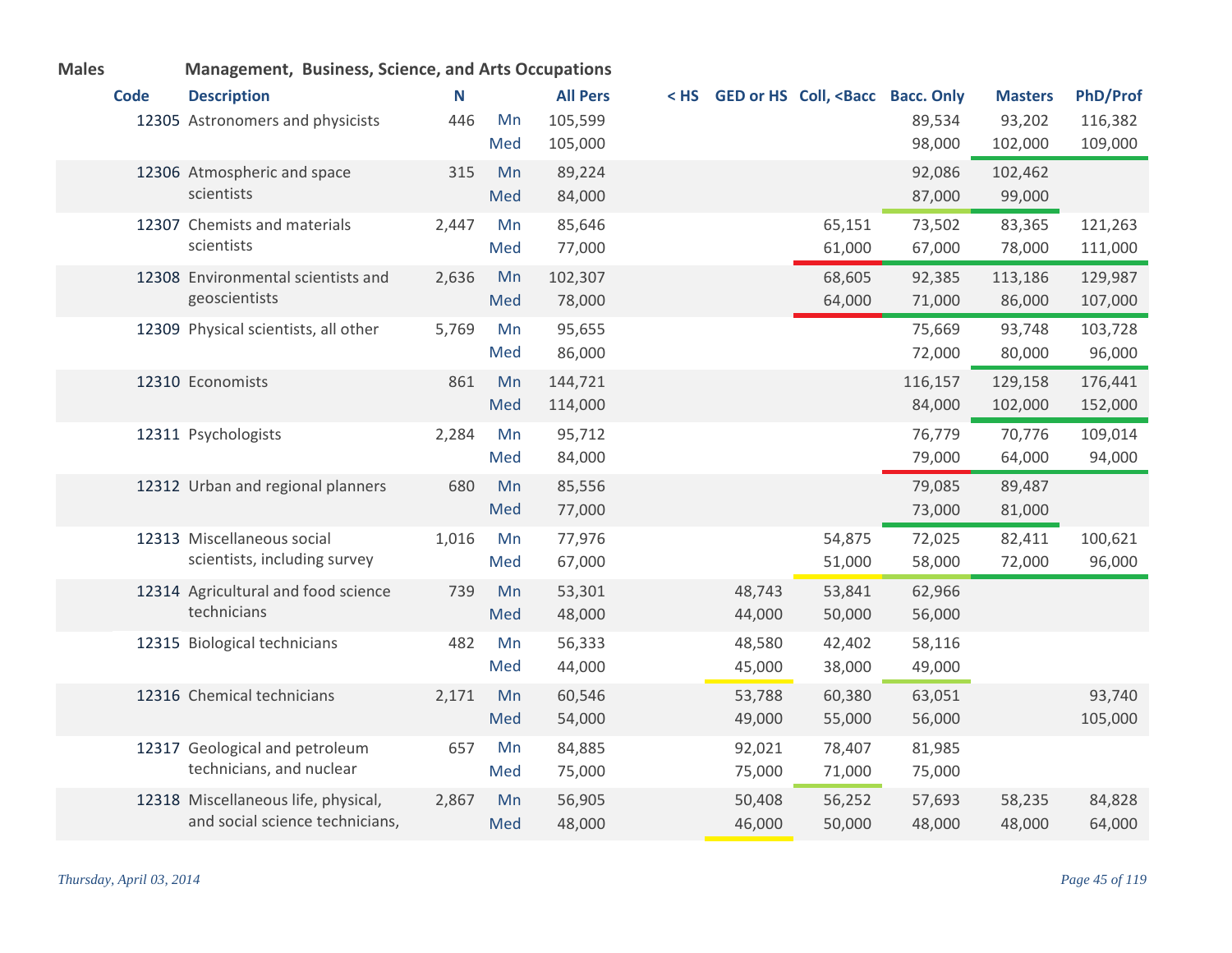**Males** **Management, Business, Science, and Arts Occupations**

| Code | Description | N | | All Pers | < HS | GED or HS | Coll, <Bacc | Bacc. Only | Masters | PhD/Prof |
|---|---|---|---|---|---|---|---|---|---|---|
| 12305 | Astronomers and physicists | 446 | Mn | 105,599 | | | | 89,534 | 93,202 | 116,382 |
| | | | Med | 105,000 | | | | 98,000 | 102,000 | 109,000 |
| 12306 | Atmospheric and space scientists | 315 | Mn | 89,224 | | | | 92,086 | 102,462 | |
| | | | Med | 84,000 | | | | 87,000 | 99,000 | |
| 12307 | Chemists and materials scientists | 2,447 | Mn | 85,646 | | | 65,151 | 73,502 | 83,365 | 121,263 |
| | | | Med | 77,000 | | | 61,000 | 67,000 | 78,000 | 111,000 |
| 12308 | Environmental scientists and geoscientists | 2,636 | Mn | 102,307 | | | 68,605 | 92,385 | 113,186 | 129,987 |
| | | | Med | 78,000 | | | 64,000 | 71,000 | 86,000 | 107,000 |
| 12309 | Physical scientists, all other | 5,769 | Mn | 95,655 | | | | 75,669 | 93,748 | 103,728 |
| | | | Med | 86,000 | | | | 72,000 | 80,000 | 96,000 |
| 12310 | Economists | 861 | Mn | 144,721 | | | | 116,157 | 129,158 | 176,441 |
| | | | Med | 114,000 | | | | 84,000 | 102,000 | 152,000 |
| 12311 | Psychologists | 2,284 | Mn | 95,712 | | | | 76,779 | 70,776 | 109,014 |
| | | | Med | 84,000 | | | | 79,000 | 64,000 | 94,000 |
| 12312 | Urban and regional planners | 680 | Mn | 85,556 | | | | 79,085 | 89,487 | |
| | | | Med | 77,000 | | | | 73,000 | 81,000 | |
| 12313 | Miscellaneous social scientists, including survey | 1,016 | Mn | 77,976 | | | 54,875 | 72,025 | 82,411 | 100,621 |
| | | | Med | 67,000 | | | 51,000 | 58,000 | 72,000 | 96,000 |
| 12314 | Agricultural and food science technicians | 739 | Mn | 53,301 | | 48,743 | 53,841 | 62,966 | | |
| | | | Med | 48,000 | | 44,000 | 50,000 | 56,000 | | |
| 12315 | Biological technicians | 482 | Mn | 56,333 | | 48,580 | 42,402 | 58,116 | | |
| | | | Med | 44,000 | | 45,000 | 38,000 | 49,000 | | |
| 12316 | Chemical technicians | 2,171 | Mn | 60,546 | | 53,788 | 60,380 | 63,051 | | 93,740 |
| | | | Med | 54,000 | | 49,000 | 55,000 | 56,000 | | 105,000 |
| 12317 | Geological and petroleum technicians, and nuclear | 657 | Mn | 84,885 | | 92,021 | 78,407 | 81,985 | | |
| | | | Med | 75,000 | | 75,000 | 71,000 | 75,000 | | |
| 12318 | Miscellaneous life, physical, and social science technicians, | 2,867 | Mn | 56,905 | | 50,408 | 56,252 | 57,693 | 58,235 | 84,828 |
| | | | Med | 48,000 | | 46,000 | 50,000 | 48,000 | 48,000 | 64,000 |

*Thursday, April 03, 2014*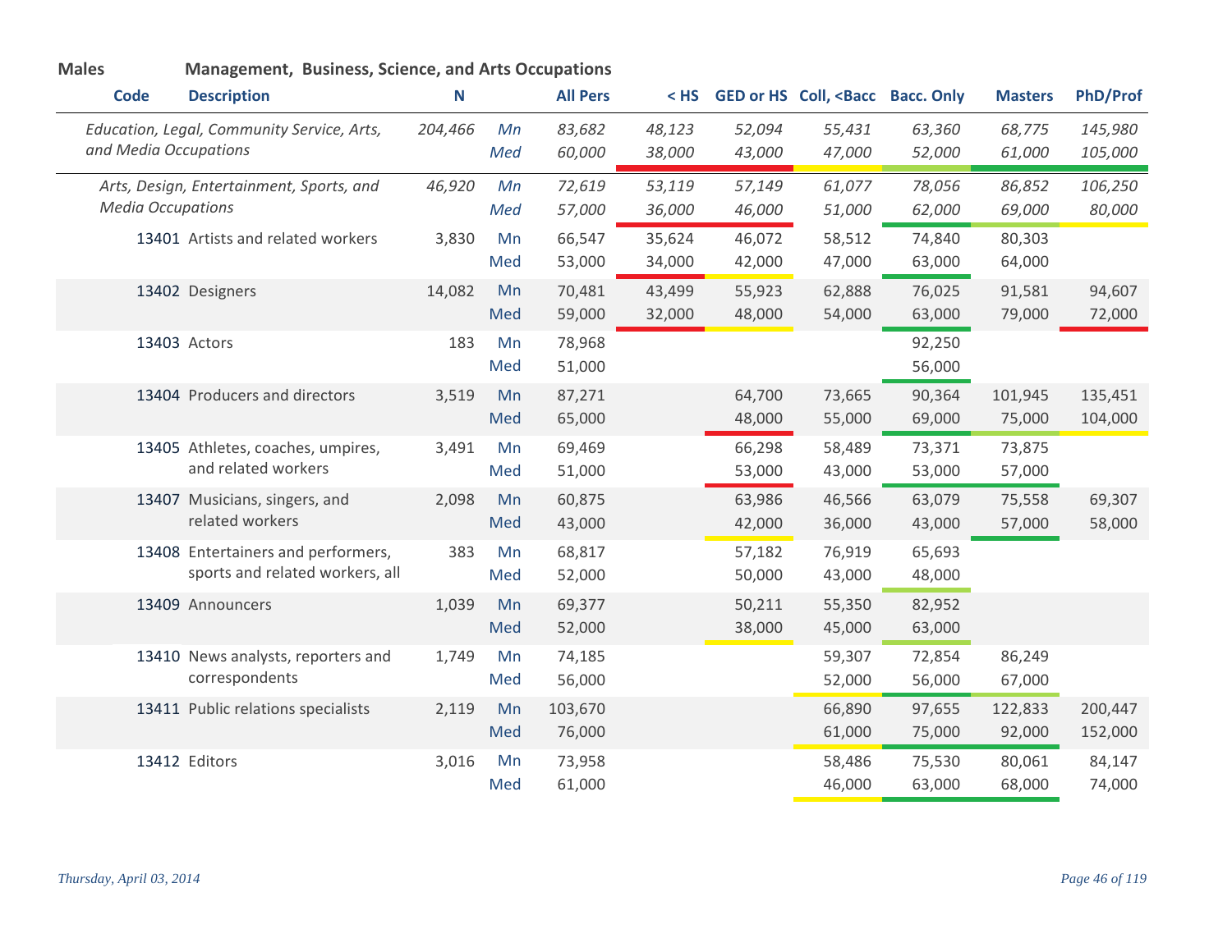**Males** **Management, Business, Science, and Arts Occupations**

| Code | Description | N | | All Pers | < HS | GED or HS | Coll, <Bacc | Bacc. Only | Masters | PhD/Prof |
|---|---|---|---|---|---|---|---|---|---|---|
| | *Education, Legal, Community Service, Arts, and Media Occupations* | *204,466* | *Mn* | *83,682* | *48,123* | *52,094* | *55,431* | *63,360* | *68,775* | *145,980* |
| | | | *Med* | *60,000* | *38,000* | *43,000* | *47,000* | *52,000* | *61,000* | *105,000* |
| | *Arts, Design, Entertainment, Sports, and Media Occupations* | *46,920* | *Mn* | *72,619* | *53,119* | *57,149* | *61,077* | *78,056* | *86,852* | *106,250* |
| | | | *Med* | *57,000* | *36,000* | *46,000* | *51,000* | *62,000* | *69,000* | *80,000* |
| 13401 | Artists and related workers | 3,830 | Mn | 66,547 | 35,624 | 46,072 | 58,512 | 74,840 | 80,303 | |
| | | | Med | 53,000 | 34,000 | 42,000 | 47,000 | 63,000 | 64,000 | |
| 13402 | Designers | 14,082 | Mn | 70,481 | 43,499 | 55,923 | 62,888 | 76,025 | 91,581 | 94,607 |
| | | | Med | 59,000 | 32,000 | 48,000 | 54,000 | 63,000 | 79,000 | 72,000 |
| 13403 | Actors | 183 | Mn | 78,968 | | | | 92,250 | | |
| | | | Med | 51,000 | | | | 56,000 | | |
| 13404 | Producers and directors | 3,519 | Mn | 87,271 | | 64,700 | 73,665 | 90,364 | 101,945 | 135,451 |
| | | | Med | 65,000 | | 48,000 | 55,000 | 69,000 | 75,000 | 104,000 |
| 13405 | Athletes, coaches, umpires, and related workers | 3,491 | Mn | 69,469 | | 66,298 | 58,489 | 73,371 | 73,875 | |
| | | | Med | 51,000 | | 53,000 | 43,000 | 53,000 | 57,000 | |
| 13407 | Musicians, singers, and related workers | 2,098 | Mn | 60,875 | | 63,986 | 46,566 | 63,079 | 75,558 | 69,307 |
| | | | Med | 43,000 | | 42,000 | 36,000 | 43,000 | 57,000 | 58,000 |
| 13408 | Entertainers and performers, sports and related workers, all | 383 | Mn | 68,817 | | 57,182 | 76,919 | 65,693 | | |
| | | | Med | 52,000 | | 50,000 | 43,000 | 48,000 | | |
| 13409 | Announcers | 1,039 | Mn | 69,377 | | 50,211 | 55,350 | 82,952 | | |
| | | | Med | 52,000 | | 38,000 | 45,000 | 63,000 | | |
| 13410 | News analysts, reporters and correspondents | 1,749 | Mn | 74,185 | | | 59,307 | 72,854 | 86,249 | |
| | | | Med | 56,000 | | | 52,000 | 56,000 | 67,000 | |
| 13411 | Public relations specialists | 2,119 | Mn | 103,670 | | | 66,890 | 97,655 | 122,833 | 200,447 |
| | | | Med | 76,000 | | | 61,000 | 75,000 | 92,000 | 152,000 |
| 13412 | Editors | 3,016 | Mn | 73,958 | | | 58,486 | 75,530 | 80,061 | 84,147 |
| | | | Med | 61,000 | | | 46,000 | 63,000 | 68,000 | 74,000 |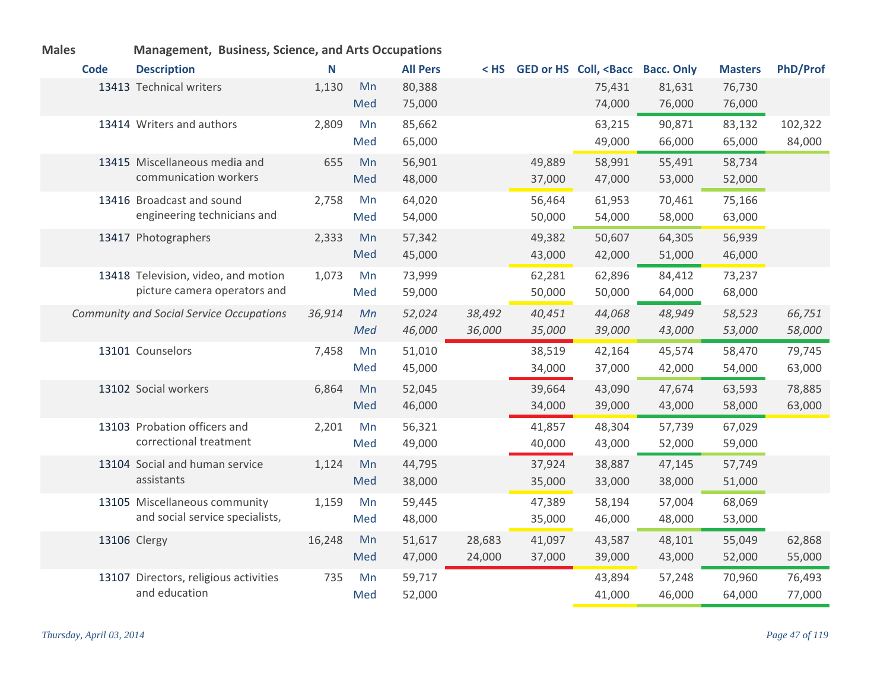**Males** **Management, Business, Science, and Arts Occupations**

| Code | Description | N | | All Pers | < HS | GED or HS | Coll, <Bacc | Bacc. Only | Masters | PhD/Prof |
|---|---|---|---|---|---|---|---|---|---|---|
| 13413 | Technical writers | 1,130 | Mn | 80,388 | | | 75,431 | 81,631 | 76,730 | |
| | | | Med | 75,000 | | | 74,000 | 76,000 | 76,000 | |
| 13414 | Writers and authors | 2,809 | Mn | 85,662 | | | 63,215 | 90,871 | 83,132 | 102,322 |
| | | | Med | 65,000 | | | 49,000 | 66,000 | 65,000 | 84,000 |
| 13415 | Miscellaneous media and communication workers | 655 | Mn | 56,901 | | 49,889 | 58,991 | 55,491 | 58,734 | |
| | | | Med | 48,000 | | 37,000 | 47,000 | 53,000 | 52,000 | |
| 13416 | Broadcast and sound engineering technicians and | 2,758 | Mn | 64,020 | | 56,464 | 61,953 | 70,461 | 75,166 | |
| | | | Med | 54,000 | | 50,000 | 54,000 | 58,000 | 63,000 | |
| 13417 | Photographers | 2,333 | Mn | 57,342 | | 49,382 | 50,607 | 64,305 | 56,939 | |
| | | | Med | 45,000 | | 43,000 | 42,000 | 51,000 | 46,000 | |
| 13418 | Television, video, and motion picture camera operators and | 1,073 | Mn | 73,999 | | 62,281 | 62,896 | 84,412 | 73,237 | |
| | | | Med | 59,000 | | 50,000 | 50,000 | 64,000 | 68,000 | |
| *Community and Social Service Occupations* | | *36,914* | *Mn* | *52,024* | *38,492* | *40,451* | *44,068* | *48,949* | *58,523* | *66,751* |
| | | | *Med* | *46,000* | *36,000* | *35,000* | *39,000* | *43,000* | *53,000* | *58,000* |
| 13101 | Counselors | 7,458 | Mn | 51,010 | | 38,519 | 42,164 | 45,574 | 58,470 | 79,745 |
| | | | Med | 45,000 | | 34,000 | 37,000 | 42,000 | 54,000 | 63,000 |
| 13102 | Social workers | 6,864 | Mn | 52,045 | | 39,664 | 43,090 | 47,674 | 63,593 | 78,885 |
| | | | Med | 46,000 | | 34,000 | 39,000 | 43,000 | 58,000 | 63,000 |
| 13103 | Probation officers and correctional treatment | 2,201 | Mn | 56,321 | | 41,857 | 48,304 | 57,739 | 67,029 | |
| | | | Med | 49,000 | | 40,000 | 43,000 | 52,000 | 59,000 | |
| 13104 | Social and human service assistants | 1,124 | Mn | 44,795 | | 37,924 | 38,887 | 47,145 | 57,749 | |
| | | | Med | 38,000 | | 35,000 | 33,000 | 38,000 | 51,000 | |
| 13105 | Miscellaneous community and social service specialists, | 1,159 | Mn | 59,445 | | 47,389 | 58,194 | 57,004 | 68,069 | |
| | | | Med | 48,000 | | 35,000 | 46,000 | 48,000 | 53,000 | |
| 13106 | Clergy | 16,248 | Mn | 51,617 | 28,683 | 41,097 | 43,587 | 48,101 | 55,049 | 62,868 |
| | | | Med | 47,000 | 24,000 | 37,000 | 39,000 | 43,000 | 52,000 | 55,000 |
| 13107 | Directors, religious activities and education | 735 | Mn | 59,717 | | | 43,894 | 57,248 | 70,960 | 76,493 |
| | | | Med | 52,000 | | | 41,000 | 46,000 | 64,000 | 77,000 |

*Thursday, April 03, 2014*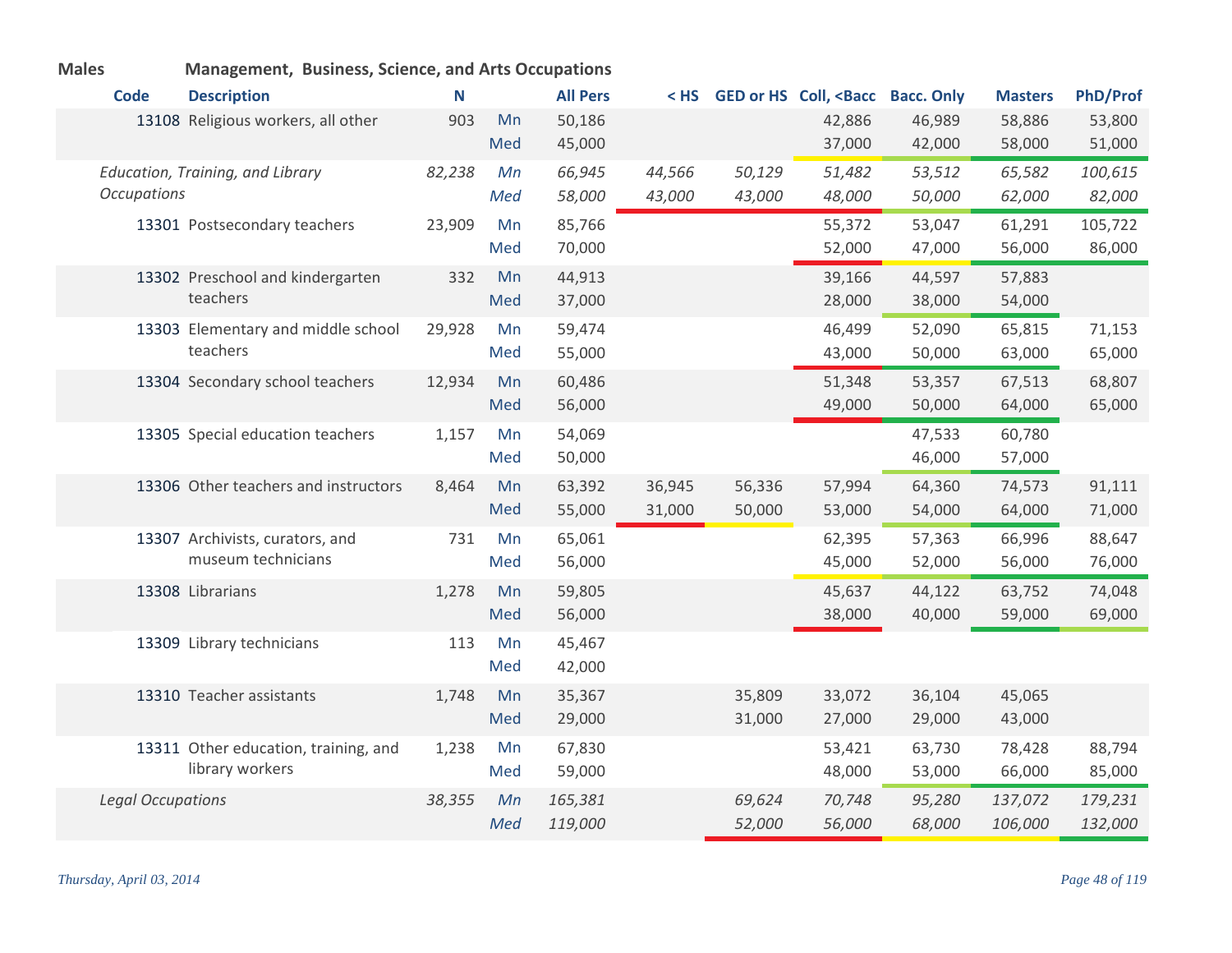**Males** **Management, Business, Science, and Arts Occupations**

| Code | Description | N | | All Pers | < HS | GED or HS | Coll, <Bacc | Bacc. Only | Masters | PhD/Prof |
|---|---|---|---|---|---|---|---|---|---|---|
| 13108 | Religious workers, all other | 903 | Mn | 50,186 | | | 42,886 | 46,989 | 58,886 | 53,800 |
| | | | Med | 45,000 | | | 37,000 | 42,000 | 58,000 | 51,000 |
| | *Education, Training, and Library Occupations* | *82,238* | *Mn* | *66,945* | *44,566* | *50,129* | *51,482* | *53,512* | *65,582* | *100,615* |
| | | | *Med* | *58,000* | *43,000* | *43,000* | *48,000* | *50,000* | *62,000* | *82,000* |
| 13301 | Postsecondary teachers | 23,909 | Mn | 85,766 | | | 55,372 | 53,047 | 61,291 | 105,722 |
| | | | Med | 70,000 | | | 52,000 | 47,000 | 56,000 | 86,000 |
| 13302 | Preschool and kindergarten teachers | 332 | Mn | 44,913 | | | 39,166 | 44,597 | 57,883 | |
| | | | Med | 37,000 | | | 28,000 | 38,000 | 54,000 | |
| 13303 | Elementary and middle school teachers | 29,928 | Mn | 59,474 | | | 46,499 | 52,090 | 65,815 | 71,153 |
| | | | Med | 55,000 | | | 43,000 | 50,000 | 63,000 | 65,000 |
| 13304 | Secondary school teachers | 12,934 | Mn | 60,486 | | | 51,348 | 53,357 | 67,513 | 68,807 |
| | | | Med | 56,000 | | | 49,000 | 50,000 | 64,000 | 65,000 |
| 13305 | Special education teachers | 1,157 | Mn | 54,069 | | | | 47,533 | 60,780 | |
| | | | Med | 50,000 | | | | 46,000 | 57,000 | |
| 13306 | Other teachers and instructors | 8,464 | Mn | 63,392 | 36,945 | 56,336 | 57,994 | 64,360 | 74,573 | 91,111 |
| | | | Med | 55,000 | 31,000 | 50,000 | 53,000 | 54,000 | 64,000 | 71,000 |
| 13307 | Archivists, curators, and museum technicians | 731 | Mn | 65,061 | | | 62,395 | 57,363 | 66,996 | 88,647 |
| | | | Med | 56,000 | | | 45,000 | 52,000 | 56,000 | 76,000 |
| 13308 | Librarians | 1,278 | Mn | 59,805 | | | 45,637 | 44,122 | 63,752 | 74,048 |
| | | | Med | 56,000 | | | 38,000 | 40,000 | 59,000 | 69,000 |
| 13309 | Library technicians | 113 | Mn | 45,467 | | | | | | |
| | | | Med | 42,000 | | | | | | |
| 13310 | Teacher assistants | 1,748 | Mn | 35,367 | | 35,809 | 33,072 | 36,104 | 45,065 | |
| | | | Med | 29,000 | | 31,000 | 27,000 | 29,000 | 43,000 | |
| 13311 | Other education, training, and library workers | 1,238 | Mn | 67,830 | | | 53,421 | 63,730 | 78,428 | 88,794 |
| | | | Med | 59,000 | | | 48,000 | 53,000 | 66,000 | 85,000 |
| | *Legal Occupations* | *38,355* | *Mn* | *165,381* | | *69,624* | *70,748* | *95,280* | *137,072* | *179,231* |
| | | | *Med* | *119,000* | | *52,000* | *56,000* | *68,000* | *106,000* | *132,000* |

*Thursday, April 03, 2014*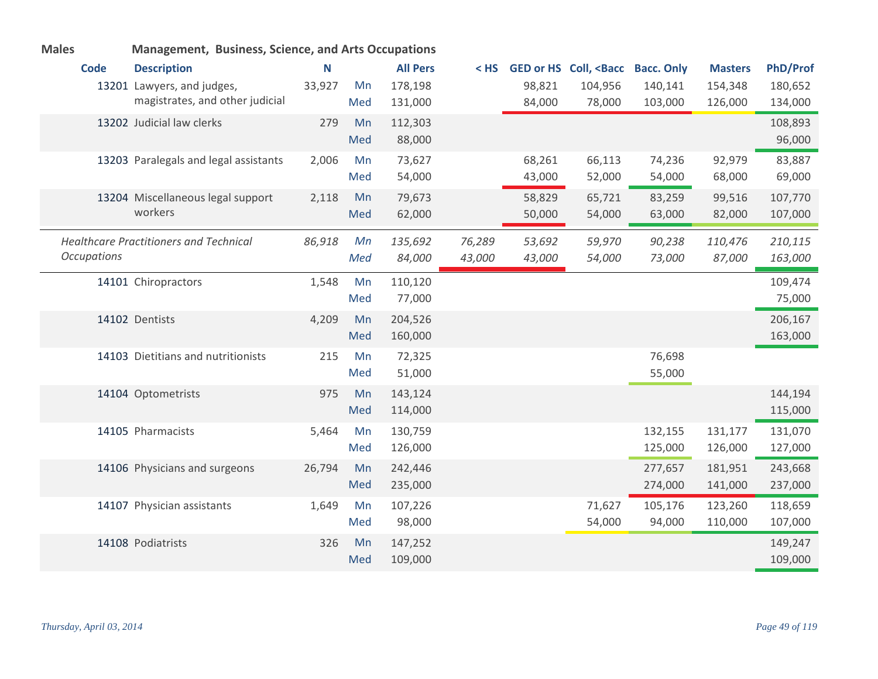**Males** **Management, Business, Science, and Arts Occupations**

| Code | Description | N | | All Pers | < HS | GED or HS | Coll, <Bacc | Bacc. Only | Masters | PhD/Prof |
|---|---|---|---|---|---|---|---|---|---|---|
| 13201 | Lawyers, and judges, magistrates, and other judicial | 33,927 | Mn | 178,198 | | 98,821 | 104,956 | 140,141 | 154,348 | 180,652 |
| | | | Med | 131,000 | | 84,000 | 78,000 | 103,000 | 126,000 | 134,000 |
| 13202 | Judicial law clerks | 279 | Mn | 112,303 | | | | | | 108,893 |
| | | | Med | 88,000 | | | | | | 96,000 |
| 13203 | Paralegals and legal assistants | 2,006 | Mn | 73,627 | | 68,261 | 66,113 | 74,236 | 92,979 | 83,887 |
| | | | Med | 54,000 | | 43,000 | 52,000 | 54,000 | 68,000 | 69,000 |
| 13204 | Miscellaneous legal support workers | 2,118 | Mn | 79,673 | | 58,829 | 65,721 | 83,259 | 99,516 | 107,770 |
| | | | Med | 62,000 | | 50,000 | 54,000 | 63,000 | 82,000 | 107,000 |
| | *Healthcare Practitioners and Technical Occupations* | *86,918* | *Mn* | *135,692* | *76,289* | *53,692* | *59,970* | *90,238* | *110,476* | *210,115* |
| | | | *Med* | *84,000* | *43,000* | *43,000* | *54,000* | *73,000* | *87,000* | *163,000* |
| 14101 | Chiropractors | 1,548 | Mn | 110,120 | | | | | | 109,474 |
| | | | Med | 77,000 | | | | | | 75,000 |
| 14102 | Dentists | 4,209 | Mn | 204,526 | | | | | | 206,167 |
| | | | Med | 160,000 | | | | | | 163,000 |
| 14103 | Dietitians and nutritionists | 215 | Mn | 72,325 | | | | 76,698 | | |
| | | | Med | 51,000 | | | | 55,000 | | |
| 14104 | Optometrists | 975 | Mn | 143,124 | | | | | | 144,194 |
| | | | Med | 114,000 | | | | | | 115,000 |
| 14105 | Pharmacists | 5,464 | Mn | 130,759 | | | | 132,155 | 131,177 | 131,070 |
| | | | Med | 126,000 | | | | 125,000 | 126,000 | 127,000 |
| 14106 | Physicians and surgeons | 26,794 | Mn | 242,446 | | | | 277,657 | 181,951 | 243,668 |
| | | | Med | 235,000 | | | | 274,000 | 141,000 | 237,000 |
| 14107 | Physician assistants | 1,649 | Mn | 107,226 | | | 71,627 | 105,176 | 123,260 | 118,659 |
| | | | Med | 98,000 | | | 54,000 | 94,000 | 110,000 | 107,000 |
| 14108 | Podiatrists | 326 | Mn | 147,252 | | | | | | 149,247 |
| | | | Med | 109,000 | | | | | | 109,000 |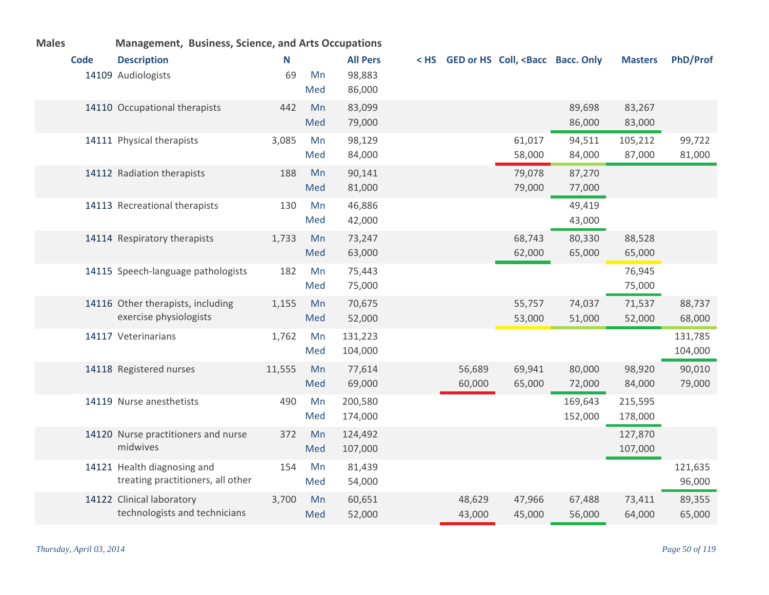**Males** **Management, Business, Science, and Arts Occupations**

| Code | Description | N | | All Pers | < HS | GED or HS | Coll, <Bacc | Bacc. Only | Masters | PhD/Prof |
|---|---|---|---|---|---|---|---|---|---|---|
| 14109 | Audiologists | 69 | Mn | 98,883 | | | | | | |
| | | | Med | 86,000 | | | | | | |
| 14110 | Occupational therapists | 442 | Mn | 83,099 | | | | 89,698 | 83,267 | |
| | | | Med | 79,000 | | | | 86,000 | 83,000 | |
| 14111 | Physical therapists | 3,085 | Mn | 98,129 | | | 61,017 | 94,511 | 105,212 | 99,722 |
| | | | Med | 84,000 | | | 58,000 | 84,000 | 87,000 | 81,000 |
| 14112 | Radiation therapists | 188 | Mn | 90,141 | | | 79,078 | 87,270 | | |
| | | | Med | 81,000 | | | 79,000 | 77,000 | | |
| 14113 | Recreational therapists | 130 | Mn | 46,886 | | | | 49,419 | | |
| | | | Med | 42,000 | | | | 43,000 | | |
| 14114 | Respiratory therapists | 1,733 | Mn | 73,247 | | | 68,743 | 80,330 | 88,528 | |
| | | | Med | 63,000 | | | 62,000 | 65,000 | 65,000 | |
| 14115 | Speech-language pathologists | 182 | Mn | 75,443 | | | | | 76,945 | |
| | | | Med | 75,000 | | | | | 75,000 | |
| 14116 | Other therapists, including exercise physiologists | 1,155 | Mn | 70,675 | | | 55,757 | 74,037 | 71,537 | 88,737 |
| | | | Med | 52,000 | | | 53,000 | 51,000 | 52,000 | 68,000 |
| 14117 | Veterinarians | 1,762 | Mn | 131,223 | | | | | | 131,785 |
| | | | Med | 104,000 | | | | | | 104,000 |
| 14118 | Registered nurses | 11,555 | Mn | 77,614 | | 56,689 | 69,941 | 80,000 | 98,920 | 90,010 |
| | | | Med | 69,000 | | 60,000 | 65,000 | 72,000 | 84,000 | 79,000 |
| 14119 | Nurse anesthetists | 490 | Mn | 200,580 | | | | 169,643 | 215,595 | |
| | | | Med | 174,000 | | | | 152,000 | 178,000 | |
| 14120 | Nurse practitioners and nurse midwives | 372 | Mn | 124,492 | | | | | 127,870 | |
| | | | Med | 107,000 | | | | | 107,000 | |
| 14121 | Health diagnosing and treating practitioners, all other | 154 | Mn | 81,439 | | | | | | 121,635 |
| | | | Med | 54,000 | | | | | | 96,000 |
| 14122 | Clinical laboratory technologists and technicians | 3,700 | Mn | 60,651 | | 48,629 | 47,966 | 67,488 | 73,411 | 89,355 |
| | | | Med | 52,000 | | 43,000 | 45,000 | 56,000 | 64,000 | 65,000 |

*Thursday, April 03, 2014*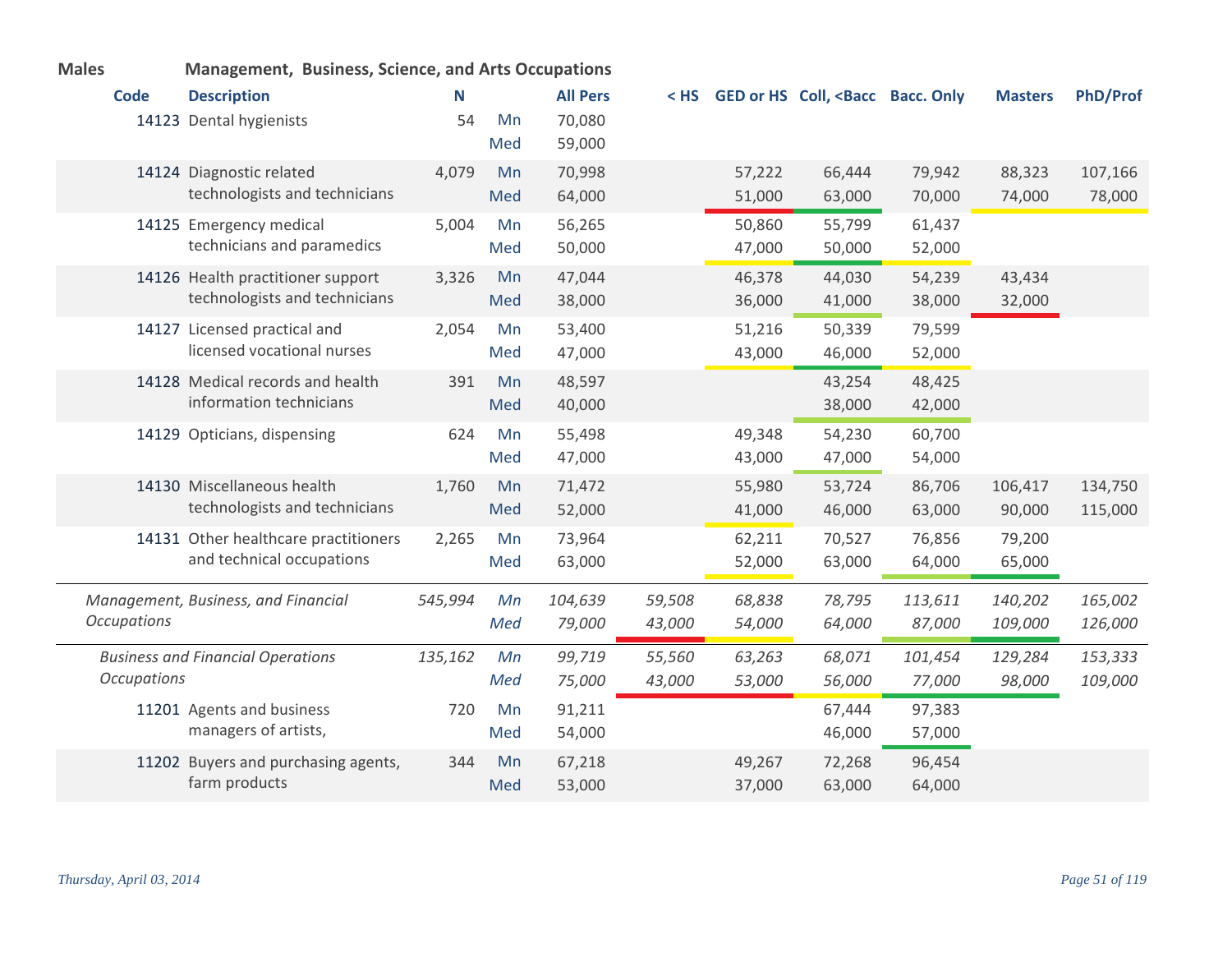**Males** **Management, Business, Science, and Arts Occupations**

| Code | Description | N | | All Pers | < HS | GED or HS | Coll, <Bacc | Bacc. Only | Masters | PhD/Prof |
|---|---|---|---|---|---|---|---|---|---|---|
| 14123 | Dental hygienists | 54 | Mn | 70,080 | | | | | | |
| | | | Med | 59,000 | | | | | | |
| 14124 | Diagnostic related technologists and technicians | 4,079 | Mn | 70,998 | | 57,222 | 66,444 | 79,942 | 88,323 | 107,166 |
| | | | Med | 64,000 | | 51,000 | 63,000 | 70,000 | 74,000 | 78,000 |
| 14125 | Emergency medical technicians and paramedics | 5,004 | Mn | 56,265 | | 50,860 | 55,799 | 61,437 | | |
| | | | Med | 50,000 | | 47,000 | 50,000 | 52,000 | | |
| 14126 | Health practitioner support technologists and technicians | 3,326 | Mn | 47,044 | | 46,378 | 44,030 | 54,239 | 43,434 | |
| | | | Med | 38,000 | | 36,000 | 41,000 | 38,000 | 32,000 | |
| 14127 | Licensed practical and licensed vocational nurses | 2,054 | Mn | 53,400 | | 51,216 | 50,339 | 79,599 | | |
| | | | Med | 47,000 | | 43,000 | 46,000 | 52,000 | | |
| 14128 | Medical records and health information technicians | 391 | Mn | 48,597 | | | 43,254 | 48,425 | | |
| | | | Med | 40,000 | | | 38,000 | 42,000 | | |
| 14129 | Opticians, dispensing | 624 | Mn | 55,498 | | 49,348 | 54,230 | 60,700 | | |
| | | | Med | 47,000 | | 43,000 | 47,000 | 54,000 | | |
| 14130 | Miscellaneous health technologists and technicians | 1,760 | Mn | 71,472 | | 55,980 | 53,724 | 86,706 | 106,417 | 134,750 |
| | | | Med | 52,000 | | 41,000 | 46,000 | 63,000 | 90,000 | 115,000 |
| 14131 | Other healthcare practitioners and technical occupations | 2,265 | Mn | 73,964 | | 62,211 | 70,527 | 76,856 | 79,200 | |
| | | | Med | 63,000 | | 52,000 | 63,000 | 64,000 | 65,000 | |
| | *Management, Business, and Financial Occupations* | *545,994* | *Mn* | *104,639* | *59,508* | *68,838* | *78,795* | *113,611* | *140,202* | *165,002* |
| | | | *Med* | *79,000* | *43,000* | *54,000* | *64,000* | *87,000* | *109,000* | *126,000* |
| | *Business and Financial Operations Occupations* | *135,162* | *Mn* | *99,719* | *55,560* | *63,263* | *68,071* | *101,454* | *129,284* | *153,333* |
| | | | *Med* | *75,000* | *43,000* | *53,000* | *56,000* | *77,000* | *98,000* | *109,000* |
| 11201 | Agents and business managers of artists, | 720 | Mn | 91,211 | | | 67,444 | 97,383 | | |
| | | | Med | 54,000 | | | 46,000 | 57,000 | | |
| 11202 | Buyers and purchasing agents, farm products | 344 | Mn | 67,218 | | 49,267 | 72,268 | 96,454 | | |
| | | | Med | 53,000 | | 37,000 | 63,000 | 64,000 | | |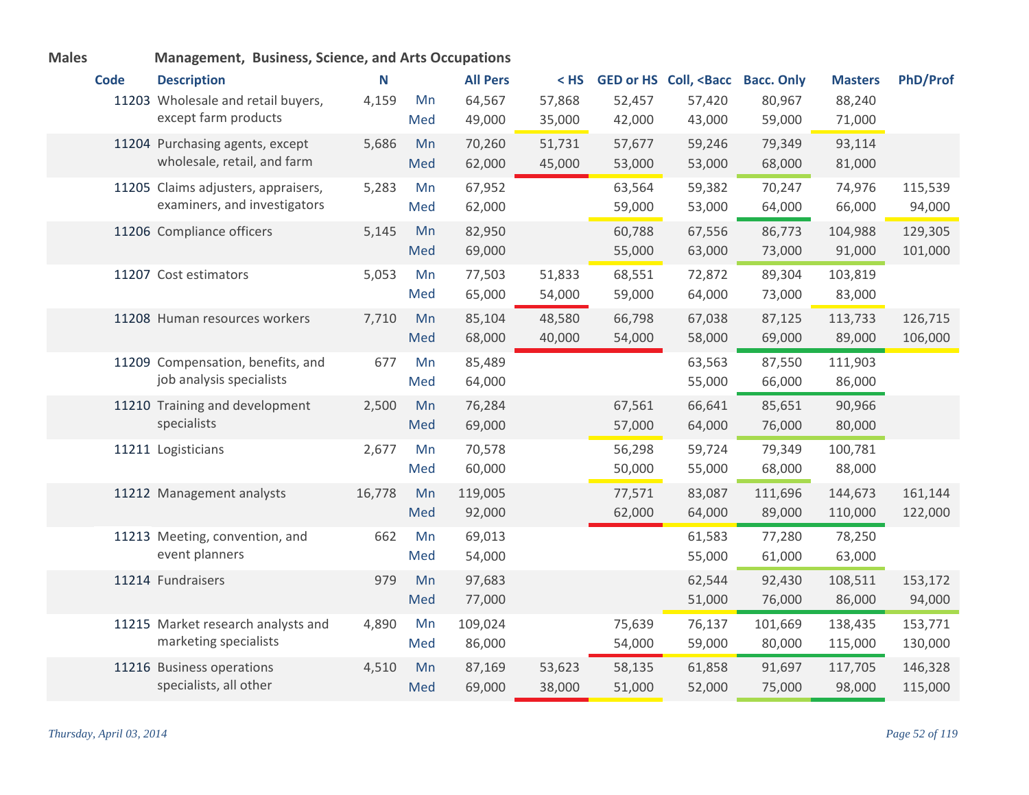**Males** **Management, Business, Science, and Arts Occupations**

| Code | Description | N | | All Pers | < HS | GED or HS | Coll, <Bacc | Bacc. Only | Masters | PhD/Prof |
|---|---|---|---|---|---|---|---|---|---|---|
| 11203 | Wholesale and retail buyers, except farm products | 4,159 | Mn | 64,567 | 57,868 | 52,457 | 57,420 | 80,967 | 88,240 | |
| | | | Med | 49,000 | 35,000 | 42,000 | 43,000 | 59,000 | 71,000 | |
| 11204 | Purchasing agents, except wholesale, retail, and farm | 5,686 | Mn | 70,260 | 51,731 | 57,677 | 59,246 | 79,349 | 93,114 | |
| | | | Med | 62,000 | 45,000 | 53,000 | 53,000 | 68,000 | 81,000 | |
| 11205 | Claims adjusters, appraisers, examiners, and investigators | 5,283 | Mn | 67,952 | | 63,564 | 59,382 | 70,247 | 74,976 | 115,539 |
| | | | Med | 62,000 | | 59,000 | 53,000 | 64,000 | 66,000 | 94,000 |
| 11206 | Compliance officers | 5,145 | Mn | 82,950 | | 60,788 | 67,556 | 86,773 | 104,988 | 129,305 |
| | | | Med | 69,000 | | 55,000 | 63,000 | 73,000 | 91,000 | 101,000 |
| 11207 | Cost estimators | 5,053 | Mn | 77,503 | 51,833 | 68,551 | 72,872 | 89,304 | 103,819 | |
| | | | Med | 65,000 | 54,000 | 59,000 | 64,000 | 73,000 | 83,000 | |
| 11208 | Human resources workers | 7,710 | Mn | 85,104 | 48,580 | 66,798 | 67,038 | 87,125 | 113,733 | 126,715 |
| | | | Med | 68,000 | 40,000 | 54,000 | 58,000 | 69,000 | 89,000 | 106,000 |
| 11209 | Compensation, benefits, and job analysis specialists | 677 | Mn | 85,489 | | | 63,563 | 87,550 | 111,903 | |
| | | | Med | 64,000 | | | 55,000 | 66,000 | 86,000 | |
| 11210 | Training and development specialists | 2,500 | Mn | 76,284 | | 67,561 | 66,641 | 85,651 | 90,966 | |
| | | | Med | 69,000 | | 57,000 | 64,000 | 76,000 | 80,000 | |
| 11211 | Logisticians | 2,677 | Mn | 70,578 | | 56,298 | 59,724 | 79,349 | 100,781 | |
| | | | Med | 60,000 | | 50,000 | 55,000 | 68,000 | 88,000 | |
| 11212 | Management analysts | 16,778 | Mn | 119,005 | | 77,571 | 83,087 | 111,696 | 144,673 | 161,144 |
| | | | Med | 92,000 | | 62,000 | 64,000 | 89,000 | 110,000 | 122,000 |
| 11213 | Meeting, convention, and event planners | 662 | Mn | 69,013 | | | 61,583 | 77,280 | 78,250 | |
| | | | Med | 54,000 | | | 55,000 | 61,000 | 63,000 | |
| 11214 | Fundraisers | 979 | Mn | 97,683 | | | 62,544 | 92,430 | 108,511 | 153,172 |
| | | | Med | 77,000 | | | 51,000 | 76,000 | 86,000 | 94,000 |
| 11215 | Market research analysts and marketing specialists | 4,890 | Mn | 109,024 | | 75,639 | 76,137 | 101,669 | 138,435 | 153,771 |
| | | | Med | 86,000 | | 54,000 | 59,000 | 80,000 | 115,000 | 130,000 |
| 11216 | Business operations specialists, all other | 4,510 | Mn | 87,169 | 53,623 | 58,135 | 61,858 | 91,697 | 117,705 | 146,328 |
| | | | Med | 69,000 | 38,000 | 51,000 | 52,000 | 75,000 | 98,000 | 115,000 |

*Thursday, April 03, 2014*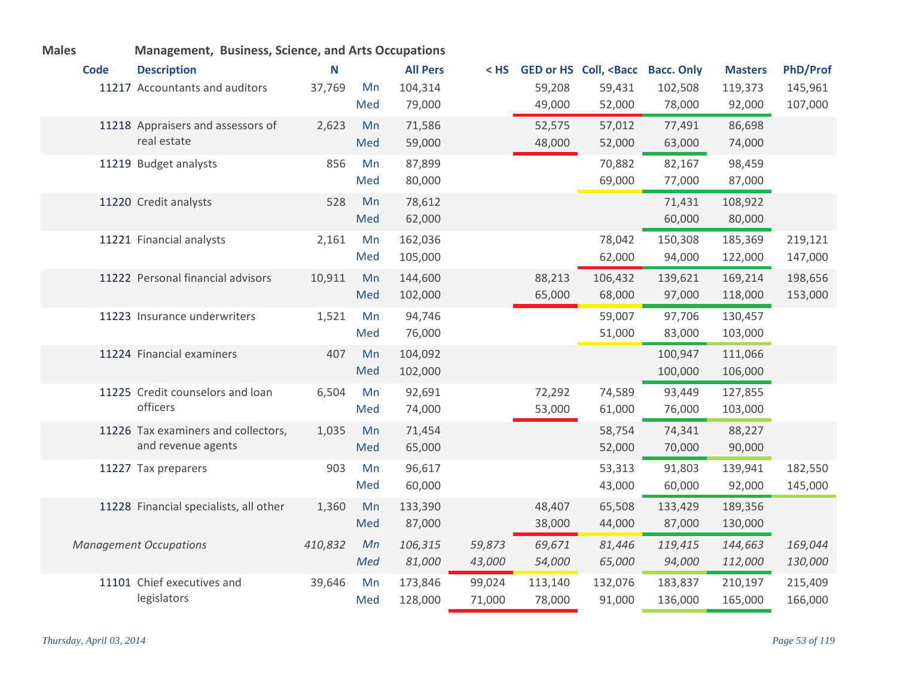**Males** **Management, Business, Science, and Arts Occupations**

| Code | Description | N | | All Pers | < HS | GED or HS | Coll, <Bacc | Bacc. Only | Masters | PhD/Prof |
|---|---|---|---|---|---|---|---|---|---|---|
| 11217 | Accountants and auditors | 37,769 | Mn | 104,314 | | 59,208 | 59,431 | 102,508 | 119,373 | 145,961 |
| | | | Med | 79,000 | | 49,000 | 52,000 | 78,000 | 92,000 | 107,000 |
| 11218 | Appraisers and assessors of real estate | 2,623 | Mn | 71,586 | | 52,575 | 57,012 | 77,491 | 86,698 | |
| | | | Med | 59,000 | | 48,000 | 52,000 | 63,000 | 74,000 | |
| 11219 | Budget analysts | 856 | Mn | 87,899 | | | 70,882 | 82,167 | 98,459 | |
| | | | Med | 80,000 | | | 69,000 | 77,000 | 87,000 | |
| 11220 | Credit analysts | 528 | Mn | 78,612 | | | | 71,431 | 108,922 | |
| | | | Med | 62,000 | | | | 60,000 | 80,000 | |
| 11221 | Financial analysts | 2,161 | Mn | 162,036 | | | 78,042 | 150,308 | 185,369 | 219,121 |
| | | | Med | 105,000 | | | 62,000 | 94,000 | 122,000 | 147,000 |
| 11222 | Personal financial advisors | 10,911 | Mn | 144,600 | | 88,213 | 106,432 | 139,621 | 169,214 | 198,656 |
| | | | Med | 102,000 | | 65,000 | 68,000 | 97,000 | 118,000 | 153,000 |
| 11223 | Insurance underwriters | 1,521 | Mn | 94,746 | | | 59,007 | 97,706 | 130,457 | |
| | | | Med | 76,000 | | | 51,000 | 83,000 | 103,000 | |
| 11224 | Financial examiners | 407 | Mn | 104,092 | | | | 100,947 | 111,066 | |
| | | | Med | 102,000 | | | | 100,000 | 106,000 | |
| 11225 | Credit counselors and loan officers | 6,504 | Mn | 92,691 | | 72,292 | 74,589 | 93,449 | 127,855 | |
| | | | Med | 74,000 | | 53,000 | 61,000 | 76,000 | 103,000 | |
| 11226 | Tax examiners and collectors, and revenue agents | 1,035 | Mn | 71,454 | | | 58,754 | 74,341 | 88,227 | |
| | | | Med | 65,000 | | | 52,000 | 70,000 | 90,000 | |
| 11227 | Tax preparers | 903 | Mn | 96,617 | | | 53,313 | 91,803 | 139,941 | 182,550 |
| | | | Med | 60,000 | | | 43,000 | 60,000 | 92,000 | 145,000 |
| 11228 | Financial specialists, all other | 1,360 | Mn | 133,390 | | 48,407 | 65,508 | 133,429 | 189,356 | |
| | | | Med | 87,000 | | 38,000 | 44,000 | 87,000 | 130,000 | |
| | *Management Occupations* | *410,832* | *Mn* | *106,315* | *59,873* | *69,671* | *81,446* | *119,415* | *144,663* | *169,044* |
| | | | *Med* | *81,000* | *43,000* | *54,000* | *65,000* | *94,000* | *112,000* | *130,000* |
| 11101 | Chief executives and legislators | 39,646 | Mn | 173,846 | 99,024 | 113,140 | 132,076 | 183,837 | 210,197 | 215,409 |
| | | | Med | 128,000 | 71,000 | 78,000 | 91,000 | 136,000 | 165,000 | 166,000 |

Thursday, April 03, 2014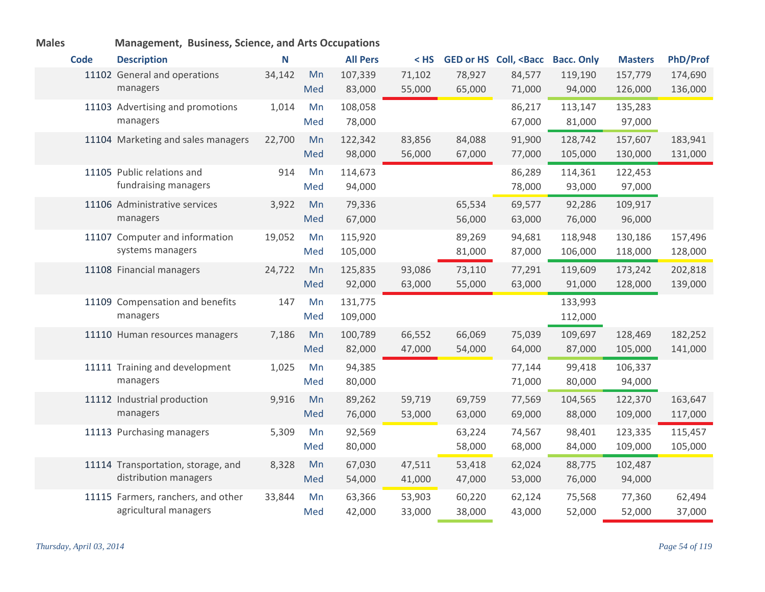**Males** **Management, Business, Science, and Arts Occupations**

| Code | Description | N | | All Pers | < HS | GED or HS | Coll, <Bacc | Bacc. Only | Masters | PhD/Prof |
|---|---|---|---|---|---|---|---|---|---|---|
| 11102 | General and operations managers | 34,142 | Mn | 107,339 | 71,102 | 78,927 | 84,577 | 119,190 | 157,779 | 174,690 |
| | | | Med | 83,000 | 55,000 | 65,000 | 71,000 | 94,000 | 126,000 | 136,000 |
| 11103 | Advertising and promotions managers | 1,014 | Mn | 108,058 | | | 86,217 | 113,147 | 135,283 | |
| | | | Med | 78,000 | | | 67,000 | 81,000 | 97,000 | |
| 11104 | Marketing and sales managers | 22,700 | Mn | 122,342 | 83,856 | 84,088 | 91,900 | 128,742 | 157,607 | 183,941 |
| | | | Med | 98,000 | 56,000 | 67,000 | 77,000 | 105,000 | 130,000 | 131,000 |
| 11105 | Public relations and fundraising managers | 914 | Mn | 114,673 | | | 86,289 | 114,361 | 122,453 | |
| | | | Med | 94,000 | | | 78,000 | 93,000 | 97,000 | |
| 11106 | Administrative services managers | 3,922 | Mn | 79,336 | | 65,534 | 69,577 | 92,286 | 109,917 | |
| | | | Med | 67,000 | | 56,000 | 63,000 | 76,000 | 96,000 | |
| 11107 | Computer and information systems managers | 19,052 | Mn | 115,920 | | 89,269 | 94,681 | 118,948 | 130,186 | 157,496 |
| | | | Med | 105,000 | | 81,000 | 87,000 | 106,000 | 118,000 | 128,000 |
| 11108 | Financial managers | 24,722 | Mn | 125,835 | 93,086 | 73,110 | 77,291 | 119,609 | 173,242 | 202,818 |
| | | | Med | 92,000 | 63,000 | 55,000 | 63,000 | 91,000 | 128,000 | 139,000 |
| 11109 | Compensation and benefits managers | 147 | Mn | 131,775 | | | | 133,993 | | |
| | | | Med | 109,000 | | | | 112,000 | | |
| 11110 | Human resources managers | 7,186 | Mn | 100,789 | 66,552 | 66,069 | 75,039 | 109,697 | 128,469 | 182,252 |
| | | | Med | 82,000 | 47,000 | 54,000 | 64,000 | 87,000 | 105,000 | 141,000 |
| 11111 | Training and development managers | 1,025 | Mn | 94,385 | | | 77,144 | 99,418 | 106,337 | |
| | | | Med | 80,000 | | | 71,000 | 80,000 | 94,000 | |
| 11112 | Industrial production managers | 9,916 | Mn | 89,262 | 59,719 | 69,759 | 77,569 | 104,565 | 122,370 | 163,647 |
| | | | Med | 76,000 | 53,000 | 63,000 | 69,000 | 88,000 | 109,000 | 117,000 |
| 11113 | Purchasing managers | 5,309 | Mn | 92,569 | | 63,224 | 74,567 | 98,401 | 123,335 | 115,457 |
| | | | Med | 80,000 | | 58,000 | 68,000 | 84,000 | 109,000 | 105,000 |
| 11114 | Transportation, storage, and distribution managers | 8,328 | Mn | 67,030 | 47,511 | 53,418 | 62,024 | 88,775 | 102,487 | |
| | | | Med | 54,000 | 41,000 | 47,000 | 53,000 | 76,000 | 94,000 | |
| 11115 | Farmers, ranchers, and other agricultural managers | 33,844 | Mn | 63,366 | 53,903 | 60,220 | 62,124 | 75,568 | 77,360 | 62,494 |
| | | | Med | 42,000 | 33,000 | 38,000 | 43,000 | 52,000 | 52,000 | 37,000 |

*Thursday, April 03, 2014*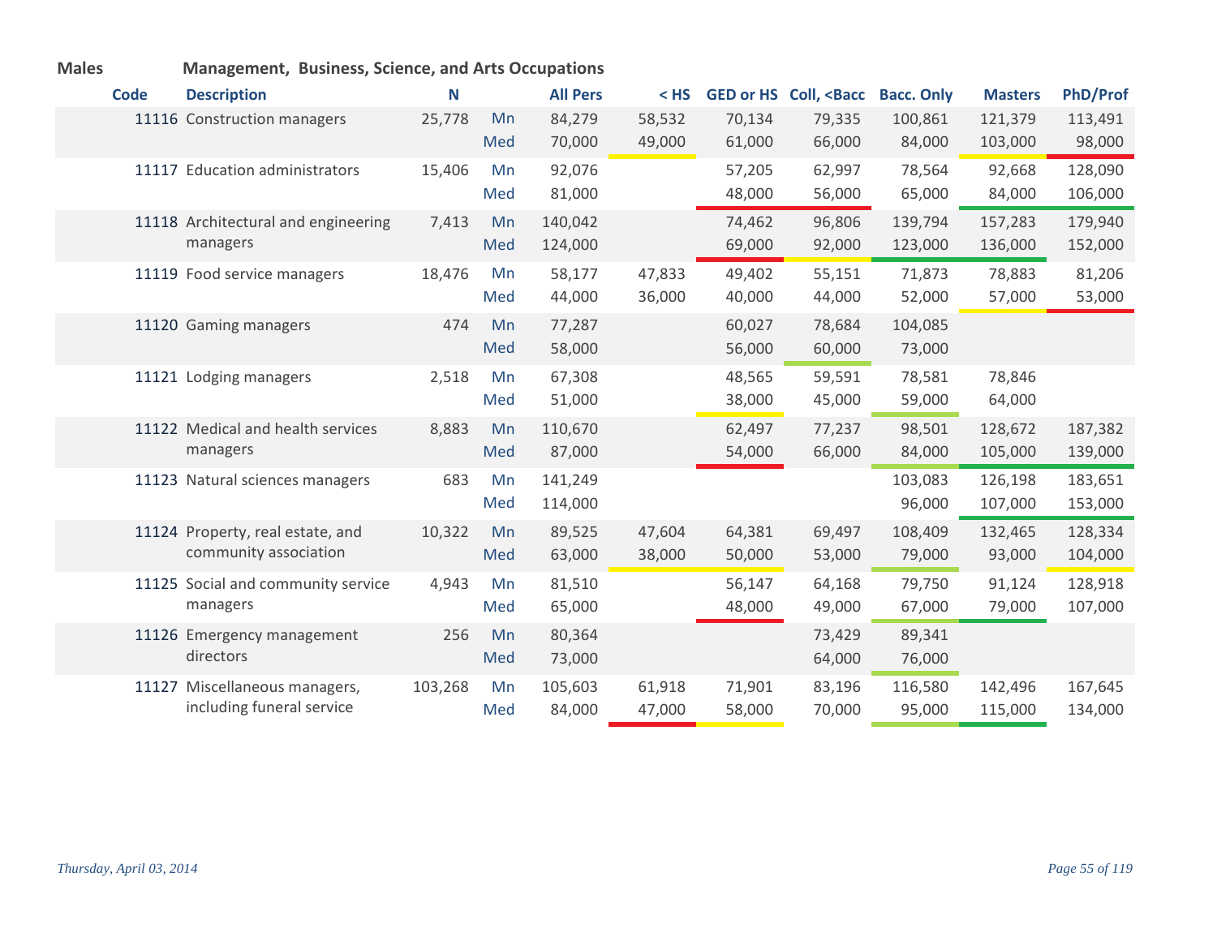**Males** **Management, Business, Science, and Arts Occupations**

| Code | Description | N | | All Pers | < HS | GED or HS | Coll, <Bacc | Bacc. Only | Masters | PhD/Prof |
|---|---|---|---|---|---|---|---|---|---|---|
| 11116 | Construction managers | 25,778 | Mn | 84,279 | 58,532 | 70,134 | 79,335 | 100,861 | 121,379 | 113,491 |
| | | | Med | 70,000 | 49,000 | 61,000 | 66,000 | 84,000 | 103,000 | 98,000 |
| 11117 | Education administrators | 15,406 | Mn | 92,076 | | 57,205 | 62,997 | 78,564 | 92,668 | 128,090 |
| | | | Med | 81,000 | | 48,000 | 56,000 | 65,000 | 84,000 | 106,000 |
| 11118 | Architectural and engineering managers | 7,413 | Mn | 140,042 | | 74,462 | 96,806 | 139,794 | 157,283 | 179,940 |
| | | | Med | 124,000 | | 69,000 | 92,000 | 123,000 | 136,000 | 152,000 |
| 11119 | Food service managers | 18,476 | Mn | 58,177 | 47,833 | 49,402 | 55,151 | 71,873 | 78,883 | 81,206 |
| | | | Med | 44,000 | 36,000 | 40,000 | 44,000 | 52,000 | 57,000 | 53,000 |
| 11120 | Gaming managers | 474 | Mn | 77,287 | | 60,027 | 78,684 | 104,085 | | |
| | | | Med | 58,000 | | 56,000 | 60,000 | 73,000 | | |
| 11121 | Lodging managers | 2,518 | Mn | 67,308 | | 48,565 | 59,591 | 78,581 | 78,846 | |
| | | | Med | 51,000 | | 38,000 | 45,000 | 59,000 | 64,000 | |
| 11122 | Medical and health services managers | 8,883 | Mn | 110,670 | | 62,497 | 77,237 | 98,501 | 128,672 | 187,382 |
| | | | Med | 87,000 | | 54,000 | 66,000 | 84,000 | 105,000 | 139,000 |
| 11123 | Natural sciences managers | 683 | Mn | 141,249 | | | | 103,083 | 126,198 | 183,651 |
| | | | Med | 114,000 | | | | 96,000 | 107,000 | 153,000 |
| 11124 | Property, real estate, and community association | 10,322 | Mn | 89,525 | 47,604 | 64,381 | 69,497 | 108,409 | 132,465 | 128,334 |
| | | | Med | 63,000 | 38,000 | 50,000 | 53,000 | 79,000 | 93,000 | 104,000 |
| 11125 | Social and community service managers | 4,943 | Mn | 81,510 | | 56,147 | 64,168 | 79,750 | 91,124 | 128,918 |
| | | | Med | 65,000 | | 48,000 | 49,000 | 67,000 | 79,000 | 107,000 |
| 11126 | Emergency management directors | 256 | Mn | 80,364 | | | 73,429 | 89,341 | | |
| | | | Med | 73,000 | | | 64,000 | 76,000 | | |
| 11127 | Miscellaneous managers, including funeral service | 103,268 | Mn | 105,603 | 61,918 | 71,901 | 83,196 | 116,580 | 142,496 | 167,645 |
| | | | Med | 84,000 | 47,000 | 58,000 | 70,000 | 95,000 | 115,000 | 134,000 |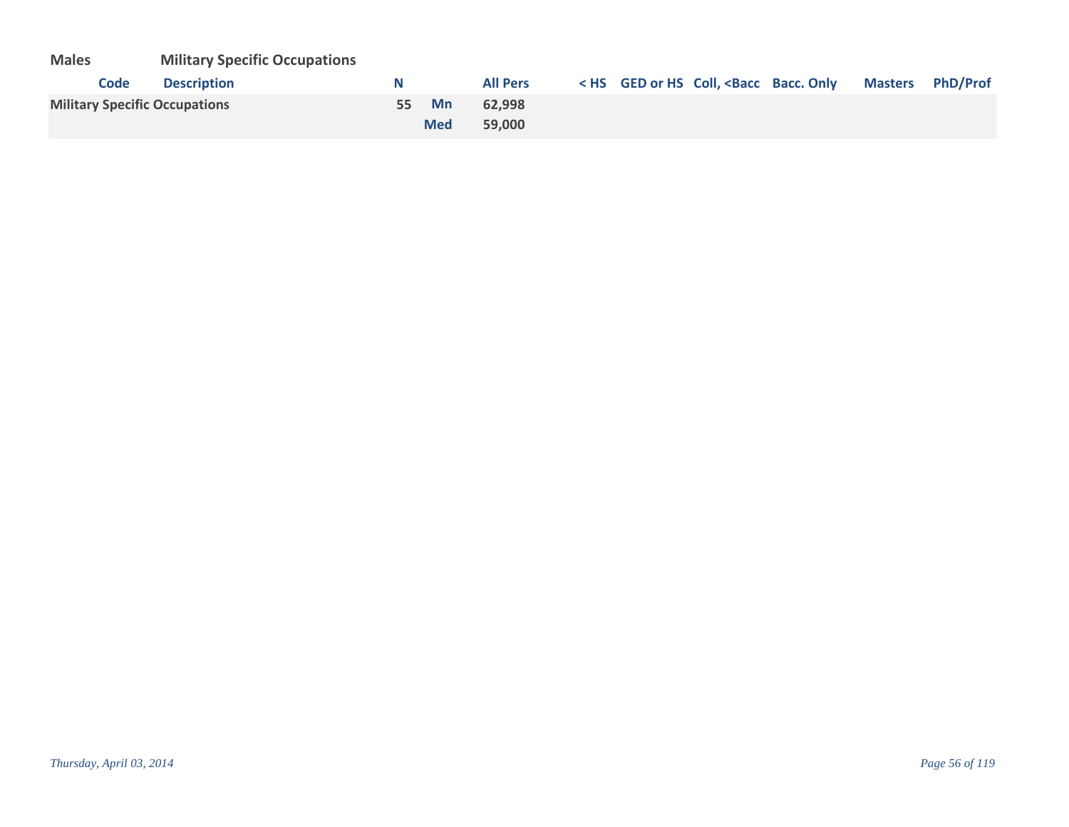**Males** **Military Specific Occupations**

| Code | Description | N | | All Pers | < HS | GED or HS | Coll, <Bacc | Bacc. Only | Masters | PhD/Prof |
|---|---|---|---|---|---|---|---|---|---|---|
| **Military Specific Occupations** | | 55 | Mn | 62,998 | | | | | | |
| | | | Med | 59,000 | | | | | | |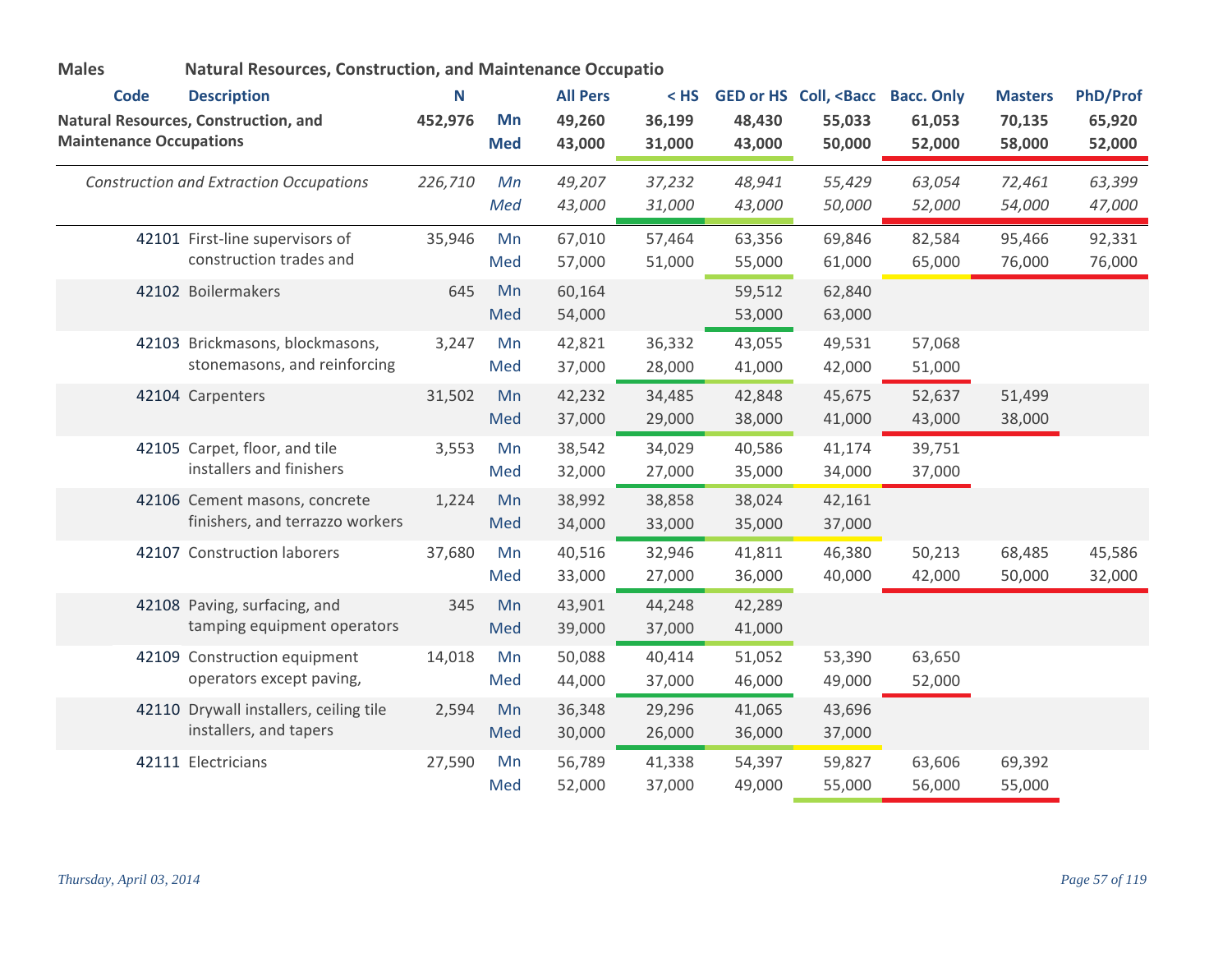**Males** **Natural Resources, Construction, and Maintenance Occupatio**

| Code | Description | N | | All Pers | < HS | GED or HS | Coll, <Bacc | Bacc. Only | Masters | PhD/Prof |
|---|---|---|---|---|---|---|---|---|---|---|
| **Natural Resources, Construction, and Maintenance Occupations** | | **452,976** | **Mn** | **49,260** | **36,199** | **48,430** | **55,033** | **61,053** | **70,135** | **65,920** |
| | | | **Med** | **43,000** | **31,000** | **43,000** | **50,000** | **52,000** | **58,000** | **52,000** |
| *Construction and Extraction Occupations* | | *226,710* | *Mn* | *49,207* | *37,232* | *48,941* | *55,429* | *63,054* | *72,461* | *63,399* |
| | | | *Med* | *43,000* | *31,000* | *43,000* | *50,000* | *52,000* | *54,000* | *47,000* |
| 42101 | First-line supervisors of construction trades and | 35,946 | Mn | 67,010 | 57,464 | 63,356 | 69,846 | 82,584 | 95,466 | 92,331 |
| | | | Med | 57,000 | 51,000 | 55,000 | 61,000 | 65,000 | 76,000 | 76,000 |
| 42102 | Boilermakers | 645 | Mn | 60,164 | | 59,512 | 62,840 | | | |
| | | | Med | 54,000 | | 53,000 | 63,000 | | | |
| 42103 | Brickmasons, blockmasons, stonemasons, and reinforcing | 3,247 | Mn | 42,821 | 36,332 | 43,055 | 49,531 | 57,068 | | |
| | | | Med | 37,000 | 28,000 | 41,000 | 42,000 | 51,000 | | |
| 42104 | Carpenters | 31,502 | Mn | 42,232 | 34,485 | 42,848 | 45,675 | 52,637 | 51,499 | |
| | | | Med | 37,000 | 29,000 | 38,000 | 41,000 | 43,000 | 38,000 | |
| 42105 | Carpet, floor, and tile installers and finishers | 3,553 | Mn | 38,542 | 34,029 | 40,586 | 41,174 | 39,751 | | |
| | | | Med | 32,000 | 27,000 | 35,000 | 34,000 | 37,000 | | |
| 42106 | Cement masons, concrete finishers, and terrazzo workers | 1,224 | Mn | 38,992 | 38,858 | 38,024 | 42,161 | | | |
| | | | Med | 34,000 | 33,000 | 35,000 | 37,000 | | | |
| 42107 | Construction laborers | 37,680 | Mn | 40,516 | 32,946 | 41,811 | 46,380 | 50,213 | 68,485 | 45,586 |
| | | | Med | 33,000 | 27,000 | 36,000 | 40,000 | 42,000 | 50,000 | 32,000 |
| 42108 | Paving, surfacing, and tamping equipment operators | 345 | Mn | 43,901 | 44,248 | 42,289 | | | | |
| | | | Med | 39,000 | 37,000 | 41,000 | | | | |
| 42109 | Construction equipment operators except paving, | 14,018 | Mn | 50,088 | 40,414 | 51,052 | 53,390 | 63,650 | | |
| | | | Med | 44,000 | 37,000 | 46,000 | 49,000 | 52,000 | | |
| 42110 | Drywall installers, ceiling tile installers, and tapers | 2,594 | Mn | 36,348 | 29,296 | 41,065 | 43,696 | | | |
| | | | Med | 30,000 | 26,000 | 36,000 | 37,000 | | | |
| 42111 | Electricians | 27,590 | Mn | 56,789 | 41,338 | 54,397 | 59,827 | 63,606 | 69,392 | |
| | | | Med | 52,000 | 37,000 | 49,000 | 55,000 | 56,000 | 55,000 | |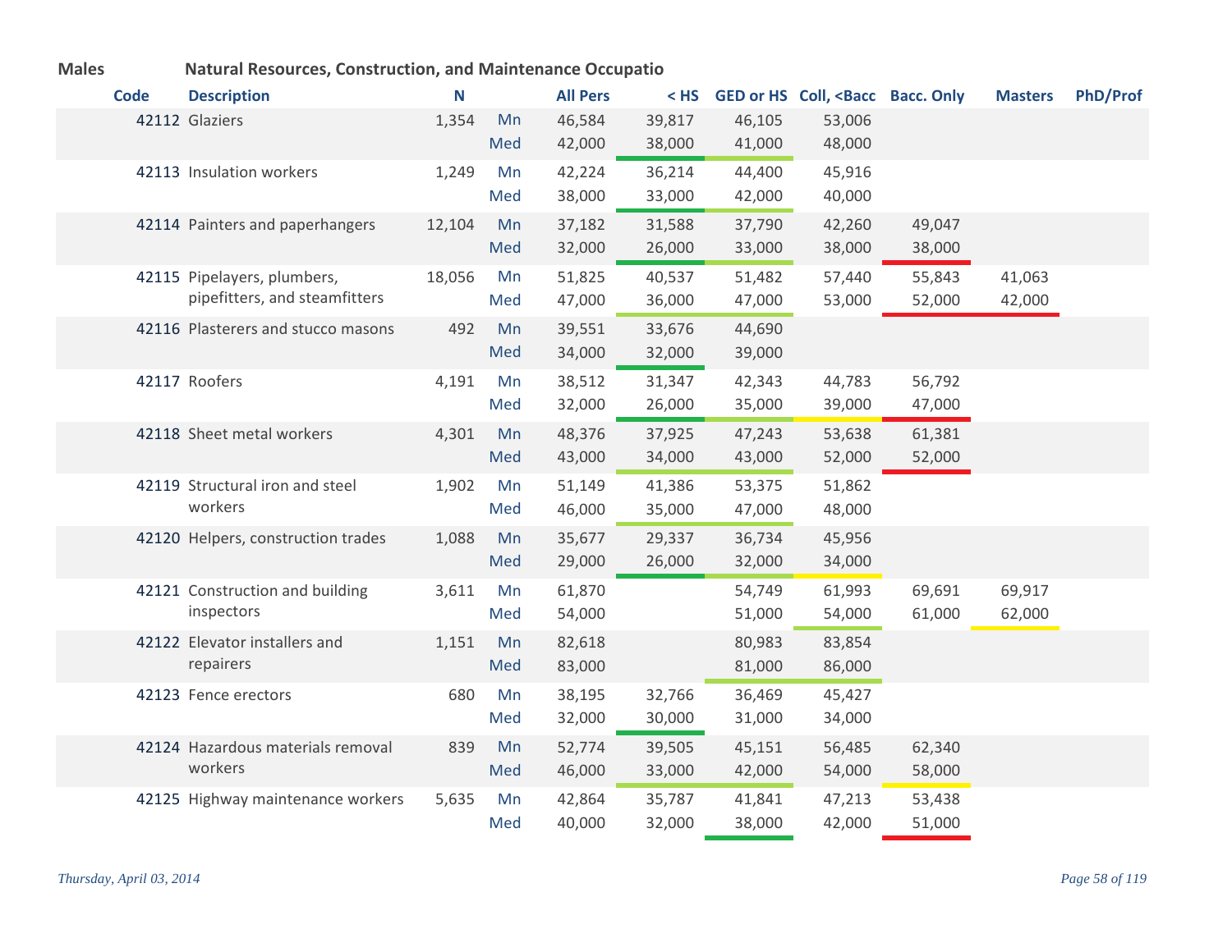**Males** **Natural Resources, Construction, and Maintenance Occupatio**

| Code | Description | N | | All Pers | < HS | GED or HS | Coll, <Bacc | Bacc. Only | Masters | PhD/Prof |
|---|---|---|---|---|---|---|---|---|---|---|
| 42112 | Glaziers | 1,354 | Mn | 46,584 | 39,817 | 46,105 | 53,006 | | | |
| | | | Med | 42,000 | 38,000 | 41,000 | 48,000 | | | |
| 42113 | Insulation workers | 1,249 | Mn | 42,224 | 36,214 | 44,400 | 45,916 | | | |
| | | | Med | 38,000 | 33,000 | 42,000 | 40,000 | | | |
| 42114 | Painters and paperhangers | 12,104 | Mn | 37,182 | 31,588 | 37,790 | 42,260 | 49,047 | | |
| | | | Med | 32,000 | 26,000 | 33,000 | 38,000 | 38,000 | | |
| 42115 | Pipelayers, plumbers, pipefitters, and steamfitters | 18,056 | Mn | 51,825 | 40,537 | 51,482 | 57,440 | 55,843 | 41,063 | |
| | | | Med | 47,000 | 36,000 | 47,000 | 53,000 | 52,000 | 42,000 | |
| 42116 | Plasterers and stucco masons | 492 | Mn | 39,551 | 33,676 | 44,690 | | | | |
| | | | Med | 34,000 | 32,000 | 39,000 | | | | |
| 42117 | Roofers | 4,191 | Mn | 38,512 | 31,347 | 42,343 | 44,783 | 56,792 | | |
| | | | Med | 32,000 | 26,000 | 35,000 | 39,000 | 47,000 | | |
| 42118 | Sheet metal workers | 4,301 | Mn | 48,376 | 37,925 | 47,243 | 53,638 | 61,381 | | |
| | | | Med | 43,000 | 34,000 | 43,000 | 52,000 | 52,000 | | |
| 42119 | Structural iron and steel workers | 1,902 | Mn | 51,149 | 41,386 | 53,375 | 51,862 | | | |
| | | | Med | 46,000 | 35,000 | 47,000 | 48,000 | | | |
| 42120 | Helpers, construction trades | 1,088 | Mn | 35,677 | 29,337 | 36,734 | 45,956 | | | |
| | | | Med | 29,000 | 26,000 | 32,000 | 34,000 | | | |
| 42121 | Construction and building inspectors | 3,611 | Mn | 61,870 | | 54,749 | 61,993 | 69,691 | 69,917 | |
| | | | Med | 54,000 | | 51,000 | 54,000 | 61,000 | 62,000 | |
| 42122 | Elevator installers and repairers | 1,151 | Mn | 82,618 | | 80,983 | 83,854 | | | |
| | | | Med | 83,000 | | 81,000 | 86,000 | | | |
| 42123 | Fence erectors | 680 | Mn | 38,195 | 32,766 | 36,469 | 45,427 | | | |
| | | | Med | 32,000 | 30,000 | 31,000 | 34,000 | | | |
| 42124 | Hazardous materials removal workers | 839 | Mn | 52,774 | 39,505 | 45,151 | 56,485 | 62,340 | | |
| | | | Med | 46,000 | 33,000 | 42,000 | 54,000 | 58,000 | | |
| 42125 | Highway maintenance workers | 5,635 | Mn | 42,864 | 35,787 | 41,841 | 47,213 | 53,438 | | |
| | | | Med | 40,000 | 32,000 | 38,000 | 42,000 | 51,000 | | |

*Thursday, April 03, 2014*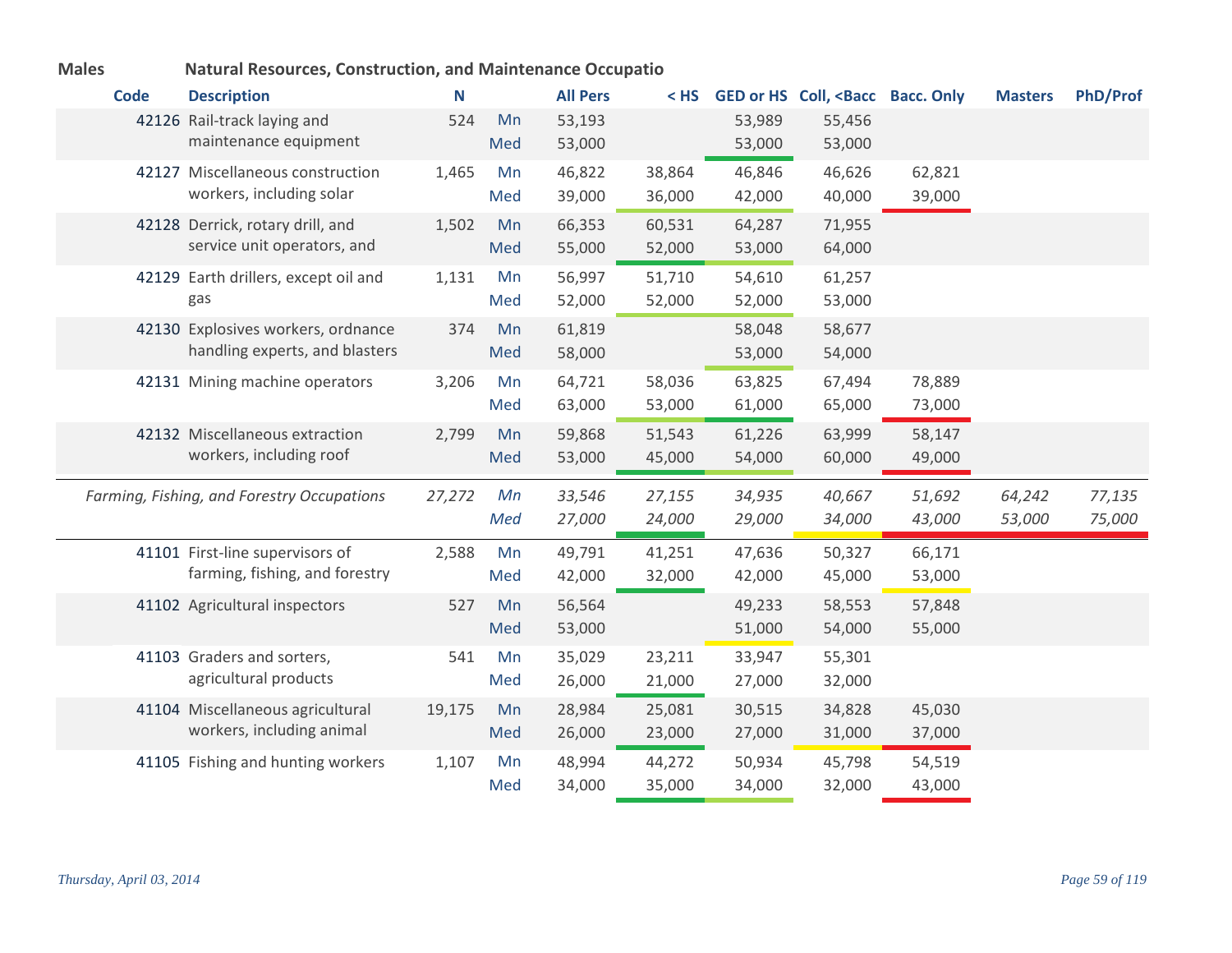**Males** **Natural Resources, Construction, and Maintenance Occupatio**

| Code | Description | N | | All Pers | < HS | GED or HS | Coll, <Bacc | Bacc. Only | Masters | PhD/Prof |
|---|---|---|---|---|---|---|---|---|---|---|
| 42126 | Rail-track laying and maintenance equipment | 524 | Mn | 53,193 | | 53,989 | 55,456 | | | |
| | | | Med | 53,000 | | 53,000 | 53,000 | | | |
| 42127 | Miscellaneous construction workers, including solar | 1,465 | Mn | 46,822 | 38,864 | 46,846 | 46,626 | 62,821 | | |
| | | | Med | 39,000 | 36,000 | 42,000 | 40,000 | 39,000 | | |
| 42128 | Derrick, rotary drill, and service unit operators, and | 1,502 | Mn | 66,353 | 60,531 | 64,287 | 71,955 | | | |
| | | | Med | 55,000 | 52,000 | 53,000 | 64,000 | | | |
| 42129 | Earth drillers, except oil and gas | 1,131 | Mn | 56,997 | 51,710 | 54,610 | 61,257 | | | |
| | | | Med | 52,000 | 52,000 | 52,000 | 53,000 | | | |
| 42130 | Explosives workers, ordnance handling experts, and blasters | 374 | Mn | 61,819 | | 58,048 | 58,677 | | | |
| | | | Med | 58,000 | | 53,000 | 54,000 | | | |
| 42131 | Mining machine operators | 3,206 | Mn | 64,721 | 58,036 | 63,825 | 67,494 | 78,889 | | |
| | | | Med | 63,000 | 53,000 | 61,000 | 65,000 | 73,000 | | |
| 42132 | Miscellaneous extraction workers, including roof | 2,799 | Mn | 59,868 | 51,543 | 61,226 | 63,999 | 58,147 | | |
| | | | Med | 53,000 | 45,000 | 54,000 | 60,000 | 49,000 | | |
| | *Farming, Fishing, and Forestry Occupations* | *27,272* | *Mn* | *33,546* | *27,155* | *34,935* | *40,667* | *51,692* | *64,242* | *77,135* |
| | | | *Med* | *27,000* | *24,000* | *29,000* | *34,000* | *43,000* | *53,000* | *75,000* |
| 41101 | First-line supervisors of farming, fishing, and forestry | 2,588 | Mn | 49,791 | 41,251 | 47,636 | 50,327 | 66,171 | | |
| | | | Med | 42,000 | 32,000 | 42,000 | 45,000 | 53,000 | | |
| 41102 | Agricultural inspectors | 527 | Mn | 56,564 | | 49,233 | 58,553 | 57,848 | | |
| | | | Med | 53,000 | | 51,000 | 54,000 | 55,000 | | |
| 41103 | Graders and sorters, agricultural products | 541 | Mn | 35,029 | 23,211 | 33,947 | 55,301 | | | |
| | | | Med | 26,000 | 21,000 | 27,000 | 32,000 | | | |
| 41104 | Miscellaneous agricultural workers, including animal | 19,175 | Mn | 28,984 | 25,081 | 30,515 | 34,828 | 45,030 | | |
| | | | Med | 26,000 | 23,000 | 27,000 | 31,000 | 37,000 | | |
| 41105 | Fishing and hunting workers | 1,107 | Mn | 48,994 | 44,272 | 50,934 | 45,798 | 54,519 | | |
| | | | Med | 34,000 | 35,000 | 34,000 | 32,000 | 43,000 | | |

*Thursday, April 03, 2014*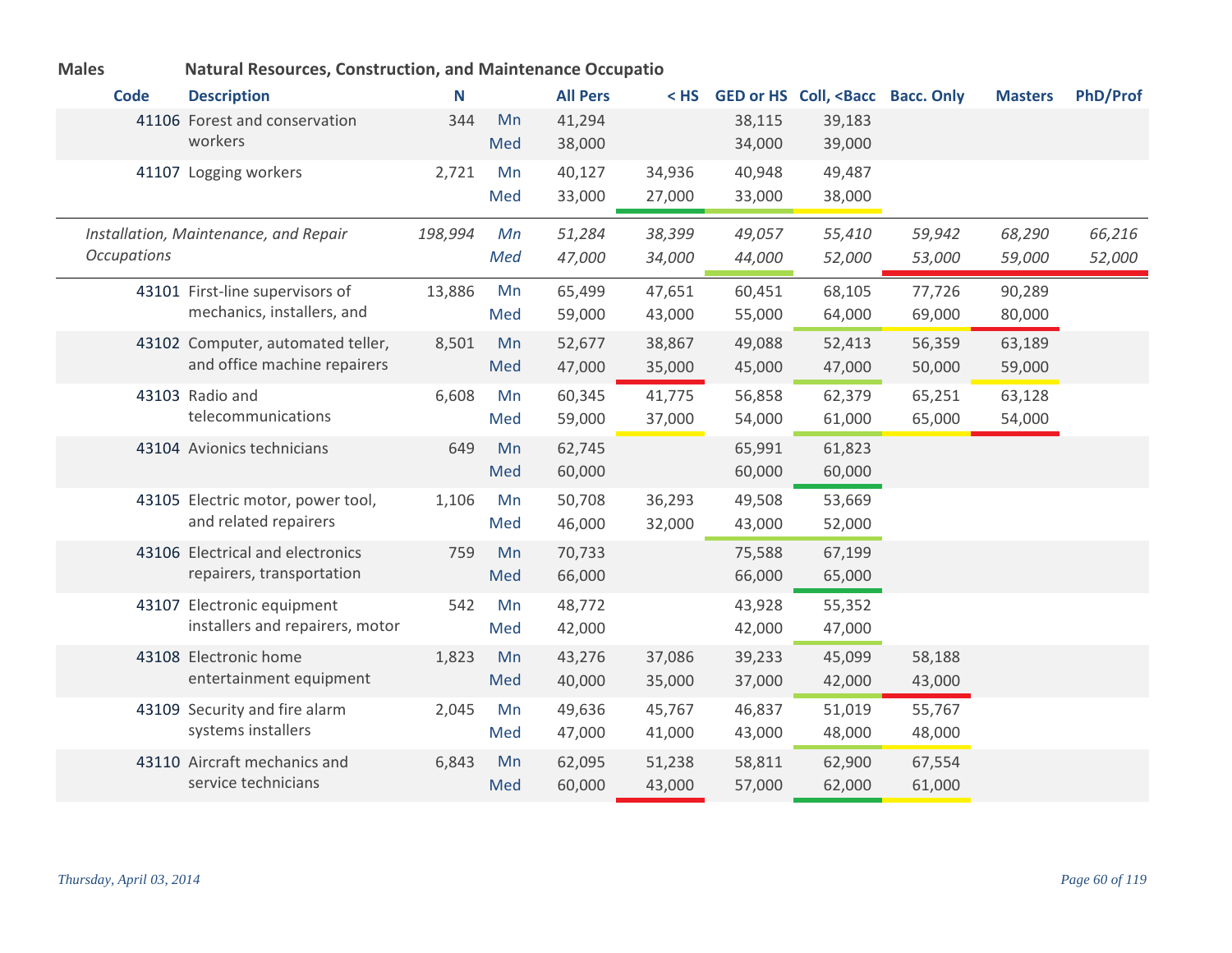**Males** **Natural Resources, Construction, and Maintenance Occupatio**

| Code | Description | N | | All Pers | < HS | GED or HS | Coll, <Bacc | Bacc. Only | Masters | PhD/Prof |
|---|---|---|---|---|---|---|---|---|---|---|
| 41106 | Forest and conservation workers | 344 | Mn | 41,294 | | 38,115 | 39,183 | | | |
| | | | Med | 38,000 | | 34,000 | 39,000 | | | |
| 41107 | Logging workers | 2,721 | Mn | 40,127 | 34,936 | 40,948 | 49,487 | | | |
| | | | Med | 33,000 | 27,000 | 33,000 | 38,000 | | | |
| | *Installation, Maintenance, and Repair Occupations* | *198,994* | *Mn* | *51,284* | *38,399* | *49,057* | *55,410* | *59,942* | *68,290* | *66,216* |
| | | | *Med* | *47,000* | *34,000* | *44,000* | *52,000* | *53,000* | *59,000* | *52,000* |
| 43101 | First-line supervisors of mechanics, installers, and | 13,886 | Mn | 65,499 | 47,651 | 60,451 | 68,105 | 77,726 | 90,289 | |
| | | | Med | 59,000 | 43,000 | 55,000 | 64,000 | 69,000 | 80,000 | |
| 43102 | Computer, automated teller, and office machine repairers | 8,501 | Mn | 52,677 | 38,867 | 49,088 | 52,413 | 56,359 | 63,189 | |
| | | | Med | 47,000 | 35,000 | 45,000 | 47,000 | 50,000 | 59,000 | |
| 43103 | Radio and telecommunications | 6,608 | Mn | 60,345 | 41,775 | 56,858 | 62,379 | 65,251 | 63,128 | |
| | | | Med | 59,000 | 37,000 | 54,000 | 61,000 | 65,000 | 54,000 | |
| 43104 | Avionics technicians | 649 | Mn | 62,745 | | 65,991 | 61,823 | | | |
| | | | Med | 60,000 | | 60,000 | 60,000 | | | |
| 43105 | Electric motor, power tool, and related repairers | 1,106 | Mn | 50,708 | 36,293 | 49,508 | 53,669 | | | |
| | | | Med | 46,000 | 32,000 | 43,000 | 52,000 | | | |
| 43106 | Electrical and electronics repairers, transportation | 759 | Mn | 70,733 | | 75,588 | 67,199 | | | |
| | | | Med | 66,000 | | 66,000 | 65,000 | | | |
| 43107 | Electronic equipment installers and repairers, motor | 542 | Mn | 48,772 | | 43,928 | 55,352 | | | |
| | | | Med | 42,000 | | 42,000 | 47,000 | | | |
| 43108 | Electronic home entertainment equipment | 1,823 | Mn | 43,276 | 37,086 | 39,233 | 45,099 | 58,188 | | |
| | | | Med | 40,000 | 35,000 | 37,000 | 42,000 | 43,000 | | |
| 43109 | Security and fire alarm systems installers | 2,045 | Mn | 49,636 | 45,767 | 46,837 | 51,019 | 55,767 | | |
| | | | Med | 47,000 | 41,000 | 43,000 | 48,000 | 48,000 | | |
| 43110 | Aircraft mechanics and service technicians | 6,843 | Mn | 62,095 | 51,238 | 58,811 | 62,900 | 67,554 | | |
| | | | Med | 60,000 | 43,000 | 57,000 | 62,000 | 61,000 | | |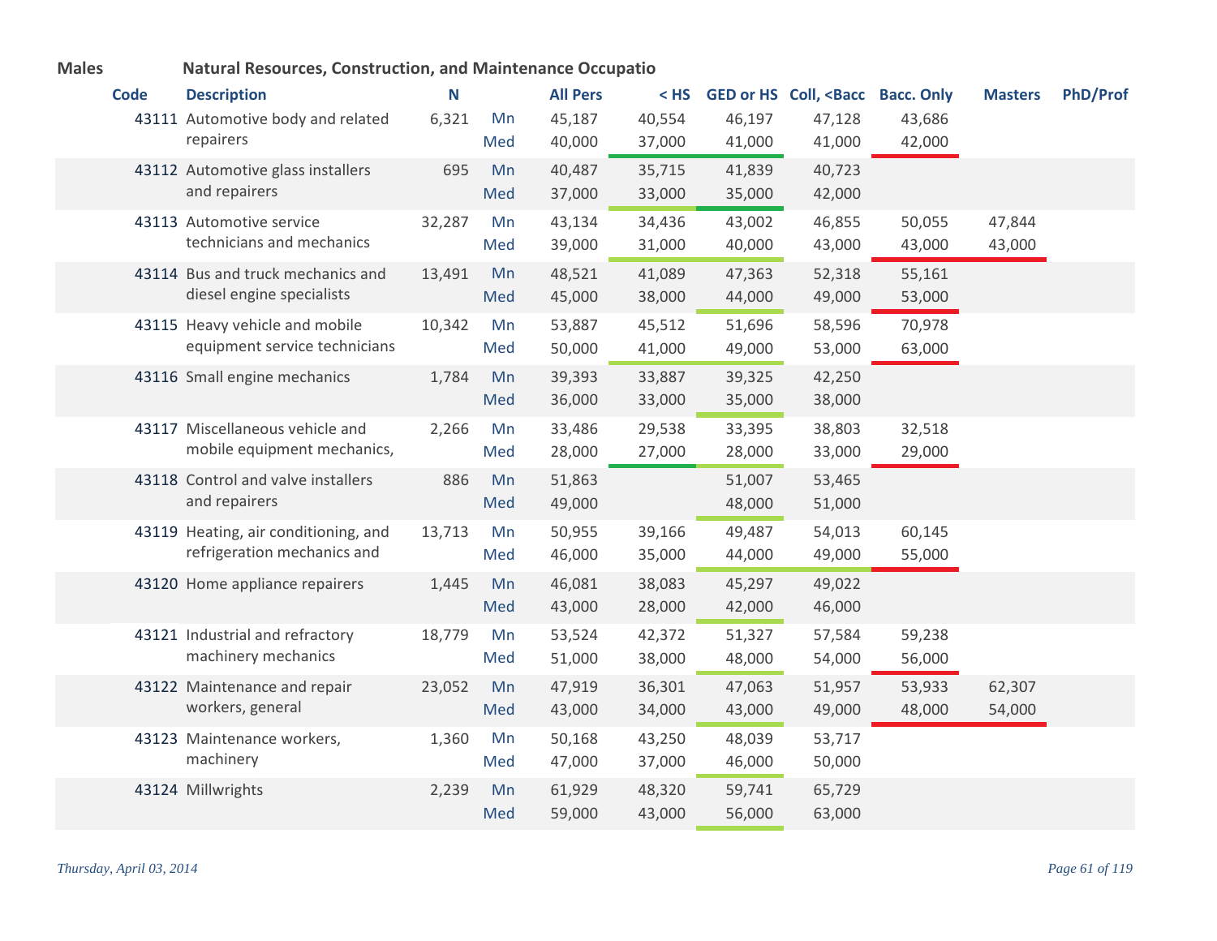**Males** **Natural Resources, Construction, and Maintenance Occupatio**

| Code | Description | N | | All Pers | < HS | GED or HS | Coll, <Bacc | Bacc. Only | Masters | PhD/Prof |
|---|---|---|---|---|---|---|---|---|---|---|
| 43111 | Automotive body and related repairers | 6,321 | Mn | 45,187 | 40,554 | 46,197 | 47,128 | 43,686 | | |
| | | | Med | 40,000 | 37,000 | 41,000 | 41,000 | 42,000 | | |
| 43112 | Automotive glass installers and repairers | 695 | Mn | 40,487 | 35,715 | 41,839 | 40,723 | | | |
| | | | Med | 37,000 | 33,000 | 35,000 | 42,000 | | | |
| 43113 | Automotive service technicians and mechanics | 32,287 | Mn | 43,134 | 34,436 | 43,002 | 46,855 | 50,055 | 47,844 | |
| | | | Med | 39,000 | 31,000 | 40,000 | 43,000 | 43,000 | 43,000 | |
| 43114 | Bus and truck mechanics and diesel engine specialists | 13,491 | Mn | 48,521 | 41,089 | 47,363 | 52,318 | 55,161 | | |
| | | | Med | 45,000 | 38,000 | 44,000 | 49,000 | 53,000 | | |
| 43115 | Heavy vehicle and mobile equipment service technicians | 10,342 | Mn | 53,887 | 45,512 | 51,696 | 58,596 | 70,978 | | |
| | | | Med | 50,000 | 41,000 | 49,000 | 53,000 | 63,000 | | |
| 43116 | Small engine mechanics | 1,784 | Mn | 39,393 | 33,887 | 39,325 | 42,250 | | | |
| | | | Med | 36,000 | 33,000 | 35,000 | 38,000 | | | |
| 43117 | Miscellaneous vehicle and mobile equipment mechanics, | 2,266 | Mn | 33,486 | 29,538 | 33,395 | 38,803 | 32,518 | | |
| | | | Med | 28,000 | 27,000 | 28,000 | 33,000 | 29,000 | | |
| 43118 | Control and valve installers and repairers | 886 | Mn | 51,863 | | 51,007 | 53,465 | | | |
| | | | Med | 49,000 | | 48,000 | 51,000 | | | |
| 43119 | Heating, air conditioning, and refrigeration mechanics and | 13,713 | Mn | 50,955 | 39,166 | 49,487 | 54,013 | 60,145 | | |
| | | | Med | 46,000 | 35,000 | 44,000 | 49,000 | 55,000 | | |
| 43120 | Home appliance repairers | 1,445 | Mn | 46,081 | 38,083 | 45,297 | 49,022 | | | |
| | | | Med | 43,000 | 28,000 | 42,000 | 46,000 | | | |
| 43121 | Industrial and refractory machinery mechanics | 18,779 | Mn | 53,524 | 42,372 | 51,327 | 57,584 | 59,238 | | |
| | | | Med | 51,000 | 38,000 | 48,000 | 54,000 | 56,000 | | |
| 43122 | Maintenance and repair workers, general | 23,052 | Mn | 47,919 | 36,301 | 47,063 | 51,957 | 53,933 | 62,307 | |
| | | | Med | 43,000 | 34,000 | 43,000 | 49,000 | 48,000 | 54,000 | |
| 43123 | Maintenance workers, machinery | 1,360 | Mn | 50,168 | 43,250 | 48,039 | 53,717 | | | |
| | | | Med | 47,000 | 37,000 | 46,000 | 50,000 | | | |
| 43124 | Millwrights | 2,239 | Mn | 61,929 | 48,320 | 59,741 | 65,729 | | | |
| | | | Med | 59,000 | 43,000 | 56,000 | 63,000 | | | |

*Thursday, April 03, 2014*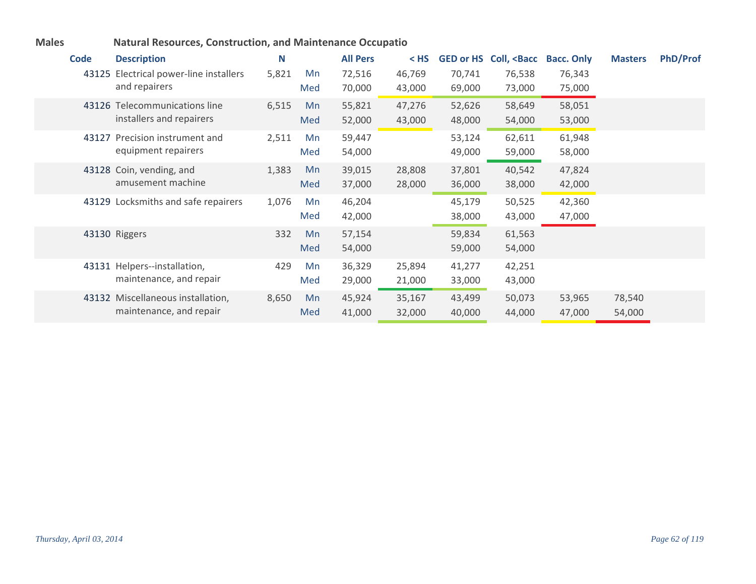**Males** **Natural Resources, Construction, and Maintenance Occupatio**

| Code | Description | N | | All Pers | < HS | GED or HS | Coll, <Bacc | Bacc. Only | Masters | PhD/Prof |
|---|---|---|---|---|---|---|---|---|---|---|
| 43125 | Electrical power-line installers and repairers | 5,821 | Mn | 72,516 | 46,769 | 70,741 | 76,538 | 76,343 | | |
| | | | Med | 70,000 | 43,000 | 69,000 | 73,000 | 75,000 | | |
| 43126 | Telecommunications line installers and repairers | 6,515 | Mn | 55,821 | 47,276 | 52,626 | 58,649 | 58,051 | | |
| | | | Med | 52,000 | 43,000 | 48,000 | 54,000 | 53,000 | | |
| 43127 | Precision instrument and equipment repairers | 2,511 | Mn | 59,447 | | 53,124 | 62,611 | 61,948 | | |
| | | | Med | 54,000 | | 49,000 | 59,000 | 58,000 | | |
| 43128 | Coin, vending, and amusement machine | 1,383 | Mn | 39,015 | 28,808 | 37,801 | 40,542 | 47,824 | | |
| | | | Med | 37,000 | 28,000 | 36,000 | 38,000 | 42,000 | | |
| 43129 | Locksmiths and safe repairers | 1,076 | Mn | 46,204 | | 45,179 | 50,525 | 42,360 | | |
| | | | Med | 42,000 | | 38,000 | 43,000 | 47,000 | | |
| 43130 | Riggers | 332 | Mn | 57,154 | | 59,834 | 61,563 | | | |
| | | | Med | 54,000 | | 59,000 | 54,000 | | | |
| 43131 | Helpers--installation, maintenance, and repair | 429 | Mn | 36,329 | 25,894 | 41,277 | 42,251 | | | |
| | | | Med | 29,000 | 21,000 | 33,000 | 43,000 | | | |
| 43132 | Miscellaneous installation, maintenance, and repair | 8,650 | Mn | 45,924 | 35,167 | 43,499 | 50,073 | 53,965 | 78,540 | |
| | | | Med | 41,000 | 32,000 | 40,000 | 44,000 | 47,000 | 54,000 | |

*Thursday, April 03, 2014*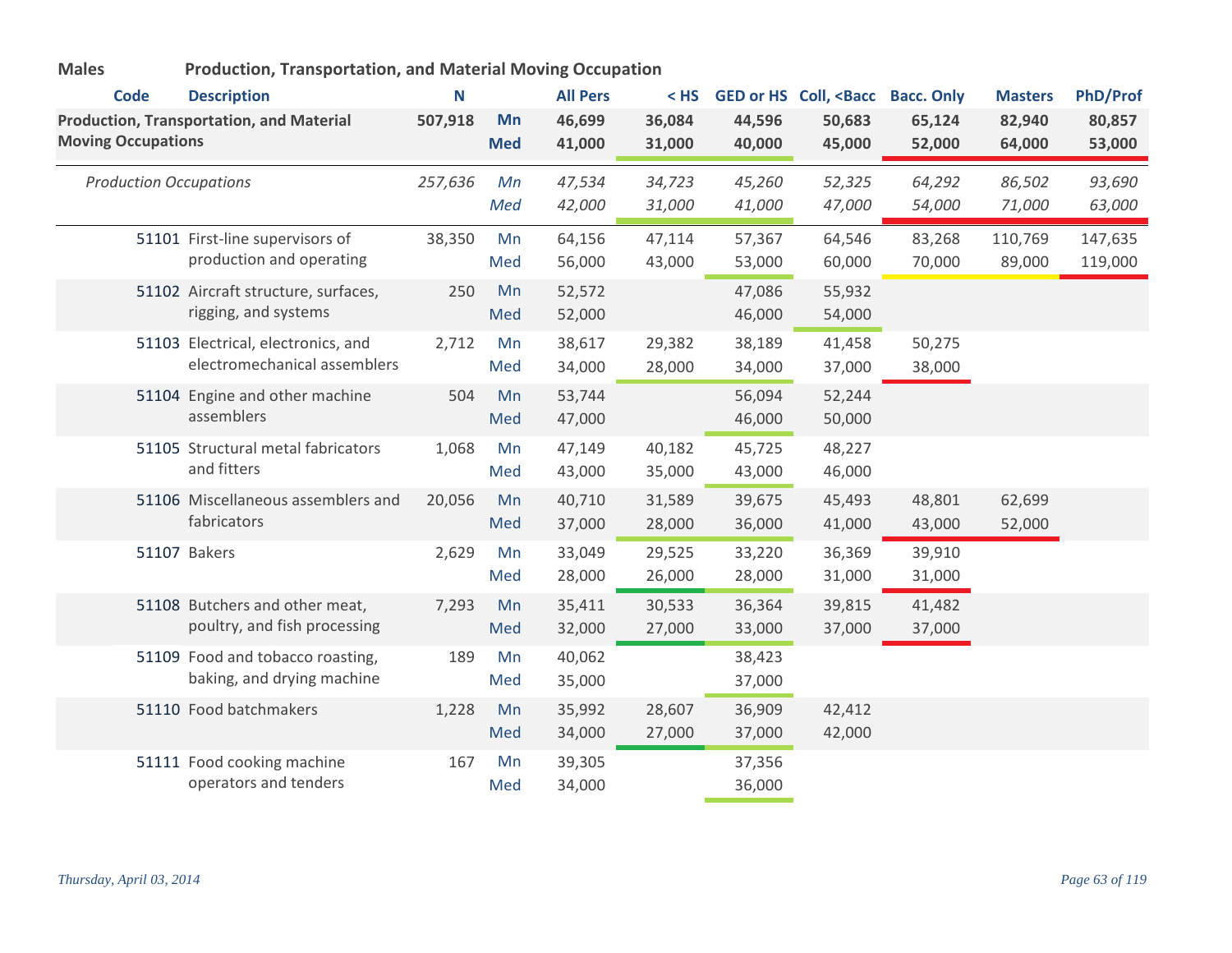**Males** **Production, Transportation, and Material Moving Occupation**

| Code | Description | N | | All Pers | < HS | GED or HS | Coll, <Bacc | Bacc. Only | Masters | PhD/Prof |
|---|---|---|---|---|---|---|---|---|---|---|
| **Production, Transportation, and Material Moving Occupations** | | **507,918** | **Mn** | **46,699** | **36,084** | **44,596** | **50,683** | **65,124** | **82,940** | **80,857** |
| | | | **Med** | **41,000** | **31,000** | **40,000** | **45,000** | **52,000** | **64,000** | **53,000** |
| *Production Occupations* | | *257,636* | *Mn* | *47,534* | *34,723* | *45,260* | *52,325* | *64,292* | *86,502* | *93,690* |
| | | | *Med* | *42,000* | *31,000* | *41,000* | *47,000* | *54,000* | *71,000* | *63,000* |
| 51101 | First-line supervisors of production and operating | 38,350 | Mn | 64,156 | 47,114 | 57,367 | 64,546 | 83,268 | 110,769 | 147,635 |
| | | | Med | 56,000 | 43,000 | 53,000 | 60,000 | 70,000 | 89,000 | 119,000 |
| 51102 | Aircraft structure, surfaces, rigging, and systems | 250 | Mn | 52,572 | | 47,086 | 55,932 | | | |
| | | | Med | 52,000 | | 46,000 | 54,000 | | | |
| 51103 | Electrical, electronics, and electromechanical assemblers | 2,712 | Mn | 38,617 | 29,382 | 38,189 | 41,458 | 50,275 | | |
| | | | Med | 34,000 | 28,000 | 34,000 | 37,000 | 38,000 | | |
| 51104 | Engine and other machine assemblers | 504 | Mn | 53,744 | | 56,094 | 52,244 | | | |
| | | | Med | 47,000 | | 46,000 | 50,000 | | | |
| 51105 | Structural metal fabricators and fitters | 1,068 | Mn | 47,149 | 40,182 | 45,725 | 48,227 | | | |
| | | | Med | 43,000 | 35,000 | 43,000 | 46,000 | | | |
| 51106 | Miscellaneous assemblers and fabricators | 20,056 | Mn | 40,710 | 31,589 | 39,675 | 45,493 | 48,801 | 62,699 | |
| | | | Med | 37,000 | 28,000 | 36,000 | 41,000 | 43,000 | 52,000 | |
| 51107 | Bakers | 2,629 | Mn | 33,049 | 29,525 | 33,220 | 36,369 | 39,910 | | |
| | | | Med | 28,000 | 26,000 | 28,000 | 31,000 | 31,000 | | |
| 51108 | Butchers and other meat, poultry, and fish processing | 7,293 | Mn | 35,411 | 30,533 | 36,364 | 39,815 | 41,482 | | |
| | | | Med | 32,000 | 27,000 | 33,000 | 37,000 | 37,000 | | |
| 51109 | Food and tobacco roasting, baking, and drying machine | 189 | Mn | 40,062 | | 38,423 | | | | |
| | | | Med | 35,000 | | 37,000 | | | | |
| 51110 | Food batchmakers | 1,228 | Mn | 35,992 | 28,607 | 36,909 | 42,412 | | | |
| | | | Med | 34,000 | 27,000 | 37,000 | 42,000 | | | |
| 51111 | Food cooking machine operators and tenders | 167 | Mn | 39,305 | | 37,356 | | | | |
| | | | Med | 34,000 | | 36,000 | | | | |

*Thursday, April 03, 2014*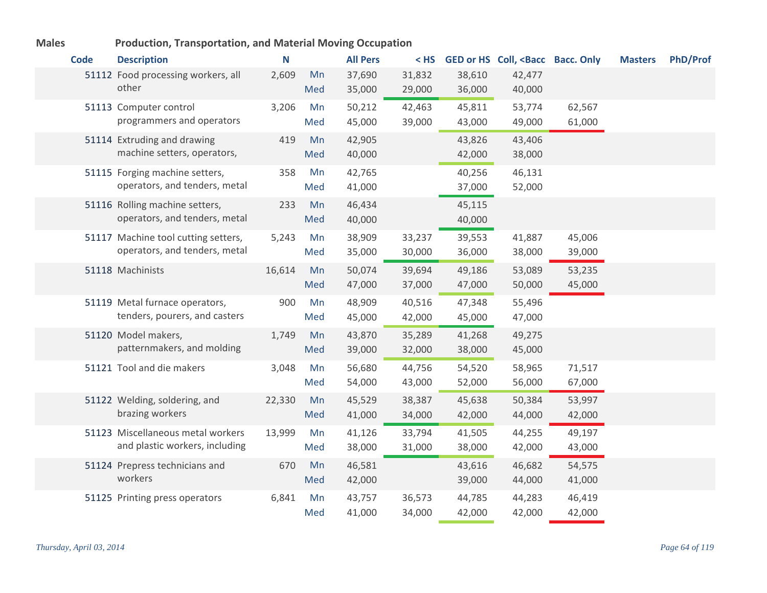**Males** **Production, Transportation, and Material Moving Occupation**

| Code | Description | N | | All Pers | < HS | GED or HS | Coll, <Bacc | Bacc. Only | Masters | PhD/Prof |
|---|---|---|---|---|---|---|---|---|---|---|
| 51112 | Food processing workers, all other | 2,609 | Mn | 37,690 | 31,832 | 38,610 | 42,477 | | | |
| | | | Med | 35,000 | 29,000 | 36,000 | 40,000 | | | |
| 51113 | Computer control programmers and operators | 3,206 | Mn | 50,212 | 42,463 | 45,811 | 53,774 | 62,567 | | |
| | | | Med | 45,000 | 39,000 | 43,000 | 49,000 | 61,000 | | |
| 51114 | Extruding and drawing machine setters, operators, | 419 | Mn | 42,905 | | 43,826 | 43,406 | | | |
| | | | Med | 40,000 | | 42,000 | 38,000 | | | |
| 51115 | Forging machine setters, operators, and tenders, metal | 358 | Mn | 42,765 | | 40,256 | 46,131 | | | |
| | | | Med | 41,000 | | 37,000 | 52,000 | | | |
| 51116 | Rolling machine setters, operators, and tenders, metal | 233 | Mn | 46,434 | | 45,115 | | | | |
| | | | Med | 40,000 | | 40,000 | | | | |
| 51117 | Machine tool cutting setters, operators, and tenders, metal | 5,243 | Mn | 38,909 | 33,237 | 39,553 | 41,887 | 45,006 | | |
| | | | Med | 35,000 | 30,000 | 36,000 | 38,000 | 39,000 | | |
| 51118 | Machinists | 16,614 | Mn | 50,074 | 39,694 | 49,186 | 53,089 | 53,235 | | |
| | | | Med | 47,000 | 37,000 | 47,000 | 50,000 | 45,000 | | |
| 51119 | Metal furnace operators, tenders, pourers, and casters | 900 | Mn | 48,909 | 40,516 | 47,348 | 55,496 | | | |
| | | | Med | 45,000 | 42,000 | 45,000 | 47,000 | | | |
| 51120 | Model makers, patternmakers, and molding | 1,749 | Mn | 43,870 | 35,289 | 41,268 | 49,275 | | | |
| | | | Med | 39,000 | 32,000 | 38,000 | 45,000 | | | |
| 51121 | Tool and die makers | 3,048 | Mn | 56,680 | 44,756 | 54,520 | 58,965 | 71,517 | | |
| | | | Med | 54,000 | 43,000 | 52,000 | 56,000 | 67,000 | | |
| 51122 | Welding, soldering, and brazing workers | 22,330 | Mn | 45,529 | 38,387 | 45,638 | 50,384 | 53,997 | | |
| | | | Med | 41,000 | 34,000 | 42,000 | 44,000 | 42,000 | | |
| 51123 | Miscellaneous metal workers and plastic workers, including | 13,999 | Mn | 41,126 | 33,794 | 41,505 | 44,255 | 49,197 | | |
| | | | Med | 38,000 | 31,000 | 38,000 | 42,000 | 43,000 | | |
| 51124 | Prepress technicians and workers | 670 | Mn | 46,581 | | 43,616 | 46,682 | 54,575 | | |
| | | | Med | 42,000 | | 39,000 | 44,000 | 41,000 | | |
| 51125 | Printing press operators | 6,841 | Mn | 43,757 | 36,573 | 44,785 | 44,283 | 46,419 | | |
| | | | Med | 41,000 | 34,000 | 42,000 | 42,000 | 42,000 | | |

*Thursday, April 03, 2014*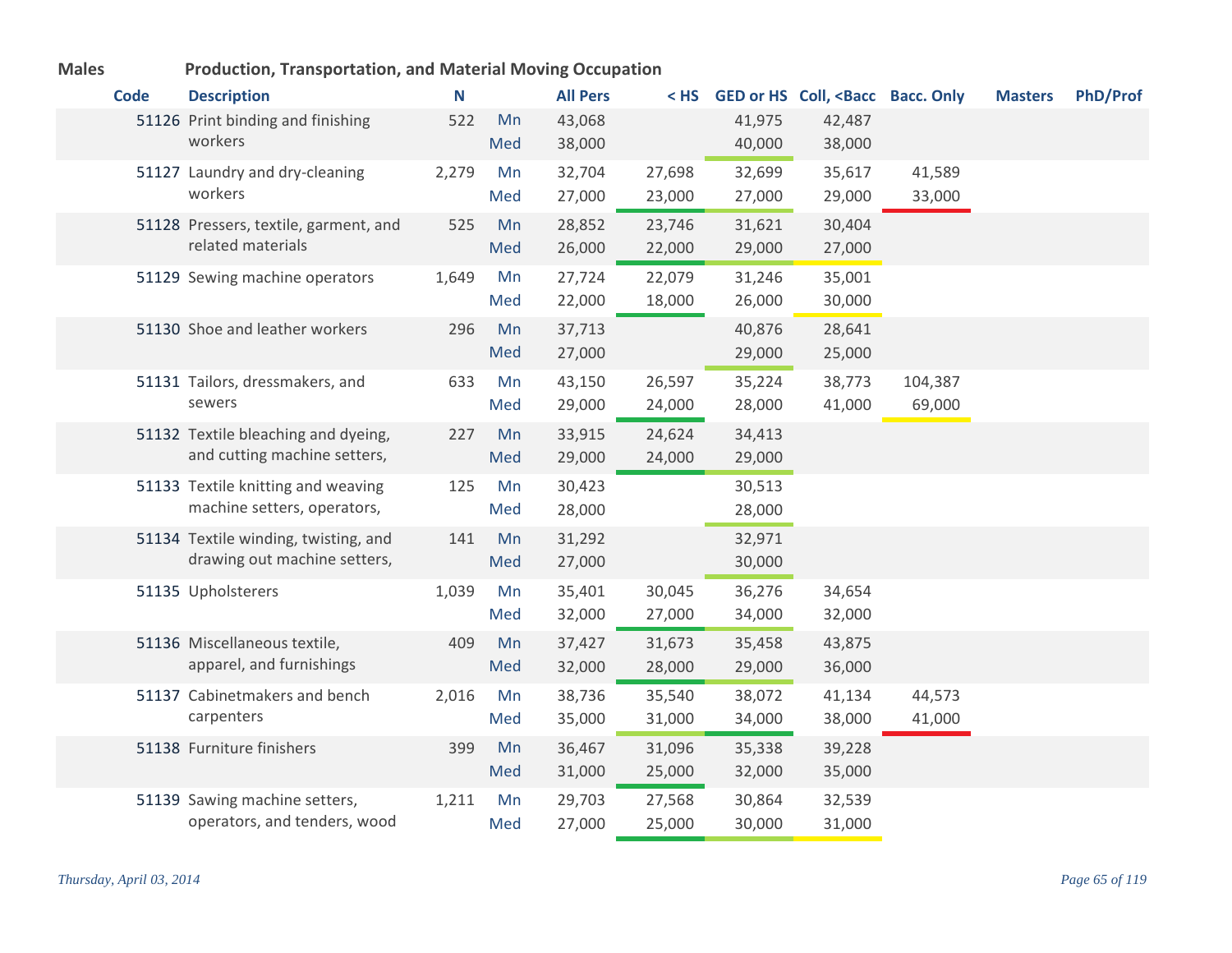**Males** **Production, Transportation, and Material Moving Occupation**

| Code | Description | N | | All Pers | < HS | GED or HS | Coll, <Bacc | Bacc. Only | Masters | PhD/Prof |
|---|---|---|---|---|---|---|---|---|---|---|
| 51126 | Print binding and finishing workers | 522 | Mn | 43,068 | | 41,975 | 42,487 | | | |
| | | | Med | 38,000 | | 40,000 | 38,000 | | | |
| 51127 | Laundry and dry-cleaning workers | 2,279 | Mn | 32,704 | 27,698 | 32,699 | 35,617 | 41,589 | | |
| | | | Med | 27,000 | 23,000 | 27,000 | 29,000 | 33,000 | | |
| 51128 | Pressers, textile, garment, and related materials | 525 | Mn | 28,852 | 23,746 | 31,621 | 30,404 | | | |
| | | | Med | 26,000 | 22,000 | 29,000 | 27,000 | | | |
| 51129 | Sewing machine operators | 1,649 | Mn | 27,724 | 22,079 | 31,246 | 35,001 | | | |
| | | | Med | 22,000 | 18,000 | 26,000 | 30,000 | | | |
| 51130 | Shoe and leather workers | 296 | Mn | 37,713 | | 40,876 | 28,641 | | | |
| | | | Med | 27,000 | | 29,000 | 25,000 | | | |
| 51131 | Tailors, dressmakers, and sewers | 633 | Mn | 43,150 | 26,597 | 35,224 | 38,773 | 104,387 | | |
| | | | Med | 29,000 | 24,000 | 28,000 | 41,000 | 69,000 | | |
| 51132 | Textile bleaching and dyeing, and cutting machine setters, | 227 | Mn | 33,915 | 24,624 | 34,413 | | | | |
| | | | Med | 29,000 | 24,000 | 29,000 | | | | |
| 51133 | Textile knitting and weaving machine setters, operators, | 125 | Mn | 30,423 | | 30,513 | | | | |
| | | | Med | 28,000 | | 28,000 | | | | |
| 51134 | Textile winding, twisting, and drawing out machine setters, | 141 | Mn | 31,292 | | 32,971 | | | | |
| | | | Med | 27,000 | | 30,000 | | | | |
| 51135 | Upholsterers | 1,039 | Mn | 35,401 | 30,045 | 36,276 | 34,654 | | | |
| | | | Med | 32,000 | 27,000 | 34,000 | 32,000 | | | |
| 51136 | Miscellaneous textile, apparel, and furnishings | 409 | Mn | 37,427 | 31,673 | 35,458 | 43,875 | | | |
| | | | Med | 32,000 | 28,000 | 29,000 | 36,000 | | | |
| 51137 | Cabinetmakers and bench carpenters | 2,016 | Mn | 38,736 | 35,540 | 38,072 | 41,134 | 44,573 | | |
| | | | Med | 35,000 | 31,000 | 34,000 | 38,000 | 41,000 | | |
| 51138 | Furniture finishers | 399 | Mn | 36,467 | 31,096 | 35,338 | 39,228 | | | |
| | | | Med | 31,000 | 25,000 | 32,000 | 35,000 | | | |
| 51139 | Sawing machine setters, operators, and tenders, wood | 1,211 | Mn | 29,703 | 27,568 | 30,864 | 32,539 | | | |
| | | | Med | 27,000 | 25,000 | 30,000 | 31,000 | | | |

*Thursday, April 03, 2014*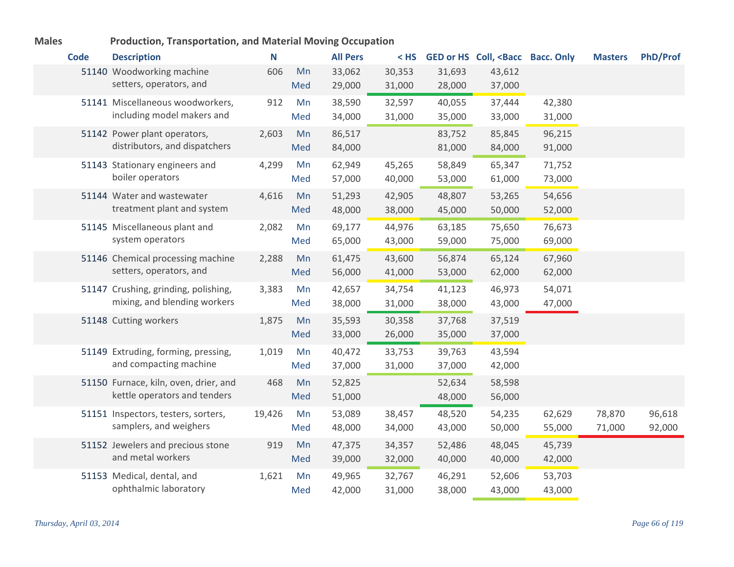**Males** **Production, Transportation, and Material Moving Occupation**

| Code | Description | N | | All Pers | < HS | GED or HS | Coll, <Bacc | Bacc. Only | Masters | PhD/Prof |
|---|---|---|---|---|---|---|---|---|---|---|
| 51140 | Woodworking machine setters, operators, and | 606 | Mn | 33,062 | 30,353 | 31,693 | 43,612 | | | |
| | | | Med | 29,000 | 31,000 | 28,000 | 37,000 | | | |
| 51141 | Miscellaneous woodworkers, including model makers and | 912 | Mn | 38,590 | 32,597 | 40,055 | 37,444 | 42,380 | | |
| | | | Med | 34,000 | 31,000 | 35,000 | 33,000 | 31,000 | | |
| 51142 | Power plant operators, distributors, and dispatchers | 2,603 | Mn | 86,517 | | 83,752 | 85,845 | 96,215 | | |
| | | | Med | 84,000 | | 81,000 | 84,000 | 91,000 | | |
| 51143 | Stationary engineers and boiler operators | 4,299 | Mn | 62,949 | 45,265 | 58,849 | 65,347 | 71,752 | | |
| | | | Med | 57,000 | 40,000 | 53,000 | 61,000 | 73,000 | | |
| 51144 | Water and wastewater treatment plant and system | 4,616 | Mn | 51,293 | 42,905 | 48,807 | 53,265 | 54,656 | | |
| | | | Med | 48,000 | 38,000 | 45,000 | 50,000 | 52,000 | | |
| 51145 | Miscellaneous plant and system operators | 2,082 | Mn | 69,177 | 44,976 | 63,185 | 75,650 | 76,673 | | |
| | | | Med | 65,000 | 43,000 | 59,000 | 75,000 | 69,000 | | |
| 51146 | Chemical processing machine setters, operators, and | 2,288 | Mn | 61,475 | 43,600 | 56,874 | 65,124 | 67,960 | | |
| | | | Med | 56,000 | 41,000 | 53,000 | 62,000 | 62,000 | | |
| 51147 | Crushing, grinding, polishing, mixing, and blending workers | 3,383 | Mn | 42,657 | 34,754 | 41,123 | 46,973 | 54,071 | | |
| | | | Med | 38,000 | 31,000 | 38,000 | 43,000 | 47,000 | | |
| 51148 | Cutting workers | 1,875 | Mn | 35,593 | 30,358 | 37,768 | 37,519 | | | |
| | | | Med | 33,000 | 26,000 | 35,000 | 37,000 | | | |
| 51149 | Extruding, forming, pressing, and compacting machine | 1,019 | Mn | 40,472 | 33,753 | 39,763 | 43,594 | | | |
| | | | Med | 37,000 | 31,000 | 37,000 | 42,000 | | | |
| 51150 | Furnace, kiln, oven, drier, and kettle operators and tenders | 468 | Mn | 52,825 | | 52,634 | 58,598 | | | |
| | | | Med | 51,000 | | 48,000 | 56,000 | | | |
| 51151 | Inspectors, testers, sorters, samplers, and weighers | 19,426 | Mn | 53,089 | 38,457 | 48,520 | 54,235 | 62,629 | 78,870 | 96,618 |
| | | | Med | 48,000 | 34,000 | 43,000 | 50,000 | 55,000 | 71,000 | 92,000 |
| 51152 | Jewelers and precious stone and metal workers | 919 | Mn | 47,375 | 34,357 | 52,486 | 48,045 | 45,739 | | |
| | | | Med | 39,000 | 32,000 | 40,000 | 40,000 | 42,000 | | |
| 51153 | Medical, dental, and ophthalmic laboratory | 1,621 | Mn | 49,965 | 32,767 | 46,291 | 52,606 | 53,703 | | |
| | | | Med | 42,000 | 31,000 | 38,000 | 43,000 | 43,000 | | |

*Thursday, April 03, 2014*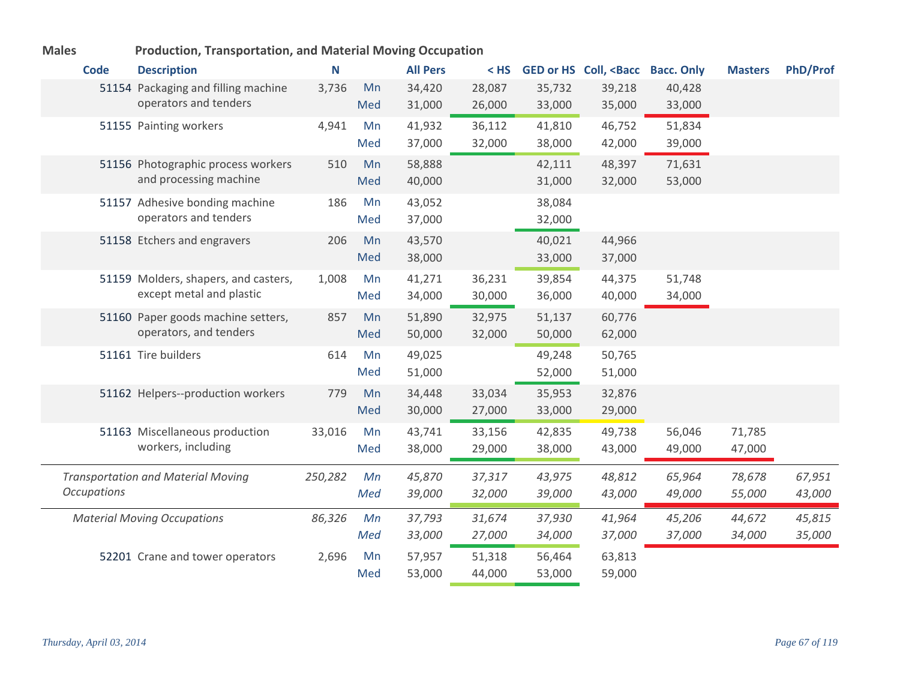**Males** **Production, Transportation, and Material Moving Occupation**

| Code | Description | N | | All Pers | < HS | GED or HS | Coll, <Bacc | Bacc. Only | Masters | PhD/Prof |
|---|---|---|---|---|---|---|---|---|---|---|
| 51154 | Packaging and filling machine operators and tenders | 3,736 | Mn | 34,420 | 28,087 | 35,732 | 39,218 | 40,428 | | |
| | | | Med | 31,000 | 26,000 | 33,000 | 35,000 | 33,000 | | |
| 51155 | Painting workers | 4,941 | Mn | 41,932 | 36,112 | 41,810 | 46,752 | 51,834 | | |
| | | | Med | 37,000 | 32,000 | 38,000 | 42,000 | 39,000 | | |
| 51156 | Photographic process workers and processing machine | 510 | Mn | 58,888 | | 42,111 | 48,397 | 71,631 | | |
| | | | Med | 40,000 | | 31,000 | 32,000 | 53,000 | | |
| 51157 | Adhesive bonding machine operators and tenders | 186 | Mn | 43,052 | | 38,084 | | | | |
| | | | Med | 37,000 | | 32,000 | | | | |
| 51158 | Etchers and engravers | 206 | Mn | 43,570 | | 40,021 | 44,966 | | | |
| | | | Med | 38,000 | | 33,000 | 37,000 | | | |
| 51159 | Molders, shapers, and casters, except metal and plastic | 1,008 | Mn | 41,271 | 36,231 | 39,854 | 44,375 | 51,748 | | |
| | | | Med | 34,000 | 30,000 | 36,000 | 40,000 | 34,000 | | |
| 51160 | Paper goods machine setters, operators, and tenders | 857 | Mn | 51,890 | 32,975 | 51,137 | 60,776 | | | |
| | | | Med | 50,000 | 32,000 | 50,000 | 62,000 | | | |
| 51161 | Tire builders | 614 | Mn | 49,025 | | 49,248 | 50,765 | | | |
| | | | Med | 51,000 | | 52,000 | 51,000 | | | |
| 51162 | Helpers--production workers | 779 | Mn | 34,448 | 33,034 | 35,953 | 32,876 | | | |
| | | | Med | 30,000 | 27,000 | 33,000 | 29,000 | | | |
| 51163 | Miscellaneous production workers, including | 33,016 | Mn | 43,741 | 33,156 | 42,835 | 49,738 | 56,046 | 71,785 | |
| | | | Med | 38,000 | 29,000 | 38,000 | 43,000 | 49,000 | 47,000 | |
| | *Transportation and Material Moving Occupations* | *250,282* | *Mn* | *45,870* | *37,317* | *43,975* | *48,812* | *65,964* | *78,678* | *67,951* |
| | | | *Med* | *39,000* | *32,000* | *39,000* | *43,000* | *49,000* | *55,000* | *43,000* |
| | *Material Moving Occupations* | *86,326* | *Mn* | *37,793* | *31,674* | *37,930* | *41,964* | *45,206* | *44,672* | *45,815* |
| | | | *Med* | *33,000* | *27,000* | *34,000* | *37,000* | *37,000* | *34,000* | *35,000* |
| 52201 | Crane and tower operators | 2,696 | Mn | 57,957 | 51,318 | 56,464 | 63,813 | | | |
| | | | Med | 53,000 | 44,000 | 53,000 | 59,000 | | | |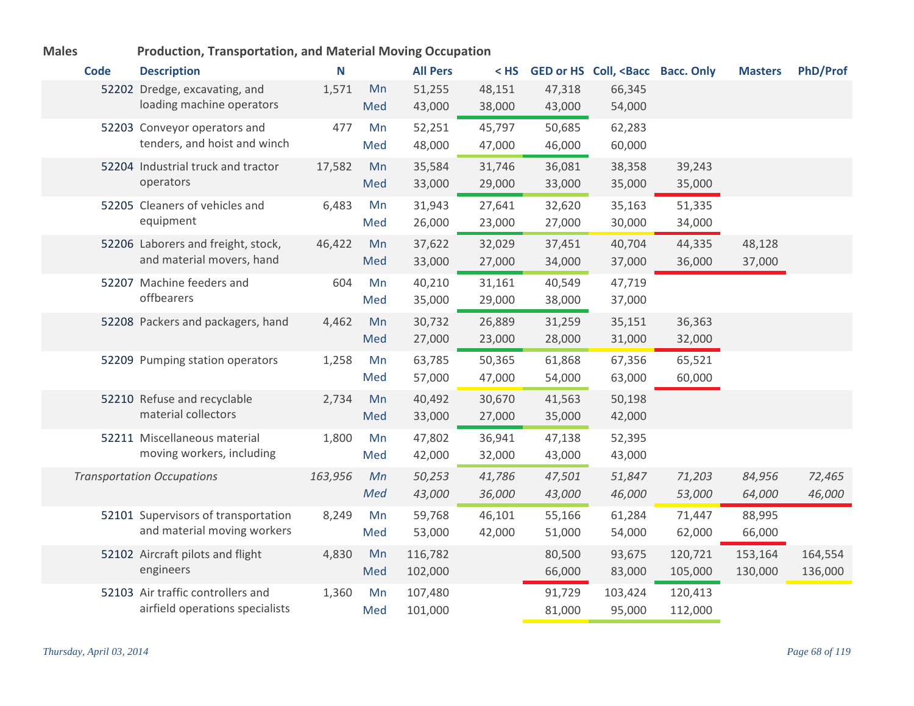**Males** **Production, Transportation, and Material Moving Occupation**

| Code | Description | N | | All Pers | < HS | GED or HS | Coll, <Bacc | Bacc. Only | Masters | PhD/Prof |
|---|---|---|---|---|---|---|---|---|---|---|
| 52202 | Dredge, excavating, and loading machine operators | 1,571 | Mn | 51,255 | 48,151 | 47,318 | 66,345 | | | |
| | | | Med | 43,000 | 38,000 | 43,000 | 54,000 | | | |
| 52203 | Conveyor operators and tenders, and hoist and winch | 477 | Mn | 52,251 | 45,797 | 50,685 | 62,283 | | | |
| | | | Med | 48,000 | 47,000 | 46,000 | 60,000 | | | |
| 52204 | Industrial truck and tractor operators | 17,582 | Mn | 35,584 | 31,746 | 36,081 | 38,358 | 39,243 | | |
| | | | Med | 33,000 | 29,000 | 33,000 | 35,000 | 35,000 | | |
| 52205 | Cleaners of vehicles and equipment | 6,483 | Mn | 31,943 | 27,641 | 32,620 | 35,163 | 51,335 | | |
| | | | Med | 26,000 | 23,000 | 27,000 | 30,000 | 34,000 | | |
| 52206 | Laborers and freight, stock, and material movers, hand | 46,422 | Mn | 37,622 | 32,029 | 37,451 | 40,704 | 44,335 | 48,128 | |
| | | | Med | 33,000 | 27,000 | 34,000 | 37,000 | 36,000 | 37,000 | |
| 52207 | Machine feeders and offbearers | 604 | Mn | 40,210 | 31,161 | 40,549 | 47,719 | | | |
| | | | Med | 35,000 | 29,000 | 38,000 | 37,000 | | | |
| 52208 | Packers and packagers, hand | 4,462 | Mn | 30,732 | 26,889 | 31,259 | 35,151 | 36,363 | | |
| | | | Med | 27,000 | 23,000 | 28,000 | 31,000 | 32,000 | | |
| 52209 | Pumping station operators | 1,258 | Mn | 63,785 | 50,365 | 61,868 | 67,356 | 65,521 | | |
| | | | Med | 57,000 | 47,000 | 54,000 | 63,000 | 60,000 | | |
| 52210 | Refuse and recyclable material collectors | 2,734 | Mn | 40,492 | 30,670 | 41,563 | 50,198 | | | |
| | | | Med | 33,000 | 27,000 | 35,000 | 42,000 | | | |
| 52211 | Miscellaneous material moving workers, including | 1,800 | Mn | 47,802 | 36,941 | 47,138 | 52,395 | | | |
| | | | Med | 42,000 | 32,000 | 43,000 | 43,000 | | | |
| *Transportation Occupations* | | *163,956* | *Mn* | *50,253* | *41,786* | *47,501* | *51,847* | *71,203* | *84,956* | *72,465* |
| | | | *Med* | *43,000* | *36,000* | *43,000* | *46,000* | *53,000* | *64,000* | *46,000* |
| 52101 | Supervisors of transportation and material moving workers | 8,249 | Mn | 59,768 | 46,101 | 55,166 | 61,284 | 71,447 | 88,995 | |
| | | | Med | 53,000 | 42,000 | 51,000 | 54,000 | 62,000 | 66,000 | |
| 52102 | Aircraft pilots and flight engineers | 4,830 | Mn | 116,782 | | 80,500 | 93,675 | 120,721 | 153,164 | 164,554 |
| | | | Med | 102,000 | | 66,000 | 83,000 | 105,000 | 130,000 | 136,000 |
| 52103 | Air traffic controllers and airfield operations specialists | 1,360 | Mn | 107,480 | | 91,729 | 103,424 | 120,413 | | |
| | | | Med | 101,000 | | 81,000 | 95,000 | 112,000 | | |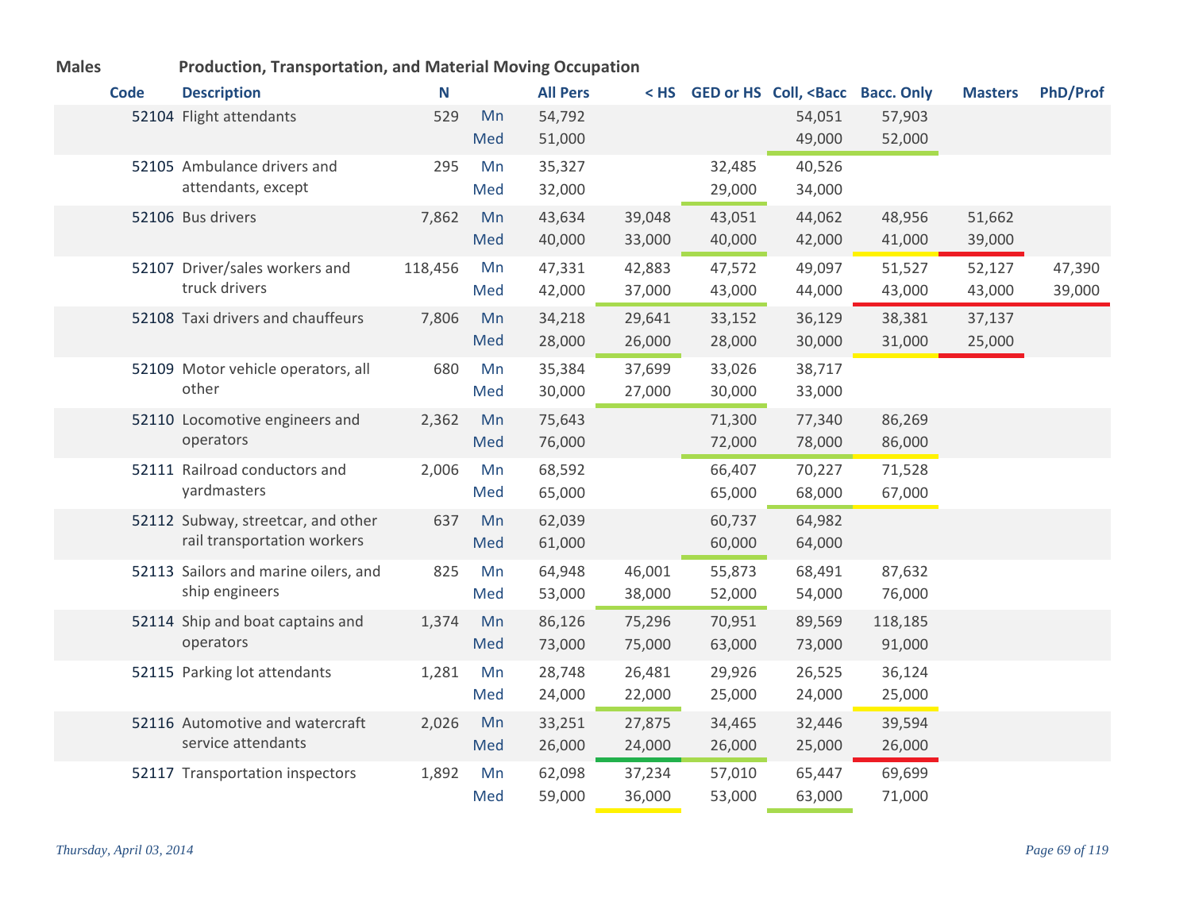**Males** **Production, Transportation, and Material Moving Occupation**

| Code | Description | N | | All Pers | < HS | GED or HS | Coll, <Bacc | Bacc. Only | Masters | PhD/Prof |
|---|---|---|---|---|---|---|---|---|---|---|
| 52104 | Flight attendants | 529 | Mn | 54,792 | | | 54,051 | 57,903 | | |
| | | | Med | 51,000 | | | 49,000 | 52,000 | | |
| 52105 | Ambulance drivers and attendants, except | 295 | Mn | 35,327 | | 32,485 | 40,526 | | | |
| | | | Med | 32,000 | | 29,000 | 34,000 | | | |
| 52106 | Bus drivers | 7,862 | Mn | 43,634 | 39,048 | 43,051 | 44,062 | 48,956 | 51,662 | |
| | | | Med | 40,000 | 33,000 | 40,000 | 42,000 | 41,000 | 39,000 | |
| 52107 | Driver/sales workers and truck drivers | 118,456 | Mn | 47,331 | 42,883 | 47,572 | 49,097 | 51,527 | 52,127 | 47,390 |
| | | | Med | 42,000 | 37,000 | 43,000 | 44,000 | 43,000 | 43,000 | 39,000 |
| 52108 | Taxi drivers and chauffeurs | 7,806 | Mn | 34,218 | 29,641 | 33,152 | 36,129 | 38,381 | 37,137 | |
| | | | Med | 28,000 | 26,000 | 28,000 | 30,000 | 31,000 | 25,000 | |
| 52109 | Motor vehicle operators, all other | 680 | Mn | 35,384 | 37,699 | 33,026 | 38,717 | | | |
| | | | Med | 30,000 | 27,000 | 30,000 | 33,000 | | | |
| 52110 | Locomotive engineers and operators | 2,362 | Mn | 75,643 | | 71,300 | 77,340 | 86,269 | | |
| | | | Med | 76,000 | | 72,000 | 78,000 | 86,000 | | |
| 52111 | Railroad conductors and yardmasters | 2,006 | Mn | 68,592 | | 66,407 | 70,227 | 71,528 | | |
| | | | Med | 65,000 | | 65,000 | 68,000 | 67,000 | | |
| 52112 | Subway, streetcar, and other rail transportation workers | 637 | Mn | 62,039 | | 60,737 | 64,982 | | | |
| | | | Med | 61,000 | | 60,000 | 64,000 | | | |
| 52113 | Sailors and marine oilers, and ship engineers | 825 | Mn | 64,948 | 46,001 | 55,873 | 68,491 | 87,632 | | |
| | | | Med | 53,000 | 38,000 | 52,000 | 54,000 | 76,000 | | |
| 52114 | Ship and boat captains and operators | 1,374 | Mn | 86,126 | 75,296 | 70,951 | 89,569 | 118,185 | | |
| | | | Med | 73,000 | 75,000 | 63,000 | 73,000 | 91,000 | | |
| 52115 | Parking lot attendants | 1,281 | Mn | 28,748 | 26,481 | 29,926 | 26,525 | 36,124 | | |
| | | | Med | 24,000 | 22,000 | 25,000 | 24,000 | 25,000 | | |
| 52116 | Automotive and watercraft service attendants | 2,026 | Mn | 33,251 | 27,875 | 34,465 | 32,446 | 39,594 | | |
| | | | Med | 26,000 | 24,000 | 26,000 | 25,000 | 26,000 | | |
| 52117 | Transportation inspectors | 1,892 | Mn | 62,098 | 37,234 | 57,010 | 65,447 | 69,699 | | |
| | | | Med | 59,000 | 36,000 | 53,000 | 63,000 | 71,000 | | |

*Thursday, April 03, 2014*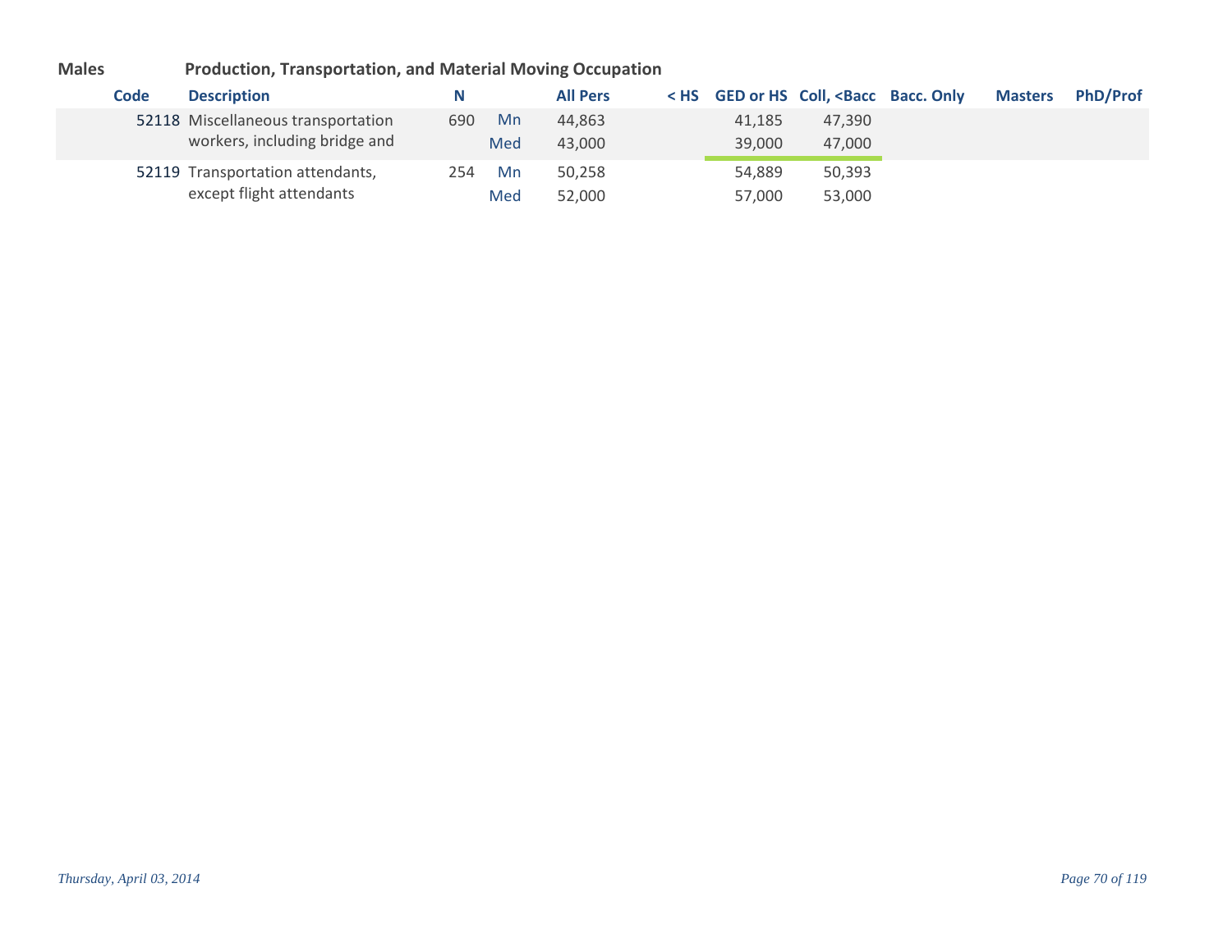**Males** **Production, Transportation, and Material Moving Occupation**

| Code | Description | N | | All Pers | < HS | GED or HS | Coll, <Bacc | Bacc. Only | Masters | PhD/Prof |
|---|---|---|---|---|---|---|---|---|---|---|
| 52118 | Miscellaneous transportation workers, including bridge and | 690 | Mn | 44,863 | | 41,185 | 47,390 | | | |
| | | | Med | 43,000 | | 39,000 | 47,000 | | | |
| 52119 | Transportation attendants, except flight attendants | 254 | Mn | 50,258 | | 54,889 | 50,393 | | | |
| | | | Med | 52,000 | | 57,000 | 53,000 | | | |

*Thursday, April 03, 2014*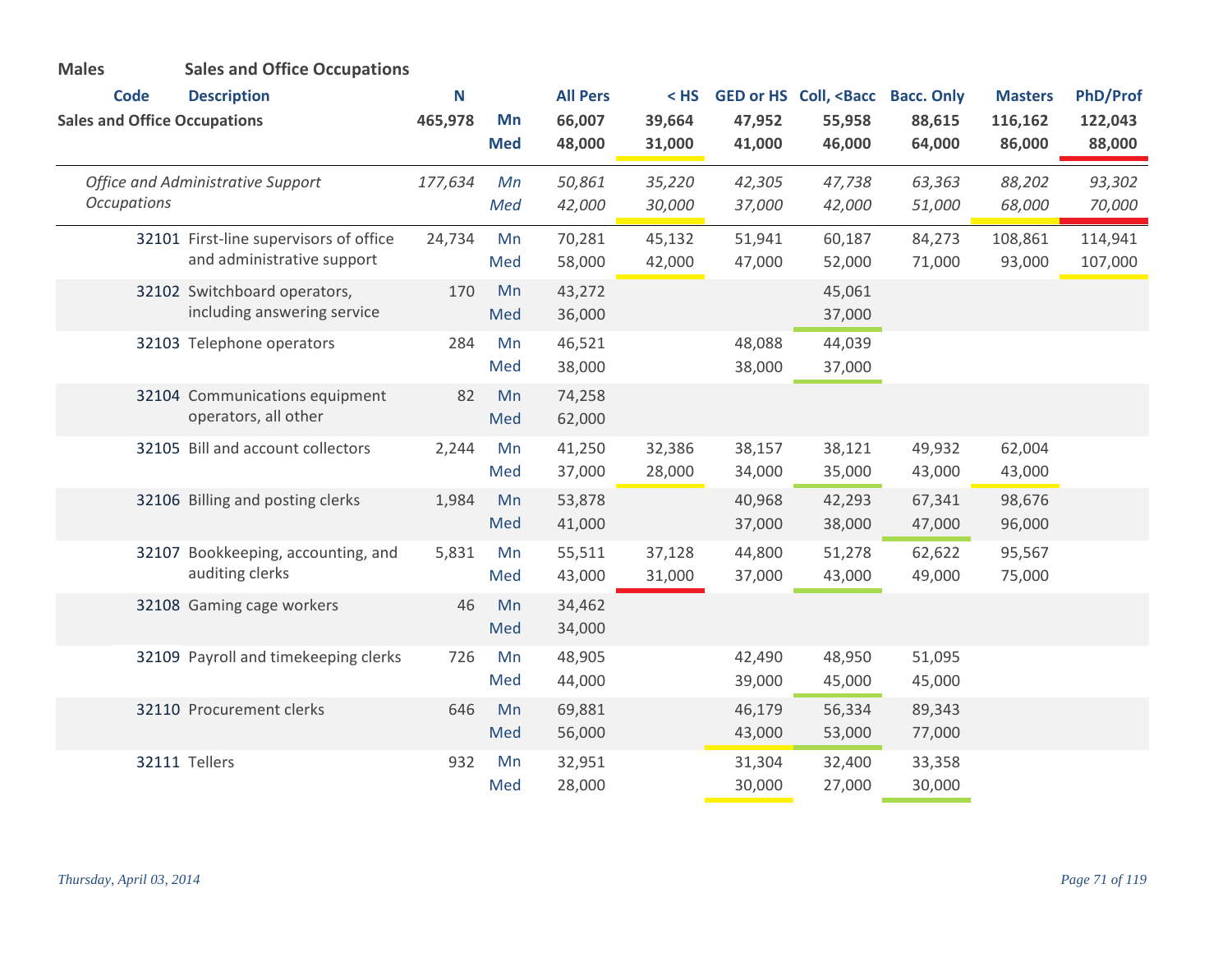**Males** **Sales and Office Occupations**

| Code | Description | N | | All Pers | < HS | GED or HS | Coll, <Bacc | Bacc. Only | Masters | PhD/Prof |
|---|---|---|---|---|---|---|---|---|---|---|
| **Sales and Office Occupations** | | **465,978** | **Mn** | **66,007** | **39,664** | **47,952** | **55,958** | **88,615** | **116,162** | **122,043** |
| | | | **Med** | **48,000** | **31,000** | **41,000** | **46,000** | **64,000** | **86,000** | **88,000** |
| *Office and Administrative Support Occupations* | | *177,634* | *Mn* | *50,861* | *35,220* | *42,305* | *47,738* | *63,363* | *88,202* | *93,302* |
| | | | *Med* | *42,000* | *30,000* | *37,000* | *42,000* | *51,000* | *68,000* | *70,000* |
| 32101 | First-line supervisors of office and administrative support | 24,734 | Mn | 70,281 | 45,132 | 51,941 | 60,187 | 84,273 | 108,861 | 114,941 |
| | | | Med | 58,000 | 42,000 | 47,000 | 52,000 | 71,000 | 93,000 | 107,000 |
| 32102 | Switchboard operators, including answering service | 170 | Mn | 43,272 | | | 45,061 | | | |
| | | | Med | 36,000 | | | 37,000 | | | |
| 32103 | Telephone operators | 284 | Mn | 46,521 | | 48,088 | 44,039 | | | |
| | | | Med | 38,000 | | 38,000 | 37,000 | | | |
| 32104 | Communications equipment operators, all other | 82 | Mn | 74,258 | | | | | | |
| | | | Med | 62,000 | | | | | | |
| 32105 | Bill and account collectors | 2,244 | Mn | 41,250 | 32,386 | 38,157 | 38,121 | 49,932 | 62,004 | |
| | | | Med | 37,000 | 28,000 | 34,000 | 35,000 | 43,000 | 43,000 | |
| 32106 | Billing and posting clerks | 1,984 | Mn | 53,878 | | 40,968 | 42,293 | 67,341 | 98,676 | |
| | | | Med | 41,000 | | 37,000 | 38,000 | 47,000 | 96,000 | |
| 32107 | Bookkeeping, accounting, and auditing clerks | 5,831 | Mn | 55,511 | 37,128 | 44,800 | 51,278 | 62,622 | 95,567 | |
| | | | Med | 43,000 | 31,000 | 37,000 | 43,000 | 49,000 | 75,000 | |
| 32108 | Gaming cage workers | 46 | Mn | 34,462 | | | | | | |
| | | | Med | 34,000 | | | | | | |
| 32109 | Payroll and timekeeping clerks | 726 | Mn | 48,905 | | 42,490 | 48,950 | 51,095 | | |
| | | | Med | 44,000 | | 39,000 | 45,000 | 45,000 | | |
| 32110 | Procurement clerks | 646 | Mn | 69,881 | | 46,179 | 56,334 | 89,343 | | |
| | | | Med | 56,000 | | 43,000 | 53,000 | 77,000 | | |
| 32111 | Tellers | 932 | Mn | 32,951 | | 31,304 | 32,400 | 33,358 | | |
| | | | Med | 28,000 | | 30,000 | 27,000 | 30,000 | | |

*Thursday, April 03, 2014*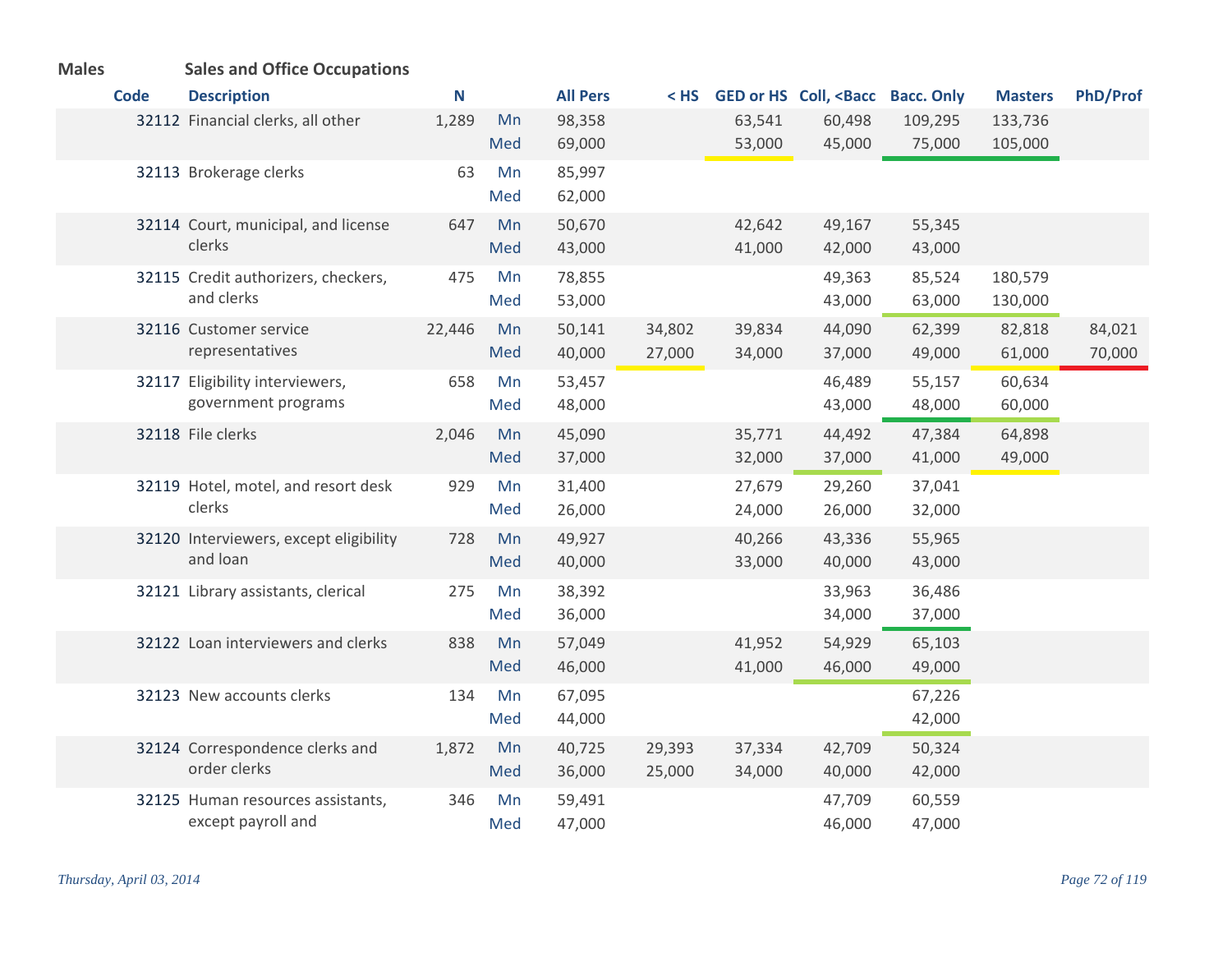**Males** — **Sales and Office Occupations**

| Code | Description | N | | All Pers | < HS | GED or HS | Coll, <Bacc | Bacc. Only | Masters | PhD/Prof |
|---|---|---|---|---|---|---|---|---|---|---|
| 32112 | Financial clerks, all other | 1,289 | Mn | 98,358 | | 63,541 | 60,498 | 109,295 | 133,736 | |
| | | | Med | 69,000 | | 53,000 | 45,000 | 75,000 | 105,000 | |
| 32113 | Brokerage clerks | 63 | Mn | 85,997 | | | | | | |
| | | | Med | 62,000 | | | | | | |
| 32114 | Court, municipal, and license clerks | 647 | Mn | 50,670 | | 42,642 | 49,167 | 55,345 | | |
| | | | Med | 43,000 | | 41,000 | 42,000 | 43,000 | | |
| 32115 | Credit authorizers, checkers, and clerks | 475 | Mn | 78,855 | | | 49,363 | 85,524 | 180,579 | |
| | | | Med | 53,000 | | | 43,000 | 63,000 | 130,000 | |
| 32116 | Customer service representatives | 22,446 | Mn | 50,141 | 34,802 | 39,834 | 44,090 | 62,399 | 82,818 | 84,021 |
| | | | Med | 40,000 | 27,000 | 34,000 | 37,000 | 49,000 | 61,000 | 70,000 |
| 32117 | Eligibility interviewers, government programs | 658 | Mn | 53,457 | | | 46,489 | 55,157 | 60,634 | |
| | | | Med | 48,000 | | | 43,000 | 48,000 | 60,000 | |
| 32118 | File clerks | 2,046 | Mn | 45,090 | | 35,771 | 44,492 | 47,384 | 64,898 | |
| | | | Med | 37,000 | | 32,000 | 37,000 | 41,000 | 49,000 | |
| 32119 | Hotel, motel, and resort desk clerks | 929 | Mn | 31,400 | | 27,679 | 29,260 | 37,041 | | |
| | | | Med | 26,000 | | 24,000 | 26,000 | 32,000 | | |
| 32120 | Interviewers, except eligibility and loan | 728 | Mn | 49,927 | | 40,266 | 43,336 | 55,965 | | |
| | | | Med | 40,000 | | 33,000 | 40,000 | 43,000 | | |
| 32121 | Library assistants, clerical | 275 | Mn | 38,392 | | | 33,963 | 36,486 | | |
| | | | Med | 36,000 | | | 34,000 | 37,000 | | |
| 32122 | Loan interviewers and clerks | 838 | Mn | 57,049 | | 41,952 | 54,929 | 65,103 | | |
| | | | Med | 46,000 | | 41,000 | 46,000 | 49,000 | | |
| 32123 | New accounts clerks | 134 | Mn | 67,095 | | | | 67,226 | | |
| | | | Med | 44,000 | | | | 42,000 | | |
| 32124 | Correspondence clerks and order clerks | 1,872 | Mn | 40,725 | 29,393 | 37,334 | 42,709 | 50,324 | | |
| | | | Med | 36,000 | 25,000 | 34,000 | 40,000 | 42,000 | | |
| 32125 | Human resources assistants, except payroll and | 346 | Mn | 59,491 | | | 47,709 | 60,559 | | |
| | | | Med | 47,000 | | | 46,000 | 47,000 | | |

*Thursday, April 03, 2014*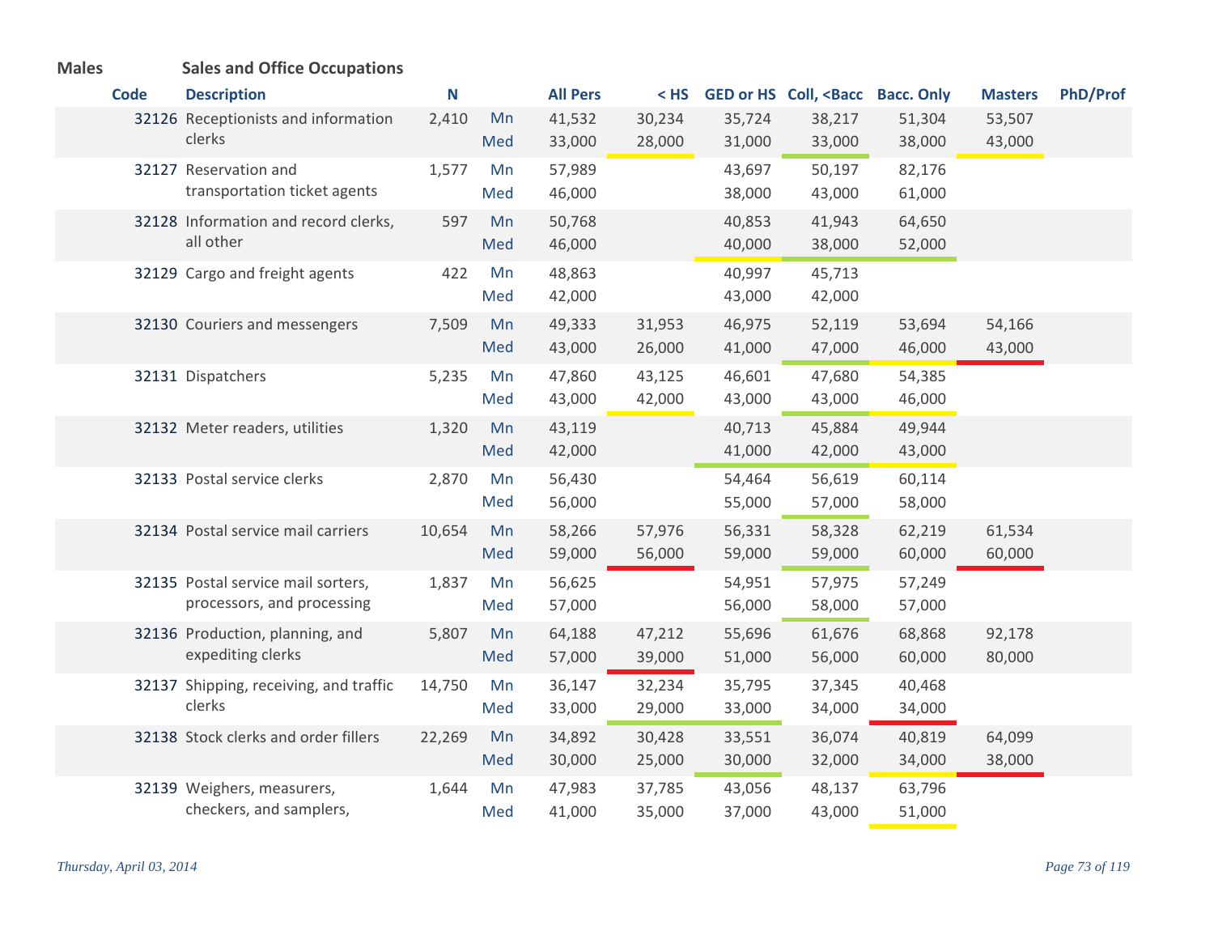**Males** **Sales and Office Occupations**

| Code | Description | N | | All Pers | < HS | GED or HS | Coll, <Bacc | Bacc. Only | Masters | PhD/Prof |
|---|---|---|---|---|---|---|---|---|---|---|
| 32126 | Receptionists and information clerks | 2,410 | Mn | 41,532 | 30,234 | 35,724 | 38,217 | 51,304 | 53,507 | |
| | | | Med | 33,000 | 28,000 | 31,000 | 33,000 | 38,000 | 43,000 | |
| 32127 | Reservation and transportation ticket agents | 1,577 | Mn | 57,989 | | 43,697 | 50,197 | 82,176 | | |
| | | | Med | 46,000 | | 38,000 | 43,000 | 61,000 | | |
| 32128 | Information and record clerks, all other | 597 | Mn | 50,768 | | 40,853 | 41,943 | 64,650 | | |
| | | | Med | 46,000 | | 40,000 | 38,000 | 52,000 | | |
| 32129 | Cargo and freight agents | 422 | Mn | 48,863 | | 40,997 | 45,713 | | | |
| | | | Med | 42,000 | | 43,000 | 42,000 | | | |
| 32130 | Couriers and messengers | 7,509 | Mn | 49,333 | 31,953 | 46,975 | 52,119 | 53,694 | 54,166 | |
| | | | Med | 43,000 | 26,000 | 41,000 | 47,000 | 46,000 | 43,000 | |
| 32131 | Dispatchers | 5,235 | Mn | 47,860 | 43,125 | 46,601 | 47,680 | 54,385 | | |
| | | | Med | 43,000 | 42,000 | 43,000 | 43,000 | 46,000 | | |
| 32132 | Meter readers, utilities | 1,320 | Mn | 43,119 | | 40,713 | 45,884 | 49,944 | | |
| | | | Med | 42,000 | | 41,000 | 42,000 | 43,000 | | |
| 32133 | Postal service clerks | 2,870 | Mn | 56,430 | | 54,464 | 56,619 | 60,114 | | |
| | | | Med | 56,000 | | 55,000 | 57,000 | 58,000 | | |
| 32134 | Postal service mail carriers | 10,654 | Mn | 58,266 | 57,976 | 56,331 | 58,328 | 62,219 | 61,534 | |
| | | | Med | 59,000 | 56,000 | 59,000 | 59,000 | 60,000 | 60,000 | |
| 32135 | Postal service mail sorters, processors, and processing | 1,837 | Mn | 56,625 | | 54,951 | 57,975 | 57,249 | | |
| | | | Med | 57,000 | | 56,000 | 58,000 | 57,000 | | |
| 32136 | Production, planning, and expediting clerks | 5,807 | Mn | 64,188 | 47,212 | 55,696 | 61,676 | 68,868 | 92,178 | |
| | | | Med | 57,000 | 39,000 | 51,000 | 56,000 | 60,000 | 80,000 | |
| 32137 | Shipping, receiving, and traffic clerks | 14,750 | Mn | 36,147 | 32,234 | 35,795 | 37,345 | 40,468 | | |
| | | | Med | 33,000 | 29,000 | 33,000 | 34,000 | 34,000 | | |
| 32138 | Stock clerks and order fillers | 22,269 | Mn | 34,892 | 30,428 | 33,551 | 36,074 | 40,819 | 64,099 | |
| | | | Med | 30,000 | 25,000 | 30,000 | 32,000 | 34,000 | 38,000 | |
| 32139 | Weighers, measurers, checkers, and samplers, | 1,644 | Mn | 47,983 | 37,785 | 43,056 | 48,137 | 63,796 | | |
| | | | Med | 41,000 | 35,000 | 37,000 | 43,000 | 51,000 | | |

*Thursday, April 03, 2014*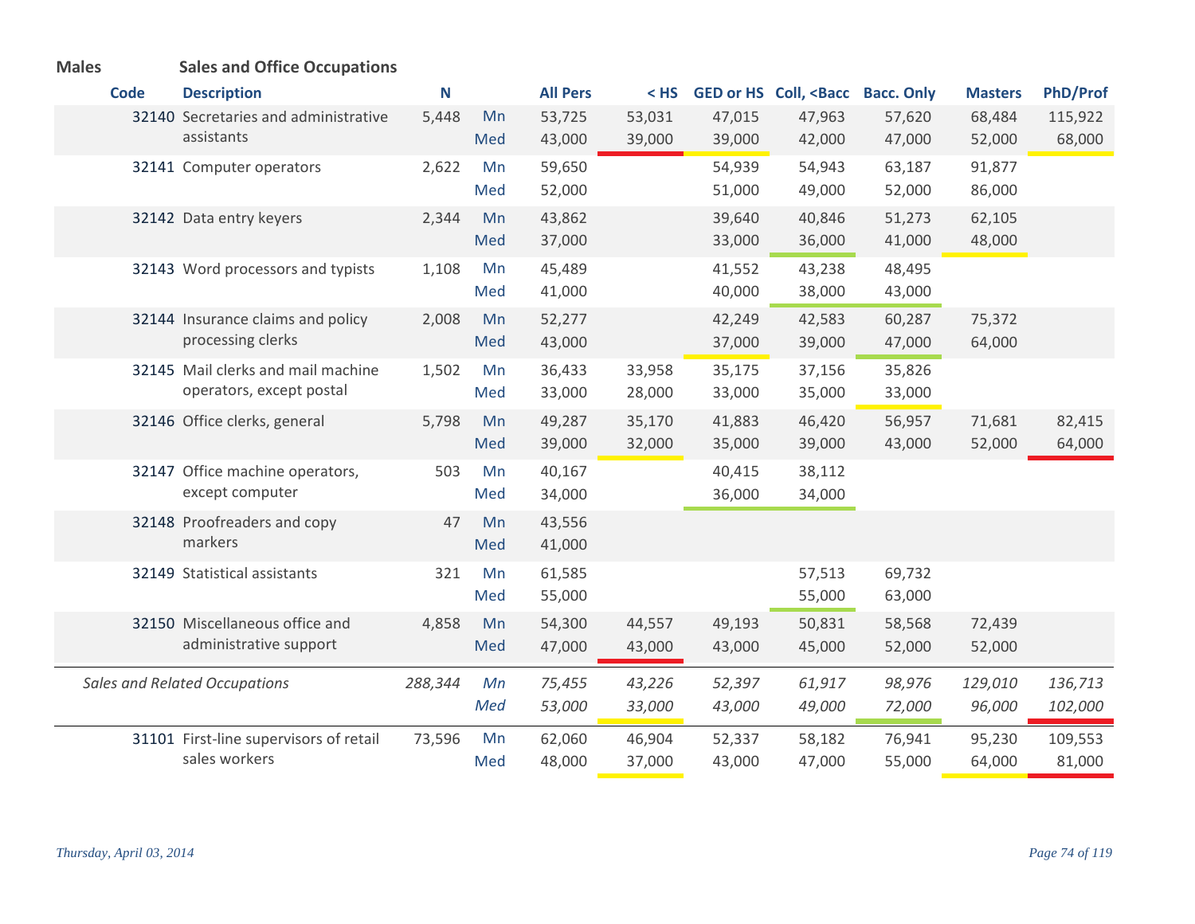**Males** **Sales and Office Occupations**

| Code | Description | N | | All Pers | < HS | GED or HS | Coll, <Bacc | Bacc. Only | Masters | PhD/Prof |
|---|---|---|---|---|---|---|---|---|---|---|
| 32140 | Secretaries and administrative assistants | 5,448 | Mn | 53,725 | 53,031 | 47,015 | 47,963 | 57,620 | 68,484 | 115,922 |
| | | | Med | 43,000 | 39,000 | 39,000 | 42,000 | 47,000 | 52,000 | 68,000 |
| 32141 | Computer operators | 2,622 | Mn | 59,650 | | 54,939 | 54,943 | 63,187 | 91,877 | |
| | | | Med | 52,000 | | 51,000 | 49,000 | 52,000 | 86,000 | |
| 32142 | Data entry keyers | 2,344 | Mn | 43,862 | | 39,640 | 40,846 | 51,273 | 62,105 | |
| | | | Med | 37,000 | | 33,000 | 36,000 | 41,000 | 48,000 | |
| 32143 | Word processors and typists | 1,108 | Mn | 45,489 | | 41,552 | 43,238 | 48,495 | | |
| | | | Med | 41,000 | | 40,000 | 38,000 | 43,000 | | |
| 32144 | Insurance claims and policy processing clerks | 2,008 | Mn | 52,277 | | 42,249 | 42,583 | 60,287 | 75,372 | |
| | | | Med | 43,000 | | 37,000 | 39,000 | 47,000 | 64,000 | |
| 32145 | Mail clerks and mail machine operators, except postal | 1,502 | Mn | 36,433 | 33,958 | 35,175 | 37,156 | 35,826 | | |
| | | | Med | 33,000 | 28,000 | 33,000 | 35,000 | 33,000 | | |
| 32146 | Office clerks, general | 5,798 | Mn | 49,287 | 35,170 | 41,883 | 46,420 | 56,957 | 71,681 | 82,415 |
| | | | Med | 39,000 | 32,000 | 35,000 | 39,000 | 43,000 | 52,000 | 64,000 |
| 32147 | Office machine operators, except computer | 503 | Mn | 40,167 | | 40,415 | 38,112 | | | |
| | | | Med | 34,000 | | 36,000 | 34,000 | | | |
| 32148 | Proofreaders and copy markers | 47 | Mn | 43,556 | | | | | | |
| | | | Med | 41,000 | | | | | | |
| 32149 | Statistical assistants | 321 | Mn | 61,585 | | | 57,513 | 69,732 | | |
| | | | Med | 55,000 | | | 55,000 | 63,000 | | |
| 32150 | Miscellaneous office and administrative support | 4,858 | Mn | 54,300 | 44,557 | 49,193 | 50,831 | 58,568 | 72,439 | |
| | | | Med | 47,000 | 43,000 | 43,000 | 45,000 | 52,000 | 52,000 | |
| | *Sales and Related Occupations* | *288,344* | *Mn* | *75,455* | *43,226* | *52,397* | *61,917* | *98,976* | *129,010* | *136,713* |
| | | | *Med* | *53,000* | *33,000* | *43,000* | *49,000* | *72,000* | *96,000* | *102,000* |
| 31101 | First-line supervisors of retail sales workers | 73,596 | Mn | 62,060 | 46,904 | 52,337 | 58,182 | 76,941 | 95,230 | 109,553 |
| | | | Med | 48,000 | 37,000 | 43,000 | 47,000 | 55,000 | 64,000 | 81,000 |

*Thursday, April 03, 2014*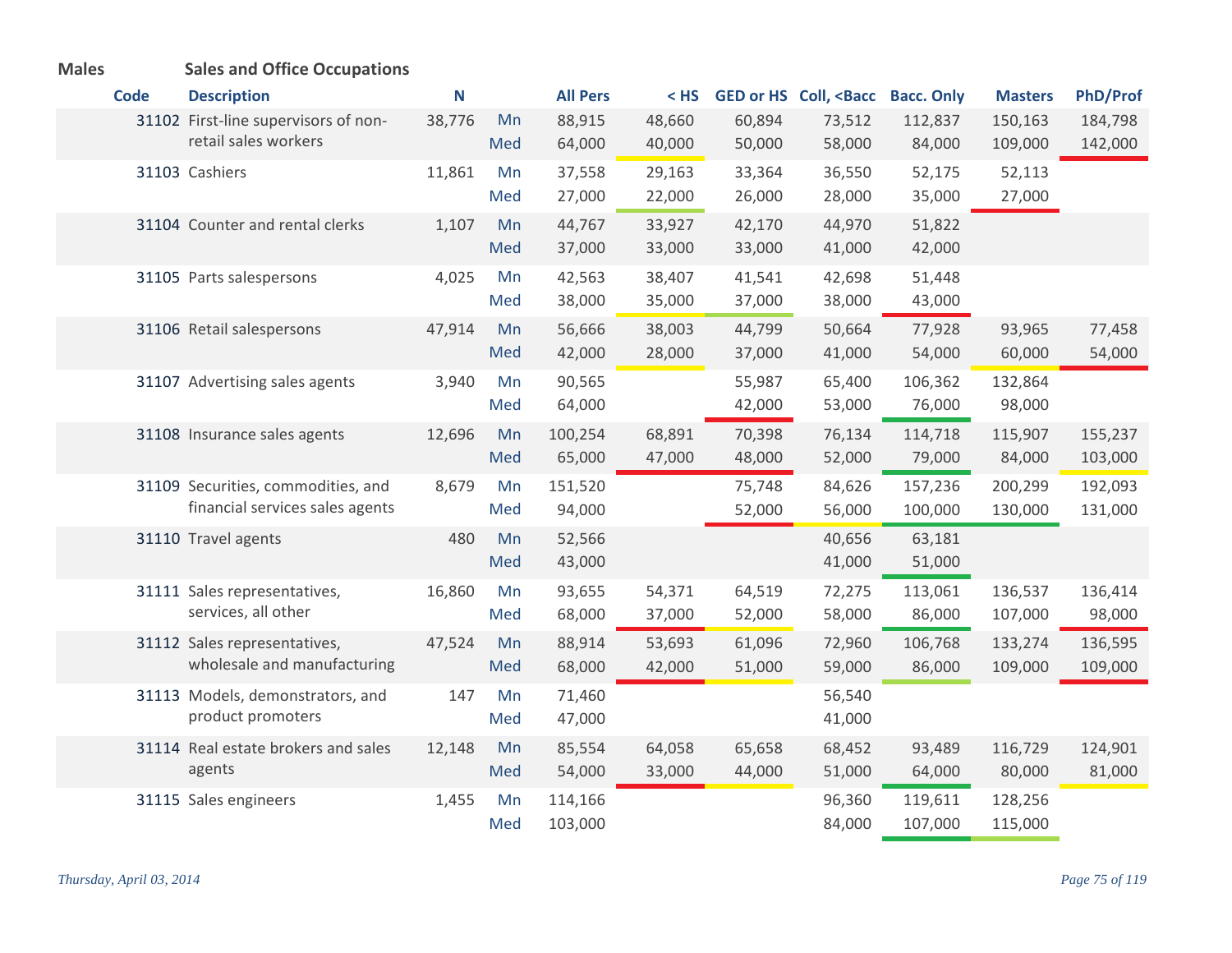**Males** **Sales and Office Occupations**

| Code | Description | N | | All Pers | < HS | GED or HS | Coll, <Bacc | Bacc. Only | Masters | PhD/Prof |
|---|---|---|---|---|---|---|---|---|---|---|
| 31102 | First-line supervisors of non-retail sales workers | 38,776 | Mn | 88,915 | 48,660 | 60,894 | 73,512 | 112,837 | 150,163 | 184,798 |
| | | | Med | 64,000 | 40,000 | 50,000 | 58,000 | 84,000 | 109,000 | 142,000 |
| 31103 | Cashiers | 11,861 | Mn | 37,558 | 29,163 | 33,364 | 36,550 | 52,175 | 52,113 | |
| | | | Med | 27,000 | 22,000 | 26,000 | 28,000 | 35,000 | 27,000 | |
| 31104 | Counter and rental clerks | 1,107 | Mn | 44,767 | 33,927 | 42,170 | 44,970 | 51,822 | | |
| | | | Med | 37,000 | 33,000 | 33,000 | 41,000 | 42,000 | | |
| 31105 | Parts salespersons | 4,025 | Mn | 42,563 | 38,407 | 41,541 | 42,698 | 51,448 | | |
| | | | Med | 38,000 | 35,000 | 37,000 | 38,000 | 43,000 | | |
| 31106 | Retail salespersons | 47,914 | Mn | 56,666 | 38,003 | 44,799 | 50,664 | 77,928 | 93,965 | 77,458 |
| | | | Med | 42,000 | 28,000 | 37,000 | 41,000 | 54,000 | 60,000 | 54,000 |
| 31107 | Advertising sales agents | 3,940 | Mn | 90,565 | | 55,987 | 65,400 | 106,362 | 132,864 | |
| | | | Med | 64,000 | | 42,000 | 53,000 | 76,000 | 98,000 | |
| 31108 | Insurance sales agents | 12,696 | Mn | 100,254 | 68,891 | 70,398 | 76,134 | 114,718 | 115,907 | 155,237 |
| | | | Med | 65,000 | 47,000 | 48,000 | 52,000 | 79,000 | 84,000 | 103,000 |
| 31109 | Securities, commodities, and financial services sales agents | 8,679 | Mn | 151,520 | | 75,748 | 84,626 | 157,236 | 200,299 | 192,093 |
| | | | Med | 94,000 | | 52,000 | 56,000 | 100,000 | 130,000 | 131,000 |
| 31110 | Travel agents | 480 | Mn | 52,566 | | | 40,656 | 63,181 | | |
| | | | Med | 43,000 | | | 41,000 | 51,000 | | |
| 31111 | Sales representatives, services, all other | 16,860 | Mn | 93,655 | 54,371 | 64,519 | 72,275 | 113,061 | 136,537 | 136,414 |
| | | | Med | 68,000 | 37,000 | 52,000 | 58,000 | 86,000 | 107,000 | 98,000 |
| 31112 | Sales representatives, wholesale and manufacturing | 47,524 | Mn | 88,914 | 53,693 | 61,096 | 72,960 | 106,768 | 133,274 | 136,595 |
| | | | Med | 68,000 | 42,000 | 51,000 | 59,000 | 86,000 | 109,000 | 109,000 |
| 31113 | Models, demonstrators, and product promoters | 147 | Mn | 71,460 | | | 56,540 | | | |
| | | | Med | 47,000 | | | 41,000 | | | |
| 31114 | Real estate brokers and sales agents | 12,148 | Mn | 85,554 | 64,058 | 65,658 | 68,452 | 93,489 | 116,729 | 124,901 |
| | | | Med | 54,000 | 33,000 | 44,000 | 51,000 | 64,000 | 80,000 | 81,000 |
| 31115 | Sales engineers | 1,455 | Mn | 114,166 | | | 96,360 | 119,611 | 128,256 | |
| | | | Med | 103,000 | | | 84,000 | 107,000 | 115,000 | |

*Thursday, April 03, 2014*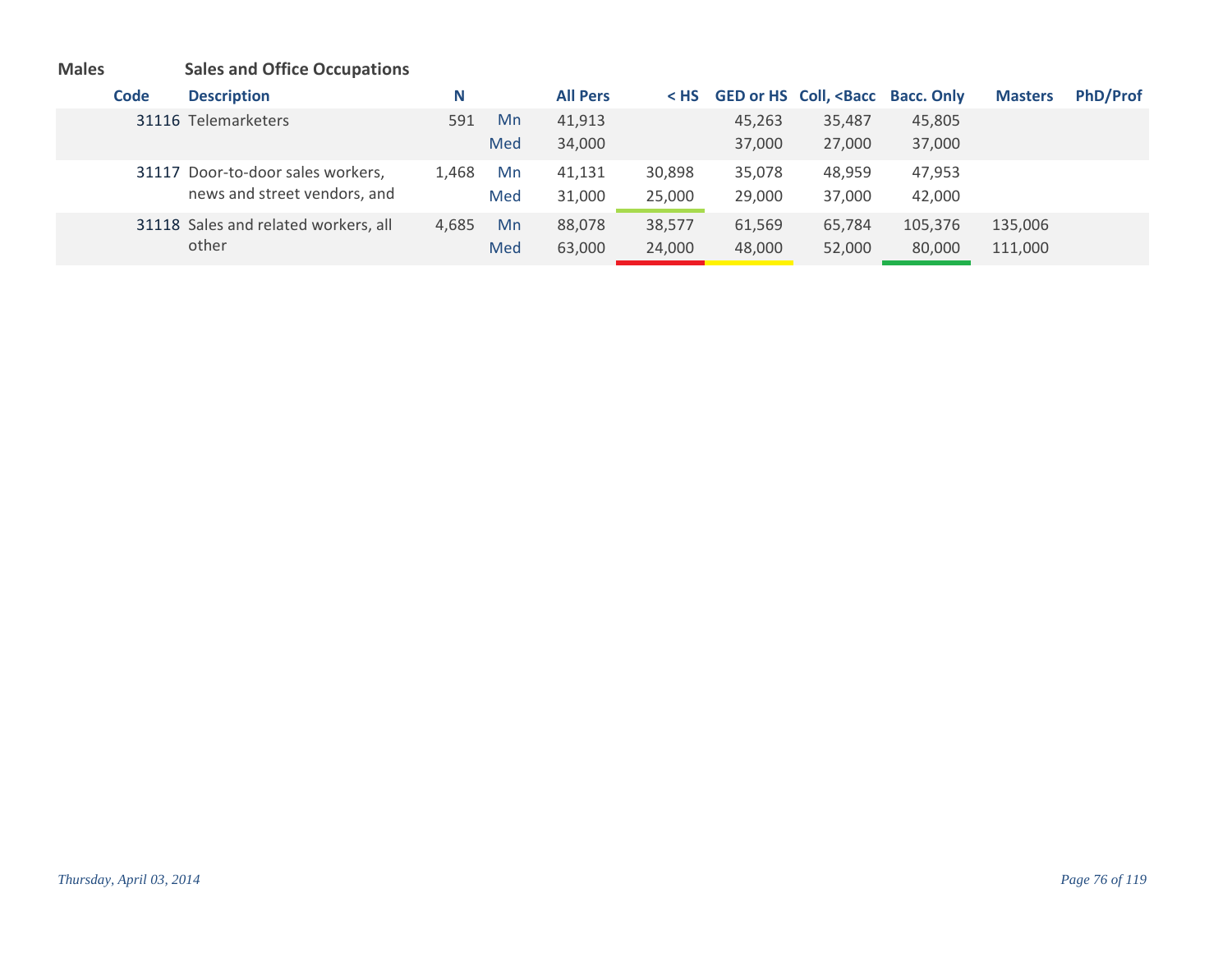**Males** **Sales and Office Occupations**

| Code | Description | N | | All Pers | < HS | GED or HS | Coll, <Bacc | Bacc. Only | Masters | PhD/Prof |
|---|---|---|---|---|---|---|---|---|---|---|
| 31116 | Telemarketers | 591 | Mn | 41,913 | | 45,263 | 35,487 | 45,805 | | |
| | | | Med | 34,000 | | 37,000 | 27,000 | 37,000 | | |
| 31117 | Door-to-door sales workers, news and street vendors, and | 1,468 | Mn | 41,131 | 30,898 | 35,078 | 48,959 | 47,953 | | |
| | | | Med | 31,000 | 25,000 | 29,000 | 37,000 | 42,000 | | |
| 31118 | Sales and related workers, all other | 4,685 | Mn | 88,078 | 38,577 | 61,569 | 65,784 | 105,376 | 135,006 | |
| | | | Med | 63,000 | 24,000 | 48,000 | 52,000 | 80,000 | 111,000 | |

*Thursday, April 03, 2014*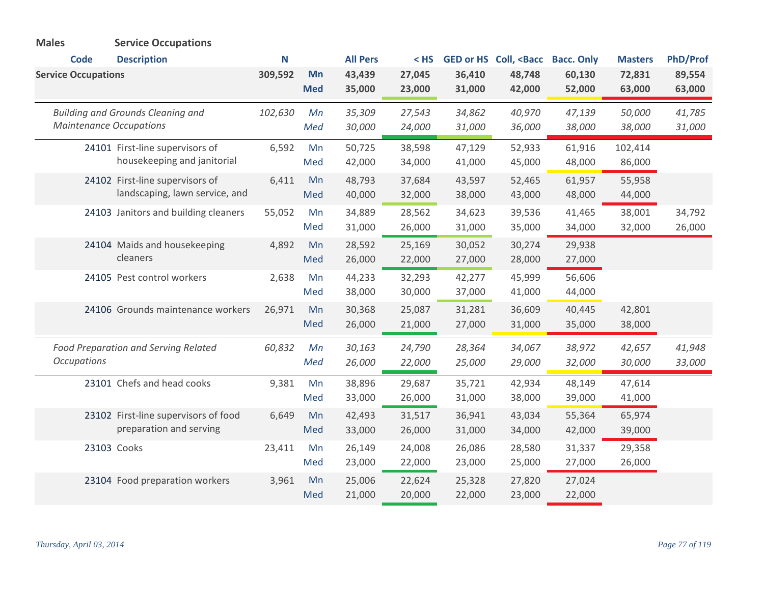**Males** **Service Occupations**

| Code | Description | N | | All Pers | < HS | GED or HS | Coll, <Bacc | Bacc. Only | Masters | PhD/Prof |
|---|---|---|---|---|---|---|---|---|---|---|
| **Service Occupations** | | **309,592** | **Mn** | **43,439** | **27,045** | **36,410** | **48,748** | **60,130** | **72,831** | **89,554** |
| | | | **Med** | **35,000** | **23,000** | **31,000** | **42,000** | **52,000** | **63,000** | **63,000** |
| | *Building and Grounds Cleaning and Maintenance Occupations* | *102,630* | *Mn* | *35,309* | *27,543* | *34,862* | *40,970* | *47,139* | *50,000* | *41,785* |
| | | | *Med* | *30,000* | *24,000* | *31,000* | *36,000* | *38,000* | *38,000* | *31,000* |
| 24101 | First-line supervisors of housekeeping and janitorial | 6,592 | Mn | 50,725 | 38,598 | 47,129 | 52,933 | 61,916 | 102,414 | |
| | | | Med | 42,000 | 34,000 | 41,000 | 45,000 | 48,000 | 86,000 | |
| 24102 | First-line supervisors of landscaping, lawn service, and | 6,411 | Mn | 48,793 | 37,684 | 43,597 | 52,465 | 61,957 | 55,958 | |
| | | | Med | 40,000 | 32,000 | 38,000 | 43,000 | 48,000 | 44,000 | |
| 24103 | Janitors and building cleaners | 55,052 | Mn | 34,889 | 28,562 | 34,623 | 39,536 | 41,465 | 38,001 | 34,792 |
| | | | Med | 31,000 | 26,000 | 31,000 | 35,000 | 34,000 | 32,000 | 26,000 |
| 24104 | Maids and housekeeping cleaners | 4,892 | Mn | 28,592 | 25,169 | 30,052 | 30,274 | 29,938 | | |
| | | | Med | 26,000 | 22,000 | 27,000 | 28,000 | 27,000 | | |
| 24105 | Pest control workers | 2,638 | Mn | 44,233 | 32,293 | 42,277 | 45,999 | 56,606 | | |
| | | | Med | 38,000 | 30,000 | 37,000 | 41,000 | 44,000 | | |
| 24106 | Grounds maintenance workers | 26,971 | Mn | 30,368 | 25,087 | 31,281 | 36,609 | 40,445 | 42,801 | |
| | | | Med | 26,000 | 21,000 | 27,000 | 31,000 | 35,000 | 38,000 | |
| | *Food Preparation and Serving Related Occupations* | *60,832* | *Mn* | *30,163* | *24,790* | *28,364* | *34,067* | *38,972* | *42,657* | *41,948* |
| | | | *Med* | *26,000* | *22,000* | *25,000* | *29,000* | *32,000* | *30,000* | *33,000* |
| 23101 | Chefs and head cooks | 9,381 | Mn | 38,896 | 29,687 | 35,721 | 42,934 | 48,149 | 47,614 | |
| | | | Med | 33,000 | 26,000 | 31,000 | 38,000 | 39,000 | 41,000 | |
| 23102 | First-line supervisors of food preparation and serving | 6,649 | Mn | 42,493 | 31,517 | 36,941 | 43,034 | 55,364 | 65,974 | |
| | | | Med | 33,000 | 26,000 | 31,000 | 34,000 | 42,000 | 39,000 | |
| 23103 | Cooks | 23,411 | Mn | 26,149 | 24,008 | 26,086 | 28,580 | 31,337 | 29,358 | |
| | | | Med | 23,000 | 22,000 | 23,000 | 25,000 | 27,000 | 26,000 | |
| 23104 | Food preparation workers | 3,961 | Mn | 25,006 | 22,624 | 25,328 | 27,820 | 27,024 | | |
| | | | Med | 21,000 | 20,000 | 22,000 | 23,000 | 22,000 | | |

*Thursday, April 03, 2014*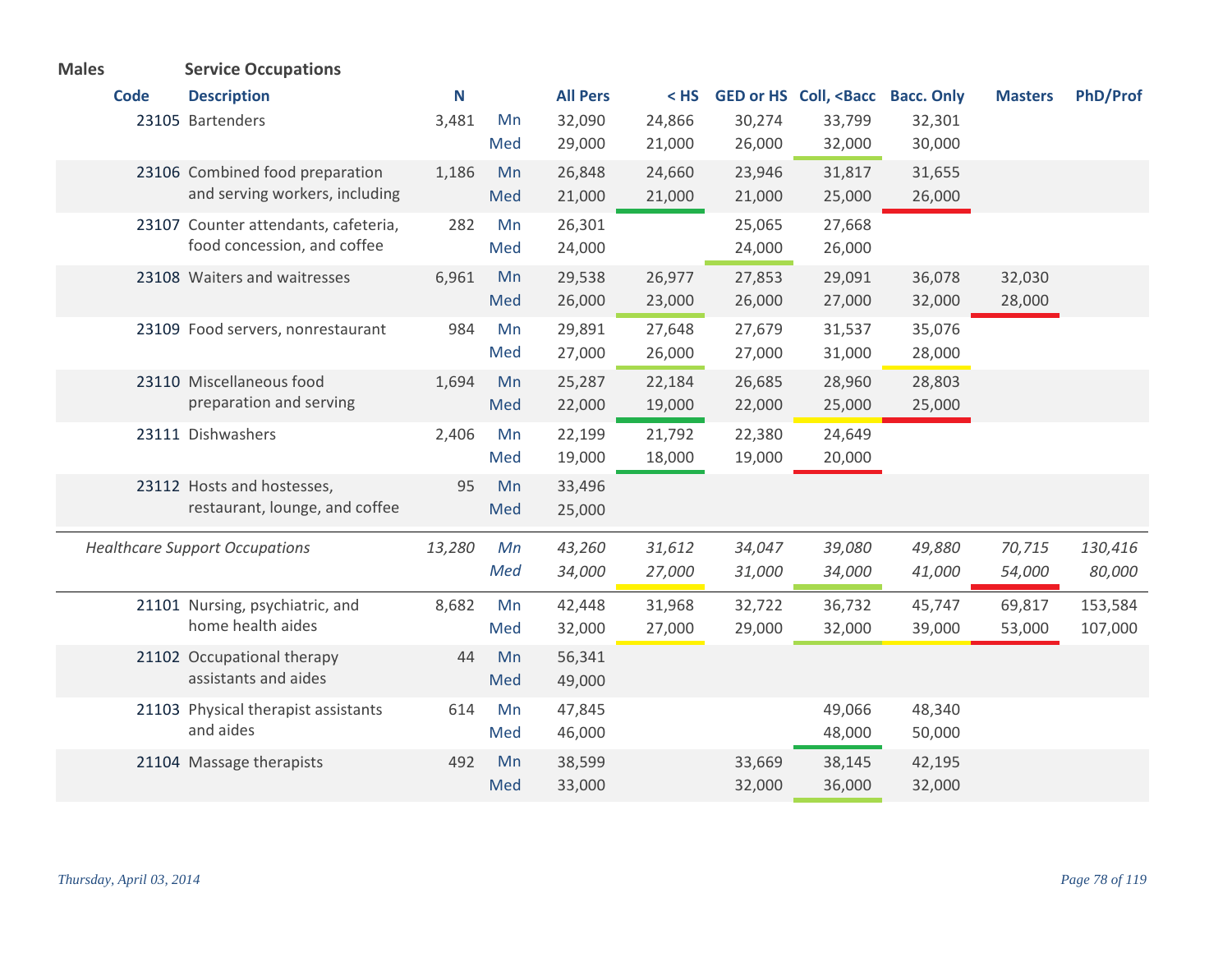**Males** **Service Occupations**

| Code | Description | N | | All Pers | < HS | GED or HS | Coll, <Bacc | Bacc. Only | Masters | PhD/Prof |
|---|---|---|---|---|---|---|---|---|---|---|
| 23105 | Bartenders | 3,481 | Mn | 32,090 | 24,866 | 30,274 | 33,799 | 32,301 | | |
| | | | Med | 29,000 | 21,000 | 26,000 | 32,000 | 30,000 | | |
| 23106 | Combined food preparation and serving workers, including | 1,186 | Mn | 26,848 | 24,660 | 23,946 | 31,817 | 31,655 | | |
| | | | Med | 21,000 | 21,000 | 21,000 | 25,000 | 26,000 | | |
| 23107 | Counter attendants, cafeteria, food concession, and coffee | 282 | Mn | 26,301 | | 25,065 | 27,668 | | | |
| | | | Med | 24,000 | | 24,000 | 26,000 | | | |
| 23108 | Waiters and waitresses | 6,961 | Mn | 29,538 | 26,977 | 27,853 | 29,091 | 36,078 | 32,030 | |
| | | | Med | 26,000 | 23,000 | 26,000 | 27,000 | 32,000 | 28,000 | |
| 23109 | Food servers, nonrestaurant | 984 | Mn | 29,891 | 27,648 | 27,679 | 31,537 | 35,076 | | |
| | | | Med | 27,000 | 26,000 | 27,000 | 31,000 | 28,000 | | |
| 23110 | Miscellaneous food preparation and serving | 1,694 | Mn | 25,287 | 22,184 | 26,685 | 28,960 | 28,803 | | |
| | | | Med | 22,000 | 19,000 | 22,000 | 25,000 | 25,000 | | |
| 23111 | Dishwashers | 2,406 | Mn | 22,199 | 21,792 | 22,380 | 24,649 | | | |
| | | | Med | 19,000 | 18,000 | 19,000 | 20,000 | | | |
| 23112 | Hosts and hostesses, restaurant, lounge, and coffee | 95 | Mn | 33,496 | | | | | | |
| | | | Med | 25,000 | | | | | | |
| | *Healthcare Support Occupations* | *13,280* | *Mn* | *43,260* | *31,612* | *34,047* | *39,080* | *49,880* | *70,715* | *130,416* |
| | | | *Med* | *34,000* | *27,000* | *31,000* | *34,000* | *41,000* | *54,000* | *80,000* |
| 21101 | Nursing, psychiatric, and home health aides | 8,682 | Mn | 42,448 | 31,968 | 32,722 | 36,732 | 45,747 | 69,817 | 153,584 |
| | | | Med | 32,000 | 27,000 | 29,000 | 32,000 | 39,000 | 53,000 | 107,000 |
| 21102 | Occupational therapy assistants and aides | 44 | Mn | 56,341 | | | | | | |
| | | | Med | 49,000 | | | | | | |
| 21103 | Physical therapist assistants and aides | 614 | Mn | 47,845 | | | 49,066 | 48,340 | | |
| | | | Med | 46,000 | | | 48,000 | 50,000 | | |
| 21104 | Massage therapists | 492 | Mn | 38,599 | | 33,669 | 38,145 | 42,195 | | |
| | | | Med | 33,000 | | 32,000 | 36,000 | 32,000 | | |

*Thursday, April 03, 2014*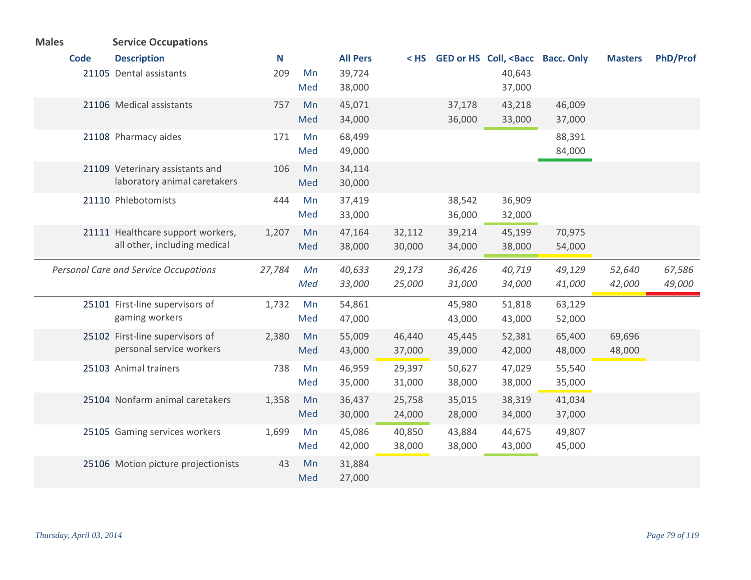**Males** **Service Occupations**

| Code | Description | N | | All Pers | < HS | GED or HS | Coll, <Bacc | Bacc. Only | Masters | PhD/Prof |
|---|---|---|---|---|---|---|---|---|---|---|
| 21105 | Dental assistants | 209 | Mn | 39,724 | | | 40,643 | | | |
| | | | Med | 38,000 | | | 37,000 | | | |
| 21106 | Medical assistants | 757 | Mn | 45,071 | | 37,178 | 43,218 | 46,009 | | |
| | | | Med | 34,000 | | 36,000 | 33,000 | 37,000 | | |
| 21108 | Pharmacy aides | 171 | Mn | 68,499 | | | | 88,391 | | |
| | | | Med | 49,000 | | | | 84,000 | | |
| 21109 | Veterinary assistants and laboratory animal caretakers | 106 | Mn | 34,114 | | | | | | |
| | | | Med | 30,000 | | | | | | |
| 21110 | Phlebotomists | 444 | Mn | 37,419 | | 38,542 | 36,909 | | | |
| | | | Med | 33,000 | | 36,000 | 32,000 | | | |
| 21111 | Healthcare support workers, all other, including medical | 1,207 | Mn | 47,164 | 32,112 | 39,214 | 45,199 | 70,975 | | |
| | | | Med | 38,000 | 30,000 | 34,000 | 38,000 | 54,000 | | |
| | *Personal Care and Service Occupations* | *27,784* | *Mn* | *40,633* | *29,173* | *36,426* | *40,719* | *49,129* | *52,640* | *67,586* |
| | | | *Med* | *33,000* | *25,000* | *31,000* | *34,000* | *41,000* | *42,000* | *49,000* |
| 25101 | First-line supervisors of gaming workers | 1,732 | Mn | 54,861 | | 45,980 | 51,818 | 63,129 | | |
| | | | Med | 47,000 | | 43,000 | 43,000 | 52,000 | | |
| 25102 | First-line supervisors of personal service workers | 2,380 | Mn | 55,009 | 46,440 | 45,445 | 52,381 | 65,400 | 69,696 | |
| | | | Med | 43,000 | 37,000 | 39,000 | 42,000 | 48,000 | 48,000 | |
| 25103 | Animal trainers | 738 | Mn | 46,959 | 29,397 | 50,627 | 47,029 | 55,540 | | |
| | | | Med | 35,000 | 31,000 | 38,000 | 38,000 | 35,000 | | |
| 25104 | Nonfarm animal caretakers | 1,358 | Mn | 36,437 | 25,758 | 35,015 | 38,319 | 41,034 | | |
| | | | Med | 30,000 | 24,000 | 28,000 | 34,000 | 37,000 | | |
| 25105 | Gaming services workers | 1,699 | Mn | 45,086 | 40,850 | 43,884 | 44,675 | 49,807 | | |
| | | | Med | 42,000 | 38,000 | 38,000 | 43,000 | 45,000 | | |
| 25106 | Motion picture projectionists | 43 | Mn | 31,884 | | | | | | |
| | | | Med | 27,000 | | | | | | |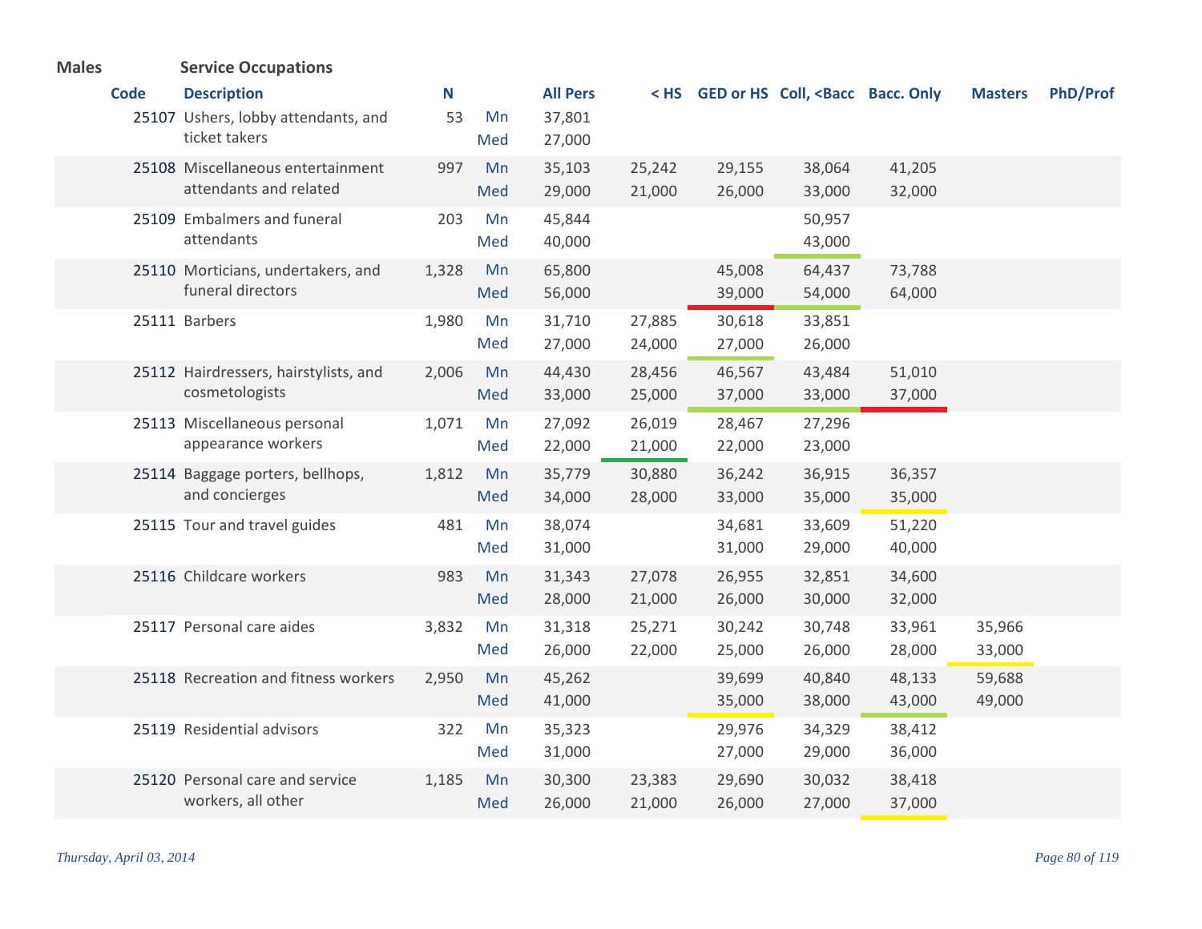**Males** **Service Occupations**

| Code | Description | N | | All Pers | < HS | GED or HS | Coll, <Bacc | Bacc. Only | Masters | PhD/Prof |
|---|---|---|---|---|---|---|---|---|---|---|
| 25107 | Ushers, lobby attendants, and ticket takers | 53 | Mn | 37,801 | | | | | | |
| | | | Med | 27,000 | | | | | | |
| 25108 | Miscellaneous entertainment attendants and related | 997 | Mn | 35,103 | 25,242 | 29,155 | 38,064 | 41,205 | | |
| | | | Med | 29,000 | 21,000 | 26,000 | 33,000 | 32,000 | | |
| 25109 | Embalmers and funeral attendants | 203 | Mn | 45,844 | | | 50,957 | | | |
| | | | Med | 40,000 | | | 43,000 | | | |
| 25110 | Morticians, undertakers, and funeral directors | 1,328 | Mn | 65,800 | | 45,008 | 64,437 | 73,788 | | |
| | | | Med | 56,000 | | 39,000 | 54,000 | 64,000 | | |
| 25111 | Barbers | 1,980 | Mn | 31,710 | 27,885 | 30,618 | 33,851 | | | |
| | | | Med | 27,000 | 24,000 | 27,000 | 26,000 | | | |
| 25112 | Hairdressers, hairstylists, and cosmetologists | 2,006 | Mn | 44,430 | 28,456 | 46,567 | 43,484 | 51,010 | | |
| | | | Med | 33,000 | 25,000 | 37,000 | 33,000 | 37,000 | | |
| 25113 | Miscellaneous personal appearance workers | 1,071 | Mn | 27,092 | 26,019 | 28,467 | 27,296 | | | |
| | | | Med | 22,000 | 21,000 | 22,000 | 23,000 | | | |
| 25114 | Baggage porters, bellhops, and concierges | 1,812 | Mn | 35,779 | 30,880 | 36,242 | 36,915 | 36,357 | | |
| | | | Med | 34,000 | 28,000 | 33,000 | 35,000 | 35,000 | | |
| 25115 | Tour and travel guides | 481 | Mn | 38,074 | | 34,681 | 33,609 | 51,220 | | |
| | | | Med | 31,000 | | 31,000 | 29,000 | 40,000 | | |
| 25116 | Childcare workers | 983 | Mn | 31,343 | 27,078 | 26,955 | 32,851 | 34,600 | | |
| | | | Med | 28,000 | 21,000 | 26,000 | 30,000 | 32,000 | | |
| 25117 | Personal care aides | 3,832 | Mn | 31,318 | 25,271 | 30,242 | 30,748 | 33,961 | 35,966 | |
| | | | Med | 26,000 | 22,000 | 25,000 | 26,000 | 28,000 | 33,000 | |
| 25118 | Recreation and fitness workers | 2,950 | Mn | 45,262 | | 39,699 | 40,840 | 48,133 | 59,688 | |
| | | | Med | 41,000 | | 35,000 | 38,000 | 43,000 | 49,000 | |
| 25119 | Residential advisors | 322 | Mn | 35,323 | | 29,976 | 34,329 | 38,412 | | |
| | | | Med | 31,000 | | 27,000 | 29,000 | 36,000 | | |
| 25120 | Personal care and service workers, all other | 1,185 | Mn | 30,300 | 23,383 | 29,690 | 30,032 | 38,418 | | |
| | | | Med | 26,000 | 21,000 | 26,000 | 27,000 | 37,000 | | |

*Thursday, April 03, 2014*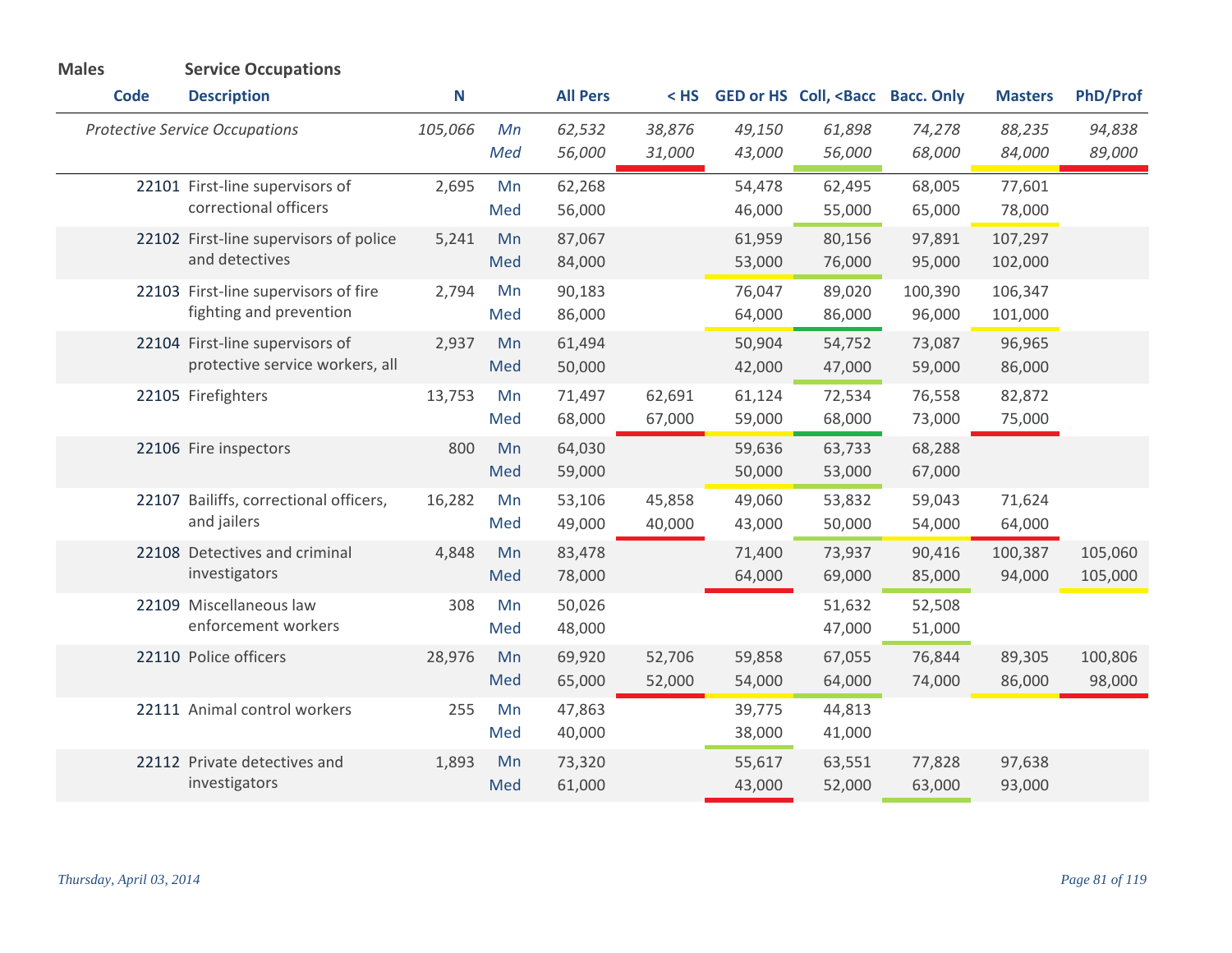**Males** **Service Occupations**

| Code | Description | N | | All Pers | < HS | GED or HS | Coll, <Bacc | Bacc. Only | Masters | PhD/Prof |
|---|---|---|---|---|---|---|---|---|---|---|
| | *Protective Service Occupations* | *105,066* | *Mn* | *62,532* | *38,876* | *49,150* | *61,898* | *74,278* | *88,235* | *94,838* |
| | | | *Med* | *56,000* | *31,000* | *43,000* | *56,000* | *68,000* | *84,000* | *89,000* |
| 22101 | First-line supervisors of correctional officers | 2,695 | Mn | 62,268 | | 54,478 | 62,495 | 68,005 | 77,601 | |
| | | | Med | 56,000 | | 46,000 | 55,000 | 65,000 | 78,000 | |
| 22102 | First-line supervisors of police and detectives | 5,241 | Mn | 87,067 | | 61,959 | 80,156 | 97,891 | 107,297 | |
| | | | Med | 84,000 | | 53,000 | 76,000 | 95,000 | 102,000 | |
| 22103 | First-line supervisors of fire fighting and prevention | 2,794 | Mn | 90,183 | | 76,047 | 89,020 | 100,390 | 106,347 | |
| | | | Med | 86,000 | | 64,000 | 86,000 | 96,000 | 101,000 | |
| 22104 | First-line supervisors of protective service workers, all | 2,937 | Mn | 61,494 | | 50,904 | 54,752 | 73,087 | 96,965 | |
| | | | Med | 50,000 | | 42,000 | 47,000 | 59,000 | 86,000 | |
| 22105 | Firefighters | 13,753 | Mn | 71,497 | 62,691 | 61,124 | 72,534 | 76,558 | 82,872 | |
| | | | Med | 68,000 | 67,000 | 59,000 | 68,000 | 73,000 | 75,000 | |
| 22106 | Fire inspectors | 800 | Mn | 64,030 | | 59,636 | 63,733 | 68,288 | | |
| | | | Med | 59,000 | | 50,000 | 53,000 | 67,000 | | |
| 22107 | Bailiffs, correctional officers, and jailers | 16,282 | Mn | 53,106 | 45,858 | 49,060 | 53,832 | 59,043 | 71,624 | |
| | | | Med | 49,000 | 40,000 | 43,000 | 50,000 | 54,000 | 64,000 | |
| 22108 | Detectives and criminal investigators | 4,848 | Mn | 83,478 | | 71,400 | 73,937 | 90,416 | 100,387 | 105,060 |
| | | | Med | 78,000 | | 64,000 | 69,000 | 85,000 | 94,000 | 105,000 |
| 22109 | Miscellaneous law enforcement workers | 308 | Mn | 50,026 | | | 51,632 | 52,508 | | |
| | | | Med | 48,000 | | | 47,000 | 51,000 | | |
| 22110 | Police officers | 28,976 | Mn | 69,920 | 52,706 | 59,858 | 67,055 | 76,844 | 89,305 | 100,806 |
| | | | Med | 65,000 | 52,000 | 54,000 | 64,000 | 74,000 | 86,000 | 98,000 |
| 22111 | Animal control workers | 255 | Mn | 47,863 | | 39,775 | 44,813 | | | |
| | | | Med | 40,000 | | 38,000 | 41,000 | | | |
| 22112 | Private detectives and investigators | 1,893 | Mn | 73,320 | | 55,617 | 63,551 | 77,828 | 97,638 | |
| | | | Med | 61,000 | | 43,000 | 52,000 | 63,000 | 93,000 | |

*Thursday, April 03, 2014*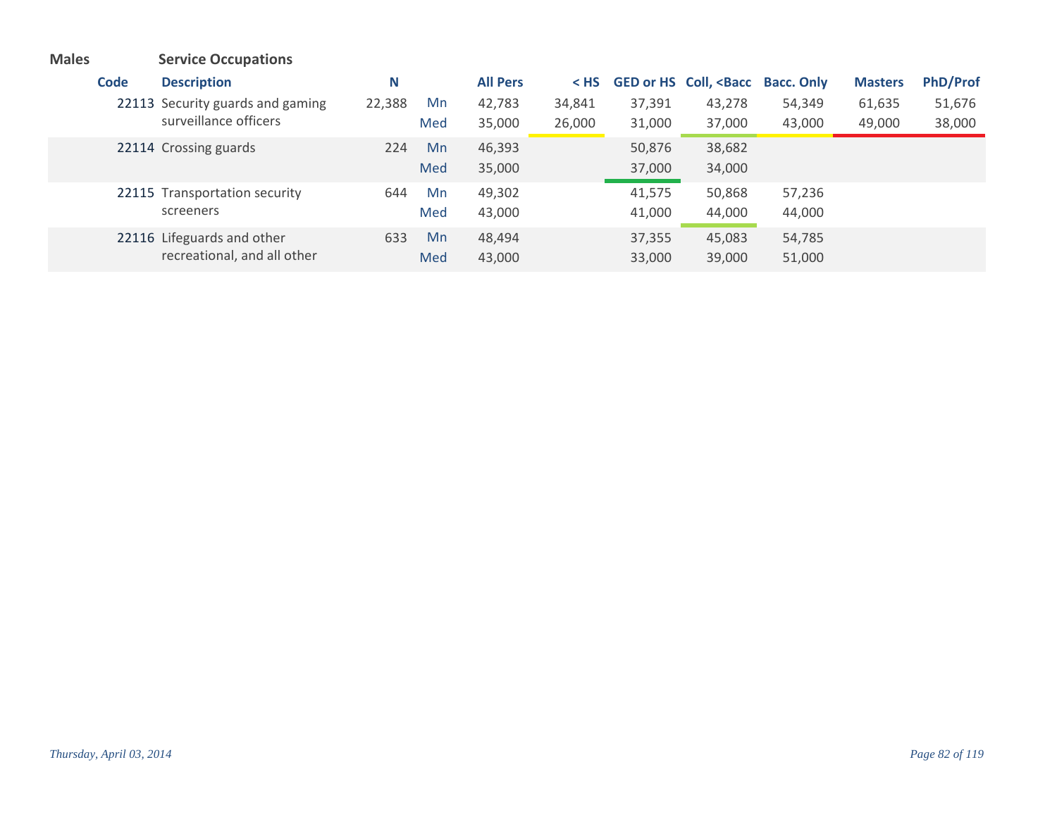**Males** **Service Occupations**

| Code | Description | N | | All Pers | < HS | GED or HS | Coll, <Bacc | Bacc. Only | Masters | PhD/Prof |
|---|---|---|---|---|---|---|---|---|---|---|
| 22113 | Security guards and gaming surveillance officers | 22,388 | Mn | 42,783 | 34,841 | 37,391 | 43,278 | 54,349 | 61,635 | 51,676 |
| | | | Med | 35,000 | 26,000 | 31,000 | 37,000 | 43,000 | 49,000 | 38,000 |
| 22114 | Crossing guards | 224 | Mn | 46,393 | | 50,876 | 38,682 | | | |
| | | | Med | 35,000 | | 37,000 | 34,000 | | | |
| 22115 | Transportation security screeners | 644 | Mn | 49,302 | | 41,575 | 50,868 | 57,236 | | |
| | | | Med | 43,000 | | 41,000 | 44,000 | 44,000 | | |
| 22116 | Lifeguards and other recreational, and all other | 633 | Mn | 48,494 | | 37,355 | 45,083 | 54,785 | | |
| | | | Med | 43,000 | | 33,000 | 39,000 | 51,000 | | |

*Thursday, April 03, 2014*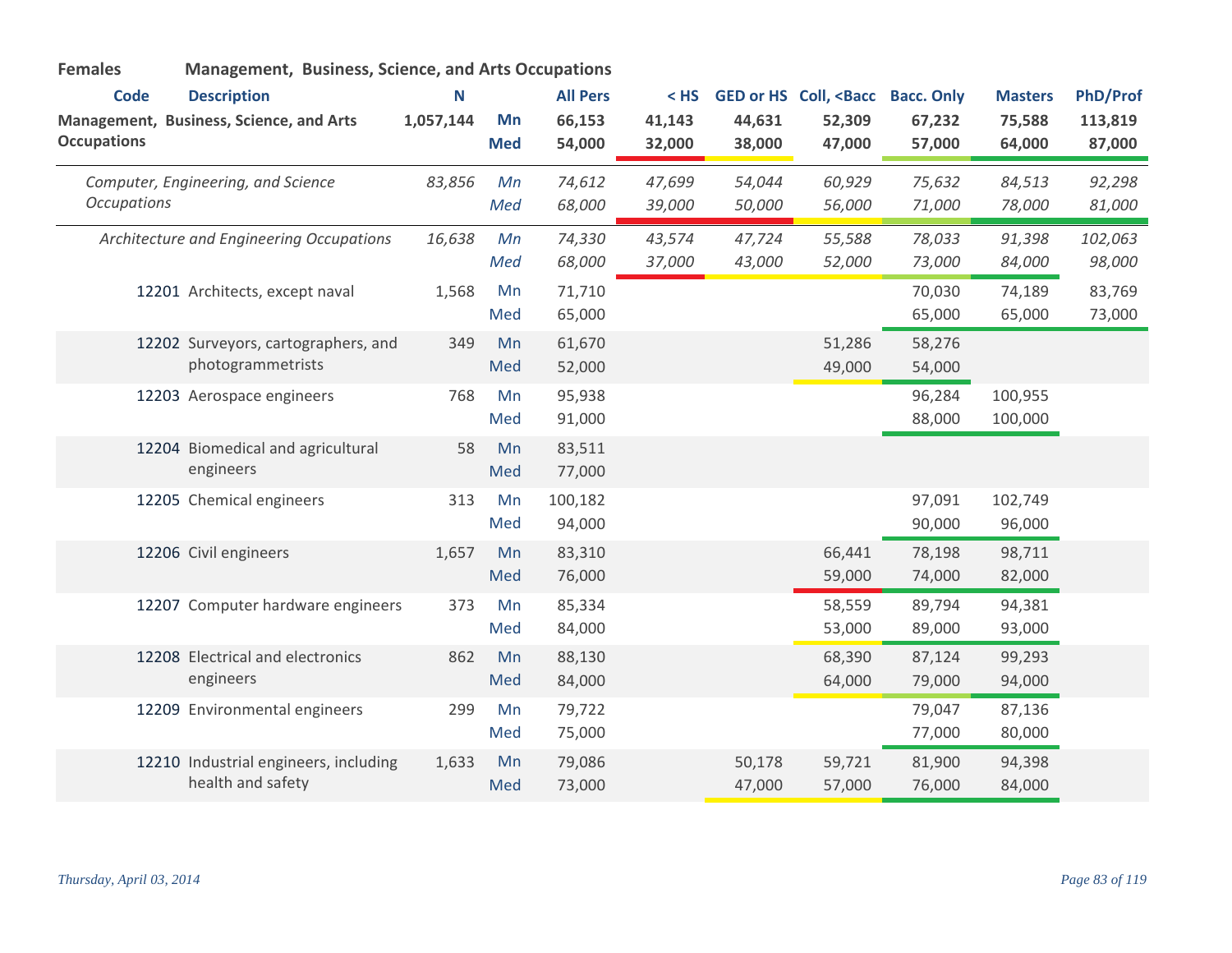**Females** **Management, Business, Science, and Arts Occupations**

| Code | Description | N | | All Pers | < HS | GED or HS | Coll, <Bacc | Bacc. Only | Masters | PhD/Prof |
|---|---|---|---|---|---|---|---|---|---|---|
| **Management, Business, Science, and Arts Occupations** | | **1,057,144** | **Mn** | **66,153** | **41,143** | **44,631** | **52,309** | **67,232** | **75,588** | **113,819** |
| | | | **Med** | **54,000** | **32,000** | **38,000** | **47,000** | **57,000** | **64,000** | **87,000** |
| *Computer, Engineering, and Science Occupations* | | *83,856* | *Mn* | *74,612* | *47,699* | *54,044* | *60,929* | *75,632* | *84,513* | *92,298* |
| | | | *Med* | *68,000* | *39,000* | *50,000* | *56,000* | *71,000* | *78,000* | *81,000* |
| *Architecture and Engineering Occupations* | | *16,638* | *Mn* | *74,330* | *43,574* | *47,724* | *55,588* | *78,033* | *91,398* | *102,063* |
| | | | *Med* | *68,000* | *37,000* | *43,000* | *52,000* | *73,000* | *84,000* | *98,000* |
| 12201 | Architects, except naval | 1,568 | Mn | 71,710 | | | | 70,030 | 74,189 | 83,769 |
| | | | Med | 65,000 | | | | 65,000 | 65,000 | 73,000 |
| 12202 | Surveyors, cartographers, and photogrammetrists | 349 | Mn | 61,670 | | | 51,286 | 58,276 | | |
| | | | Med | 52,000 | | | 49,000 | 54,000 | | |
| 12203 | Aerospace engineers | 768 | Mn | 95,938 | | | | 96,284 | 100,955 | |
| | | | Med | 91,000 | | | | 88,000 | 100,000 | |
| 12204 | Biomedical and agricultural engineers | 58 | Mn | 83,511 | | | | | | |
| | | | Med | 77,000 | | | | | | |
| 12205 | Chemical engineers | 313 | Mn | 100,182 | | | | 97,091 | 102,749 | |
| | | | Med | 94,000 | | | | 90,000 | 96,000 | |
| 12206 | Civil engineers | 1,657 | Mn | 83,310 | | | 66,441 | 78,198 | 98,711 | |
| | | | Med | 76,000 | | | 59,000 | 74,000 | 82,000 | |
| 12207 | Computer hardware engineers | 373 | Mn | 85,334 | | | 58,559 | 89,794 | 94,381 | |
| | | | Med | 84,000 | | | 53,000 | 89,000 | 93,000 | |
| 12208 | Electrical and electronics engineers | 862 | Mn | 88,130 | | | 68,390 | 87,124 | 99,293 | |
| | | | Med | 84,000 | | | 64,000 | 79,000 | 94,000 | |
| 12209 | Environmental engineers | 299 | Mn | 79,722 | | | | 79,047 | 87,136 | |
| | | | Med | 75,000 | | | | 77,000 | 80,000 | |
| 12210 | Industrial engineers, including health and safety | 1,633 | Mn | 79,086 | | 50,178 | 59,721 | 81,900 | 94,398 | |
| | | | Med | 73,000 | | 47,000 | 57,000 | 76,000 | 84,000 | |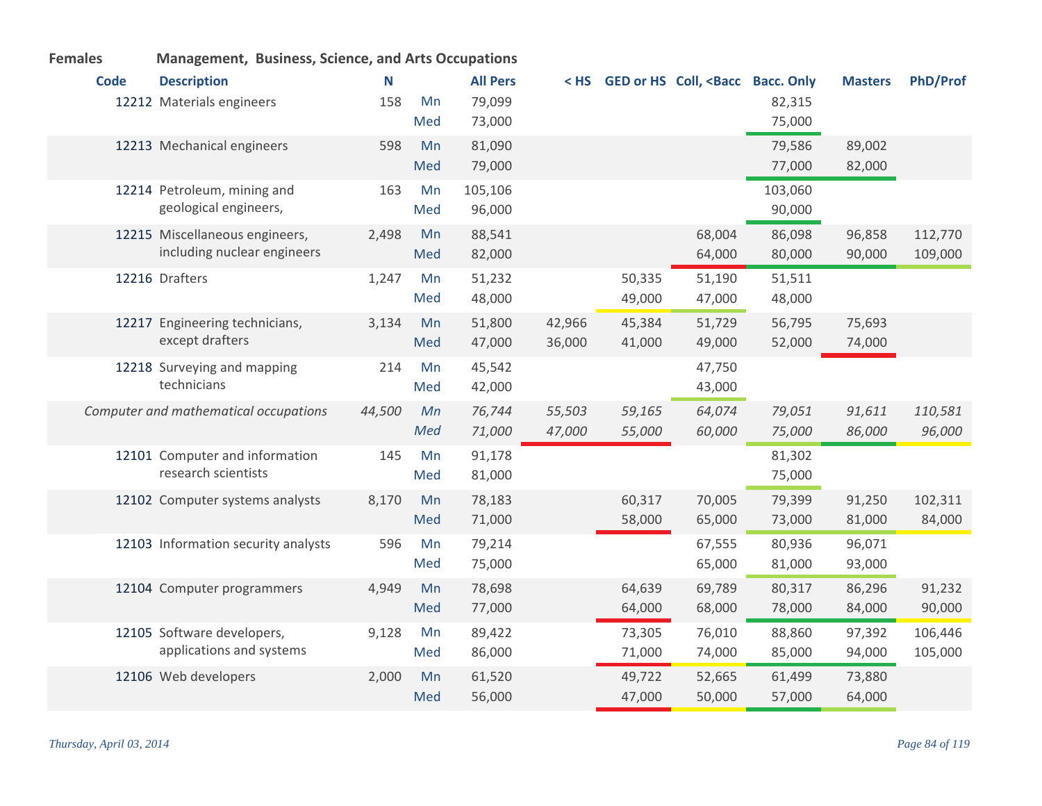**Females** **Management, Business, Science, and Arts Occupations**

| Code | Description | N | | All Pers | < HS | GED or HS | Coll, <Bacc | Bacc. Only | Masters | PhD/Prof |
|---|---|---|---|---|---|---|---|---|---|---|
| 12212 | Materials engineers | 158 | Mn | 79,099 | | | | 82,315 | | |
| | | | Med | 73,000 | | | | 75,000 | | |
| 12213 | Mechanical engineers | 598 | Mn | 81,090 | | | | 79,586 | 89,002 | |
| | | | Med | 79,000 | | | | 77,000 | 82,000 | |
| 12214 | Petroleum, mining and geological engineers, | 163 | Mn | 105,106 | | | | 103,060 | | |
| | | | Med | 96,000 | | | | 90,000 | | |
| 12215 | Miscellaneous engineers, including nuclear engineers | 2,498 | Mn | 88,541 | | | 68,004 | 86,098 | 96,858 | 112,770 |
| | | | Med | 82,000 | | | 64,000 | 80,000 | 90,000 | 109,000 |
| 12216 | Drafters | 1,247 | Mn | 51,232 | | 50,335 | 51,190 | 51,511 | | |
| | | | Med | 48,000 | | 49,000 | 47,000 | 48,000 | | |
| 12217 | Engineering technicians, except drafters | 3,134 | Mn | 51,800 | 42,966 | 45,384 | 51,729 | 56,795 | 75,693 | |
| | | | Med | 47,000 | 36,000 | 41,000 | 49,000 | 52,000 | 74,000 | |
| 12218 | Surveying and mapping technicians | 214 | Mn | 45,542 | | | 47,750 | | | |
| | | | Med | 42,000 | | | 43,000 | | | |
| *Computer and mathematical occupations* | | *44,500* | *Mn* | *76,744* | *55,503* | *59,165* | *64,074* | *79,051* | *91,611* | *110,581* |
| | | | *Med* | *71,000* | *47,000* | *55,000* | *60,000* | *75,000* | *86,000* | *96,000* |
| 12101 | Computer and information research scientists | 145 | Mn | 91,178 | | | | 81,302 | | |
| | | | Med | 81,000 | | | | 75,000 | | |
| 12102 | Computer systems analysts | 8,170 | Mn | 78,183 | | 60,317 | 70,005 | 79,399 | 91,250 | 102,311 |
| | | | Med | 71,000 | | 58,000 | 65,000 | 73,000 | 81,000 | 84,000 |
| 12103 | Information security analysts | 596 | Mn | 79,214 | | | 67,555 | 80,936 | 96,071 | |
| | | | Med | 75,000 | | | 65,000 | 81,000 | 93,000 | |
| 12104 | Computer programmers | 4,949 | Mn | 78,698 | | 64,639 | 69,789 | 80,317 | 86,296 | 91,232 |
| | | | Med | 77,000 | | 64,000 | 68,000 | 78,000 | 84,000 | 90,000 |
| 12105 | Software developers, applications and systems | 9,128 | Mn | 89,422 | | 73,305 | 76,010 | 88,860 | 97,392 | 106,446 |
| | | | Med | 86,000 | | 71,000 | 74,000 | 85,000 | 94,000 | 105,000 |
| 12106 | Web developers | 2,000 | Mn | 61,520 | | 49,722 | 52,665 | 61,499 | 73,880 | |
| | | | Med | 56,000 | | 47,000 | 50,000 | 57,000 | 64,000 | |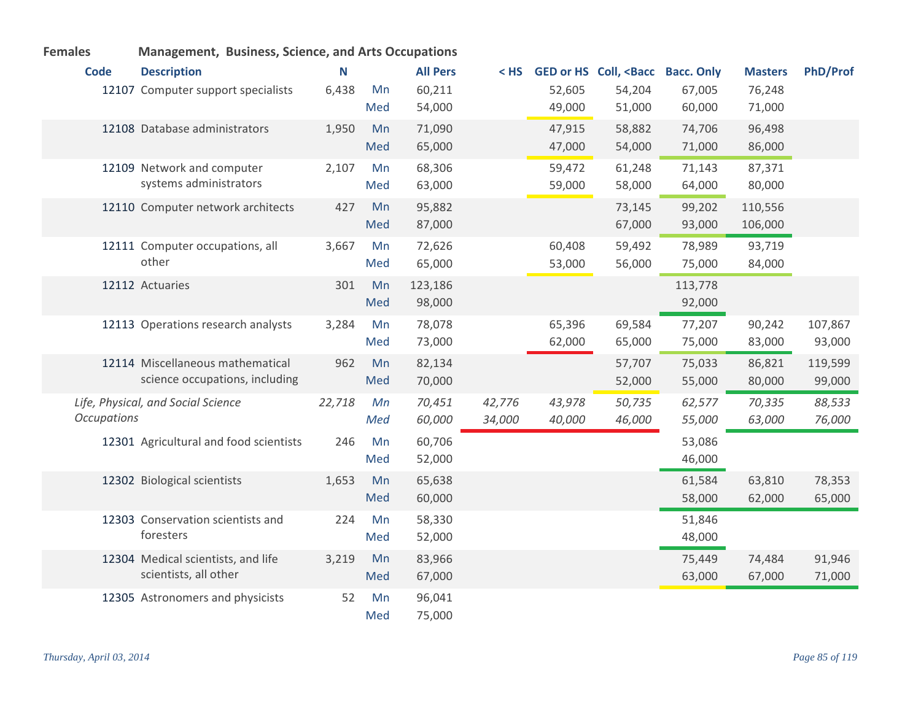**Females** **Management, Business, Science, and Arts Occupations**

| Code | Description | N | | All Pers | < HS | GED or HS | Coll, <Bacc | Bacc. Only | Masters | PhD/Prof |
|---|---|---|---|---|---|---|---|---|---|---|
| 12107 | Computer support specialists | 6,438 | Mn | 60,211 | | 52,605 | 54,204 | 67,005 | 76,248 | |
| | | | Med | 54,000 | | 49,000 | 51,000 | 60,000 | 71,000 | |
| 12108 | Database administrators | 1,950 | Mn | 71,090 | | 47,915 | 58,882 | 74,706 | 96,498 | |
| | | | Med | 65,000 | | 47,000 | 54,000 | 71,000 | 86,000 | |
| 12109 | Network and computer systems administrators | 2,107 | Mn | 68,306 | | 59,472 | 61,248 | 71,143 | 87,371 | |
| | | | Med | 63,000 | | 59,000 | 58,000 | 64,000 | 80,000 | |
| 12110 | Computer network architects | 427 | Mn | 95,882 | | | 73,145 | 99,202 | 110,556 | |
| | | | Med | 87,000 | | | 67,000 | 93,000 | 106,000 | |
| 12111 | Computer occupations, all other | 3,667 | Mn | 72,626 | | 60,408 | 59,492 | 78,989 | 93,719 | |
| | | | Med | 65,000 | | 53,000 | 56,000 | 75,000 | 84,000 | |
| 12112 | Actuaries | 301 | Mn | 123,186 | | | | 113,778 | | |
| | | | Med | 98,000 | | | | 92,000 | | |
| 12113 | Operations research analysts | 3,284 | Mn | 78,078 | | 65,396 | 69,584 | 77,207 | 90,242 | 107,867 |
| | | | Med | 73,000 | | 62,000 | 65,000 | 75,000 | 83,000 | 93,000 |
| 12114 | Miscellaneous mathematical science occupations, including | 962 | Mn | 82,134 | | | 57,707 | 75,033 | 86,821 | 119,599 |
| | | | Med | 70,000 | | | 52,000 | 55,000 | 80,000 | 99,000 |
| | *Life, Physical, and Social Science Occupations* | *22,718* | *Mn* | *70,451* | *42,776* | *43,978* | *50,735* | *62,577* | *70,335* | *88,533* |
| | | | *Med* | *60,000* | *34,000* | *40,000* | *46,000* | *55,000* | *63,000* | *76,000* |
| 12301 | Agricultural and food scientists | 246 | Mn | 60,706 | | | | 53,086 | | |
| | | | Med | 52,000 | | | | 46,000 | | |
| 12302 | Biological scientists | 1,653 | Mn | 65,638 | | | | 61,584 | 63,810 | 78,353 |
| | | | Med | 60,000 | | | | 58,000 | 62,000 | 65,000 |
| 12303 | Conservation scientists and foresters | 224 | Mn | 58,330 | | | | 51,846 | | |
| | | | Med | 52,000 | | | | 48,000 | | |
| 12304 | Medical scientists, and life scientists, all other | 3,219 | Mn | 83,966 | | | | 75,449 | 74,484 | 91,946 |
| | | | Med | 67,000 | | | | 63,000 | 67,000 | 71,000 |
| 12305 | Astronomers and physicists | 52 | Mn | 96,041 | | | | | | |
| | | | Med | 75,000 | | | | | | |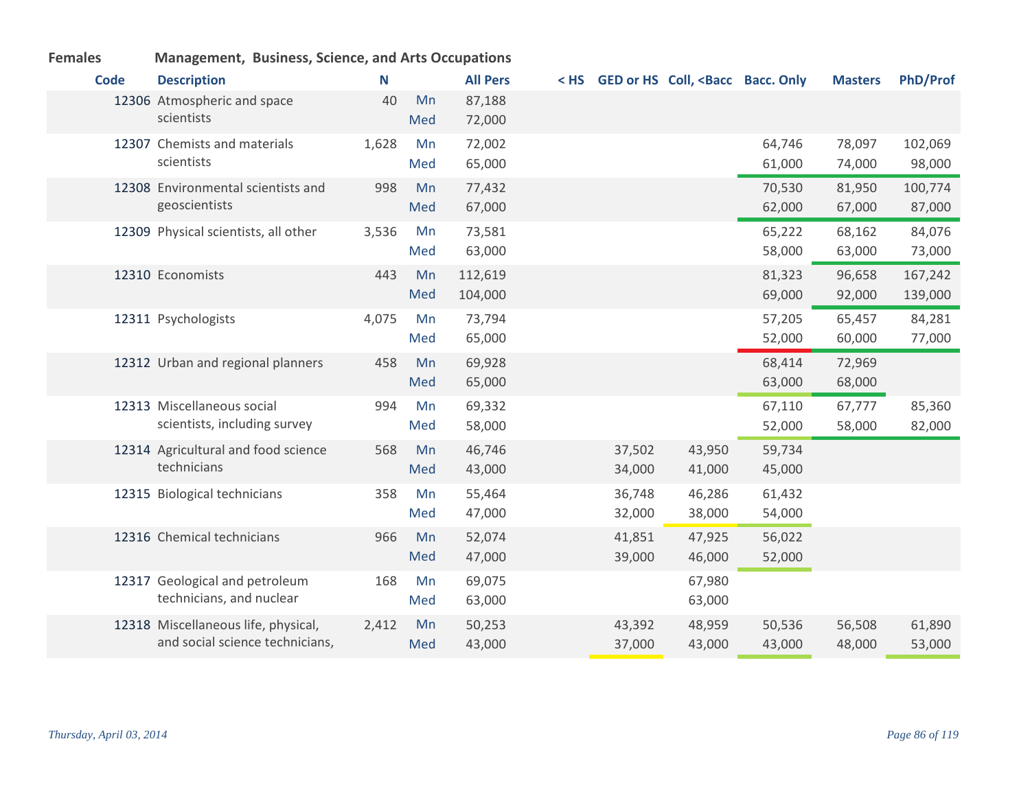**Females** **Management, Business, Science, and Arts Occupations**

| Code | Description | N | | All Pers | < HS | GED or HS | Coll, <Bacc | Bacc. Only | Masters | PhD/Prof |
|---|---|---|---|---|---|---|---|---|---|---|
| 12306 | Atmospheric and space scientists | 40 | Mn | 87,188 | | | | | | |
| | | | Med | 72,000 | | | | | | |
| 12307 | Chemists and materials scientists | 1,628 | Mn | 72,002 | | | | 64,746 | 78,097 | 102,069 |
| | | | Med | 65,000 | | | | 61,000 | 74,000 | 98,000 |
| 12308 | Environmental scientists and geoscientists | 998 | Mn | 77,432 | | | | 70,530 | 81,950 | 100,774 |
| | | | Med | 67,000 | | | | 62,000 | 67,000 | 87,000 |
| 12309 | Physical scientists, all other | 3,536 | Mn | 73,581 | | | | 65,222 | 68,162 | 84,076 |
| | | | Med | 63,000 | | | | 58,000 | 63,000 | 73,000 |
| 12310 | Economists | 443 | Mn | 112,619 | | | | 81,323 | 96,658 | 167,242 |
| | | | Med | 104,000 | | | | 69,000 | 92,000 | 139,000 |
| 12311 | Psychologists | 4,075 | Mn | 73,794 | | | | 57,205 | 65,457 | 84,281 |
| | | | Med | 65,000 | | | | 52,000 | 60,000 | 77,000 |
| 12312 | Urban and regional planners | 458 | Mn | 69,928 | | | | 68,414 | 72,969 | |
| | | | Med | 65,000 | | | | 63,000 | 68,000 | |
| 12313 | Miscellaneous social scientists, including survey | 994 | Mn | 69,332 | | | | 67,110 | 67,777 | 85,360 |
| | | | Med | 58,000 | | | | 52,000 | 58,000 | 82,000 |
| 12314 | Agricultural and food science technicians | 568 | Mn | 46,746 | | 37,502 | 43,950 | 59,734 | | |
| | | | Med | 43,000 | | 34,000 | 41,000 | 45,000 | | |
| 12315 | Biological technicians | 358 | Mn | 55,464 | | 36,748 | 46,286 | 61,432 | | |
| | | | Med | 47,000 | | 32,000 | 38,000 | 54,000 | | |
| 12316 | Chemical technicians | 966 | Mn | 52,074 | | 41,851 | 47,925 | 56,022 | | |
| | | | Med | 47,000 | | 39,000 | 46,000 | 52,000 | | |
| 12317 | Geological and petroleum technicians, and nuclear | 168 | Mn | 69,075 | | | 67,980 | | | |
| | | | Med | 63,000 | | | 63,000 | | | |
| 12318 | Miscellaneous life, physical, and social science technicians, | 2,412 | Mn | 50,253 | | 43,392 | 48,959 | 50,536 | 56,508 | 61,890 |
| | | | Med | 43,000 | | 37,000 | 43,000 | 43,000 | 48,000 | 53,000 |

*Thursday, April 03, 2014*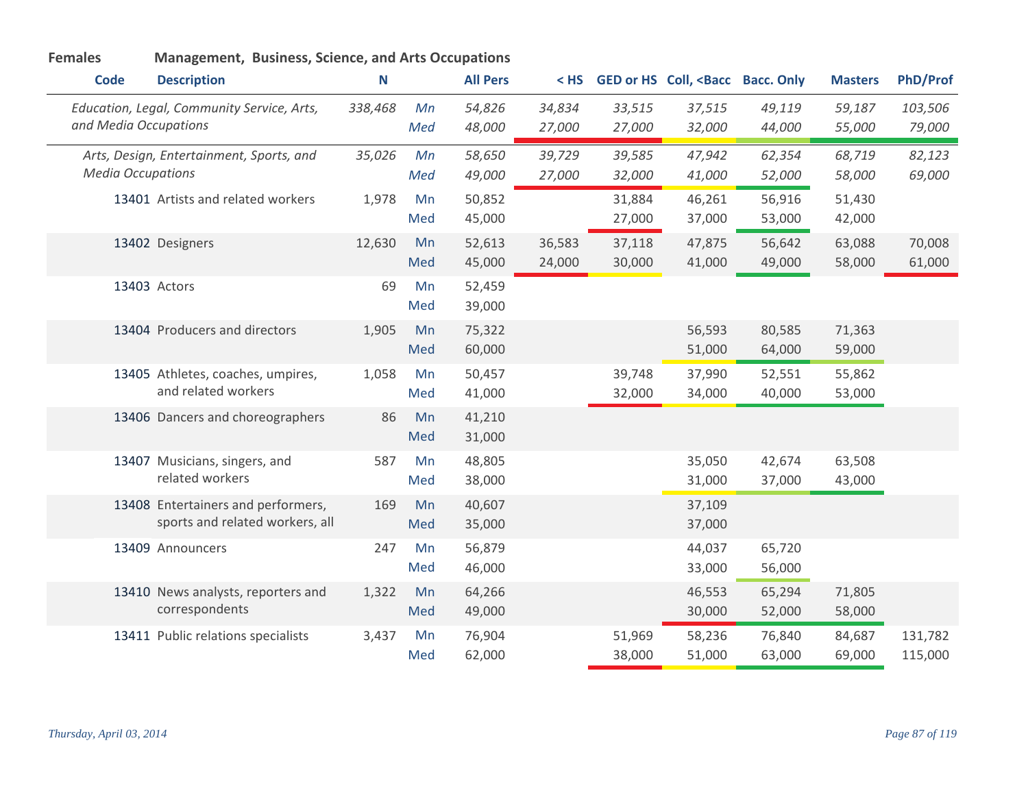**Females** **Management, Business, Science, and Arts Occupations**

| Code | Description | N | | All Pers | < HS | GED or HS | Coll, <Bacc | Bacc. Only | Masters | PhD/Prof |
|---|---|---|---|---|---|---|---|---|---|---|
| | *Education, Legal, Community Service, Arts, and Media Occupations* | *338,468* | *Mn* | *54,826* | *34,834* | *33,515* | *37,515* | *49,119* | *59,187* | *103,506* |
| | | | *Med* | *48,000* | *27,000* | *27,000* | *32,000* | *44,000* | *55,000* | *79,000* |
| | *Arts, Design, Entertainment, Sports, and Media Occupations* | *35,026* | *Mn* | *58,650* | *39,729* | *39,585* | *47,942* | *62,354* | *68,719* | *82,123* |
| | | | *Med* | *49,000* | *27,000* | *32,000* | *41,000* | *52,000* | *58,000* | *69,000* |
| 13401 | Artists and related workers | 1,978 | Mn | 50,852 | | 31,884 | 46,261 | 56,916 | 51,430 | |
| | | | Med | 45,000 | | 27,000 | 37,000 | 53,000 | 42,000 | |
| 13402 | Designers | 12,630 | Mn | 52,613 | 36,583 | 37,118 | 47,875 | 56,642 | 63,088 | 70,008 |
| | | | Med | 45,000 | 24,000 | 30,000 | 41,000 | 49,000 | 58,000 | 61,000 |
| 13403 | Actors | 69 | Mn | 52,459 | | | | | | |
| | | | Med | 39,000 | | | | | | |
| 13404 | Producers and directors | 1,905 | Mn | 75,322 | | | 56,593 | 80,585 | 71,363 | |
| | | | Med | 60,000 | | | 51,000 | 64,000 | 59,000 | |
| 13405 | Athletes, coaches, umpires, and related workers | 1,058 | Mn | 50,457 | | 39,748 | 37,990 | 52,551 | 55,862 | |
| | | | Med | 41,000 | | 32,000 | 34,000 | 40,000 | 53,000 | |
| 13406 | Dancers and choreographers | 86 | Mn | 41,210 | | | | | | |
| | | | Med | 31,000 | | | | | | |
| 13407 | Musicians, singers, and related workers | 587 | Mn | 48,805 | | | 35,050 | 42,674 | 63,508 | |
| | | | Med | 38,000 | | | 31,000 | 37,000 | 43,000 | |
| 13408 | Entertainers and performers, sports and related workers, all | 169 | Mn | 40,607 | | | 37,109 | | | |
| | | | Med | 35,000 | | | 37,000 | | | |
| 13409 | Announcers | 247 | Mn | 56,879 | | | 44,037 | 65,720 | | |
| | | | Med | 46,000 | | | 33,000 | 56,000 | | |
| 13410 | News analysts, reporters and correspondents | 1,322 | Mn | 64,266 | | | 46,553 | 65,294 | 71,805 | |
| | | | Med | 49,000 | | | 30,000 | 52,000 | 58,000 | |
| 13411 | Public relations specialists | 3,437 | Mn | 76,904 | | 51,969 | 58,236 | 76,840 | 84,687 | 131,782 |
| | | | Med | 62,000 | | 38,000 | 51,000 | 63,000 | 69,000 | 115,000 |

*Thursday, April 03, 2014*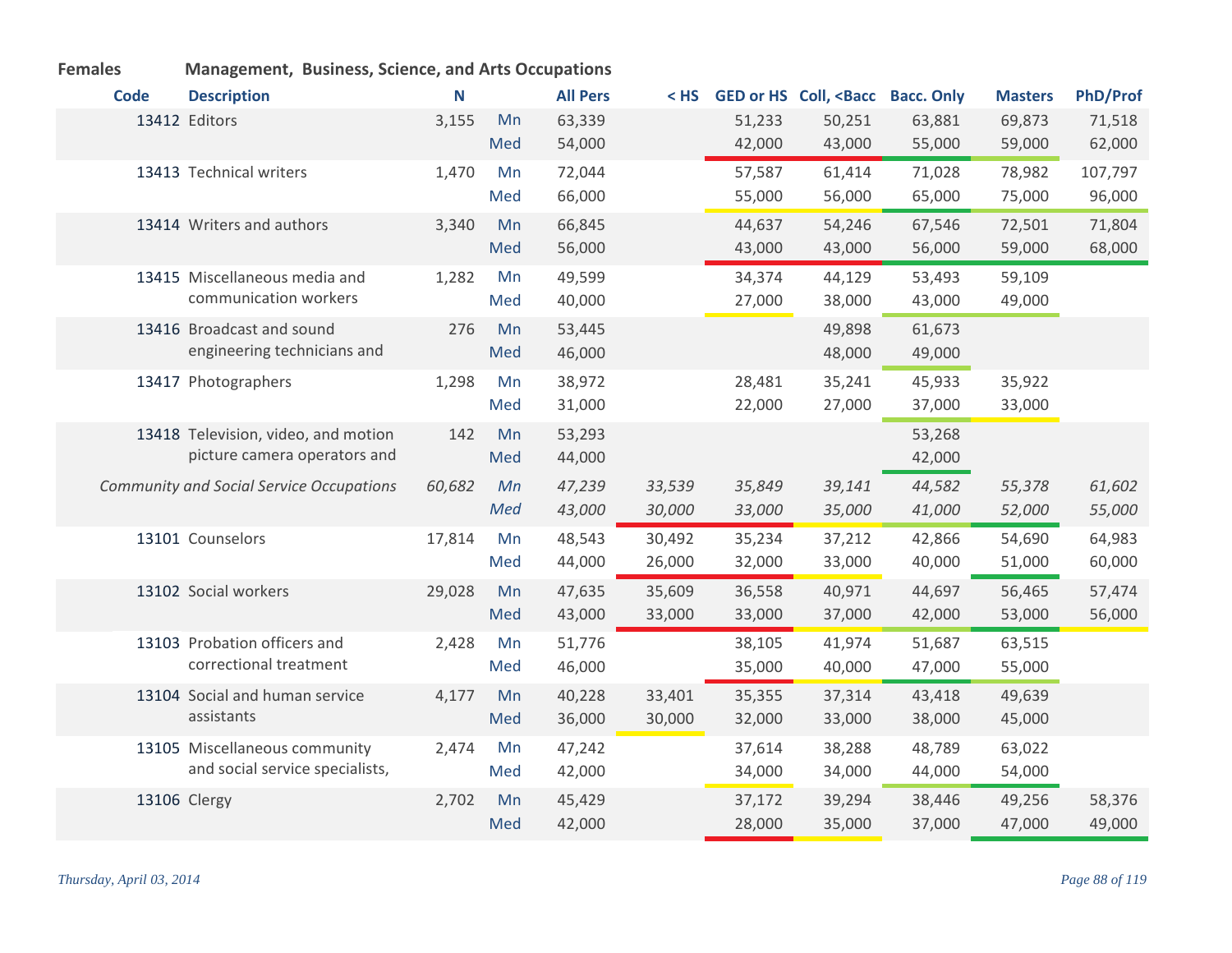**Females** **Management, Business, Science, and Arts Occupations**

| Code | Description | N | | All Pers | < HS | GED or HS | Coll, <Bacc | Bacc. Only | Masters | PhD/Prof |
|---|---|---|---|---|---|---|---|---|---|---|
| 13412 | Editors | 3,155 | Mn | 63,339 | | 51,233 | 50,251 | 63,881 | 69,873 | 71,518 |
| | | | Med | 54,000 | | 42,000 | 43,000 | 55,000 | 59,000 | 62,000 |
| 13413 | Technical writers | 1,470 | Mn | 72,044 | | 57,587 | 61,414 | 71,028 | 78,982 | 107,797 |
| | | | Med | 66,000 | | 55,000 | 56,000 | 65,000 | 75,000 | 96,000 |
| 13414 | Writers and authors | 3,340 | Mn | 66,845 | | 44,637 | 54,246 | 67,546 | 72,501 | 71,804 |
| | | | Med | 56,000 | | 43,000 | 43,000 | 56,000 | 59,000 | 68,000 |
| 13415 | Miscellaneous media and communication workers | 1,282 | Mn | 49,599 | | 34,374 | 44,129 | 53,493 | 59,109 | |
| | | | Med | 40,000 | | 27,000 | 38,000 | 43,000 | 49,000 | |
| 13416 | Broadcast and sound engineering technicians and | 276 | Mn | 53,445 | | | 49,898 | 61,673 | | |
| | | | Med | 46,000 | | | 48,000 | 49,000 | | |
| 13417 | Photographers | 1,298 | Mn | 38,972 | | 28,481 | 35,241 | 45,933 | 35,922 | |
| | | | Med | 31,000 | | 22,000 | 27,000 | 37,000 | 33,000 | |
| 13418 | Television, video, and motion picture camera operators and | 142 | Mn | 53,293 | | | | 53,268 | | |
| | | | Med | 44,000 | | | | 42,000 | | |
| *Community and Social Service Occupations* | | *60,682* | *Mn* | *47,239* | *33,539* | *35,849* | *39,141* | *44,582* | *55,378* | *61,602* |
| | | | *Med* | *43,000* | *30,000* | *33,000* | *35,000* | *41,000* | *52,000* | *55,000* |
| 13101 | Counselors | 17,814 | Mn | 48,543 | 30,492 | 35,234 | 37,212 | 42,866 | 54,690 | 64,983 |
| | | | Med | 44,000 | 26,000 | 32,000 | 33,000 | 40,000 | 51,000 | 60,000 |
| 13102 | Social workers | 29,028 | Mn | 47,635 | 35,609 | 36,558 | 40,971 | 44,697 | 56,465 | 57,474 |
| | | | Med | 43,000 | 33,000 | 33,000 | 37,000 | 42,000 | 53,000 | 56,000 |
| 13103 | Probation officers and correctional treatment | 2,428 | Mn | 51,776 | | 38,105 | 41,974 | 51,687 | 63,515 | |
| | | | Med | 46,000 | | 35,000 | 40,000 | 47,000 | 55,000 | |
| 13104 | Social and human service assistants | 4,177 | Mn | 40,228 | 33,401 | 35,355 | 37,314 | 43,418 | 49,639 | |
| | | | Med | 36,000 | 30,000 | 32,000 | 33,000 | 38,000 | 45,000 | |
| 13105 | Miscellaneous community and social service specialists, | 2,474 | Mn | 47,242 | | 37,614 | 38,288 | 48,789 | 63,022 | |
| | | | Med | 42,000 | | 34,000 | 34,000 | 44,000 | 54,000 | |
| 13106 | Clergy | 2,702 | Mn | 45,429 | | 37,172 | 39,294 | 38,446 | 49,256 | 58,376 |
| | | | Med | 42,000 | | 28,000 | 35,000 | 37,000 | 47,000 | 49,000 |

*Thursday, April 03, 2014*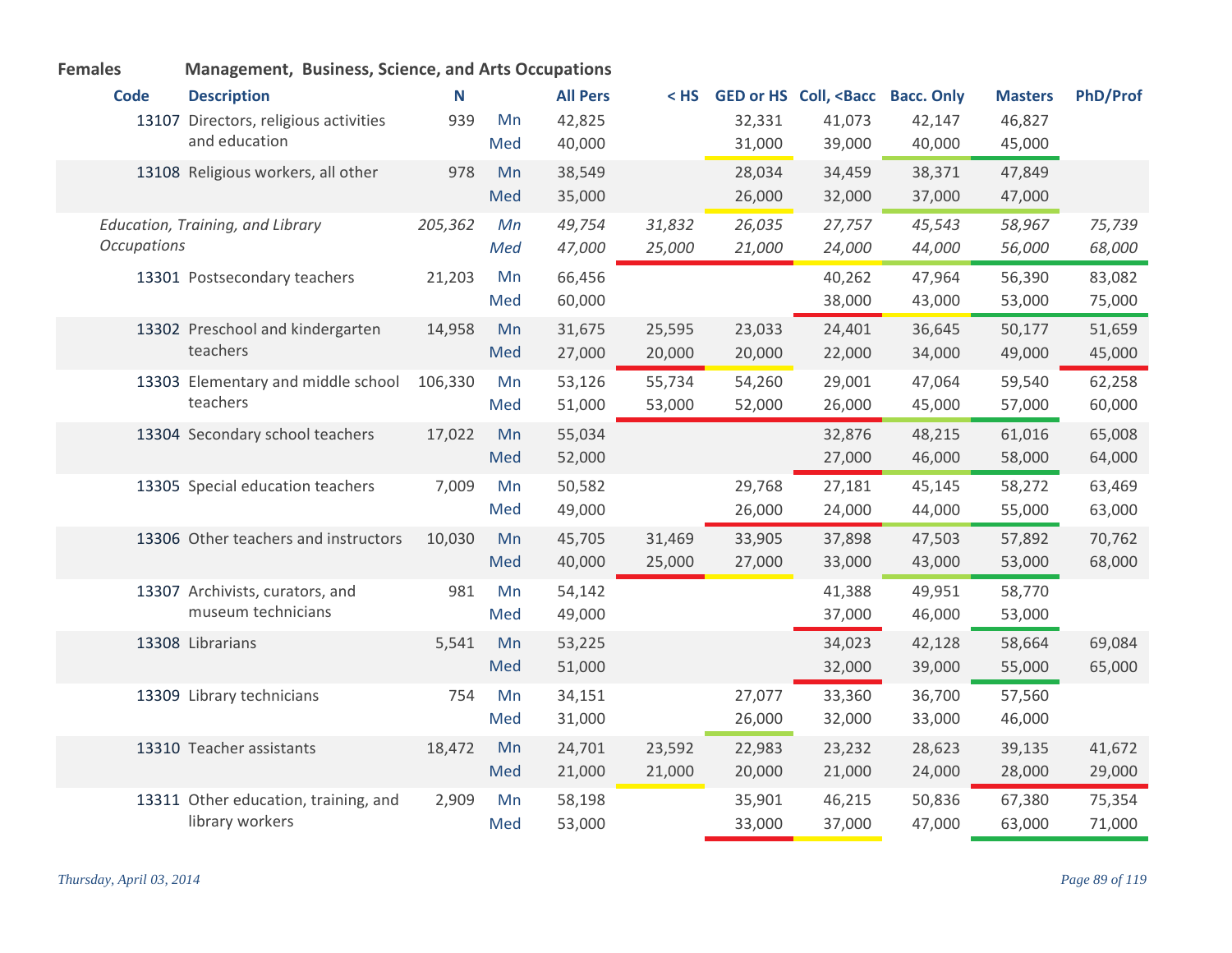**Females** **Management, Business, Science, and Arts Occupations**

| Code | Description | N | | All Pers | < HS | GED or HS | Coll, <Bacc | Bacc. Only | Masters | PhD/Prof |
|---|---|---|---|---|---|---|---|---|---|---|
| 13107 | Directors, religious activities and education | 939 | Mn | 42,825 | | 32,331 | 41,073 | 42,147 | 46,827 | |
| | | | Med | 40,000 | | 31,000 | 39,000 | 40,000 | 45,000 | |
| 13108 | Religious workers, all other | 978 | Mn | 38,549 | | 28,034 | 34,459 | 38,371 | 47,849 | |
| | | | Med | 35,000 | | 26,000 | 32,000 | 37,000 | 47,000 | |
| | *Education, Training, and Library Occupations* | *205,362* | *Mn* | *49,754* | *31,832* | *26,035* | *27,757* | *45,543* | *58,967* | *75,739* |
| | | | *Med* | *47,000* | *25,000* | *21,000* | *24,000* | *44,000* | *56,000* | *68,000* |
| 13301 | Postsecondary teachers | 21,203 | Mn | 66,456 | | | 40,262 | 47,964 | 56,390 | 83,082 |
| | | | Med | 60,000 | | | 38,000 | 43,000 | 53,000 | 75,000 |
| 13302 | Preschool and kindergarten teachers | 14,958 | Mn | 31,675 | 25,595 | 23,033 | 24,401 | 36,645 | 50,177 | 51,659 |
| | | | Med | 27,000 | 20,000 | 20,000 | 22,000 | 34,000 | 49,000 | 45,000 |
| 13303 | Elementary and middle school teachers | 106,330 | Mn | 53,126 | 55,734 | 54,260 | 29,001 | 47,064 | 59,540 | 62,258 |
| | | | Med | 51,000 | 53,000 | 52,000 | 26,000 | 45,000 | 57,000 | 60,000 |
| 13304 | Secondary school teachers | 17,022 | Mn | 55,034 | | | 32,876 | 48,215 | 61,016 | 65,008 |
| | | | Med | 52,000 | | | 27,000 | 46,000 | 58,000 | 64,000 |
| 13305 | Special education teachers | 7,009 | Mn | 50,582 | | 29,768 | 27,181 | 45,145 | 58,272 | 63,469 |
| | | | Med | 49,000 | | 26,000 | 24,000 | 44,000 | 55,000 | 63,000 |
| 13306 | Other teachers and instructors | 10,030 | Mn | 45,705 | 31,469 | 33,905 | 37,898 | 47,503 | 57,892 | 70,762 |
| | | | Med | 40,000 | 25,000 | 27,000 | 33,000 | 43,000 | 53,000 | 68,000 |
| 13307 | Archivists, curators, and museum technicians | 981 | Mn | 54,142 | | | 41,388 | 49,951 | 58,770 | |
| | | | Med | 49,000 | | | 37,000 | 46,000 | 53,000 | |
| 13308 | Librarians | 5,541 | Mn | 53,225 | | | 34,023 | 42,128 | 58,664 | 69,084 |
| | | | Med | 51,000 | | | 32,000 | 39,000 | 55,000 | 65,000 |
| 13309 | Library technicians | 754 | Mn | 34,151 | | 27,077 | 33,360 | 36,700 | 57,560 | |
| | | | Med | 31,000 | | 26,000 | 32,000 | 33,000 | 46,000 | |
| 13310 | Teacher assistants | 18,472 | Mn | 24,701 | 23,592 | 22,983 | 23,232 | 28,623 | 39,135 | 41,672 |
| | | | Med | 21,000 | 21,000 | 20,000 | 21,000 | 24,000 | 28,000 | 29,000 |
| 13311 | Other education, training, and library workers | 2,909 | Mn | 58,198 | | 35,901 | 46,215 | 50,836 | 67,380 | 75,354 |
| | | | Med | 53,000 | | 33,000 | 37,000 | 47,000 | 63,000 | 71,000 |

*Thursday, April 03, 2014*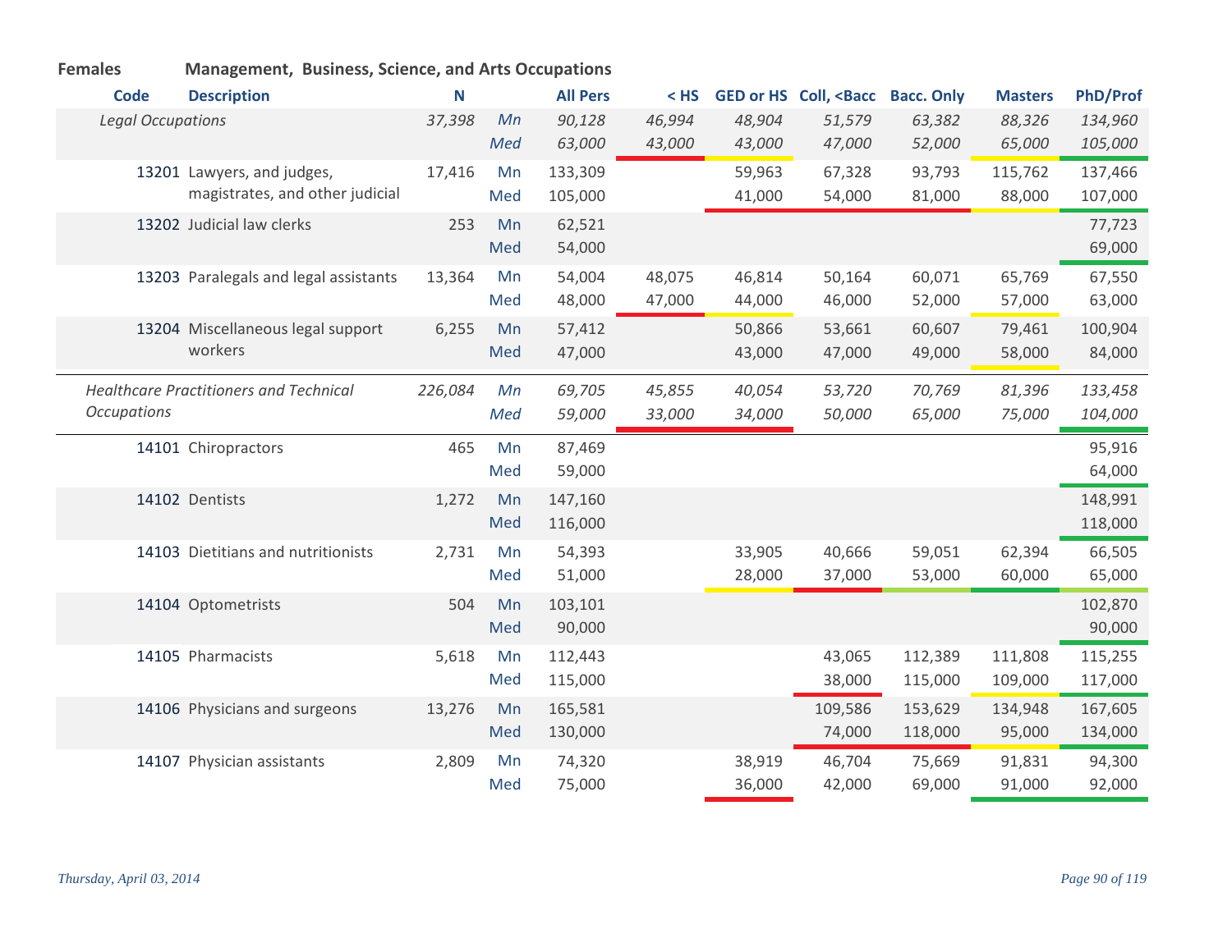**Females** **Management, Business, Science, and Arts Occupations**

| Code | Description | N | | All Pers | < HS | GED or HS | Coll, <Bacc | Bacc. Only | Masters | PhD/Prof |
|---|---|---|---|---|---|---|---|---|---|---|
| | *Legal Occupations* | *37,398* | *Mn* | *90,128* | *46,994* | *48,904* | *51,579* | *63,382* | *88,326* | *134,960* |
| | | | *Med* | *63,000* | *43,000* | *43,000* | *47,000* | *52,000* | *65,000* | *105,000* |
| 13201 | Lawyers, and judges, magistrates, and other judicial | 17,416 | Mn | 133,309 | | 59,963 | 67,328 | 93,793 | 115,762 | 137,466 |
| | | | Med | 105,000 | | 41,000 | 54,000 | 81,000 | 88,000 | 107,000 |
| 13202 | Judicial law clerks | 253 | Mn | 62,521 | | | | | | 77,723 |
| | | | Med | 54,000 | | | | | | 69,000 |
| 13203 | Paralegals and legal assistants | 13,364 | Mn | 54,004 | 48,075 | 46,814 | 50,164 | 60,071 | 65,769 | 67,550 |
| | | | Med | 48,000 | 47,000 | 44,000 | 46,000 | 52,000 | 57,000 | 63,000 |
| 13204 | Miscellaneous legal support workers | 6,255 | Mn | 57,412 | | 50,866 | 53,661 | 60,607 | 79,461 | 100,904 |
| | | | Med | 47,000 | | 43,000 | 47,000 | 49,000 | 58,000 | 84,000 |
| | *Healthcare Practitioners and Technical Occupations* | *226,084* | *Mn* | *69,705* | *45,855* | *40,054* | *53,720* | *70,769* | *81,396* | *133,458* |
| | | | *Med* | *59,000* | *33,000* | *34,000* | *50,000* | *65,000* | *75,000* | *104,000* |
| 14101 | Chiropractors | 465 | Mn | 87,469 | | | | | | 95,916 |
| | | | Med | 59,000 | | | | | | 64,000 |
| 14102 | Dentists | 1,272 | Mn | 147,160 | | | | | | 148,991 |
| | | | Med | 116,000 | | | | | | 118,000 |
| 14103 | Dietitians and nutritionists | 2,731 | Mn | 54,393 | | 33,905 | 40,666 | 59,051 | 62,394 | 66,505 |
| | | | Med | 51,000 | | 28,000 | 37,000 | 53,000 | 60,000 | 65,000 |
| 14104 | Optometrists | 504 | Mn | 103,101 | | | | | | 102,870 |
| | | | Med | 90,000 | | | | | | 90,000 |
| 14105 | Pharmacists | 5,618 | Mn | 112,443 | | | 43,065 | 112,389 | 111,808 | 115,255 |
| | | | Med | 115,000 | | | 38,000 | 115,000 | 109,000 | 117,000 |
| 14106 | Physicians and surgeons | 13,276 | Mn | 165,581 | | | 109,586 | 153,629 | 134,948 | 167,605 |
| | | | Med | 130,000 | | | 74,000 | 118,000 | 95,000 | 134,000 |
| 14107 | Physician assistants | 2,809 | Mn | 74,320 | | 38,919 | 46,704 | 75,669 | 91,831 | 94,300 |
| | | | Med | 75,000 | | 36,000 | 42,000 | 69,000 | 91,000 | 92,000 |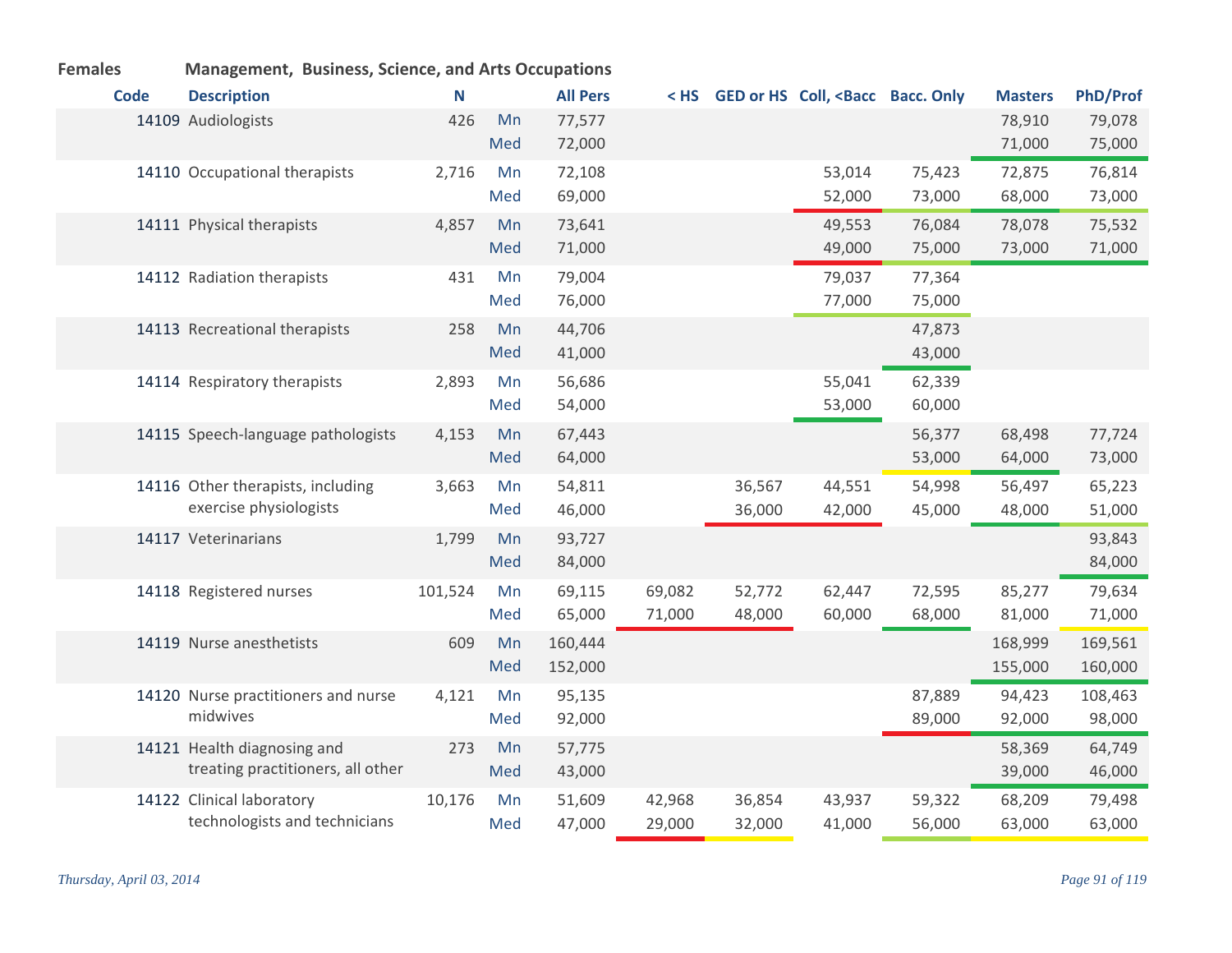**Females** **Management, Business, Science, and Arts Occupations**

| Code | Description | N | | All Pers | < HS | GED or HS | Coll, <Bacc | Bacc. Only | Masters | PhD/Prof |
|---|---|---|---|---|---|---|---|---|---|---|
| 14109 | Audiologists | 426 | Mn | 77,577 | | | | | 78,910 | 79,078 |
| | | | Med | 72,000 | | | | | 71,000 | 75,000 |
| 14110 | Occupational therapists | 2,716 | Mn | 72,108 | | | 53,014 | 75,423 | 72,875 | 76,814 |
| | | | Med | 69,000 | | | 52,000 | 73,000 | 68,000 | 73,000 |
| 14111 | Physical therapists | 4,857 | Mn | 73,641 | | | 49,553 | 76,084 | 78,078 | 75,532 |
| | | | Med | 71,000 | | | 49,000 | 75,000 | 73,000 | 71,000 |
| 14112 | Radiation therapists | 431 | Mn | 79,004 | | | 79,037 | 77,364 | | |
| | | | Med | 76,000 | | | 77,000 | 75,000 | | |
| 14113 | Recreational therapists | 258 | Mn | 44,706 | | | | 47,873 | | |
| | | | Med | 41,000 | | | | 43,000 | | |
| 14114 | Respiratory therapists | 2,893 | Mn | 56,686 | | | 55,041 | 62,339 | | |
| | | | Med | 54,000 | | | 53,000 | 60,000 | | |
| 14115 | Speech-language pathologists | 4,153 | Mn | 67,443 | | | | 56,377 | 68,498 | 77,724 |
| | | | Med | 64,000 | | | | 53,000 | 64,000 | 73,000 |
| 14116 | Other therapists, including exercise physiologists | 3,663 | Mn | 54,811 | | 36,567 | 44,551 | 54,998 | 56,497 | 65,223 |
| | | | Med | 46,000 | | 36,000 | 42,000 | 45,000 | 48,000 | 51,000 |
| 14117 | Veterinarians | 1,799 | Mn | 93,727 | | | | | | 93,843 |
| | | | Med | 84,000 | | | | | | 84,000 |
| 14118 | Registered nurses | 101,524 | Mn | 69,115 | 69,082 | 52,772 | 62,447 | 72,595 | 85,277 | 79,634 |
| | | | Med | 65,000 | 71,000 | 48,000 | 60,000 | 68,000 | 81,000 | 71,000 |
| 14119 | Nurse anesthetists | 609 | Mn | 160,444 | | | | | 168,999 | 169,561 |
| | | | Med | 152,000 | | | | | 155,000 | 160,000 |
| 14120 | Nurse practitioners and nurse midwives | 4,121 | Mn | 95,135 | | | | 87,889 | 94,423 | 108,463 |
| | | | Med | 92,000 | | | | 89,000 | 92,000 | 98,000 |
| 14121 | Health diagnosing and treating practitioners, all other | 273 | Mn | 57,775 | | | | | 58,369 | 64,749 |
| | | | Med | 43,000 | | | | | 39,000 | 46,000 |
| 14122 | Clinical laboratory technologists and technicians | 10,176 | Mn | 51,609 | 42,968 | 36,854 | 43,937 | 59,322 | 68,209 | 79,498 |
| | | | Med | 47,000 | 29,000 | 32,000 | 41,000 | 56,000 | 63,000 | 63,000 |

*Thursday, April 03, 2014*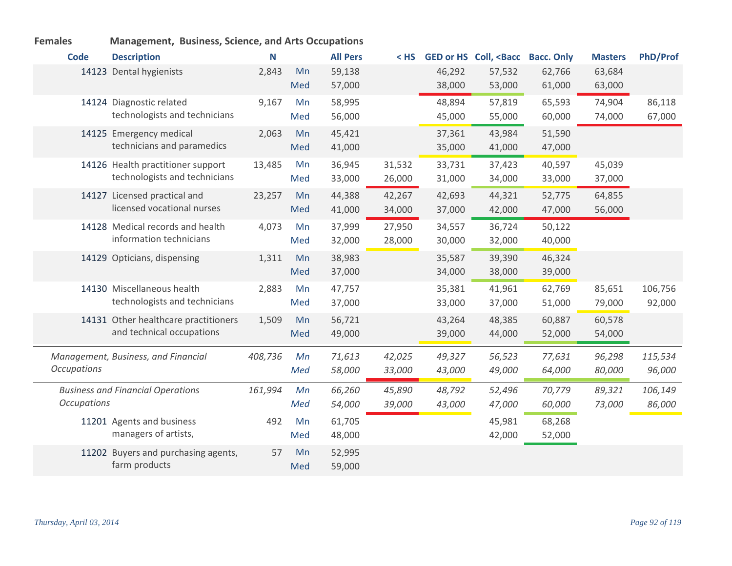**Females** **Management, Business, Science, and Arts Occupations**

| Code | Description | N | | All Pers | < HS | GED or HS | Coll, <Bacc | Bacc. Only | Masters | PhD/Prof |
|---|---|---|---|---|---|---|---|---|---|---|
| 14123 | Dental hygienists | 2,843 | Mn | 59,138 | | 46,292 | 57,532 | 62,766 | 63,684 | |
| | | | Med | 57,000 | | 38,000 | 53,000 | 61,000 | 63,000 | |
| 14124 | Diagnostic related technologists and technicians | 9,167 | Mn | 58,995 | | 48,894 | 57,819 | 65,593 | 74,904 | 86,118 |
| | | | Med | 56,000 | | 45,000 | 55,000 | 60,000 | 74,000 | 67,000 |
| 14125 | Emergency medical technicians and paramedics | 2,063 | Mn | 45,421 | | 37,361 | 43,984 | 51,590 | | |
| | | | Med | 41,000 | | 35,000 | 41,000 | 47,000 | | |
| 14126 | Health practitioner support technologists and technicians | 13,485 | Mn | 36,945 | 31,532 | 33,731 | 37,423 | 40,597 | 45,039 | |
| | | | Med | 33,000 | 26,000 | 31,000 | 34,000 | 33,000 | 37,000 | |
| 14127 | Licensed practical and licensed vocational nurses | 23,257 | Mn | 44,388 | 42,267 | 42,693 | 44,321 | 52,775 | 64,855 | |
| | | | Med | 41,000 | 34,000 | 37,000 | 42,000 | 47,000 | 56,000 | |
| 14128 | Medical records and health information technicians | 4,073 | Mn | 37,999 | 27,950 | 34,557 | 36,724 | 50,122 | | |
| | | | Med | 32,000 | 28,000 | 30,000 | 32,000 | 40,000 | | |
| 14129 | Opticians, dispensing | 1,311 | Mn | 38,983 | | 35,587 | 39,390 | 46,324 | | |
| | | | Med | 37,000 | | 34,000 | 38,000 | 39,000 | | |
| 14130 | Miscellaneous health technologists and technicians | 2,883 | Mn | 47,757 | | 35,381 | 41,961 | 62,769 | 85,651 | 106,756 |
| | | | Med | 37,000 | | 33,000 | 37,000 | 51,000 | 79,000 | 92,000 |
| 14131 | Other healthcare practitioners and technical occupations | 1,509 | Mn | 56,721 | | 43,264 | 48,385 | 60,887 | 60,578 | |
| | | | Med | 49,000 | | 39,000 | 44,000 | 52,000 | 54,000 | |
| | *Management, Business, and Financial Occupations* | *408,736* | *Mn* | *71,613* | *42,025* | *49,327* | *56,523* | *77,631* | *96,298* | *115,534* |
| | | | *Med* | *58,000* | *33,000* | *43,000* | *49,000* | *64,000* | *80,000* | *96,000* |
| | *Business and Financial Operations Occupations* | *161,994* | *Mn* | *66,260* | *45,890* | *48,792* | *52,496* | *70,779* | *89,321* | *106,149* |
| | | | *Med* | *54,000* | *39,000* | *43,000* | *47,000* | *60,000* | *73,000* | *86,000* |
| 11201 | Agents and business managers of artists, | 492 | Mn | 61,705 | | | 45,981 | 68,268 | | |
| | | | Med | 48,000 | | | 42,000 | 52,000 | | |
| 11202 | Buyers and purchasing agents, farm products | 57 | Mn | 52,995 | | | | | | |
| | | | Med | 59,000 | | | | | | |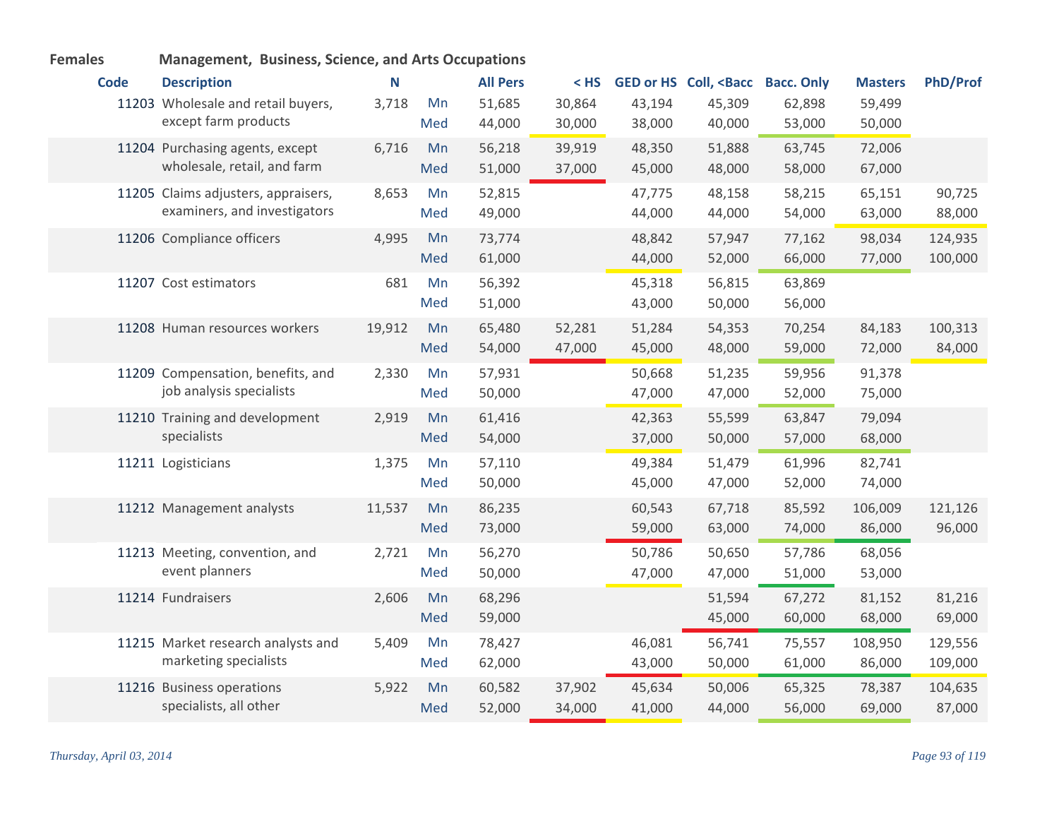**Females** **Management, Business, Science, and Arts Occupations**

| Code | Description | N | | All Pers | < HS | GED or HS | Coll, <Bacc | Bacc. Only | Masters | PhD/Prof |
|---|---|---|---|---|---|---|---|---|---|---|
| 11203 | Wholesale and retail buyers, except farm products | 3,718 | Mn | 51,685 | 30,864 | 43,194 | 45,309 | 62,898 | 59,499 | |
| | | | Med | 44,000 | 30,000 | 38,000 | 40,000 | 53,000 | 50,000 | |
| 11204 | Purchasing agents, except wholesale, retail, and farm | 6,716 | Mn | 56,218 | 39,919 | 48,350 | 51,888 | 63,745 | 72,006 | |
| | | | Med | 51,000 | 37,000 | 45,000 | 48,000 | 58,000 | 67,000 | |
| 11205 | Claims adjusters, appraisers, examiners, and investigators | 8,653 | Mn | 52,815 | | 47,775 | 48,158 | 58,215 | 65,151 | 90,725 |
| | | | Med | 49,000 | | 44,000 | 44,000 | 54,000 | 63,000 | 88,000 |
| 11206 | Compliance officers | 4,995 | Mn | 73,774 | | 48,842 | 57,947 | 77,162 | 98,034 | 124,935 |
| | | | Med | 61,000 | | 44,000 | 52,000 | 66,000 | 77,000 | 100,000 |
| 11207 | Cost estimators | 681 | Mn | 56,392 | | 45,318 | 56,815 | 63,869 | | |
| | | | Med | 51,000 | | 43,000 | 50,000 | 56,000 | | |
| 11208 | Human resources workers | 19,912 | Mn | 65,480 | 52,281 | 51,284 | 54,353 | 70,254 | 84,183 | 100,313 |
| | | | Med | 54,000 | 47,000 | 45,000 | 48,000 | 59,000 | 72,000 | 84,000 |
| 11209 | Compensation, benefits, and job analysis specialists | 2,330 | Mn | 57,931 | | 50,668 | 51,235 | 59,956 | 91,378 | |
| | | | Med | 50,000 | | 47,000 | 47,000 | 52,000 | 75,000 | |
| 11210 | Training and development specialists | 2,919 | Mn | 61,416 | | 42,363 | 55,599 | 63,847 | 79,094 | |
| | | | Med | 54,000 | | 37,000 | 50,000 | 57,000 | 68,000 | |
| 11211 | Logisticians | 1,375 | Mn | 57,110 | | 49,384 | 51,479 | 61,996 | 82,741 | |
| | | | Med | 50,000 | | 45,000 | 47,000 | 52,000 | 74,000 | |
| 11212 | Management analysts | 11,537 | Mn | 86,235 | | 60,543 | 67,718 | 85,592 | 106,009 | 121,126 |
| | | | Med | 73,000 | | 59,000 | 63,000 | 74,000 | 86,000 | 96,000 |
| 11213 | Meeting, convention, and event planners | 2,721 | Mn | 56,270 | | 50,786 | 50,650 | 57,786 | 68,056 | |
| | | | Med | 50,000 | | 47,000 | 47,000 | 51,000 | 53,000 | |
| 11214 | Fundraisers | 2,606 | Mn | 68,296 | | | 51,594 | 67,272 | 81,152 | 81,216 |
| | | | Med | 59,000 | | | 45,000 | 60,000 | 68,000 | 69,000 |
| 11215 | Market research analysts and marketing specialists | 5,409 | Mn | 78,427 | | 46,081 | 56,741 | 75,557 | 108,950 | 129,556 |
| | | | Med | 62,000 | | 43,000 | 50,000 | 61,000 | 86,000 | 109,000 |
| 11216 | Business operations specialists, all other | 5,922 | Mn | 60,582 | 37,902 | 45,634 | 50,006 | 65,325 | 78,387 | 104,635 |
| | | | Med | 52,000 | 34,000 | 41,000 | 44,000 | 56,000 | 69,000 | 87,000 |

*Thursday, April 03, 2014*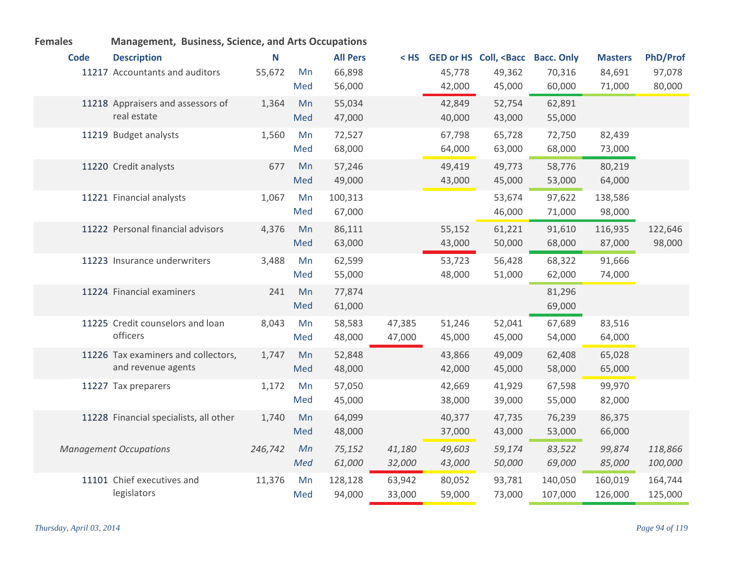**Females** **Management, Business, Science, and Arts Occupations**

| Code | Description | N | | All Pers | < HS | GED or HS | Coll, <Bacc | Bacc. Only | Masters | PhD/Prof |
|---|---|---|---|---|---|---|---|---|---|---|
| 11217 | Accountants and auditors | 55,672 | Mn | 66,898 | | 45,778 | 49,362 | 70,316 | 84,691 | 97,078 |
| | | | Med | 56,000 | | 42,000 | 45,000 | 60,000 | 71,000 | 80,000 |
| 11218 | Appraisers and assessors of real estate | 1,364 | Mn | 55,034 | | 42,849 | 52,754 | 62,891 | | |
| | | | Med | 47,000 | | 40,000 | 43,000 | 55,000 | | |
| 11219 | Budget analysts | 1,560 | Mn | 72,527 | | 67,798 | 65,728 | 72,750 | 82,439 | |
| | | | Med | 68,000 | | 64,000 | 63,000 | 68,000 | 73,000 | |
| 11220 | Credit analysts | 677 | Mn | 57,246 | | 49,419 | 49,773 | 58,776 | 80,219 | |
| | | | Med | 49,000 | | 43,000 | 45,000 | 53,000 | 64,000 | |
| 11221 | Financial analysts | 1,067 | Mn | 100,313 | | | 53,674 | 97,622 | 138,586 | |
| | | | Med | 67,000 | | | 46,000 | 71,000 | 98,000 | |
| 11222 | Personal financial advisors | 4,376 | Mn | 86,111 | | 55,152 | 61,221 | 91,610 | 116,935 | 122,646 |
| | | | Med | 63,000 | | 43,000 | 50,000 | 68,000 | 87,000 | 98,000 |
| 11223 | Insurance underwriters | 3,488 | Mn | 62,599 | | 53,723 | 56,428 | 68,322 | 91,666 | |
| | | | Med | 55,000 | | 48,000 | 51,000 | 62,000 | 74,000 | |
| 11224 | Financial examiners | 241 | Mn | 77,874 | | | | 81,296 | | |
| | | | Med | 61,000 | | | | 69,000 | | |
| 11225 | Credit counselors and loan officers | 8,043 | Mn | 58,583 | 47,385 | 51,246 | 52,041 | 67,689 | 83,516 | |
| | | | Med | 48,000 | 47,000 | 45,000 | 45,000 | 54,000 | 64,000 | |
| 11226 | Tax examiners and collectors, and revenue agents | 1,747 | Mn | 52,848 | | 43,866 | 49,009 | 62,408 | 65,028 | |
| | | | Med | 48,000 | | 42,000 | 45,000 | 58,000 | 65,000 | |
| 11227 | Tax preparers | 1,172 | Mn | 57,050 | | 42,669 | 41,929 | 67,598 | 99,970 | |
| | | | Med | 45,000 | | 38,000 | 39,000 | 55,000 | 82,000 | |
| 11228 | Financial specialists, all other | 1,740 | Mn | 64,099 | | 40,377 | 47,735 | 76,239 | 86,375 | |
| | | | Med | 48,000 | | 37,000 | 43,000 | 53,000 | 66,000 | |
| *Management Occupations* | | *246,742* | *Mn* | *75,152* | *41,180* | *49,603* | *59,174* | *83,522* | *99,874* | *118,866* |
| | | | *Med* | *61,000* | *32,000* | *43,000* | *50,000* | *69,000* | *85,000* | *100,000* |
| 11101 | Chief executives and legislators | 11,376 | Mn | 128,128 | 63,942 | 80,052 | 93,781 | 140,050 | 160,019 | 164,744 |
| | | | Med | 94,000 | 33,000 | 59,000 | 73,000 | 107,000 | 126,000 | 125,000 |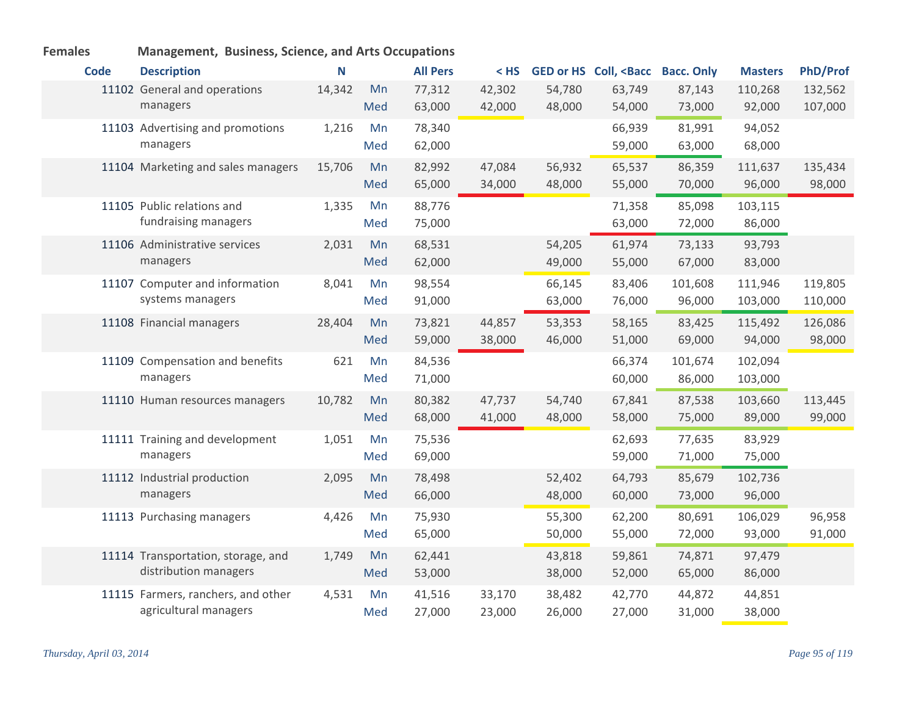**Females** **Management, Business, Science, and Arts Occupations**

| Code | Description | N | | All Pers | < HS | GED or HS | Coll, <Bacc | Bacc. Only | Masters | PhD/Prof |
|---|---|---|---|---|---|---|---|---|---|---|
| 11102 | General and operations managers | 14,342 | Mn | 77,312 | 42,302 | 54,780 | 63,749 | 87,143 | 110,268 | 132,562 |
| | | | Med | 63,000 | 42,000 | 48,000 | 54,000 | 73,000 | 92,000 | 107,000 |
| 11103 | Advertising and promotions managers | 1,216 | Mn | 78,340 | | | 66,939 | 81,991 | 94,052 | |
| | | | Med | 62,000 | | | 59,000 | 63,000 | 68,000 | |
| 11104 | Marketing and sales managers | 15,706 | Mn | 82,992 | 47,084 | 56,932 | 65,537 | 86,359 | 111,637 | 135,434 |
| | | | Med | 65,000 | 34,000 | 48,000 | 55,000 | 70,000 | 96,000 | 98,000 |
| 11105 | Public relations and fundraising managers | 1,335 | Mn | 88,776 | | | 71,358 | 85,098 | 103,115 | |
| | | | Med | 75,000 | | | 63,000 | 72,000 | 86,000 | |
| 11106 | Administrative services managers | 2,031 | Mn | 68,531 | | 54,205 | 61,974 | 73,133 | 93,793 | |
| | | | Med | 62,000 | | 49,000 | 55,000 | 67,000 | 83,000 | |
| 11107 | Computer and information systems managers | 8,041 | Mn | 98,554 | | 66,145 | 83,406 | 101,608 | 111,946 | 119,805 |
| | | | Med | 91,000 | | 63,000 | 76,000 | 96,000 | 103,000 | 110,000 |
| 11108 | Financial managers | 28,404 | Mn | 73,821 | 44,857 | 53,353 | 58,165 | 83,425 | 115,492 | 126,086 |
| | | | Med | 59,000 | 38,000 | 46,000 | 51,000 | 69,000 | 94,000 | 98,000 |
| 11109 | Compensation and benefits managers | 621 | Mn | 84,536 | | | 66,374 | 101,674 | 102,094 | |
| | | | Med | 71,000 | | | 60,000 | 86,000 | 103,000 | |
| 11110 | Human resources managers | 10,782 | Mn | 80,382 | 47,737 | 54,740 | 67,841 | 87,538 | 103,660 | 113,445 |
| | | | Med | 68,000 | 41,000 | 48,000 | 58,000 | 75,000 | 89,000 | 99,000 |
| 11111 | Training and development managers | 1,051 | Mn | 75,536 | | | 62,693 | 77,635 | 83,929 | |
| | | | Med | 69,000 | | | 59,000 | 71,000 | 75,000 | |
| 11112 | Industrial production managers | 2,095 | Mn | 78,498 | | 52,402 | 64,793 | 85,679 | 102,736 | |
| | | | Med | 66,000 | | 48,000 | 60,000 | 73,000 | 96,000 | |
| 11113 | Purchasing managers | 4,426 | Mn | 75,930 | | 55,300 | 62,200 | 80,691 | 106,029 | 96,958 |
| | | | Med | 65,000 | | 50,000 | 55,000 | 72,000 | 93,000 | 91,000 |
| 11114 | Transportation, storage, and distribution managers | 1,749 | Mn | 62,441 | | 43,818 | 59,861 | 74,871 | 97,479 | |
| | | | Med | 53,000 | | 38,000 | 52,000 | 65,000 | 86,000 | |
| 11115 | Farmers, ranchers, and other agricultural managers | 4,531 | Mn | 41,516 | 33,170 | 38,482 | 42,770 | 44,872 | 44,851 | |
| | | | Med | 27,000 | 23,000 | 26,000 | 27,000 | 31,000 | 38,000 | |

*Thursday, April 03, 2014*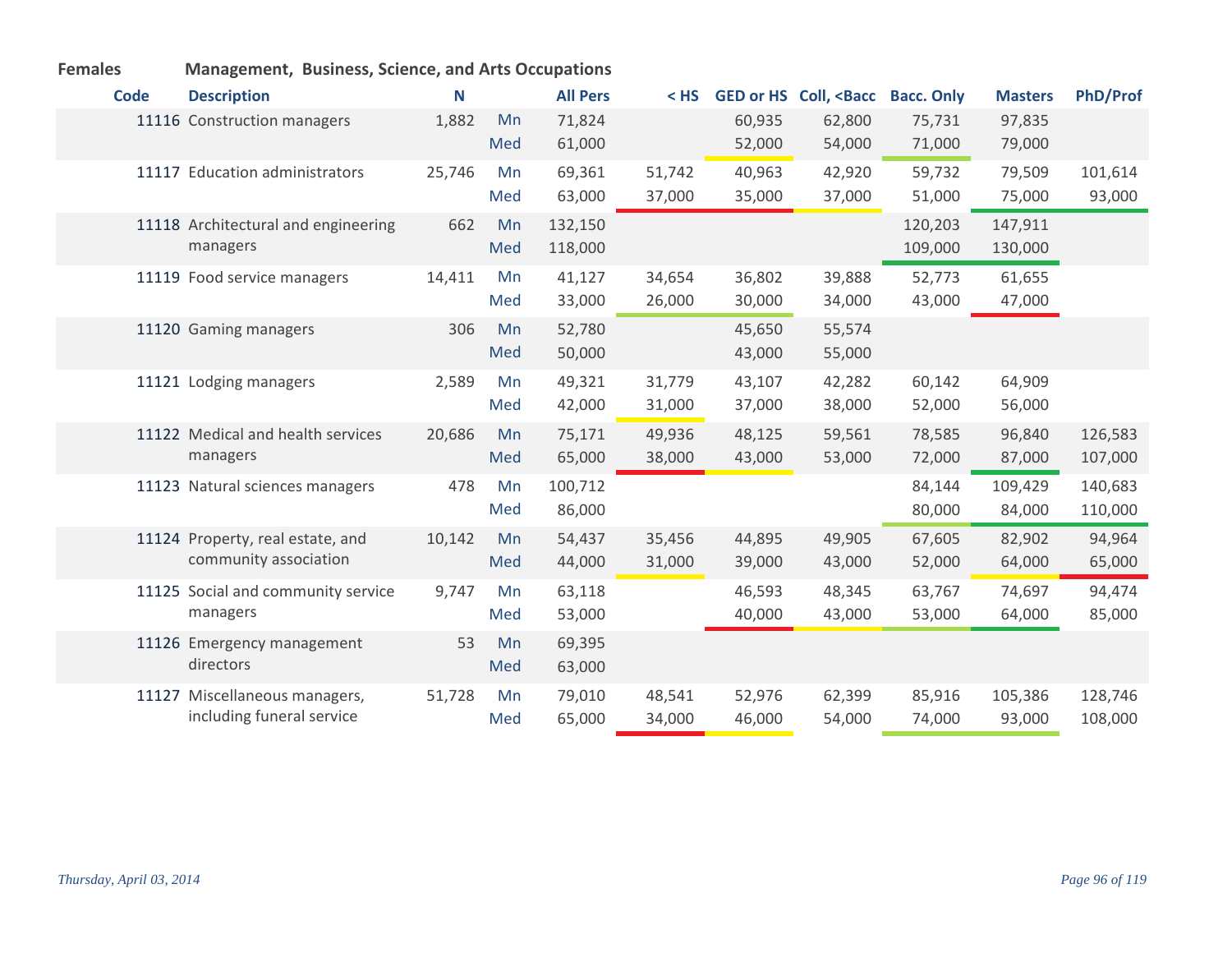**Females** **Management, Business, Science, and Arts Occupations**

| Code | Description | N | | All Pers | < HS | GED or HS | Coll, <Bacc | Bacc. Only | Masters | PhD/Prof |
|---|---|---|---|---|---|---|---|---|---|---|
| 11116 | Construction managers | 1,882 | Mn | 71,824 | | 60,935 | 62,800 | 75,731 | 97,835 | |
| | | | Med | 61,000 | | 52,000 | 54,000 | 71,000 | 79,000 | |
| 11117 | Education administrators | 25,746 | Mn | 69,361 | 51,742 | 40,963 | 42,920 | 59,732 | 79,509 | 101,614 |
| | | | Med | 63,000 | 37,000 | 35,000 | 37,000 | 51,000 | 75,000 | 93,000 |
| 11118 | Architectural and engineering managers | 662 | Mn | 132,150 | | | | 120,203 | 147,911 | |
| | | | Med | 118,000 | | | | 109,000 | 130,000 | |
| 11119 | Food service managers | 14,411 | Mn | 41,127 | 34,654 | 36,802 | 39,888 | 52,773 | 61,655 | |
| | | | Med | 33,000 | 26,000 | 30,000 | 34,000 | 43,000 | 47,000 | |
| 11120 | Gaming managers | 306 | Mn | 52,780 | | 45,650 | 55,574 | | | |
| | | | Med | 50,000 | | 43,000 | 55,000 | | | |
| 11121 | Lodging managers | 2,589 | Mn | 49,321 | 31,779 | 43,107 | 42,282 | 60,142 | 64,909 | |
| | | | Med | 42,000 | 31,000 | 37,000 | 38,000 | 52,000 | 56,000 | |
| 11122 | Medical and health services managers | 20,686 | Mn | 75,171 | 49,936 | 48,125 | 59,561 | 78,585 | 96,840 | 126,583 |
| | | | Med | 65,000 | 38,000 | 43,000 | 53,000 | 72,000 | 87,000 | 107,000 |
| 11123 | Natural sciences managers | 478 | Mn | 100,712 | | | | 84,144 | 109,429 | 140,683 |
| | | | Med | 86,000 | | | | 80,000 | 84,000 | 110,000 |
| 11124 | Property, real estate, and community association | 10,142 | Mn | 54,437 | 35,456 | 44,895 | 49,905 | 67,605 | 82,902 | 94,964 |
| | | | Med | 44,000 | 31,000 | 39,000 | 43,000 | 52,000 | 64,000 | 65,000 |
| 11125 | Social and community service managers | 9,747 | Mn | 63,118 | | 46,593 | 48,345 | 63,767 | 74,697 | 94,474 |
| | | | Med | 53,000 | | 40,000 | 43,000 | 53,000 | 64,000 | 85,000 |
| 11126 | Emergency management directors | 53 | Mn | 69,395 | | | | | | |
| | | | Med | 63,000 | | | | | | |
| 11127 | Miscellaneous managers, including funeral service | 51,728 | Mn | 79,010 | 48,541 | 52,976 | 62,399 | 85,916 | 105,386 | 128,746 |
| | | | Med | 65,000 | 34,000 | 46,000 | 54,000 | 74,000 | 93,000 | 108,000 |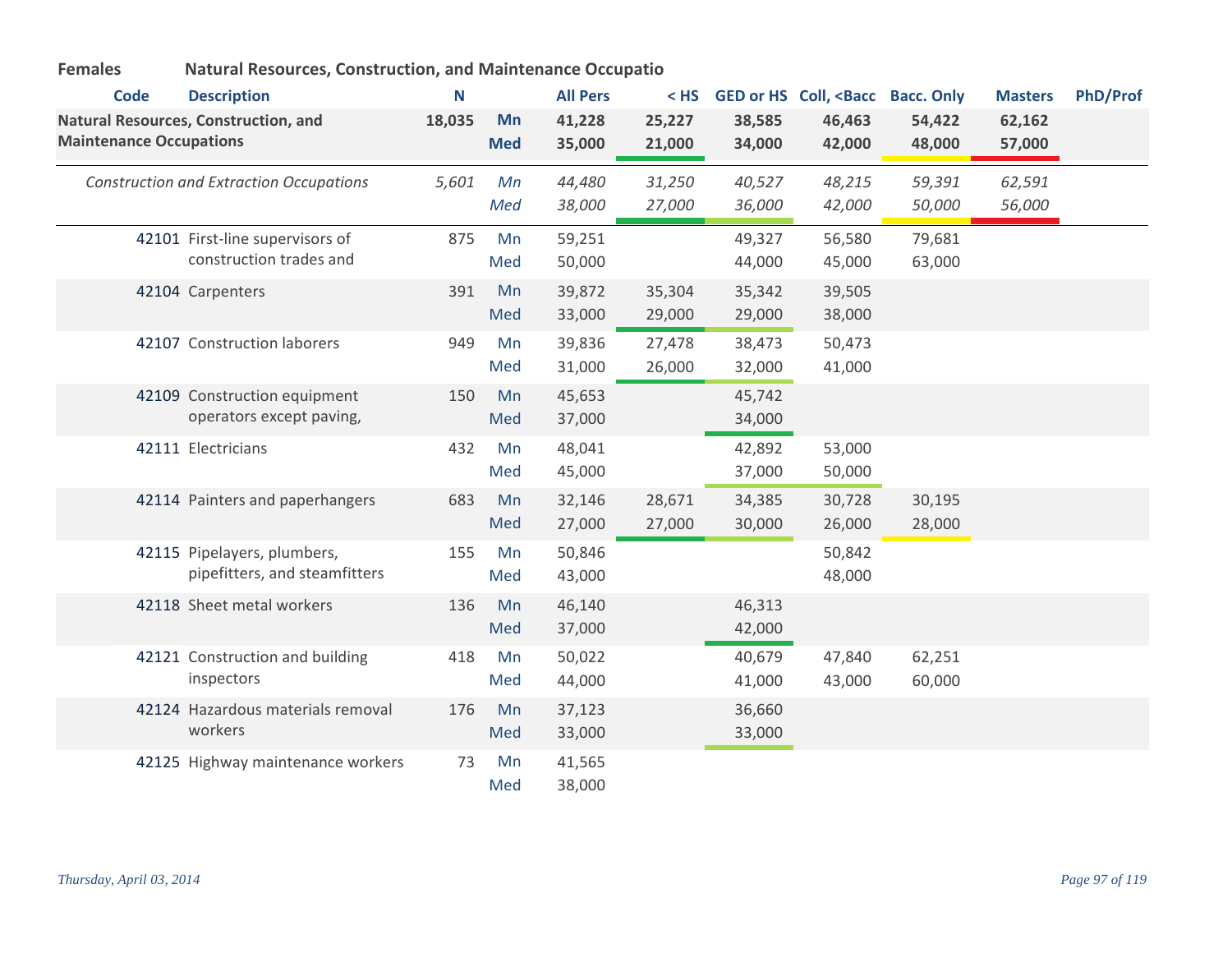**Females** **Natural Resources, Construction, and Maintenance Occupatio**

| Code | Description | N | | All Pers | < HS | GED or HS | Coll, <Bacc | Bacc. Only | Masters | PhD/Prof |
|---|---|---|---|---|---|---|---|---|---|---|
| **Natural Resources, Construction, and Maintenance Occupations** | | **18,035** | **Mn** | **41,228** | **25,227** | **38,585** | **46,463** | **54,422** | **62,162** | |
| | | | **Med** | **35,000** | **21,000** | **34,000** | **42,000** | **48,000** | **57,000** | |
| *Construction and Extraction Occupations* | | *5,601* | *Mn* | *44,480* | *31,250* | *40,527* | *48,215* | *59,391* | *62,591* | |
| | | | *Med* | *38,000* | *27,000* | *36,000* | *42,000* | *50,000* | *56,000* | |
| 42101 | First-line supervisors of construction trades and | 875 | Mn | 59,251 | | 49,327 | 56,580 | 79,681 | | |
| | | | Med | 50,000 | | 44,000 | 45,000 | 63,000 | | |
| 42104 | Carpenters | 391 | Mn | 39,872 | 35,304 | 35,342 | 39,505 | | | |
| | | | Med | 33,000 | 29,000 | 29,000 | 38,000 | | | |
| 42107 | Construction laborers | 949 | Mn | 39,836 | 27,478 | 38,473 | 50,473 | | | |
| | | | Med | 31,000 | 26,000 | 32,000 | 41,000 | | | |
| 42109 | Construction equipment operators except paving, | 150 | Mn | 45,653 | | 45,742 | | | | |
| | | | Med | 37,000 | | 34,000 | | | | |
| 42111 | Electricians | 432 | Mn | 48,041 | | 42,892 | 53,000 | | | |
| | | | Med | 45,000 | | 37,000 | 50,000 | | | |
| 42114 | Painters and paperhangers | 683 | Mn | 32,146 | 28,671 | 34,385 | 30,728 | 30,195 | | |
| | | | Med | 27,000 | 27,000 | 30,000 | 26,000 | 28,000 | | |
| 42115 | Pipelayers, plumbers, pipefitters, and steamfitters | 155 | Mn | 50,846 | | | 50,842 | | | |
| | | | Med | 43,000 | | | 48,000 | | | |
| 42118 | Sheet metal workers | 136 | Mn | 46,140 | | 46,313 | | | | |
| | | | Med | 37,000 | | 42,000 | | | | |
| 42121 | Construction and building inspectors | 418 | Mn | 50,022 | | 40,679 | 47,840 | 62,251 | | |
| | | | Med | 44,000 | | 41,000 | 43,000 | 60,000 | | |
| 42124 | Hazardous materials removal workers | 176 | Mn | 37,123 | | 36,660 | | | | |
| | | | Med | 33,000 | | 33,000 | | | | |
| 42125 | Highway maintenance workers | 73 | Mn | 41,565 | | | | | | |
| | | | Med | 38,000 | | | | | | |

*Thursday, April 03, 2014*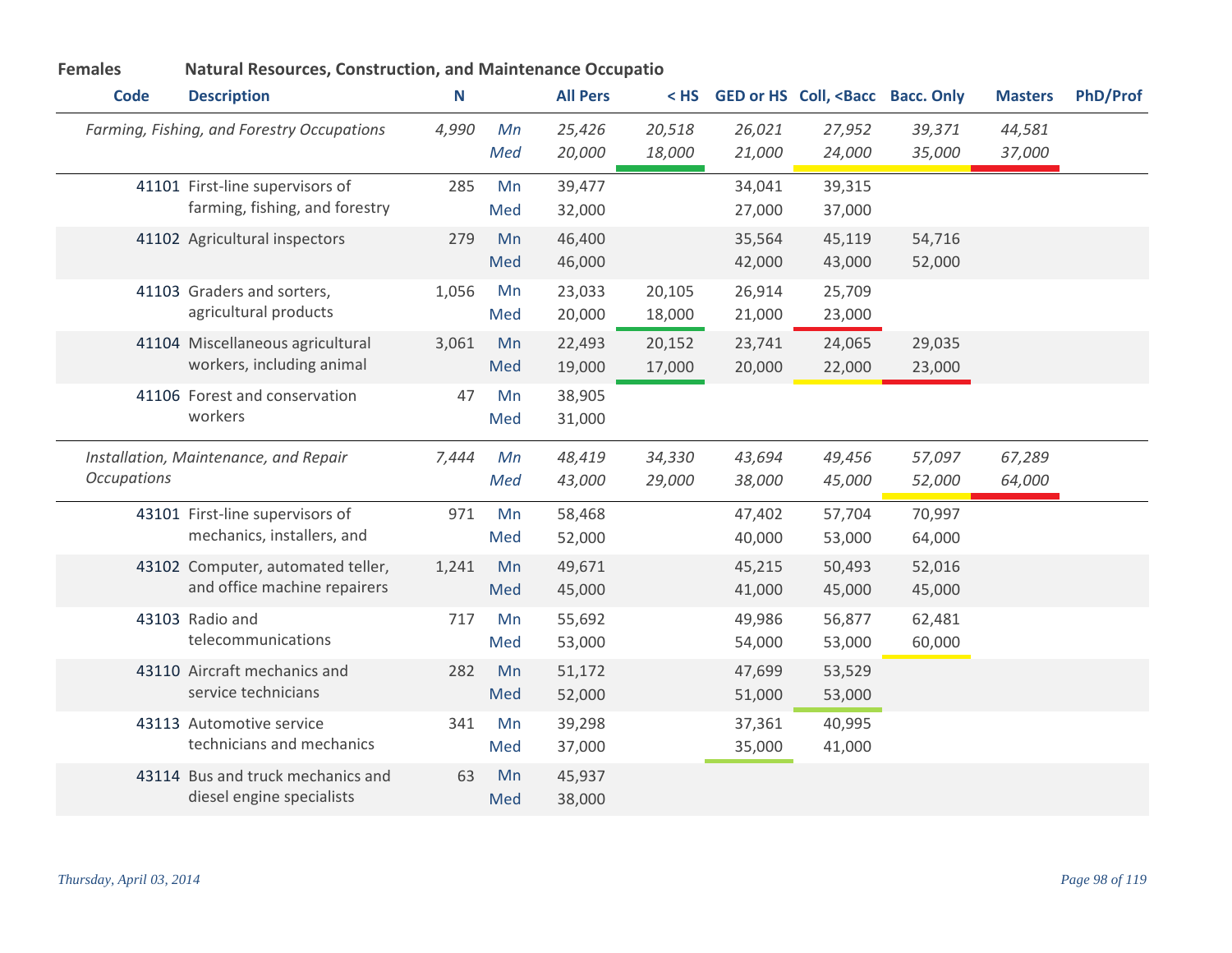**Females** **Natural Resources, Construction, and Maintenance Occupatio**

| Code | Description | N | | All Pers | < HS | GED or HS | Coll, <Bacc | Bacc. Only | Masters | PhD/Prof |
|---|---|---|---|---|---|---|---|---|---|---|
| | *Farming, Fishing, and Forestry Occupations* | *4,990* | *Mn* | *25,426* | *20,518* | *26,021* | *27,952* | *39,371* | *44,581* | |
| | | | *Med* | *20,000* | *18,000* | *21,000* | *24,000* | *35,000* | *37,000* | |
| 41101 | First-line supervisors of farming, fishing, and forestry | 285 | Mn | 39,477 | | 34,041 | 39,315 | | | |
| | | | Med | 32,000 | | 27,000 | 37,000 | | | |
| 41102 | Agricultural inspectors | 279 | Mn | 46,400 | | 35,564 | 45,119 | 54,716 | | |
| | | | Med | 46,000 | | 42,000 | 43,000 | 52,000 | | |
| 41103 | Graders and sorters, agricultural products | 1,056 | Mn | 23,033 | 20,105 | 26,914 | 25,709 | | | |
| | | | Med | 20,000 | 18,000 | 21,000 | 23,000 | | | |
| 41104 | Miscellaneous agricultural workers, including animal | 3,061 | Mn | 22,493 | 20,152 | 23,741 | 24,065 | 29,035 | | |
| | | | Med | 19,000 | 17,000 | 20,000 | 22,000 | 23,000 | | |
| 41106 | Forest and conservation workers | 47 | Mn | 38,905 | | | | | | |
| | | | Med | 31,000 | | | | | | |
| | *Installation, Maintenance, and Repair Occupations* | *7,444* | *Mn* | *48,419* | *34,330* | *43,694* | *49,456* | *57,097* | *67,289* | |
| | | | *Med* | *43,000* | *29,000* | *38,000* | *45,000* | *52,000* | *64,000* | |
| 43101 | First-line supervisors of mechanics, installers, and | 971 | Mn | 58,468 | | 47,402 | 57,704 | 70,997 | | |
| | | | Med | 52,000 | | 40,000 | 53,000 | 64,000 | | |
| 43102 | Computer, automated teller, and office machine repairers | 1,241 | Mn | 49,671 | | 45,215 | 50,493 | 52,016 | | |
| | | | Med | 45,000 | | 41,000 | 45,000 | 45,000 | | |
| 43103 | Radio and telecommunications | 717 | Mn | 55,692 | | 49,986 | 56,877 | 62,481 | | |
| | | | Med | 53,000 | | 54,000 | 53,000 | 60,000 | | |
| 43110 | Aircraft mechanics and service technicians | 282 | Mn | 51,172 | | 47,699 | 53,529 | | | |
| | | | Med | 52,000 | | 51,000 | 53,000 | | | |
| 43113 | Automotive service technicians and mechanics | 341 | Mn | 39,298 | | 37,361 | 40,995 | | | |
| | | | Med | 37,000 | | 35,000 | 41,000 | | | |
| 43114 | Bus and truck mechanics and diesel engine specialists | 63 | Mn | 45,937 | | | | | | |
| | | | Med | 38,000 | | | | | | |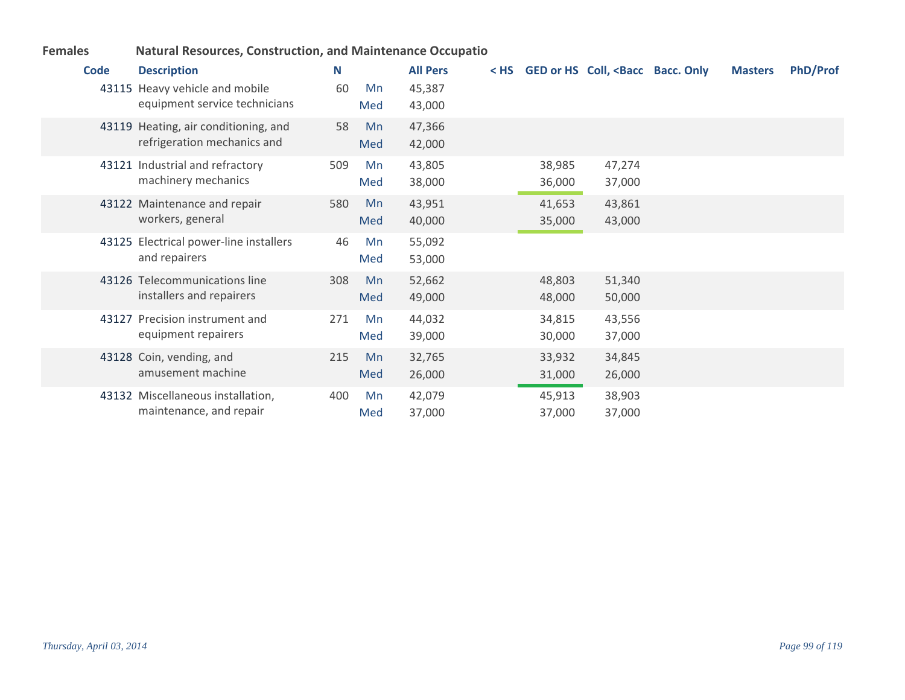**Females** **Natural Resources, Construction, and Maintenance Occupatio**

| Code | Description | N | | All Pers | < HS | GED or HS | Coll, <Bacc | Bacc. Only | Masters | PhD/Prof |
|---|---|---|---|---|---|---|---|---|---|---|
| 43115 | Heavy vehicle and mobile equipment service technicians | 60 | Mn | 45,387 | | | | | | |
| | | | Med | 43,000 | | | | | | |
| 43119 | Heating, air conditioning, and refrigeration mechanics and | 58 | Mn | 47,366 | | | | | | |
| | | | Med | 42,000 | | | | | | |
| 43121 | Industrial and refractory machinery mechanics | 509 | Mn | 43,805 | | 38,985 | 47,274 | | | |
| | | | Med | 38,000 | | 36,000 | 37,000 | | | |
| 43122 | Maintenance and repair workers, general | 580 | Mn | 43,951 | | 41,653 | 43,861 | | | |
| | | | Med | 40,000 | | 35,000 | 43,000 | | | |
| 43125 | Electrical power-line installers and repairers | 46 | Mn | 55,092 | | | | | | |
| | | | Med | 53,000 | | | | | | |
| 43126 | Telecommunications line installers and repairers | 308 | Mn | 52,662 | | 48,803 | 51,340 | | | |
| | | | Med | 49,000 | | 48,000 | 50,000 | | | |
| 43127 | Precision instrument and equipment repairers | 271 | Mn | 44,032 | | 34,815 | 43,556 | | | |
| | | | Med | 39,000 | | 30,000 | 37,000 | | | |
| 43128 | Coin, vending, and amusement machine | 215 | Mn | 32,765 | | 33,932 | 34,845 | | | |
| | | | Med | 26,000 | | 31,000 | 26,000 | | | |
| 43132 | Miscellaneous installation, maintenance, and repair | 400 | Mn | 42,079 | | 45,913 | 38,903 | | | |
| | | | Med | 37,000 | | 37,000 | 37,000 | | | |

*Thursday, April 03, 2014*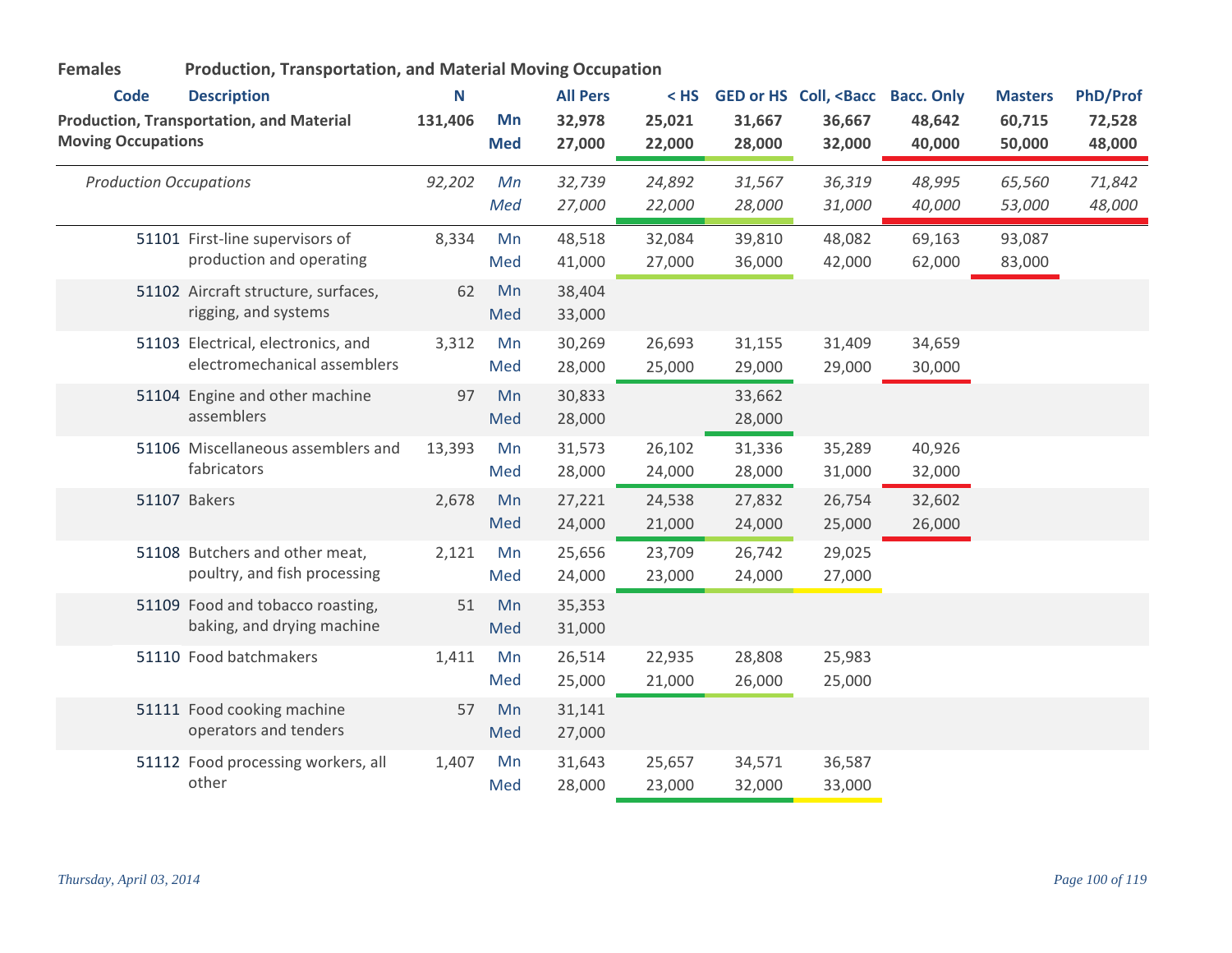**Females** **Production, Transportation, and Material Moving Occupation**

| Code | Description | N | | All Pers | < HS | GED or HS | Coll, <Bacc | Bacc. Only | Masters | PhD/Prof |
|---|---|---|---|---|---|---|---|---|---|---|
| **Production, Transportation, and Material Moving Occupations** | | **131,406** | **Mn** | **32,978** | **25,021** | **31,667** | **36,667** | **48,642** | **60,715** | **72,528** |
| | | | **Med** | **27,000** | **22,000** | **28,000** | **32,000** | **40,000** | **50,000** | **48,000** |
| *Production Occupations* | | *92,202* | *Mn* | *32,739* | *24,892* | *31,567* | *36,319* | *48,995* | *65,560* | *71,842* |
| | | | *Med* | *27,000* | *22,000* | *28,000* | *31,000* | *40,000* | *53,000* | *48,000* |
| 51101 | First-line supervisors of production and operating | 8,334 | Mn | 48,518 | 32,084 | 39,810 | 48,082 | 69,163 | 93,087 | |
| | | | Med | 41,000 | 27,000 | 36,000 | 42,000 | 62,000 | 83,000 | |
| 51102 | Aircraft structure, surfaces, rigging, and systems | 62 | Mn | 38,404 | | | | | | |
| | | | Med | 33,000 | | | | | | |
| 51103 | Electrical, electronics, and electromechanical assemblers | 3,312 | Mn | 30,269 | 26,693 | 31,155 | 31,409 | 34,659 | | |
| | | | Med | 28,000 | 25,000 | 29,000 | 29,000 | 30,000 | | |
| 51104 | Engine and other machine assemblers | 97 | Mn | 30,833 | | 33,662 | | | | |
| | | | Med | 28,000 | | 28,000 | | | | |
| 51106 | Miscellaneous assemblers and fabricators | 13,393 | Mn | 31,573 | 26,102 | 31,336 | 35,289 | 40,926 | | |
| | | | Med | 28,000 | 24,000 | 28,000 | 31,000 | 32,000 | | |
| 51107 | Bakers | 2,678 | Mn | 27,221 | 24,538 | 27,832 | 26,754 | 32,602 | | |
| | | | Med | 24,000 | 21,000 | 24,000 | 25,000 | 26,000 | | |
| 51108 | Butchers and other meat, poultry, and fish processing | 2,121 | Mn | 25,656 | 23,709 | 26,742 | 29,025 | | | |
| | | | Med | 24,000 | 23,000 | 24,000 | 27,000 | | | |
| 51109 | Food and tobacco roasting, baking, and drying machine | 51 | Mn | 35,353 | | | | | | |
| | | | Med | 31,000 | | | | | | |
| 51110 | Food batchmakers | 1,411 | Mn | 26,514 | 22,935 | 28,808 | 25,983 | | | |
| | | | Med | 25,000 | 21,000 | 26,000 | 25,000 | | | |
| 51111 | Food cooking machine operators and tenders | 57 | Mn | 31,141 | | | | | | |
| | | | Med | 27,000 | | | | | | |
| 51112 | Food processing workers, all other | 1,407 | Mn | 31,643 | 25,657 | 34,571 | 36,587 | | | |
| | | | Med | 28,000 | 23,000 | 32,000 | 33,000 | | | |

*Thursday, April 03, 2014*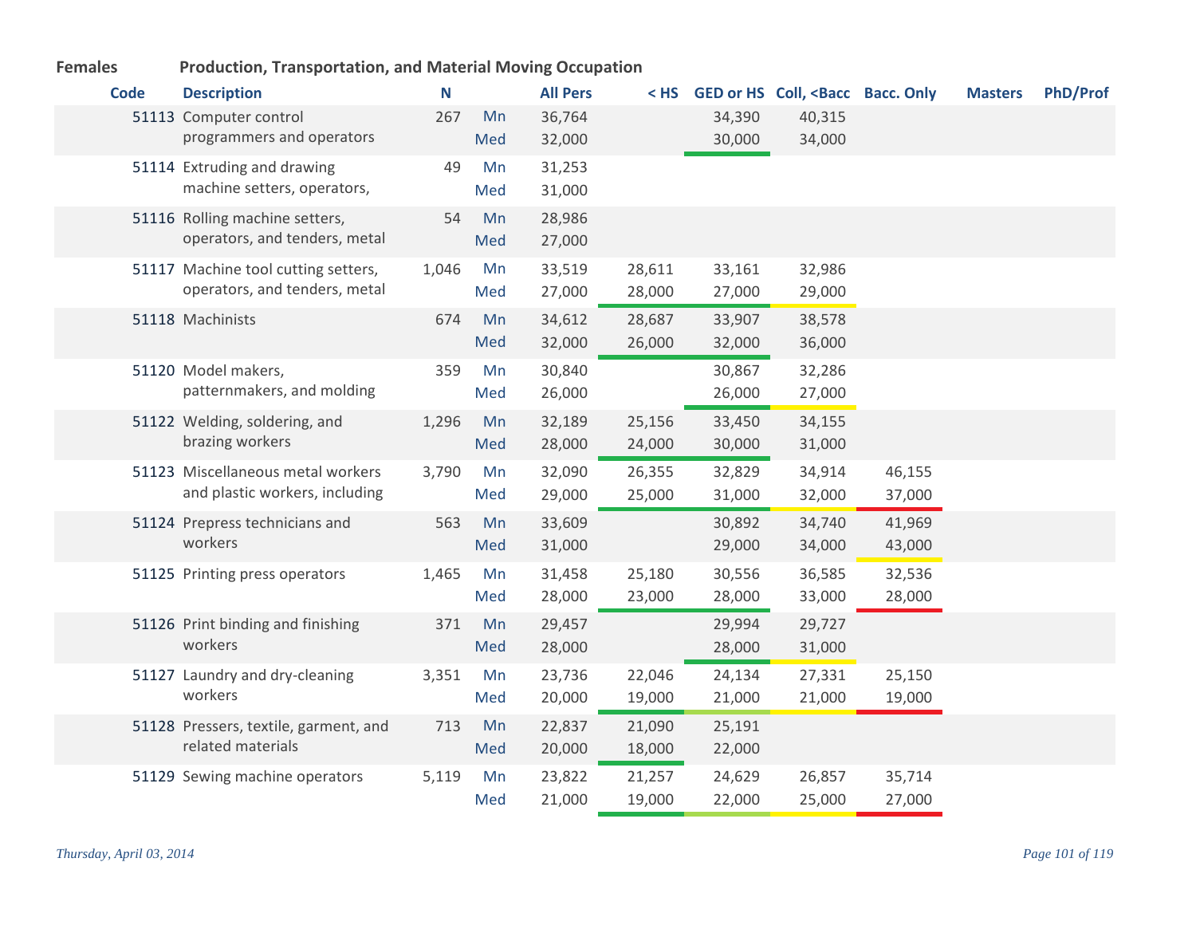**Females** **Production, Transportation, and Material Moving Occupation**

| Code | Description | N | | All Pers | < HS | GED or HS | Coll, <Bacc | Bacc. Only | Masters | PhD/Prof |
|---|---|---|---|---|---|---|---|---|---|---|
| 51113 | Computer control programmers and operators | 267 | Mn | 36,764 | | 34,390 | 40,315 | | | |
| | | | Med | 32,000 | | 30,000 | 34,000 | | | |
| 51114 | Extruding and drawing machine setters, operators, | 49 | Mn | 31,253 | | | | | | |
| | | | Med | 31,000 | | | | | | |
| 51116 | Rolling machine setters, operators, and tenders, metal | 54 | Mn | 28,986 | | | | | | |
| | | | Med | 27,000 | | | | | | |
| 51117 | Machine tool cutting setters, operators, and tenders, metal | 1,046 | Mn | 33,519 | 28,611 | 33,161 | 32,986 | | | |
| | | | Med | 27,000 | 28,000 | 27,000 | 29,000 | | | |
| 51118 | Machinists | 674 | Mn | 34,612 | 28,687 | 33,907 | 38,578 | | | |
| | | | Med | 32,000 | 26,000 | 32,000 | 36,000 | | | |
| 51120 | Model makers, patternmakers, and molding | 359 | Mn | 30,840 | | 30,867 | 32,286 | | | |
| | | | Med | 26,000 | | 26,000 | 27,000 | | | |
| 51122 | Welding, soldering, and brazing workers | 1,296 | Mn | 32,189 | 25,156 | 33,450 | 34,155 | | | |
| | | | Med | 28,000 | 24,000 | 30,000 | 31,000 | | | |
| 51123 | Miscellaneous metal workers and plastic workers, including | 3,790 | Mn | 32,090 | 26,355 | 32,829 | 34,914 | 46,155 | | |
| | | | Med | 29,000 | 25,000 | 31,000 | 32,000 | 37,000 | | |
| 51124 | Prepress technicians and workers | 563 | Mn | 33,609 | | 30,892 | 34,740 | 41,969 | | |
| | | | Med | 31,000 | | 29,000 | 34,000 | 43,000 | | |
| 51125 | Printing press operators | 1,465 | Mn | 31,458 | 25,180 | 30,556 | 36,585 | 32,536 | | |
| | | | Med | 28,000 | 23,000 | 28,000 | 33,000 | 28,000 | | |
| 51126 | Print binding and finishing workers | 371 | Mn | 29,457 | | 29,994 | 29,727 | | | |
| | | | Med | 28,000 | | 28,000 | 31,000 | | | |
| 51127 | Laundry and dry-cleaning workers | 3,351 | Mn | 23,736 | 22,046 | 24,134 | 27,331 | 25,150 | | |
| | | | Med | 20,000 | 19,000 | 21,000 | 21,000 | 19,000 | | |
| 51128 | Pressers, textile, garment, and related materials | 713 | Mn | 22,837 | 21,090 | 25,191 | | | | |
| | | | Med | 20,000 | 18,000 | 22,000 | | | | |
| 51129 | Sewing machine operators | 5,119 | Mn | 23,822 | 21,257 | 24,629 | 26,857 | 35,714 | | |
| | | | Med | 21,000 | 19,000 | 22,000 | 25,000 | 27,000 | | |

*Thursday, April 03, 2014*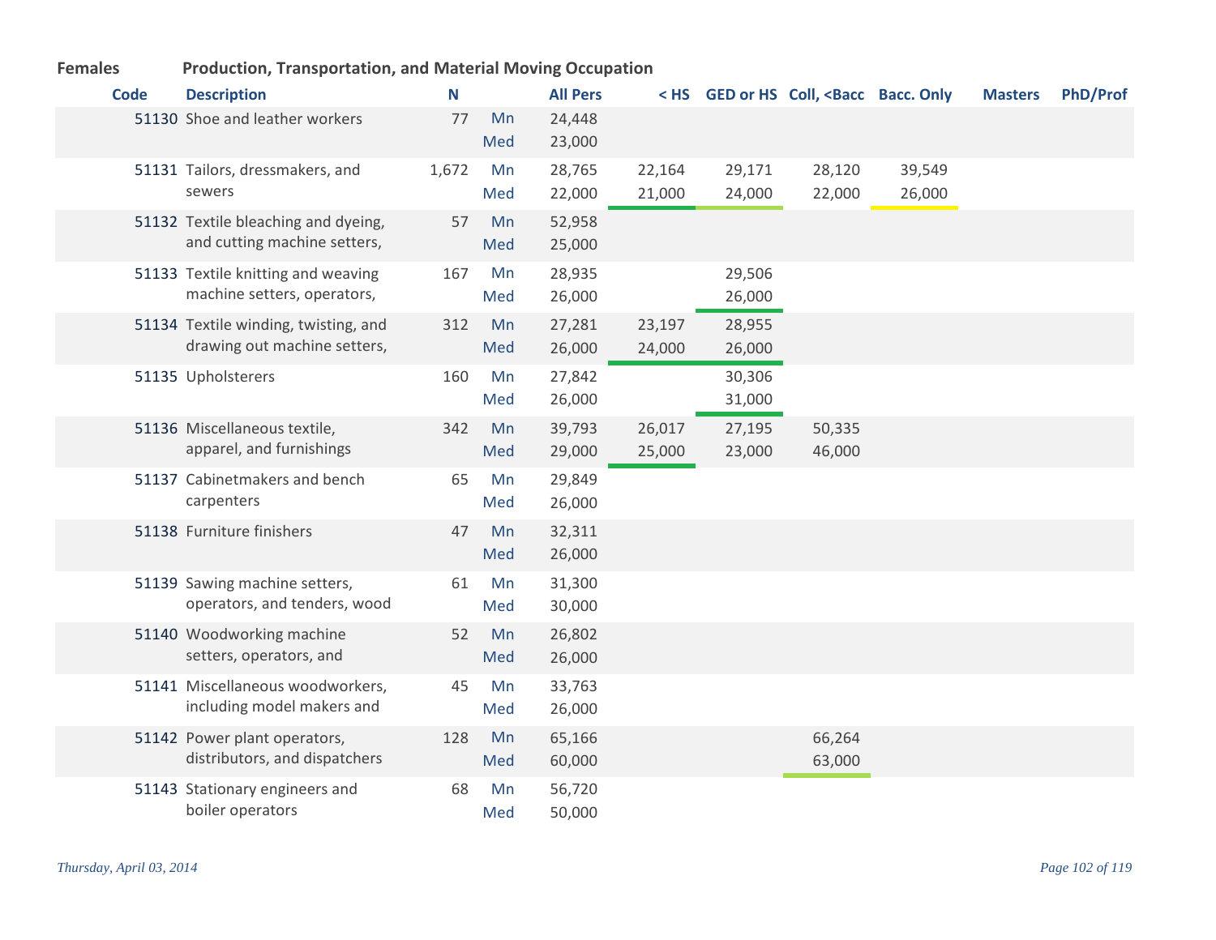**Females** **Production, Transportation, and Material Moving Occupation**

| Code | Description | N | | All Pers | < HS | GED or HS | Coll, <Bacc | Bacc. Only | Masters | PhD/Prof |
|---|---|---|---|---|---|---|---|---|---|---|
| 51130 | Shoe and leather workers | 77 | Mn | 24,448 | | | | | | |
| | | | Med | 23,000 | | | | | | |
| 51131 | Tailors, dressmakers, and sewers | 1,672 | Mn | 28,765 | 22,164 | 29,171 | 28,120 | 39,549 | | |
| | | | Med | 22,000 | 21,000 | 24,000 | 22,000 | 26,000 | | |
| 51132 | Textile bleaching and dyeing, and cutting machine setters, | 57 | Mn | 52,958 | | | | | | |
| | | | Med | 25,000 | | | | | | |
| 51133 | Textile knitting and weaving machine setters, operators, | 167 | Mn | 28,935 | | 29,506 | | | | |
| | | | Med | 26,000 | | 26,000 | | | | |
| 51134 | Textile winding, twisting, and drawing out machine setters, | 312 | Mn | 27,281 | 23,197 | 28,955 | | | | |
| | | | Med | 26,000 | 24,000 | 26,000 | | | | |
| 51135 | Upholsterers | 160 | Mn | 27,842 | | 30,306 | | | | |
| | | | Med | 26,000 | | 31,000 | | | | |
| 51136 | Miscellaneous textile, apparel, and furnishings | 342 | Mn | 39,793 | 26,017 | 27,195 | 50,335 | | | |
| | | | Med | 29,000 | 25,000 | 23,000 | 46,000 | | | |
| 51137 | Cabinetmakers and bench carpenters | 65 | Mn | 29,849 | | | | | | |
| | | | Med | 26,000 | | | | | | |
| 51138 | Furniture finishers | 47 | Mn | 32,311 | | | | | | |
| | | | Med | 26,000 | | | | | | |
| 51139 | Sawing machine setters, operators, and tenders, wood | 61 | Mn | 31,300 | | | | | | |
| | | | Med | 30,000 | | | | | | |
| 51140 | Woodworking machine setters, operators, and | 52 | Mn | 26,802 | | | | | | |
| | | | Med | 26,000 | | | | | | |
| 51141 | Miscellaneous woodworkers, including model makers and | 45 | Mn | 33,763 | | | | | | |
| | | | Med | 26,000 | | | | | | |
| 51142 | Power plant operators, distributors, and dispatchers | 128 | Mn | 65,166 | | | 66,264 | | | |
| | | | Med | 60,000 | | | 63,000 | | | |
| 51143 | Stationary engineers and boiler operators | 68 | Mn | 56,720 | | | | | | |
| | | | Med | 50,000 | | | | | | |

*Thursday, April 03, 2014*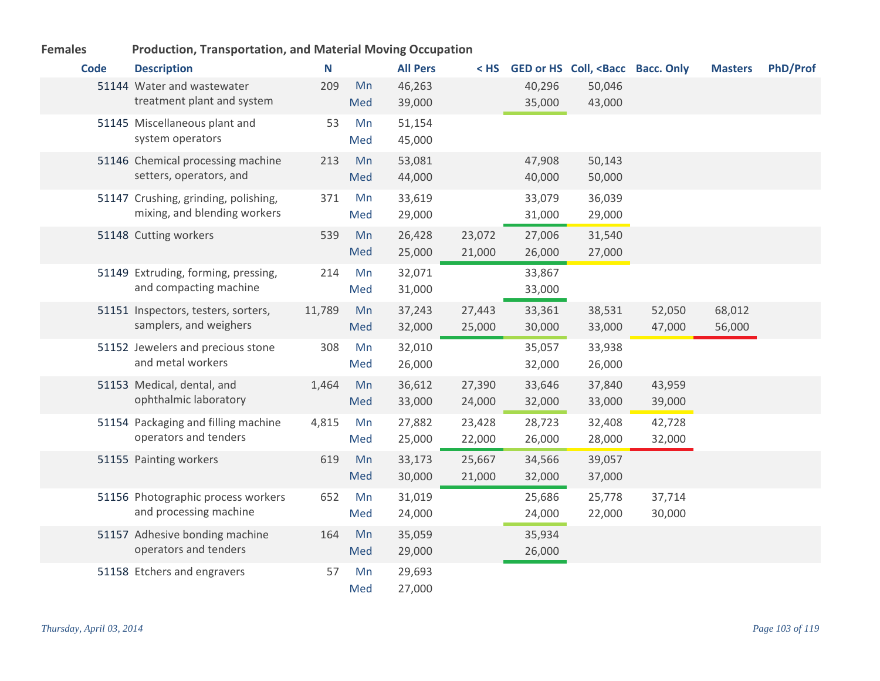**Females** **Production, Transportation, and Material Moving Occupation**

| Code | Description | N | | All Pers | < HS | GED or HS | Coll, <Bacc | Bacc. Only | Masters | PhD/Prof |
|---|---|---|---|---|---|---|---|---|---|---|
| 51144 | Water and wastewater treatment plant and system | 209 | Mn | 46,263 | | 40,296 | 50,046 | | | |
| | | | Med | 39,000 | | 35,000 | 43,000 | | | |
| 51145 | Miscellaneous plant and system operators | 53 | Mn | 51,154 | | | | | | |
| | | | Med | 45,000 | | | | | | |
| 51146 | Chemical processing machine setters, operators, and | 213 | Mn | 53,081 | | 47,908 | 50,143 | | | |
| | | | Med | 44,000 | | 40,000 | 50,000 | | | |
| 51147 | Crushing, grinding, polishing, mixing, and blending workers | 371 | Mn | 33,619 | | 33,079 | 36,039 | | | |
| | | | Med | 29,000 | | 31,000 | 29,000 | | | |
| 51148 | Cutting workers | 539 | Mn | 26,428 | 23,072 | 27,006 | 31,540 | | | |
| | | | Med | 25,000 | 21,000 | 26,000 | 27,000 | | | |
| 51149 | Extruding, forming, pressing, and compacting machine | 214 | Mn | 32,071 | | 33,867 | | | | |
| | | | Med | 31,000 | | 33,000 | | | | |
| 51151 | Inspectors, testers, sorters, samplers, and weighers | 11,789 | Mn | 37,243 | 27,443 | 33,361 | 38,531 | 52,050 | 68,012 | |
| | | | Med | 32,000 | 25,000 | 30,000 | 33,000 | 47,000 | 56,000 | |
| 51152 | Jewelers and precious stone and metal workers | 308 | Mn | 32,010 | | 35,057 | 33,938 | | | |
| | | | Med | 26,000 | | 32,000 | 26,000 | | | |
| 51153 | Medical, dental, and ophthalmic laboratory | 1,464 | Mn | 36,612 | 27,390 | 33,646 | 37,840 | 43,959 | | |
| | | | Med | 33,000 | 24,000 | 32,000 | 33,000 | 39,000 | | |
| 51154 | Packaging and filling machine operators and tenders | 4,815 | Mn | 27,882 | 23,428 | 28,723 | 32,408 | 42,728 | | |
| | | | Med | 25,000 | 22,000 | 26,000 | 28,000 | 32,000 | | |
| 51155 | Painting workers | 619 | Mn | 33,173 | 25,667 | 34,566 | 39,057 | | | |
| | | | Med | 30,000 | 21,000 | 32,000 | 37,000 | | | |
| 51156 | Photographic process workers and processing machine | 652 | Mn | 31,019 | | 25,686 | 25,778 | 37,714 | | |
| | | | Med | 24,000 | | 24,000 | 22,000 | 30,000 | | |
| 51157 | Adhesive bonding machine operators and tenders | 164 | Mn | 35,059 | | 35,934 | | | | |
| | | | Med | 29,000 | | 26,000 | | | | |
| 51158 | Etchers and engravers | 57 | Mn | 29,693 | | | | | | |
| | | | Med | 27,000 | | | | | | |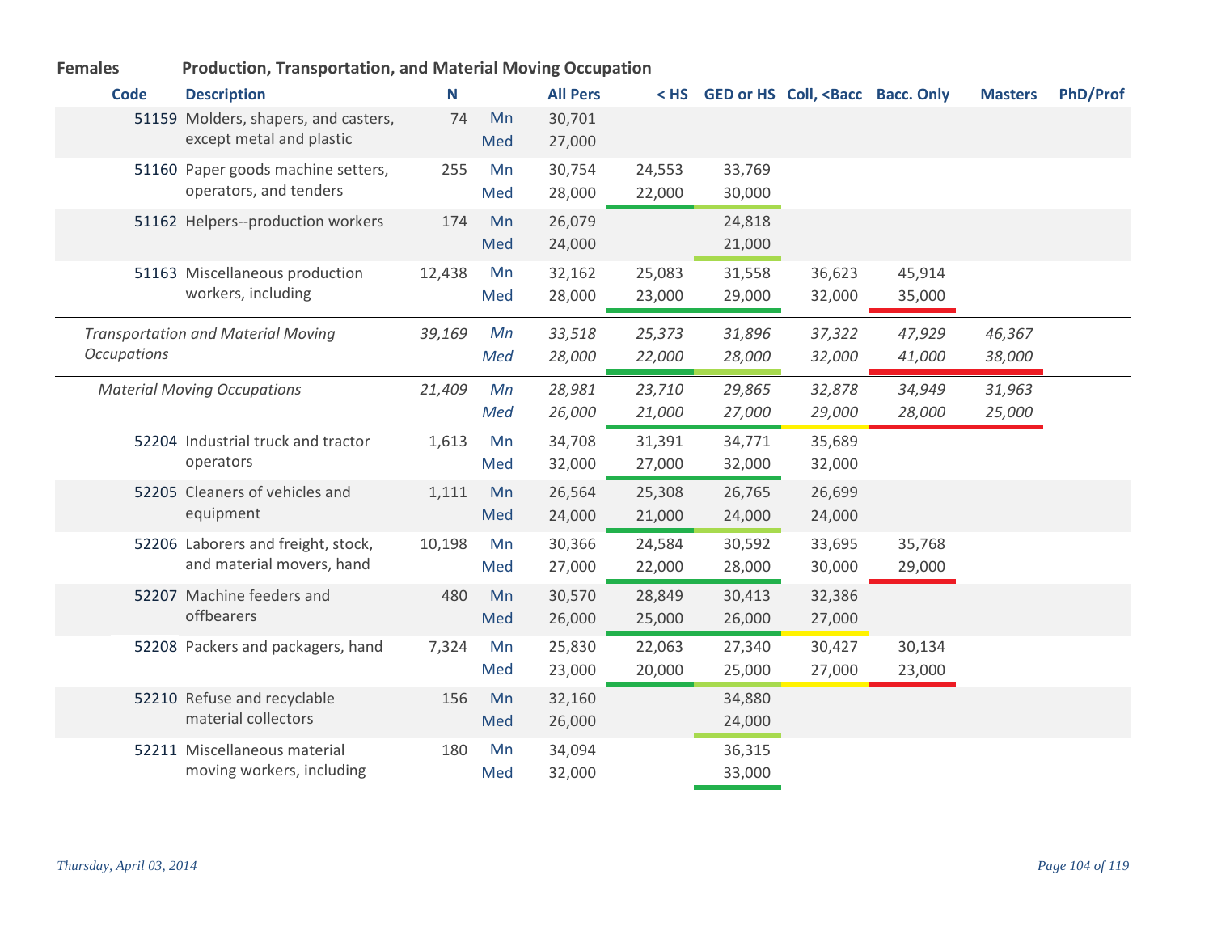**Females** **Production, Transportation, and Material Moving Occupation**

| Code | Description | N | | All Pers | < HS | GED or HS | Coll, <Bacc | Bacc. Only | Masters | PhD/Prof |
|---|---|---|---|---|---|---|---|---|---|---|
| 51159 | Molders, shapers, and casters, except metal and plastic | 74 | Mn | 30,701 | | | | | | |
| | | | Med | 27,000 | | | | | | |
| 51160 | Paper goods machine setters, operators, and tenders | 255 | Mn | 30,754 | 24,553 | 33,769 | | | | |
| | | | Med | 28,000 | 22,000 | 30,000 | | | | |
| 51162 | Helpers--production workers | 174 | Mn | 26,079 | | 24,818 | | | | |
| | | | Med | 24,000 | | 21,000 | | | | |
| 51163 | Miscellaneous production workers, including | 12,438 | Mn | 32,162 | 25,083 | 31,558 | 36,623 | 45,914 | | |
| | | | Med | 28,000 | 23,000 | 29,000 | 32,000 | 35,000 | | |
| | *Transportation and Material Moving Occupations* | *39,169* | *Mn* | *33,518* | *25,373* | *31,896* | *37,322* | *47,929* | *46,367* | |
| | | | *Med* | *28,000* | *22,000* | *28,000* | *32,000* | *41,000* | *38,000* | |
| | *Material Moving Occupations* | *21,409* | *Mn* | *28,981* | *23,710* | *29,865* | *32,878* | *34,949* | *31,963* | |
| | | | *Med* | *26,000* | *21,000* | *27,000* | *29,000* | *28,000* | *25,000* | |
| 52204 | Industrial truck and tractor operators | 1,613 | Mn | 34,708 | 31,391 | 34,771 | 35,689 | | | |
| | | | Med | 32,000 | 27,000 | 32,000 | 32,000 | | | |
| 52205 | Cleaners of vehicles and equipment | 1,111 | Mn | 26,564 | 25,308 | 26,765 | 26,699 | | | |
| | | | Med | 24,000 | 21,000 | 24,000 | 24,000 | | | |
| 52206 | Laborers and freight, stock, and material movers, hand | 10,198 | Mn | 30,366 | 24,584 | 30,592 | 33,695 | 35,768 | | |
| | | | Med | 27,000 | 22,000 | 28,000 | 30,000 | 29,000 | | |
| 52207 | Machine feeders and offbearers | 480 | Mn | 30,570 | 28,849 | 30,413 | 32,386 | | | |
| | | | Med | 26,000 | 25,000 | 26,000 | 27,000 | | | |
| 52208 | Packers and packagers, hand | 7,324 | Mn | 25,830 | 22,063 | 27,340 | 30,427 | 30,134 | | |
| | | | Med | 23,000 | 20,000 | 25,000 | 27,000 | 23,000 | | |
| 52210 | Refuse and recyclable material collectors | 156 | Mn | 32,160 | | 34,880 | | | | |
| | | | Med | 26,000 | | 24,000 | | | | |
| 52211 | Miscellaneous material moving workers, including | 180 | Mn | 34,094 | | 36,315 | | | | |
| | | | Med | 32,000 | | 33,000 | | | | |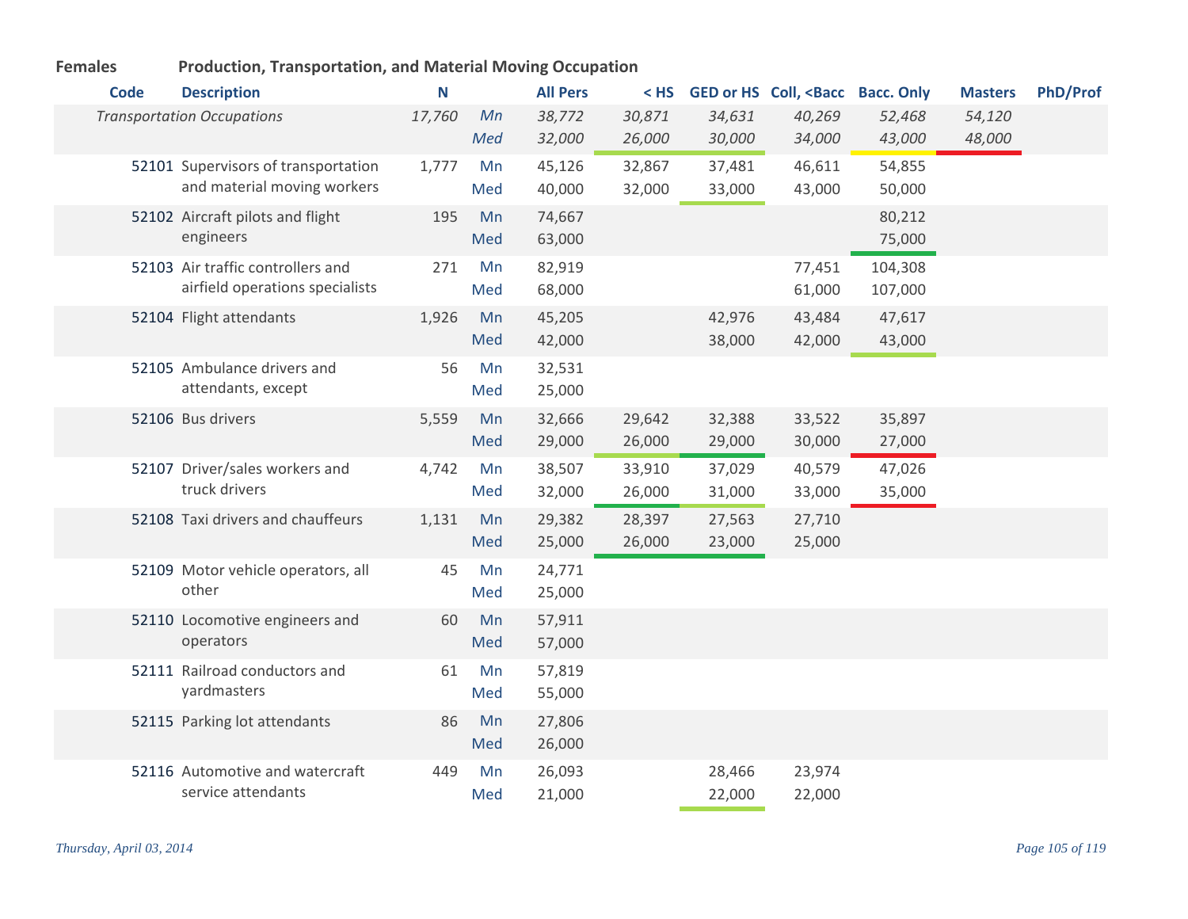**Females** **Production, Transportation, and Material Moving Occupation**

| Code | Description | N | | All Pers | < HS | GED or HS | Coll, <Bacc | Bacc. Only | Masters | PhD/Prof |
|---|---|---|---|---|---|---|---|---|---|---|
| | *Transportation Occupations* | *17,760* | *Mn* | *38,772* | *30,871* | *34,631* | *40,269* | *52,468* | *54,120* | |
| | | | *Med* | *32,000* | *26,000* | *30,000* | *34,000* | *43,000* | *48,000* | |
| 52101 | Supervisors of transportation and material moving workers | 1,777 | Mn | 45,126 | 32,867 | 37,481 | 46,611 | 54,855 | | |
| | | | Med | 40,000 | 32,000 | 33,000 | 43,000 | 50,000 | | |
| 52102 | Aircraft pilots and flight engineers | 195 | Mn | 74,667 | | | | 80,212 | | |
| | | | Med | 63,000 | | | | 75,000 | | |
| 52103 | Air traffic controllers and airfield operations specialists | 271 | Mn | 82,919 | | | 77,451 | 104,308 | | |
| | | | Med | 68,000 | | | 61,000 | 107,000 | | |
| 52104 | Flight attendants | 1,926 | Mn | 45,205 | | 42,976 | 43,484 | 47,617 | | |
| | | | Med | 42,000 | | 38,000 | 42,000 | 43,000 | | |
| 52105 | Ambulance drivers and attendants, except | 56 | Mn | 32,531 | | | | | | |
| | | | Med | 25,000 | | | | | | |
| 52106 | Bus drivers | 5,559 | Mn | 32,666 | 29,642 | 32,388 | 33,522 | 35,897 | | |
| | | | Med | 29,000 | 26,000 | 29,000 | 30,000 | 27,000 | | |
| 52107 | Driver/sales workers and truck drivers | 4,742 | Mn | 38,507 | 33,910 | 37,029 | 40,579 | 47,026 | | |
| | | | Med | 32,000 | 26,000 | 31,000 | 33,000 | 35,000 | | |
| 52108 | Taxi drivers and chauffeurs | 1,131 | Mn | 29,382 | 28,397 | 27,563 | 27,710 | | | |
| | | | Med | 25,000 | 26,000 | 23,000 | 25,000 | | | |
| 52109 | Motor vehicle operators, all other | 45 | Mn | 24,771 | | | | | | |
| | | | Med | 25,000 | | | | | | |
| 52110 | Locomotive engineers and operators | 60 | Mn | 57,911 | | | | | | |
| | | | Med | 57,000 | | | | | | |
| 52111 | Railroad conductors and yardmasters | 61 | Mn | 57,819 | | | | | | |
| | | | Med | 55,000 | | | | | | |
| 52115 | Parking lot attendants | 86 | Mn | 27,806 | | | | | | |
| | | | Med | 26,000 | | | | | | |
| 52116 | Automotive and watercraft service attendants | 449 | Mn | 26,093 | | 28,466 | 23,974 | | | |
| | | | Med | 21,000 | | 22,000 | 22,000 | | | |

*Thursday, April 03, 2014*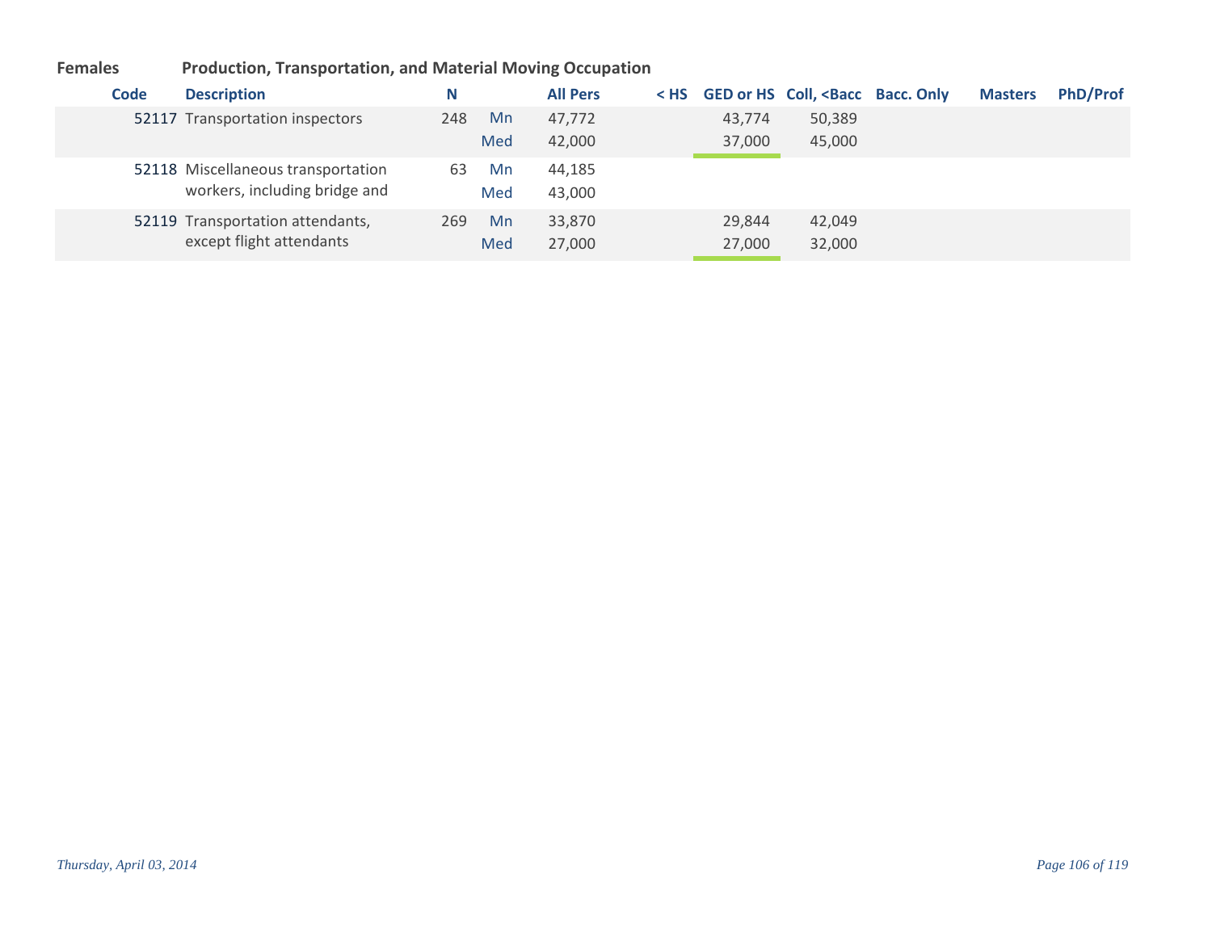**Females** **Production, Transportation, and Material Moving Occupation**

| Code | Description | N | | All Pers | < HS | GED or HS | Coll, <Bacc | Bacc. Only | Masters | PhD/Prof |
|---|---|---|---|---|---|---|---|---|---|---|
| 52117 | Transportation inspectors | 248 | Mn | 47,772 | | 43,774 | 50,389 | | | |
| | | | Med | 42,000 | | 37,000 | 45,000 | | | |
| 52118 | Miscellaneous transportation workers, including bridge and | 63 | Mn | 44,185 | | | | | | |
| | | | Med | 43,000 | | | | | | |
| 52119 | Transportation attendants, except flight attendants | 269 | Mn | 33,870 | | 29,844 | 42,049 | | | |
| | | | Med | 27,000 | | 27,000 | 32,000 | | | |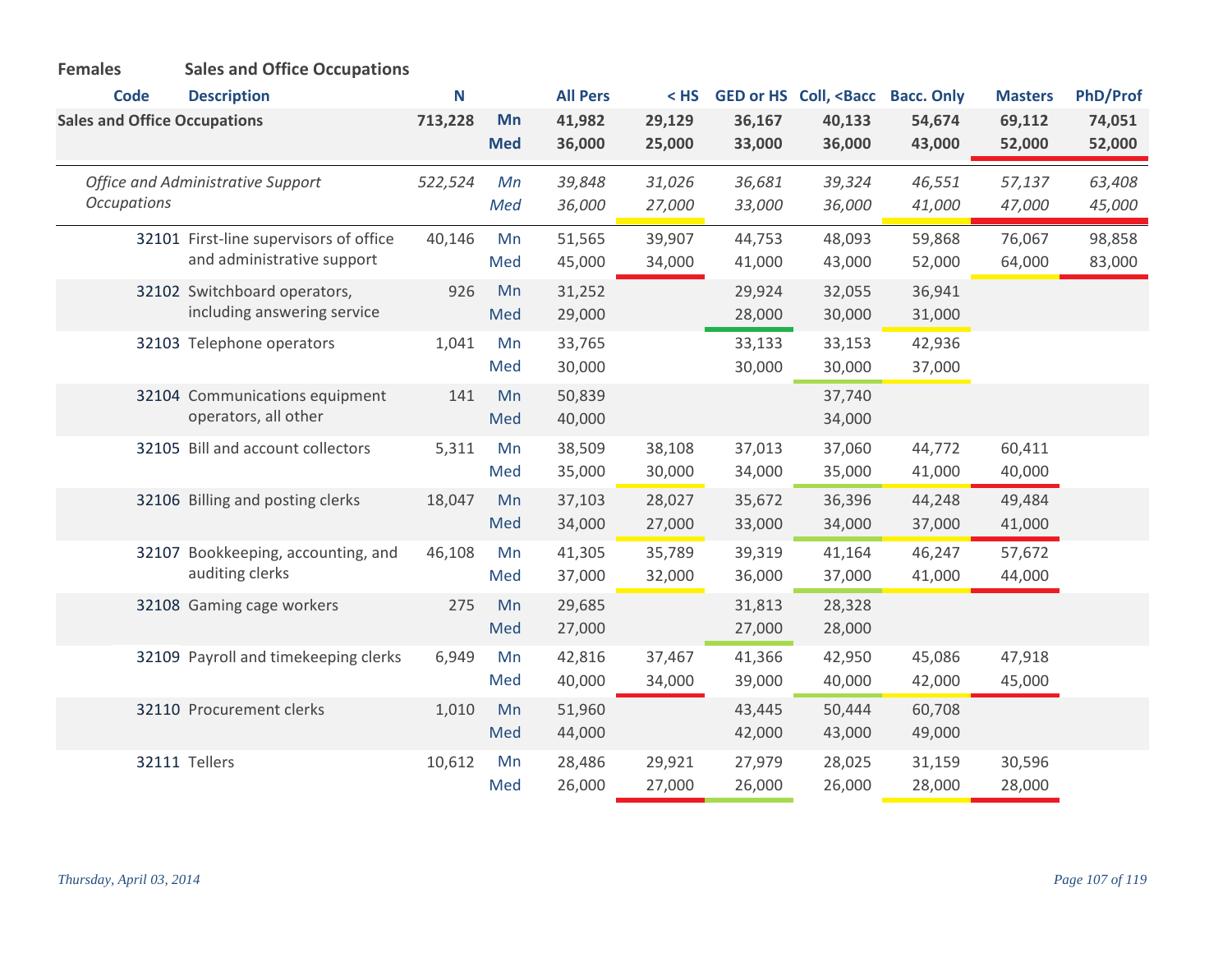**Females** **Sales and Office Occupations**

| Code | Description | N | | All Pers | < HS | GED or HS | Coll, <Bacc | Bacc. Only | Masters | PhD/Prof |
|---|---|---|---|---|---|---|---|---|---|---|
| **Sales and Office Occupations** | | **713,228** | **Mn** | **41,982** | **29,129** | **36,167** | **40,133** | **54,674** | **69,112** | **74,051** |
| | | | **Med** | **36,000** | **25,000** | **33,000** | **36,000** | **43,000** | **52,000** | **52,000** |
| *Office and Administrative Support Occupations* | | *522,524* | *Mn* | *39,848* | *31,026* | *36,681* | *39,324* | *46,551* | *57,137* | *63,408* |
| | | | *Med* | *36,000* | *27,000* | *33,000* | *36,000* | *41,000* | *47,000* | *45,000* |
| 32101 | First-line supervisors of office and administrative support | 40,146 | Mn | 51,565 | 39,907 | 44,753 | 48,093 | 59,868 | 76,067 | 98,858 |
| | | | Med | 45,000 | 34,000 | 41,000 | 43,000 | 52,000 | 64,000 | 83,000 |
| 32102 | Switchboard operators, including answering service | 926 | Mn | 31,252 | | 29,924 | 32,055 | 36,941 | | |
| | | | Med | 29,000 | | 28,000 | 30,000 | 31,000 | | |
| 32103 | Telephone operators | 1,041 | Mn | 33,765 | | 33,133 | 33,153 | 42,936 | | |
| | | | Med | 30,000 | | 30,000 | 30,000 | 37,000 | | |
| 32104 | Communications equipment operators, all other | 141 | Mn | 50,839 | | | 37,740 | | | |
| | | | Med | 40,000 | | | 34,000 | | | |
| 32105 | Bill and account collectors | 5,311 | Mn | 38,509 | 38,108 | 37,013 | 37,060 | 44,772 | 60,411 | |
| | | | Med | 35,000 | 30,000 | 34,000 | 35,000 | 41,000 | 40,000 | |
| 32106 | Billing and posting clerks | 18,047 | Mn | 37,103 | 28,027 | 35,672 | 36,396 | 44,248 | 49,484 | |
| | | | Med | 34,000 | 27,000 | 33,000 | 34,000 | 37,000 | 41,000 | |
| 32107 | Bookkeeping, accounting, and auditing clerks | 46,108 | Mn | 41,305 | 35,789 | 39,319 | 41,164 | 46,247 | 57,672 | |
| | | | Med | 37,000 | 32,000 | 36,000 | 37,000 | 41,000 | 44,000 | |
| 32108 | Gaming cage workers | 275 | Mn | 29,685 | | 31,813 | 28,328 | | | |
| | | | Med | 27,000 | | 27,000 | 28,000 | | | |
| 32109 | Payroll and timekeeping clerks | 6,949 | Mn | 42,816 | 37,467 | 41,366 | 42,950 | 45,086 | 47,918 | |
| | | | Med | 40,000 | 34,000 | 39,000 | 40,000 | 42,000 | 45,000 | |
| 32110 | Procurement clerks | 1,010 | Mn | 51,960 | | 43,445 | 50,444 | 60,708 | | |
| | | | Med | 44,000 | | 42,000 | 43,000 | 49,000 | | |
| 32111 | Tellers | 10,612 | Mn | 28,486 | 29,921 | 27,979 | 28,025 | 31,159 | 30,596 | |
| | | | Med | 26,000 | 27,000 | 26,000 | 26,000 | 28,000 | 28,000 | |

*Thursday, April 03, 2014*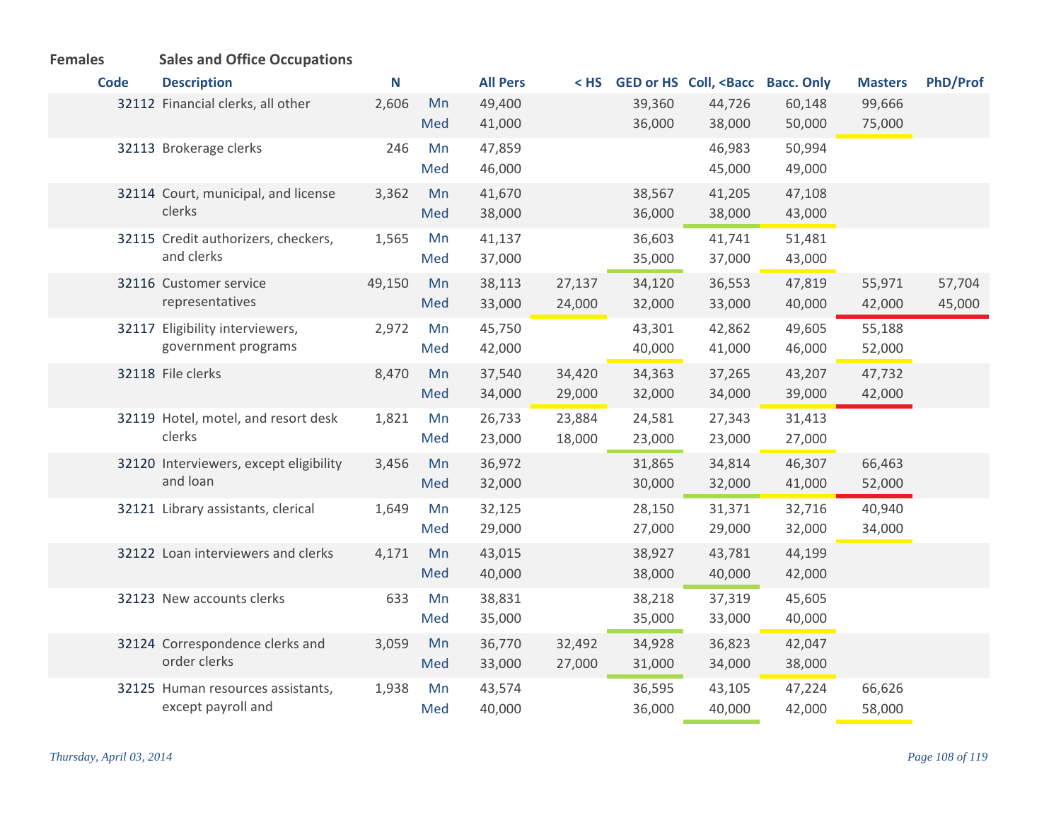**Females** **Sales and Office Occupations**

| Code | Description | N | | All Pers | < HS | GED or HS | Coll, <Bacc | Bacc. Only | Masters | PhD/Prof |
|---|---|---|---|---|---|---|---|---|---|---|
| 32112 | Financial clerks, all other | 2,606 | Mn | 49,400 | | 39,360 | 44,726 | 60,148 | 99,666 | |
| | | | Med | 41,000 | | 36,000 | 38,000 | 50,000 | 75,000 | |
| 32113 | Brokerage clerks | 246 | Mn | 47,859 | | | 46,983 | 50,994 | | |
| | | | Med | 46,000 | | | 45,000 | 49,000 | | |
| 32114 | Court, municipal, and license clerks | 3,362 | Mn | 41,670 | | 38,567 | 41,205 | 47,108 | | |
| | | | Med | 38,000 | | 36,000 | 38,000 | 43,000 | | |
| 32115 | Credit authorizers, checkers, and clerks | 1,565 | Mn | 41,137 | | 36,603 | 41,741 | 51,481 | | |
| | | | Med | 37,000 | | 35,000 | 37,000 | 43,000 | | |
| 32116 | Customer service representatives | 49,150 | Mn | 38,113 | 27,137 | 34,120 | 36,553 | 47,819 | 55,971 | 57,704 |
| | | | Med | 33,000 | 24,000 | 32,000 | 33,000 | 40,000 | 42,000 | 45,000 |
| 32117 | Eligibility interviewers, government programs | 2,972 | Mn | 45,750 | | 43,301 | 42,862 | 49,605 | 55,188 | |
| | | | Med | 42,000 | | 40,000 | 41,000 | 46,000 | 52,000 | |
| 32118 | File clerks | 8,470 | Mn | 37,540 | 34,420 | 34,363 | 37,265 | 43,207 | 47,732 | |
| | | | Med | 34,000 | 29,000 | 32,000 | 34,000 | 39,000 | 42,000 | |
| 32119 | Hotel, motel, and resort desk clerks | 1,821 | Mn | 26,733 | 23,884 | 24,581 | 27,343 | 31,413 | | |
| | | | Med | 23,000 | 18,000 | 23,000 | 23,000 | 27,000 | | |
| 32120 | Interviewers, except eligibility and loan | 3,456 | Mn | 36,972 | | 31,865 | 34,814 | 46,307 | 66,463 | |
| | | | Med | 32,000 | | 30,000 | 32,000 | 41,000 | 52,000 | |
| 32121 | Library assistants, clerical | 1,649 | Mn | 32,125 | | 28,150 | 31,371 | 32,716 | 40,940 | |
| | | | Med | 29,000 | | 27,000 | 29,000 | 32,000 | 34,000 | |
| 32122 | Loan interviewers and clerks | 4,171 | Mn | 43,015 | | 38,927 | 43,781 | 44,199 | | |
| | | | Med | 40,000 | | 38,000 | 40,000 | 42,000 | | |
| 32123 | New accounts clerks | 633 | Mn | 38,831 | | 38,218 | 37,319 | 45,605 | | |
| | | | Med | 35,000 | | 35,000 | 33,000 | 40,000 | | |
| 32124 | Correspondence clerks and order clerks | 3,059 | Mn | 36,770 | 32,492 | 34,928 | 36,823 | 42,047 | | |
| | | | Med | 33,000 | 27,000 | 31,000 | 34,000 | 38,000 | | |
| 32125 | Human resources assistants, except payroll and | 1,938 | Mn | 43,574 | | 36,595 | 43,105 | 47,224 | 66,626 | |
| | | | Med | 40,000 | | 36,000 | 40,000 | 42,000 | 58,000 | |

*Thursday, April 03, 2014*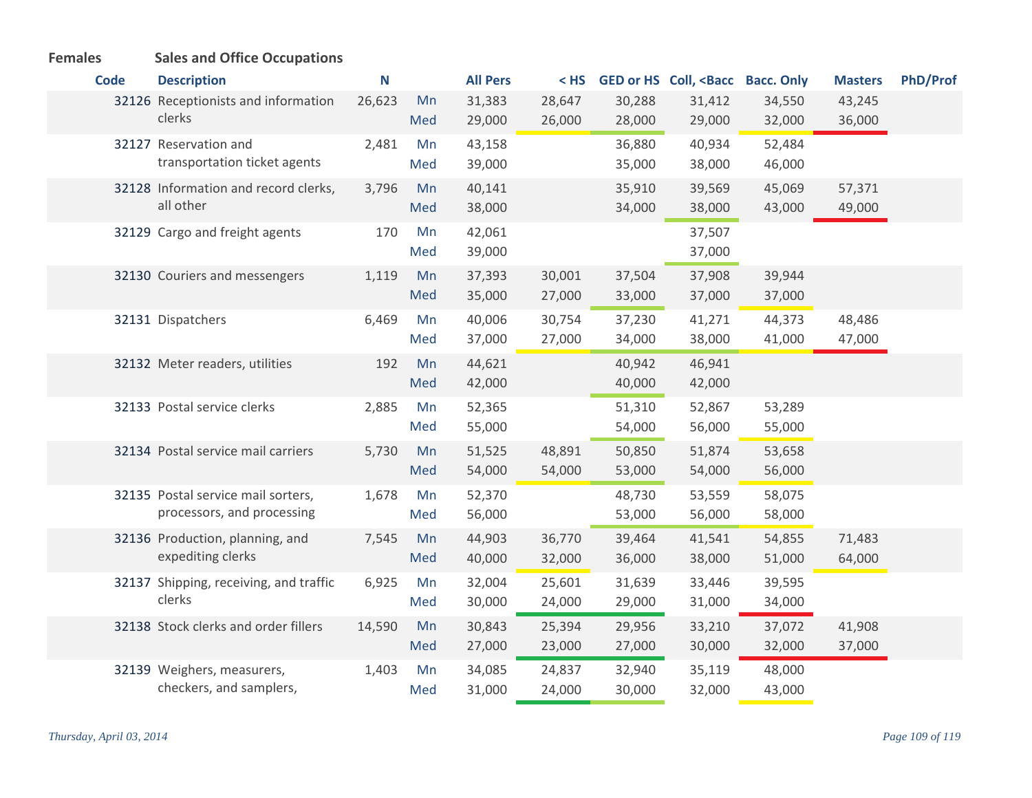**Females** **Sales and Office Occupations**

| Code | Description | N | | All Pers | < HS | GED or HS | Coll, <Bacc | Bacc. Only | Masters | PhD/Prof |
|---|---|---|---|---|---|---|---|---|---|---|
| 32126 | Receptionists and information clerks | 26,623 | Mn | 31,383 | 28,647 | 30,288 | 31,412 | 34,550 | 43,245 | |
| | | | Med | 29,000 | 26,000 | 28,000 | 29,000 | 32,000 | 36,000 | |
| 32127 | Reservation and transportation ticket agents | 2,481 | Mn | 43,158 | | 36,880 | 40,934 | 52,484 | | |
| | | | Med | 39,000 | | 35,000 | 38,000 | 46,000 | | |
| 32128 | Information and record clerks, all other | 3,796 | Mn | 40,141 | | 35,910 | 39,569 | 45,069 | 57,371 | |
| | | | Med | 38,000 | | 34,000 | 38,000 | 43,000 | 49,000 | |
| 32129 | Cargo and freight agents | 170 | Mn | 42,061 | | | 37,507 | | | |
| | | | Med | 39,000 | | | 37,000 | | | |
| 32130 | Couriers and messengers | 1,119 | Mn | 37,393 | 30,001 | 37,504 | 37,908 | 39,944 | | |
| | | | Med | 35,000 | 27,000 | 33,000 | 37,000 | 37,000 | | |
| 32131 | Dispatchers | 6,469 | Mn | 40,006 | 30,754 | 37,230 | 41,271 | 44,373 | 48,486 | |
| | | | Med | 37,000 | 27,000 | 34,000 | 38,000 | 41,000 | 47,000 | |
| 32132 | Meter readers, utilities | 192 | Mn | 44,621 | | 40,942 | 46,941 | | | |
| | | | Med | 42,000 | | 40,000 | 42,000 | | | |
| 32133 | Postal service clerks | 2,885 | Mn | 52,365 | | 51,310 | 52,867 | 53,289 | | |
| | | | Med | 55,000 | | 54,000 | 56,000 | 55,000 | | |
| 32134 | Postal service mail carriers | 5,730 | Mn | 51,525 | 48,891 | 50,850 | 51,874 | 53,658 | | |
| | | | Med | 54,000 | 54,000 | 53,000 | 54,000 | 56,000 | | |
| 32135 | Postal service mail sorters, processors, and processing | 1,678 | Mn | 52,370 | | 48,730 | 53,559 | 58,075 | | |
| | | | Med | 56,000 | | 53,000 | 56,000 | 58,000 | | |
| 32136 | Production, planning, and expediting clerks | 7,545 | Mn | 44,903 | 36,770 | 39,464 | 41,541 | 54,855 | 71,483 | |
| | | | Med | 40,000 | 32,000 | 36,000 | 38,000 | 51,000 | 64,000 | |
| 32137 | Shipping, receiving, and traffic clerks | 6,925 | Mn | 32,004 | 25,601 | 31,639 | 33,446 | 39,595 | | |
| | | | Med | 30,000 | 24,000 | 29,000 | 31,000 | 34,000 | | |
| 32138 | Stock clerks and order fillers | 14,590 | Mn | 30,843 | 25,394 | 29,956 | 33,210 | 37,072 | 41,908 | |
| | | | Med | 27,000 | 23,000 | 27,000 | 30,000 | 32,000 | 37,000 | |
| 32139 | Weighers, measurers, checkers, and samplers, | 1,403 | Mn | 34,085 | 24,837 | 32,940 | 35,119 | 48,000 | | |
| | | | Med | 31,000 | 24,000 | 30,000 | 32,000 | 43,000 | | |

*Thursday, April 03, 2014*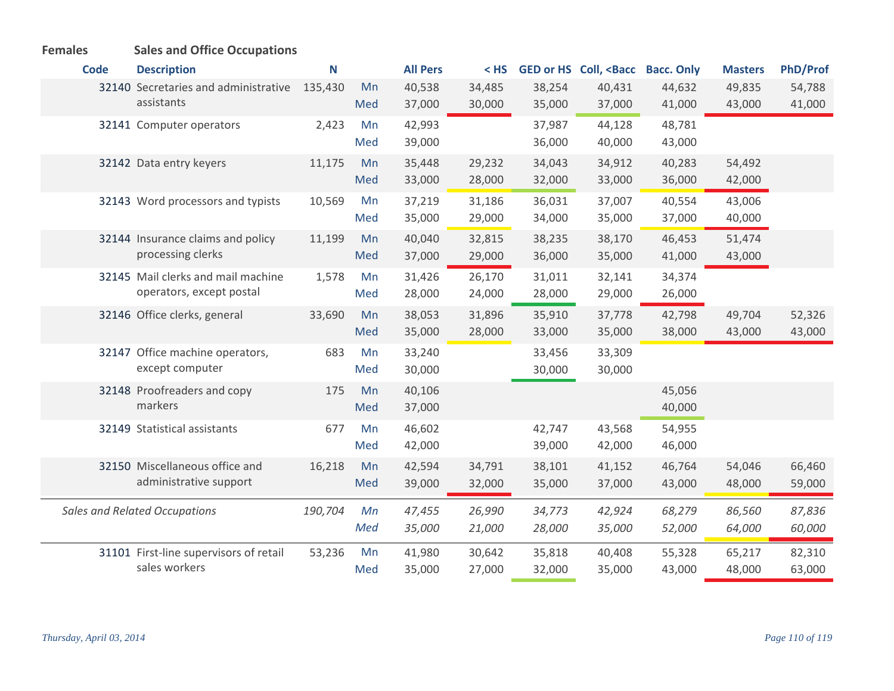**Females** **Sales and Office Occupations**

| Code | Description | N | | All Pers | < HS | GED or HS | Coll, <Bacc | Bacc. Only | Masters | PhD/Prof |
|---|---|---|---|---|---|---|---|---|---|---|
| 32140 | Secretaries and administrative assistants | 135,430 | Mn | 40,538 | 34,485 | 38,254 | 40,431 | 44,632 | 49,835 | 54,788 |
| | | | Med | 37,000 | 30,000 | 35,000 | 37,000 | 41,000 | 43,000 | 41,000 |
| 32141 | Computer operators | 2,423 | Mn | 42,993 | | 37,987 | 44,128 | 48,781 | | |
| | | | Med | 39,000 | | 36,000 | 40,000 | 43,000 | | |
| 32142 | Data entry keyers | 11,175 | Mn | 35,448 | 29,232 | 34,043 | 34,912 | 40,283 | 54,492 | |
| | | | Med | 33,000 | 28,000 | 32,000 | 33,000 | 36,000 | 42,000 | |
| 32143 | Word processors and typists | 10,569 | Mn | 37,219 | 31,186 | 36,031 | 37,007 | 40,554 | 43,006 | |
| | | | Med | 35,000 | 29,000 | 34,000 | 35,000 | 37,000 | 40,000 | |
| 32144 | Insurance claims and policy processing clerks | 11,199 | Mn | 40,040 | 32,815 | 38,235 | 38,170 | 46,453 | 51,474 | |
| | | | Med | 37,000 | 29,000 | 36,000 | 35,000 | 41,000 | 43,000 | |
| 32145 | Mail clerks and mail machine operators, except postal | 1,578 | Mn | 31,426 | 26,170 | 31,011 | 32,141 | 34,374 | | |
| | | | Med | 28,000 | 24,000 | 28,000 | 29,000 | 26,000 | | |
| 32146 | Office clerks, general | 33,690 | Mn | 38,053 | 31,896 | 35,910 | 37,778 | 42,798 | 49,704 | 52,326 |
| | | | Med | 35,000 | 28,000 | 33,000 | 35,000 | 38,000 | 43,000 | 43,000 |
| 32147 | Office machine operators, except computer | 683 | Mn | 33,240 | | 33,456 | 33,309 | | | |
| | | | Med | 30,000 | | 30,000 | 30,000 | | | |
| 32148 | Proofreaders and copy markers | 175 | Mn | 40,106 | | | | 45,056 | | |
| | | | Med | 37,000 | | | | 40,000 | | |
| 32149 | Statistical assistants | 677 | Mn | 46,602 | | 42,747 | 43,568 | 54,955 | | |
| | | | Med | 42,000 | | 39,000 | 42,000 | 46,000 | | |
| 32150 | Miscellaneous office and administrative support | 16,218 | Mn | 42,594 | 34,791 | 38,101 | 41,152 | 46,764 | 54,046 | 66,460 |
| | | | Med | 39,000 | 32,000 | 35,000 | 37,000 | 43,000 | 48,000 | 59,000 |
| | *Sales and Related Occupations* | *190,704* | *Mn* | *47,455* | *26,990* | *34,773* | *42,924* | *68,279* | *86,560* | *87,836* |
| | | | *Med* | *35,000* | *21,000* | *28,000* | *35,000* | *52,000* | *64,000* | *60,000* |
| 31101 | First-line supervisors of retail sales workers | 53,236 | Mn | 41,980 | 30,642 | 35,818 | 40,408 | 55,328 | 65,217 | 82,310 |
| | | | Med | 35,000 | 27,000 | 32,000 | 35,000 | 43,000 | 48,000 | 63,000 |

*Thursday, April 03, 2014*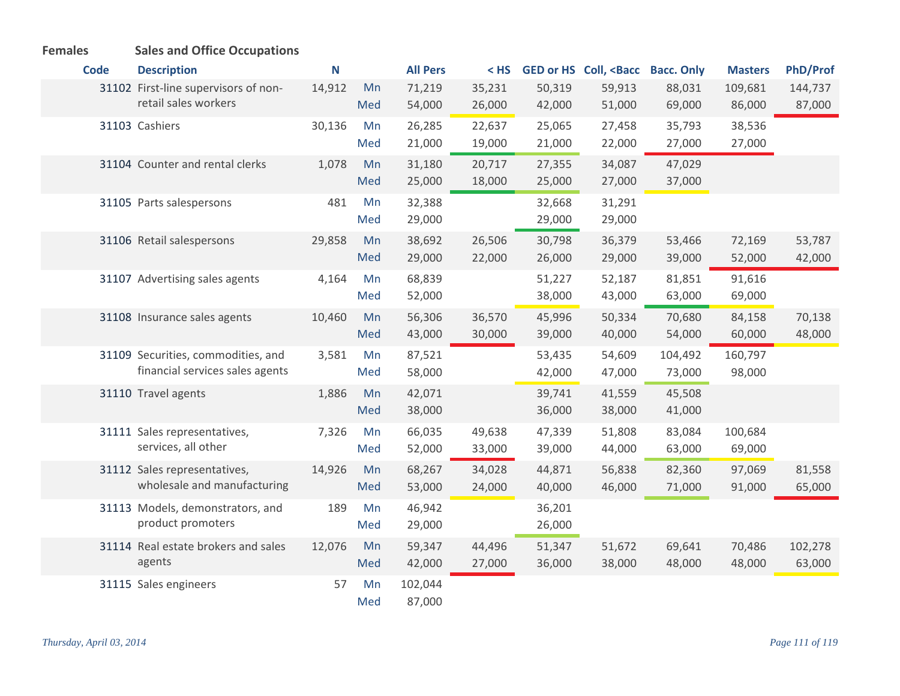**Females** **Sales and Office Occupations**

| Code | Description | N | | All Pers | < HS | GED or HS | Coll, <Bacc | Bacc. Only | Masters | PhD/Prof |
|---|---|---|---|---|---|---|---|---|---|---|
| 31102 | First-line supervisors of non-retail sales workers | 14,912 | Mn | 71,219 | 35,231 | 50,319 | 59,913 | 88,031 | 109,681 | 144,737 |
| | | | Med | 54,000 | 26,000 | 42,000 | 51,000 | 69,000 | 86,000 | 87,000 |
| 31103 | Cashiers | 30,136 | Mn | 26,285 | 22,637 | 25,065 | 27,458 | 35,793 | 38,536 | |
| | | | Med | 21,000 | 19,000 | 21,000 | 22,000 | 27,000 | 27,000 | |
| 31104 | Counter and rental clerks | 1,078 | Mn | 31,180 | 20,717 | 27,355 | 34,087 | 47,029 | | |
| | | | Med | 25,000 | 18,000 | 25,000 | 27,000 | 37,000 | | |
| 31105 | Parts salespersons | 481 | Mn | 32,388 | | 32,668 | 31,291 | | | |
| | | | Med | 29,000 | | 29,000 | 29,000 | | | |
| 31106 | Retail salespersons | 29,858 | Mn | 38,692 | 26,506 | 30,798 | 36,379 | 53,466 | 72,169 | 53,787 |
| | | | Med | 29,000 | 22,000 | 26,000 | 29,000 | 39,000 | 52,000 | 42,000 |
| 31107 | Advertising sales agents | 4,164 | Mn | 68,839 | | 51,227 | 52,187 | 81,851 | 91,616 | |
| | | | Med | 52,000 | | 38,000 | 43,000 | 63,000 | 69,000 | |
| 31108 | Insurance sales agents | 10,460 | Mn | 56,306 | 36,570 | 45,996 | 50,334 | 70,680 | 84,158 | 70,138 |
| | | | Med | 43,000 | 30,000 | 39,000 | 40,000 | 54,000 | 60,000 | 48,000 |
| 31109 | Securities, commodities, and financial services sales agents | 3,581 | Mn | 87,521 | | 53,435 | 54,609 | 104,492 | 160,797 | |
| | | | Med | 58,000 | | 42,000 | 47,000 | 73,000 | 98,000 | |
| 31110 | Travel agents | 1,886 | Mn | 42,071 | | 39,741 | 41,559 | 45,508 | | |
| | | | Med | 38,000 | | 36,000 | 38,000 | 41,000 | | |
| 31111 | Sales representatives, services, all other | 7,326 | Mn | 66,035 | 49,638 | 47,339 | 51,808 | 83,084 | 100,684 | |
| | | | Med | 52,000 | 33,000 | 39,000 | 44,000 | 63,000 | 69,000 | |
| 31112 | Sales representatives, wholesale and manufacturing | 14,926 | Mn | 68,267 | 34,028 | 44,871 | 56,838 | 82,360 | 97,069 | 81,558 |
| | | | Med | 53,000 | 24,000 | 40,000 | 46,000 | 71,000 | 91,000 | 65,000 |
| 31113 | Models, demonstrators, and product promoters | 189 | Mn | 46,942 | | 36,201 | | | | |
| | | | Med | 29,000 | | 26,000 | | | | |
| 31114 | Real estate brokers and sales agents | 12,076 | Mn | 59,347 | 44,496 | 51,347 | 51,672 | 69,641 | 70,486 | 102,278 |
| | | | Med | 42,000 | 27,000 | 36,000 | 38,000 | 48,000 | 48,000 | 63,000 |
| 31115 | Sales engineers | 57 | Mn | 102,044 | | | | | | |
| | | | Med | 87,000 | | | | | | |

*Thursday, April 03, 2014*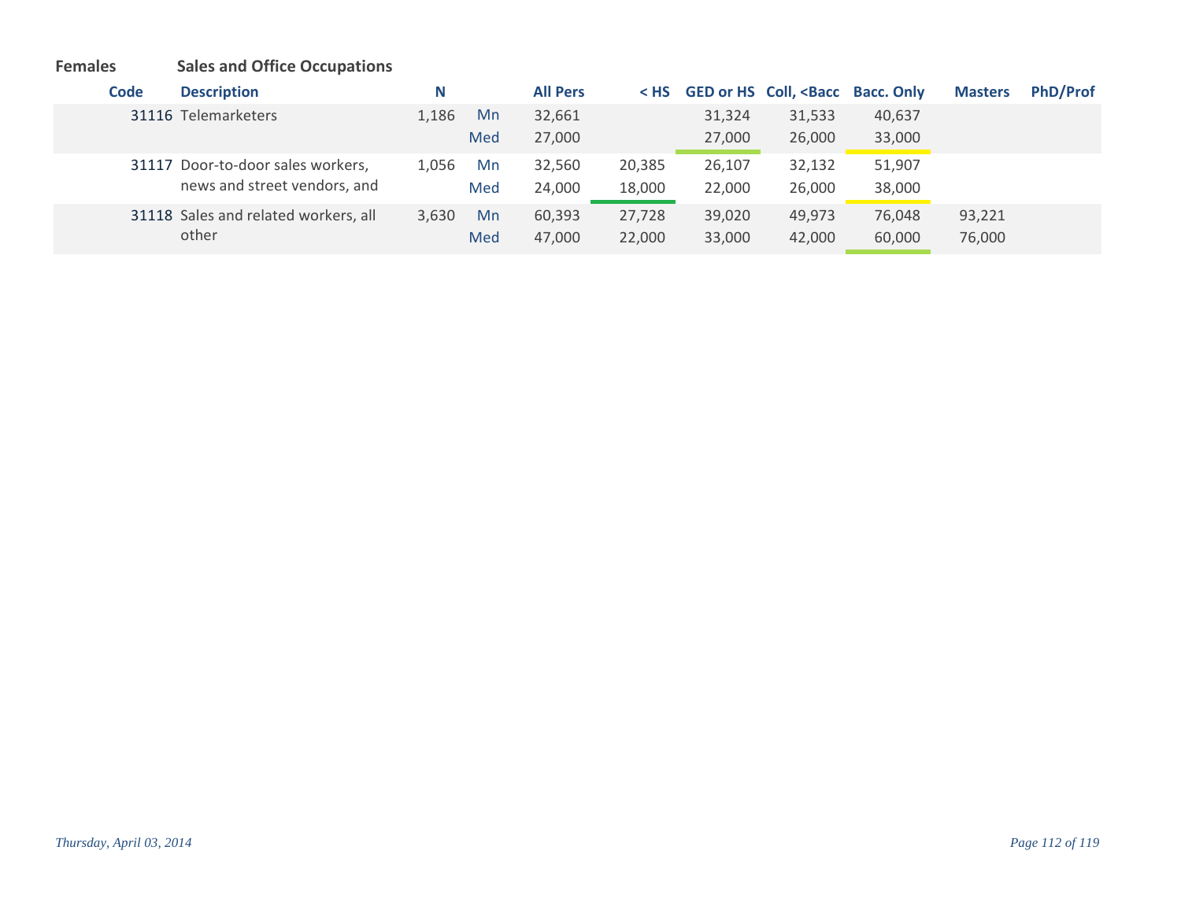**Females** **Sales and Office Occupations**

| Code | Description | N | | All Pers | < HS | GED or HS | Coll, <Bacc | Bacc. Only | Masters | PhD/Prof |
|---|---|---|---|---|---|---|---|---|---|---|
| 31116 | Telemarketers | 1,186 | Mn | 32,661 | | 31,324 | 31,533 | 40,637 | | |
| | | | Med | 27,000 | | 27,000 | 26,000 | 33,000 | | |
| 31117 | Door-to-door sales workers, news and street vendors, and | 1,056 | Mn | 32,560 | 20,385 | 26,107 | 32,132 | 51,907 | | |
| | | | Med | 24,000 | 18,000 | 22,000 | 26,000 | 38,000 | | |
| 31118 | Sales and related workers, all other | 3,630 | Mn | 60,393 | 27,728 | 39,020 | 49,973 | 76,048 | 93,221 | |
| | | | Med | 47,000 | 22,000 | 33,000 | 42,000 | 60,000 | 76,000 | |

*Thursday, April 03, 2014*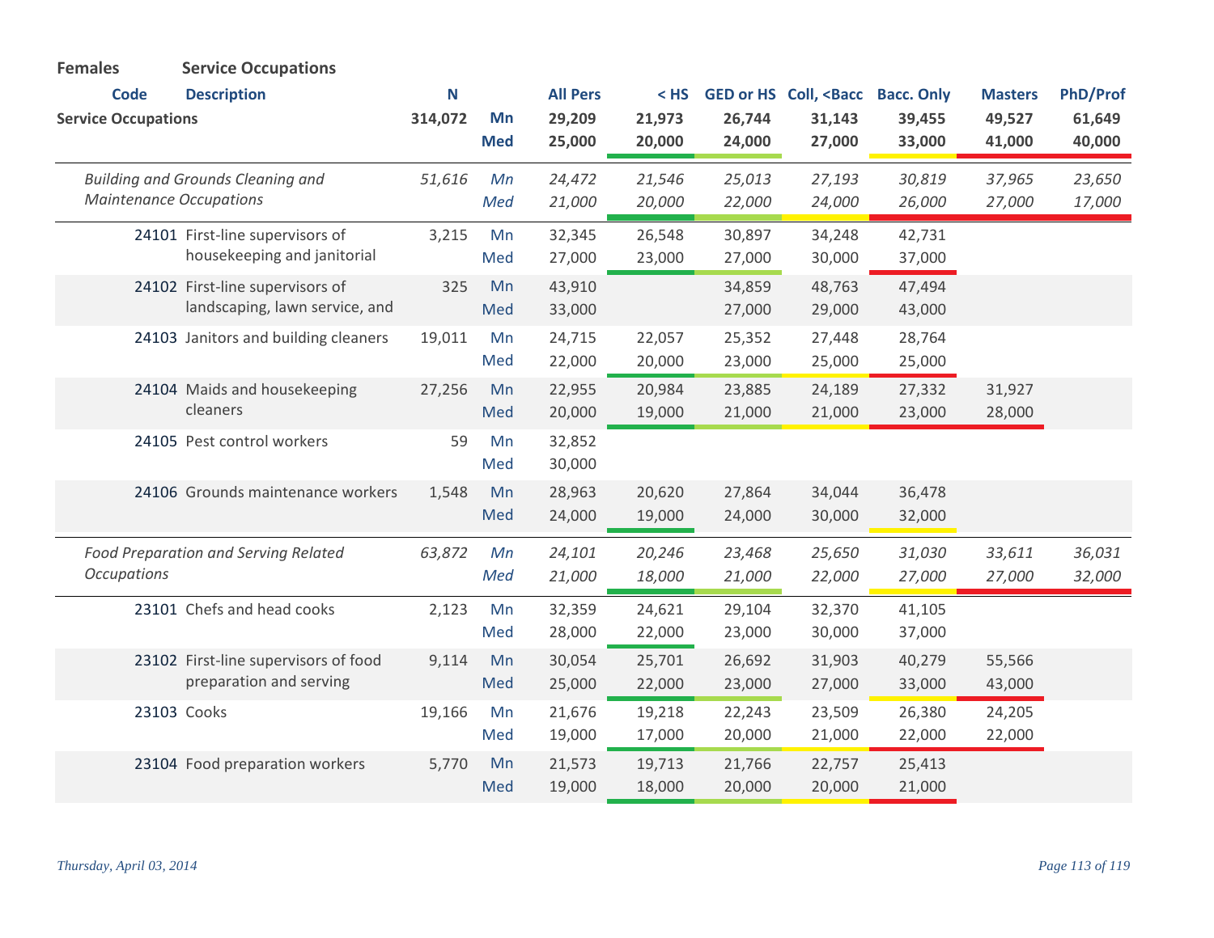**Females** **Service Occupations**

| Code | Description | N | | All Pers | < HS | GED or HS | Coll, <Bacc | Bacc. Only | Masters | PhD/Prof |
|---|---|---|---|---|---|---|---|---|---|---|
| **Service Occupations** | | **314,072** | **Mn** | **29,209** | **21,973** | **26,744** | **31,143** | **39,455** | **49,527** | **61,649** |
| | | | **Med** | **25,000** | **20,000** | **24,000** | **27,000** | **33,000** | **41,000** | **40,000** |
| | *Building and Grounds Cleaning and Maintenance Occupations* | *51,616* | *Mn* | *24,472* | *21,546* | *25,013* | *27,193* | *30,819* | *37,965* | *23,650* |
| | | | *Med* | *21,000* | *20,000* | *22,000* | *24,000* | *26,000* | *27,000* | *17,000* |
| 24101 | First-line supervisors of housekeeping and janitorial | 3,215 | Mn | 32,345 | 26,548 | 30,897 | 34,248 | 42,731 | | |
| | | | Med | 27,000 | 23,000 | 27,000 | 30,000 | 37,000 | | |
| 24102 | First-line supervisors of landscaping, lawn service, and | 325 | Mn | 43,910 | | 34,859 | 48,763 | 47,494 | | |
| | | | Med | 33,000 | | 27,000 | 29,000 | 43,000 | | |
| 24103 | Janitors and building cleaners | 19,011 | Mn | 24,715 | 22,057 | 25,352 | 27,448 | 28,764 | | |
| | | | Med | 22,000 | 20,000 | 23,000 | 25,000 | 25,000 | | |
| 24104 | Maids and housekeeping cleaners | 27,256 | Mn | 22,955 | 20,984 | 23,885 | 24,189 | 27,332 | 31,927 | |
| | | | Med | 20,000 | 19,000 | 21,000 | 21,000 | 23,000 | 28,000 | |
| 24105 | Pest control workers | 59 | Mn | 32,852 | | | | | | |
| | | | Med | 30,000 | | | | | | |
| 24106 | Grounds maintenance workers | 1,548 | Mn | 28,963 | 20,620 | 27,864 | 34,044 | 36,478 | | |
| | | | Med | 24,000 | 19,000 | 24,000 | 30,000 | 32,000 | | |
| | *Food Preparation and Serving Related Occupations* | *63,872* | *Mn* | *24,101* | *20,246* | *23,468* | *25,650* | *31,030* | *33,611* | *36,031* |
| | | | *Med* | *21,000* | *18,000* | *21,000* | *22,000* | *27,000* | *27,000* | *32,000* |
| 23101 | Chefs and head cooks | 2,123 | Mn | 32,359 | 24,621 | 29,104 | 32,370 | 41,105 | | |
| | | | Med | 28,000 | 22,000 | 23,000 | 30,000 | 37,000 | | |
| 23102 | First-line supervisors of food preparation and serving | 9,114 | Mn | 30,054 | 25,701 | 26,692 | 31,903 | 40,279 | 55,566 | |
| | | | Med | 25,000 | 22,000 | 23,000 | 27,000 | 33,000 | 43,000 | |
| 23103 | Cooks | 19,166 | Mn | 21,676 | 19,218 | 22,243 | 23,509 | 26,380 | 24,205 | |
| | | | Med | 19,000 | 17,000 | 20,000 | 21,000 | 22,000 | 22,000 | |
| 23104 | Food preparation workers | 5,770 | Mn | 21,573 | 19,713 | 21,766 | 22,757 | 25,413 | | |
| | | | Med | 19,000 | 18,000 | 20,000 | 20,000 | 21,000 | | |

*Thursday, April 03, 2014*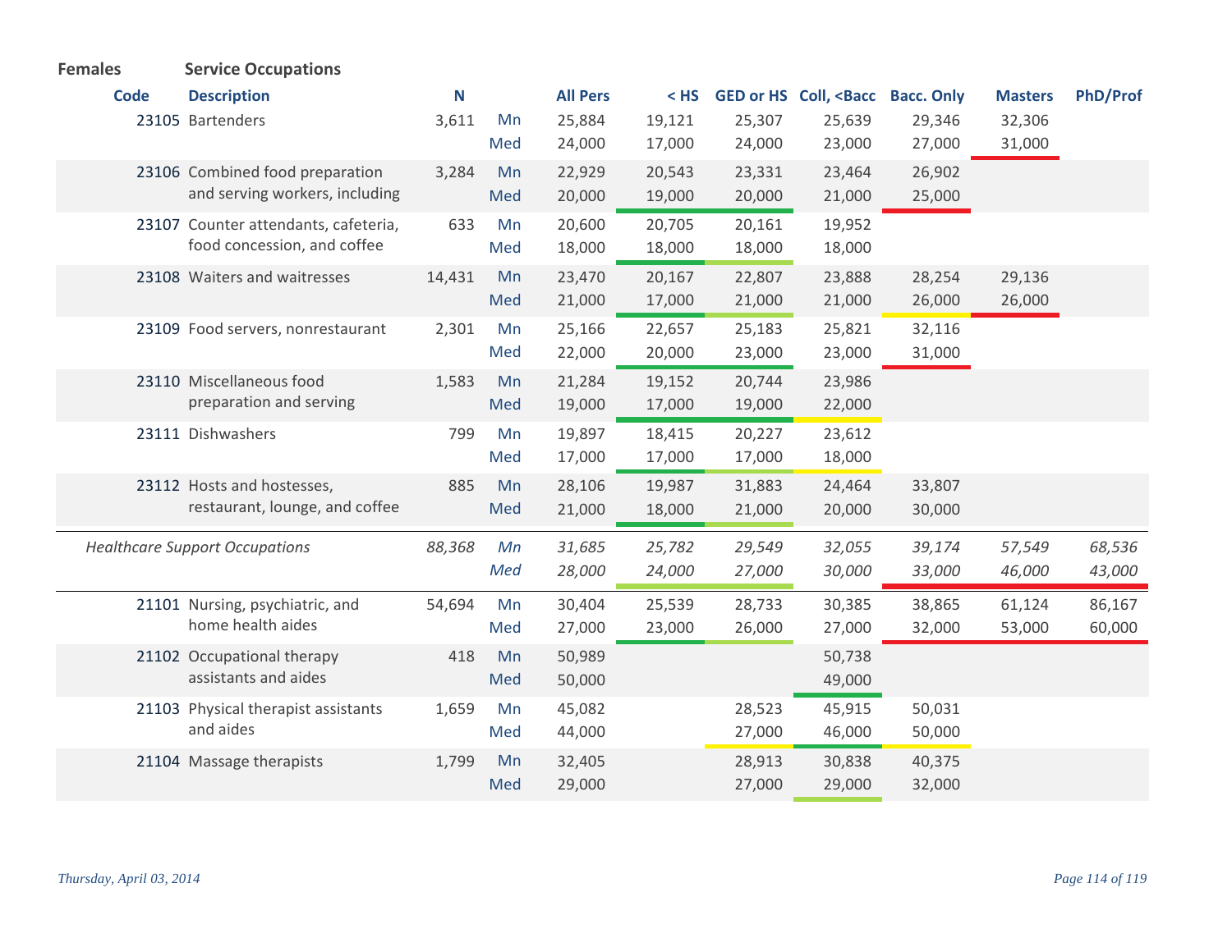**Females** **Service Occupations**

| Code | Description | N | | All Pers | < HS | GED or HS | Coll, <Bacc | Bacc. Only | Masters | PhD/Prof |
|---|---|---|---|---|---|---|---|---|---|---|
| 23105 | Bartenders | 3,611 | Mn | 25,884 | 19,121 | 25,307 | 25,639 | 29,346 | 32,306 | |
| | | | Med | 24,000 | 17,000 | 24,000 | 23,000 | 27,000 | 31,000 | |
| 23106 | Combined food preparation and serving workers, including | 3,284 | Mn | 22,929 | 20,543 | 23,331 | 23,464 | 26,902 | | |
| | | | Med | 20,000 | 19,000 | 20,000 | 21,000 | 25,000 | | |
| 23107 | Counter attendants, cafeteria, food concession, and coffee | 633 | Mn | 20,600 | 20,705 | 20,161 | 19,952 | | | |
| | | | Med | 18,000 | 18,000 | 18,000 | 18,000 | | | |
| 23108 | Waiters and waitresses | 14,431 | Mn | 23,470 | 20,167 | 22,807 | 23,888 | 28,254 | 29,136 | |
| | | | Med | 21,000 | 17,000 | 21,000 | 21,000 | 26,000 | 26,000 | |
| 23109 | Food servers, nonrestaurant | 2,301 | Mn | 25,166 | 22,657 | 25,183 | 25,821 | 32,116 | | |
| | | | Med | 22,000 | 20,000 | 23,000 | 23,000 | 31,000 | | |
| 23110 | Miscellaneous food preparation and serving | 1,583 | Mn | 21,284 | 19,152 | 20,744 | 23,986 | | | |
| | | | Med | 19,000 | 17,000 | 19,000 | 22,000 | | | |
| 23111 | Dishwashers | 799 | Mn | 19,897 | 18,415 | 20,227 | 23,612 | | | |
| | | | Med | 17,000 | 17,000 | 17,000 | 18,000 | | | |
| 23112 | Hosts and hostesses, restaurant, lounge, and coffee | 885 | Mn | 28,106 | 19,987 | 31,883 | 24,464 | 33,807 | | |
| | | | Med | 21,000 | 18,000 | 21,000 | 20,000 | 30,000 | | |
| | *Healthcare Support Occupations* | *88,368* | *Mn* | *31,685* | *25,782* | *29,549* | *32,055* | *39,174* | *57,549* | *68,536* |
| | | | *Med* | *28,000* | *24,000* | *27,000* | *30,000* | *33,000* | *46,000* | *43,000* |
| 21101 | Nursing, psychiatric, and home health aides | 54,694 | Mn | 30,404 | 25,539 | 28,733 | 30,385 | 38,865 | 61,124 | 86,167 |
| | | | Med | 27,000 | 23,000 | 26,000 | 27,000 | 32,000 | 53,000 | 60,000 |
| 21102 | Occupational therapy assistants and aides | 418 | Mn | 50,989 | | | 50,738 | | | |
| | | | Med | 50,000 | | | 49,000 | | | |
| 21103 | Physical therapist assistants and aides | 1,659 | Mn | 45,082 | | 28,523 | 45,915 | 50,031 | | |
| | | | Med | 44,000 | | 27,000 | 46,000 | 50,000 | | |
| 21104 | Massage therapists | 1,799 | Mn | 32,405 | | 28,913 | 30,838 | 40,375 | | |
| | | | Med | 29,000 | | 27,000 | 29,000 | 32,000 | | |

*Thursday, April 03, 2014*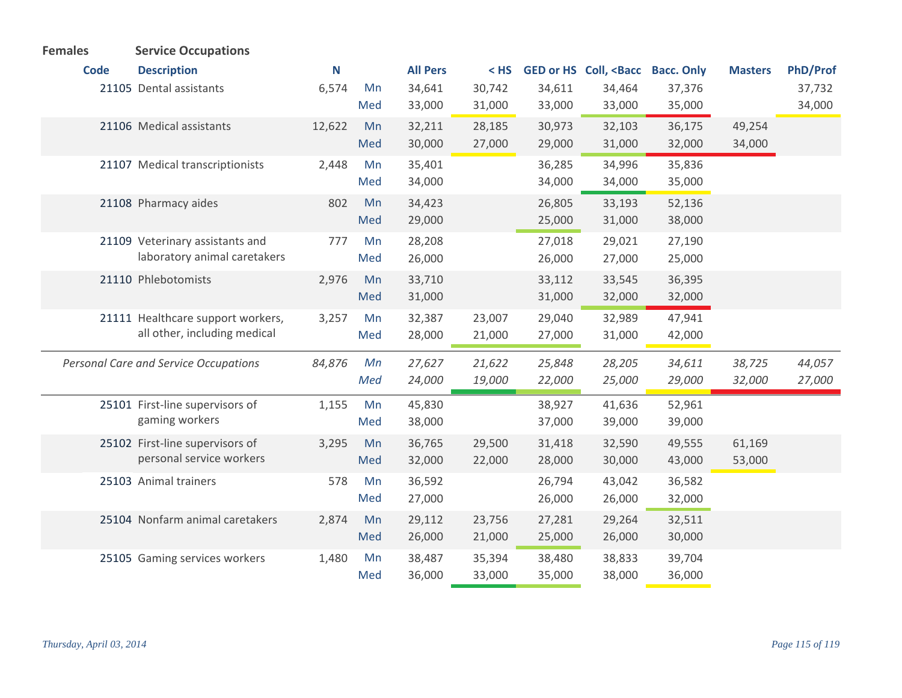**Females** **Service Occupations**

| Code | Description | N | | All Pers | < HS | GED or HS | Coll, <Bacc | Bacc. Only | Masters | PhD/Prof |
|---|---|---|---|---|---|---|---|---|---|---|
| 21105 | Dental assistants | 6,574 | Mn | 34,641 | 30,742 | 34,611 | 34,464 | 37,376 | | 37,732 |
| | | | Med | 33,000 | 31,000 | 33,000 | 33,000 | 35,000 | | 34,000 |
| 21106 | Medical assistants | 12,622 | Mn | 32,211 | 28,185 | 30,973 | 32,103 | 36,175 | 49,254 | |
| | | | Med | 30,000 | 27,000 | 29,000 | 31,000 | 32,000 | 34,000 | |
| 21107 | Medical transcriptionists | 2,448 | Mn | 35,401 | | 36,285 | 34,996 | 35,836 | | |
| | | | Med | 34,000 | | 34,000 | 34,000 | 35,000 | | |
| 21108 | Pharmacy aides | 802 | Mn | 34,423 | | 26,805 | 33,193 | 52,136 | | |
| | | | Med | 29,000 | | 25,000 | 31,000 | 38,000 | | |
| 21109 | Veterinary assistants and laboratory animal caretakers | 777 | Mn | 28,208 | | 27,018 | 29,021 | 27,190 | | |
| | | | Med | 26,000 | | 26,000 | 27,000 | 25,000 | | |
| 21110 | Phlebotomists | 2,976 | Mn | 33,710 | | 33,112 | 33,545 | 36,395 | | |
| | | | Med | 31,000 | | 31,000 | 32,000 | 32,000 | | |
| 21111 | Healthcare support workers, all other, including medical | 3,257 | Mn | 32,387 | 23,007 | 29,040 | 32,989 | 47,941 | | |
| | | | Med | 28,000 | 21,000 | 27,000 | 31,000 | 42,000 | | |
| | *Personal Care and Service Occupations* | *84,876* | *Mn* | *27,627* | *21,622* | *25,848* | *28,205* | *34,611* | *38,725* | *44,057* |
| | | | *Med* | *24,000* | *19,000* | *22,000* | *25,000* | *29,000* | *32,000* | *27,000* |
| 25101 | First-line supervisors of gaming workers | 1,155 | Mn | 45,830 | | 38,927 | 41,636 | 52,961 | | |
| | | | Med | 38,000 | | 37,000 | 39,000 | 39,000 | | |
| 25102 | First-line supervisors of personal service workers | 3,295 | Mn | 36,765 | 29,500 | 31,418 | 32,590 | 49,555 | 61,169 | |
| | | | Med | 32,000 | 22,000 | 28,000 | 30,000 | 43,000 | 53,000 | |
| 25103 | Animal trainers | 578 | Mn | 36,592 | | 26,794 | 43,042 | 36,582 | | |
| | | | Med | 27,000 | | 26,000 | 26,000 | 32,000 | | |
| 25104 | Nonfarm animal caretakers | 2,874 | Mn | 29,112 | 23,756 | 27,281 | 29,264 | 32,511 | | |
| | | | Med | 26,000 | 21,000 | 25,000 | 26,000 | 30,000 | | |
| 25105 | Gaming services workers | 1,480 | Mn | 38,487 | 35,394 | 38,480 | 38,833 | 39,704 | | |
| | | | Med | 36,000 | 33,000 | 35,000 | 38,000 | 36,000 | | |

*Thursday, April 03, 2014*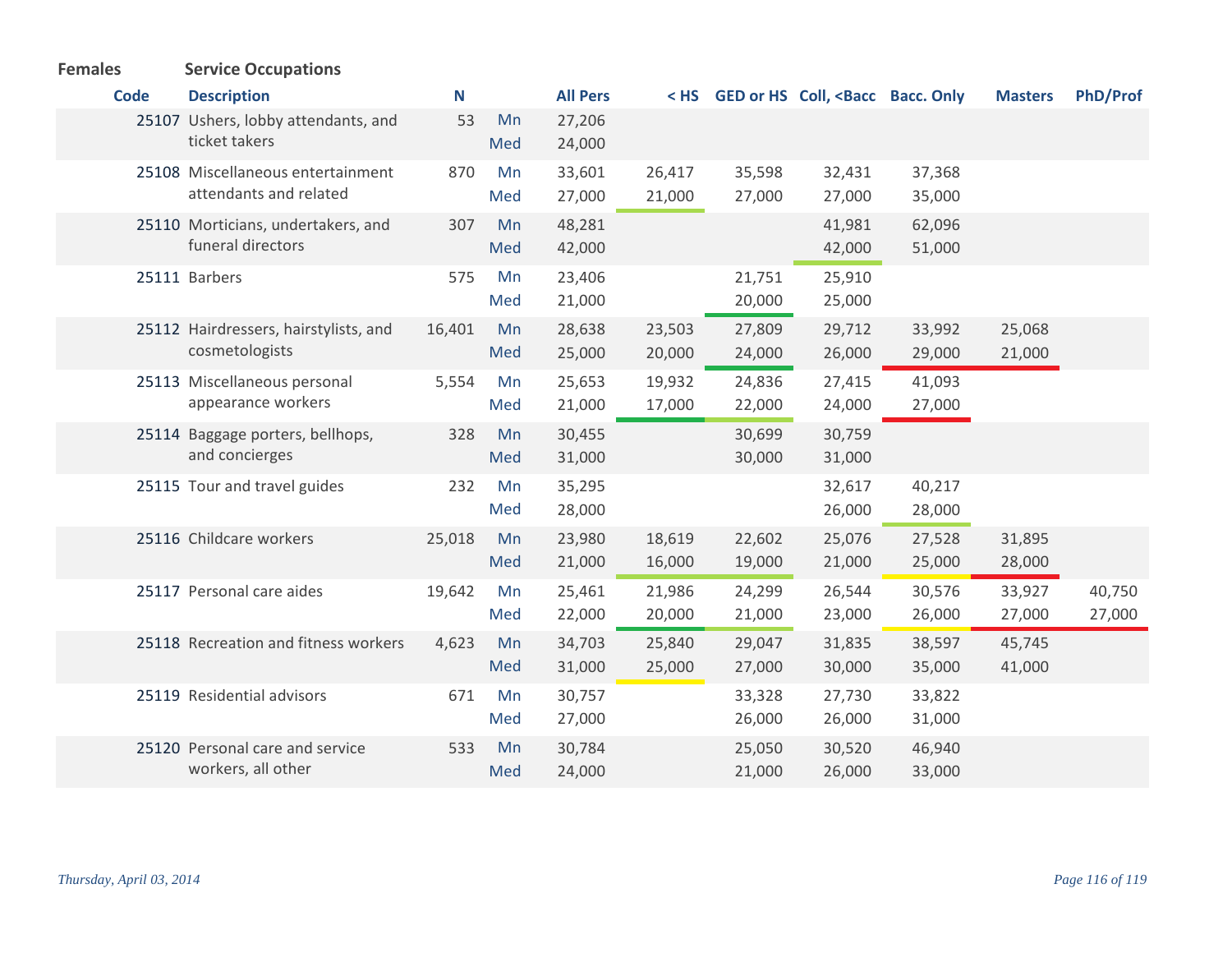**Females** **Service Occupations**

| Code | Description | N | | All Pers | < HS | GED or HS | Coll, <Bacc | Bacc. Only | Masters | PhD/Prof |
|---|---|---|---|---|---|---|---|---|---|---|
| 25107 | Ushers, lobby attendants, and ticket takers | 53 | Mn | 27,206 | | | | | | |
| | | | Med | 24,000 | | | | | | |
| 25108 | Miscellaneous entertainment attendants and related | 870 | Mn | 33,601 | 26,417 | 35,598 | 32,431 | 37,368 | | |
| | | | Med | 27,000 | 21,000 | 27,000 | 27,000 | 35,000 | | |
| 25110 | Morticians, undertakers, and funeral directors | 307 | Mn | 48,281 | | | 41,981 | 62,096 | | |
| | | | Med | 42,000 | | | 42,000 | 51,000 | | |
| 25111 | Barbers | 575 | Mn | 23,406 | | 21,751 | 25,910 | | | |
| | | | Med | 21,000 | | 20,000 | 25,000 | | | |
| 25112 | Hairdressers, hairstylists, and cosmetologists | 16,401 | Mn | 28,638 | 23,503 | 27,809 | 29,712 | 33,992 | 25,068 | |
| | | | Med | 25,000 | 20,000 | 24,000 | 26,000 | 29,000 | 21,000 | |
| 25113 | Miscellaneous personal appearance workers | 5,554 | Mn | 25,653 | 19,932 | 24,836 | 27,415 | 41,093 | | |
| | | | Med | 21,000 | 17,000 | 22,000 | 24,000 | 27,000 | | |
| 25114 | Baggage porters, bellhops, and concierges | 328 | Mn | 30,455 | | 30,699 | 30,759 | | | |
| | | | Med | 31,000 | | 30,000 | 31,000 | | | |
| 25115 | Tour and travel guides | 232 | Mn | 35,295 | | | 32,617 | 40,217 | | |
| | | | Med | 28,000 | | | 26,000 | 28,000 | | |
| 25116 | Childcare workers | 25,018 | Mn | 23,980 | 18,619 | 22,602 | 25,076 | 27,528 | 31,895 | |
| | | | Med | 21,000 | 16,000 | 19,000 | 21,000 | 25,000 | 28,000 | |
| 25117 | Personal care aides | 19,642 | Mn | 25,461 | 21,986 | 24,299 | 26,544 | 30,576 | 33,927 | 40,750 |
| | | | Med | 22,000 | 20,000 | 21,000 | 23,000 | 26,000 | 27,000 | 27,000 |
| 25118 | Recreation and fitness workers | 4,623 | Mn | 34,703 | 25,840 | 29,047 | 31,835 | 38,597 | 45,745 | |
| | | | Med | 31,000 | 25,000 | 27,000 | 30,000 | 35,000 | 41,000 | |
| 25119 | Residential advisors | 671 | Mn | 30,757 | | 33,328 | 27,730 | 33,822 | | |
| | | | Med | 27,000 | | 26,000 | 26,000 | 31,000 | | |
| 25120 | Personal care and service workers, all other | 533 | Mn | 30,784 | | 25,050 | 30,520 | 46,940 | | |
| | | | Med | 24,000 | | 21,000 | 26,000 | 33,000 | | |

*Thursday, April 03, 2014*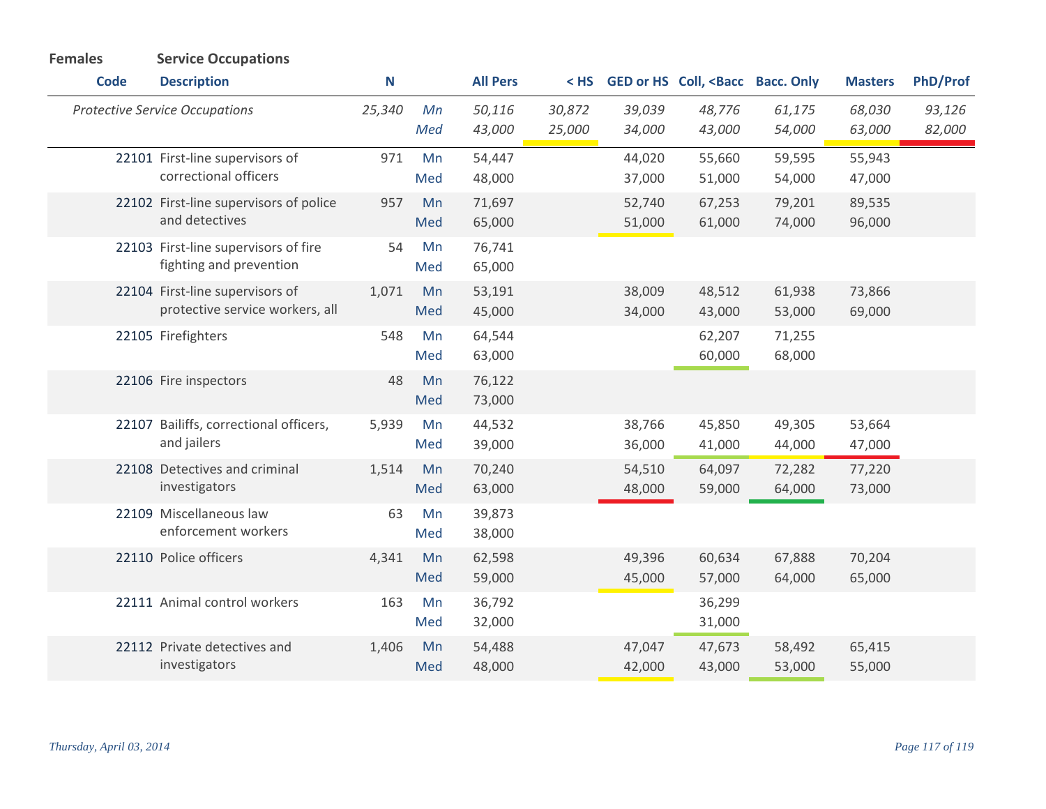**Females** **Service Occupations**

| Code | Description | N | | All Pers | < HS | GED or HS | Coll, <Bacc | Bacc. Only | Masters | PhD/Prof |
|---|---|---|---|---|---|---|---|---|---|---|
| | *Protective Service Occupations* | *25,340* | *Mn* | *50,116* | *30,872* | *39,039* | *48,776* | *61,175* | *68,030* | *93,126* |
| | | | *Med* | *43,000* | *25,000* | *34,000* | *43,000* | *54,000* | *63,000* | *82,000* |
| 22101 | First-line supervisors of correctional officers | 971 | Mn | 54,447 | | 44,020 | 55,660 | 59,595 | 55,943 | |
| | | | Med | 48,000 | | 37,000 | 51,000 | 54,000 | 47,000 | |
| 22102 | First-line supervisors of police and detectives | 957 | Mn | 71,697 | | 52,740 | 67,253 | 79,201 | 89,535 | |
| | | | Med | 65,000 | | 51,000 | 61,000 | 74,000 | 96,000 | |
| 22103 | First-line supervisors of fire fighting and prevention | 54 | Mn | 76,741 | | | | | | |
| | | | Med | 65,000 | | | | | | |
| 22104 | First-line supervisors of protective service workers, all | 1,071 | Mn | 53,191 | | 38,009 | 48,512 | 61,938 | 73,866 | |
| | | | Med | 45,000 | | 34,000 | 43,000 | 53,000 | 69,000 | |
| 22105 | Firefighters | 548 | Mn | 64,544 | | | 62,207 | 71,255 | | |
| | | | Med | 63,000 | | | 60,000 | 68,000 | | |
| 22106 | Fire inspectors | 48 | Mn | 76,122 | | | | | | |
| | | | Med | 73,000 | | | | | | |
| 22107 | Bailiffs, correctional officers, and jailers | 5,939 | Mn | 44,532 | | 38,766 | 45,850 | 49,305 | 53,664 | |
| | | | Med | 39,000 | | 36,000 | 41,000 | 44,000 | 47,000 | |
| 22108 | Detectives and criminal investigators | 1,514 | Mn | 70,240 | | 54,510 | 64,097 | 72,282 | 77,220 | |
| | | | Med | 63,000 | | 48,000 | 59,000 | 64,000 | 73,000 | |
| 22109 | Miscellaneous law enforcement workers | 63 | Mn | 39,873 | | | | | | |
| | | | Med | 38,000 | | | | | | |
| 22110 | Police officers | 4,341 | Mn | 62,598 | | 49,396 | 60,634 | 67,888 | 70,204 | |
| | | | Med | 59,000 | | 45,000 | 57,000 | 64,000 | 65,000 | |
| 22111 | Animal control workers | 163 | Mn | 36,792 | | | 36,299 | | | |
| | | | Med | 32,000 | | | 31,000 | | | |
| 22112 | Private detectives and investigators | 1,406 | Mn | 54,488 | | 47,047 | 47,673 | 58,492 | 65,415 | |
| | | | Med | 48,000 | | 42,000 | 43,000 | 53,000 | 55,000 | |

*Thursday, April 03, 2014*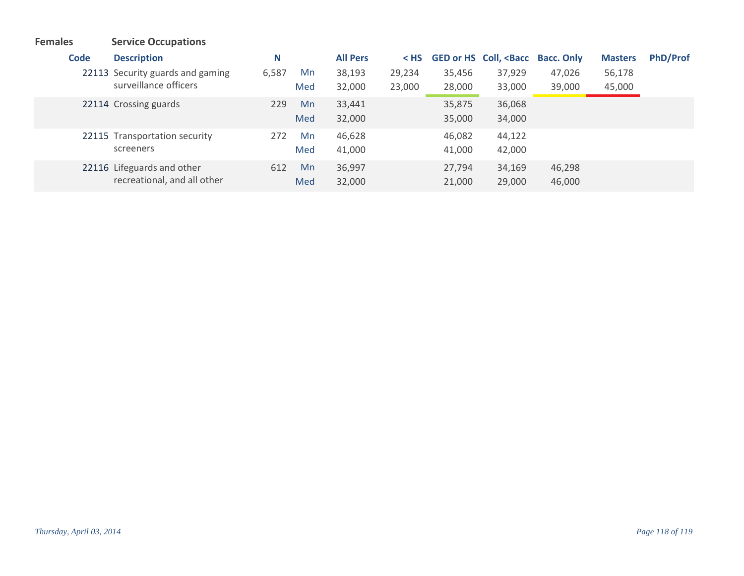**Females** **Service Occupations**

| Code | Description | N | | All Pers | < HS | GED or HS | Coll, <Bacc | Bacc. Only | Masters | PhD/Prof |
|---|---|---|---|---|---|---|---|---|---|---|
| 22113 | Security guards and gaming surveillance officers | 6,587 | Mn | 38,193 | 29,234 | 35,456 | 37,929 | 47,026 | 56,178 | |
| | | | Med | 32,000 | 23,000 | 28,000 | 33,000 | 39,000 | 45,000 | |
| 22114 | Crossing guards | 229 | Mn | 33,441 | | 35,875 | 36,068 | | | |
| | | | Med | 32,000 | | 35,000 | 34,000 | | | |
| 22115 | Transportation security screeners | 272 | Mn | 46,628 | | 46,082 | 44,122 | | | |
| | | | Med | 41,000 | | 41,000 | 42,000 | | | |
| 22116 | Lifeguards and other recreational, and all other | 612 | Mn | 36,997 | | 27,794 | 34,169 | 46,298 | | |
| | | | Med | 32,000 | | 21,000 | 29,000 | 46,000 | | |

*Thursday, April 03, 2014*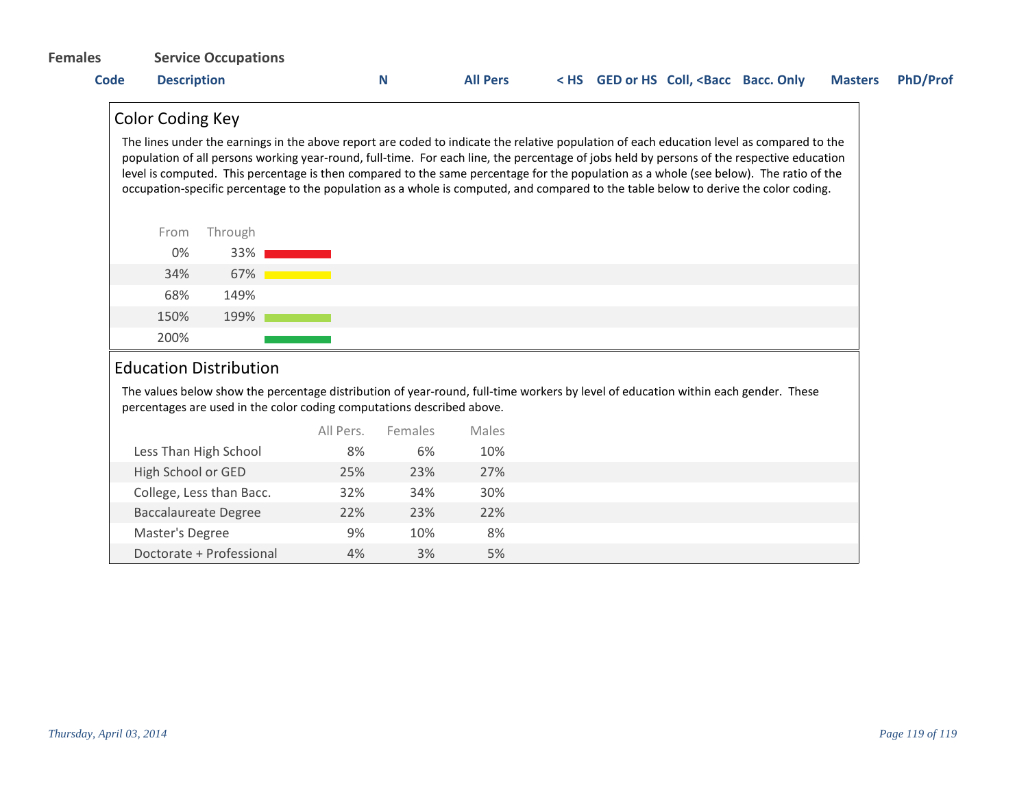**Females** **Service Occupations**

| Code | Description | N | All Pers | < HS | GED or HS | Coll, <Bacc | Bacc. Only | Masters | PhD/Prof |
|---|---|---|---|---|---|---|---|---|---|

## Color Coding Key

The lines under the earnings in the above report are coded to indicate the relative population of each education level as compared to the population of all persons working year-round, full-time. For each line, the percentage of jobs held by persons of the respective education level is computed. This percentage is then compared to the same percentage for the population as a whole (see below). The ratio of the occupation-specific percentage to the population as a whole is computed, and compared to the table below to derive the color coding.

| From | Through | Color |
|---|---|---|
| 0% | 33% | Red |
| 34% | 67% | Yellow |
| 68% | 149% | |
| 150% | 199% | Light green |
| 200% | | Dark green |

## Education Distribution

The values below show the percentage distribution of year-round, full-time workers by level of education within each gender. These percentages are used in the color coding computations described above.

| | All Pers. | Females | Males |
|---|---|---|---|
| Less Than High School | 8% | 6% | 10% |
| High School or GED | 25% | 23% | 27% |
| College, Less than Bacc. | 32% | 34% | 30% |
| Baccalaureate Degree | 22% | 23% | 22% |
| Master's Degree | 9% | 10% | 8% |
| Doctorate + Professional | 4% | 3% | 5% |

*Thursday, April 03, 2014*